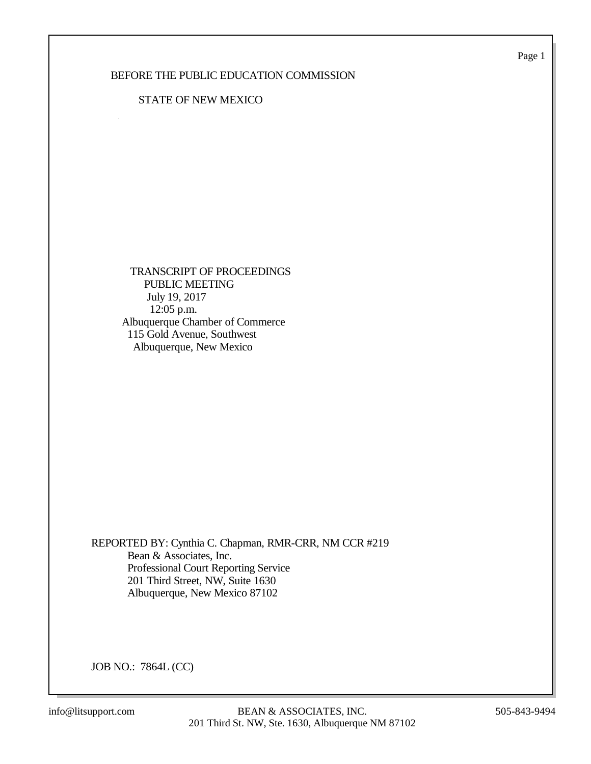BEFORE THE PUBLIC EDUCATION COMMISSION

STATE OF NEW MEXICO

TRANSCRIPT OF PROCEEDINGS
PUBLIC MEETING
July 19, 2017
12:05 p.m.
Albuquerque Chamber of Commerce
115 Gold Avenue, Southwest
Albuquerque, New Mexico

REPORTED BY: Cynthia C. Chapman, RMR-CRR, NM CCR #219
Bean & Associates, Inc.
Professional Court Reporting Service
201 Third Street, NW, Suite 1630
Albuquerque, New Mexico 87102

JOB NO.: 7864L (CC)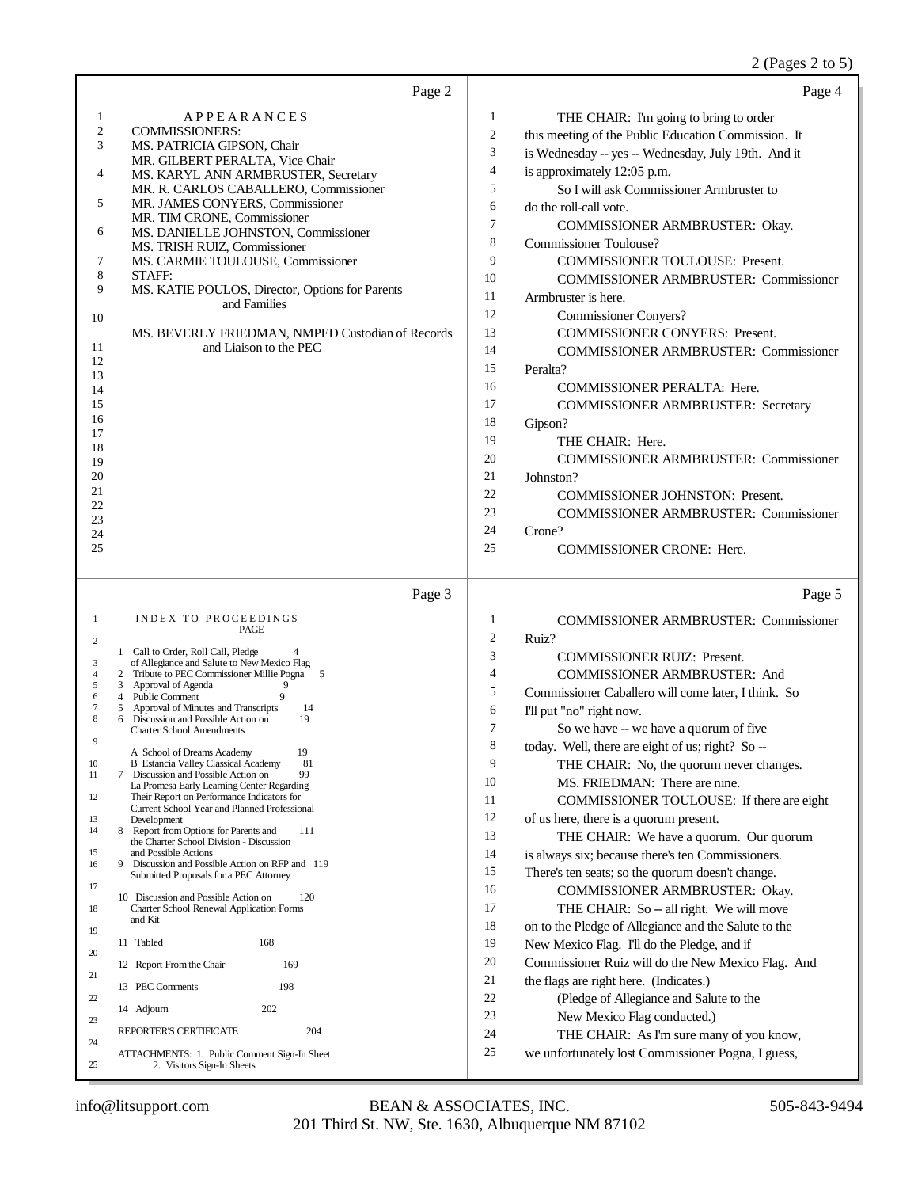Page 2

1 A P P E A R A N C E S
2 COMMISSIONERS:
3 MS. PATRICIA GIPSON, Chair
MR. GILBERT PERALTA, Vice Chair
4 MS. KARYL ANN ARMBRUSTER, Secretary
MR. R. CARLOS CABALLERO, Commissioner
5 MR. JAMES CONYERS, Commissioner
MR. TIM CRONE, Commissioner
6 MS. DANIELLE JOHNSTON, Commissioner
MS. TRISH RUIZ, Commissioner
7 MS. CARMIE TOULOUSE, Commissioner
8 STAFF:
9 MS. KATIE POULOS, Director, Options for Parents and Families
10
MS. BEVERLY FRIEDMAN, NMPED Custodian of Records
11 and Liaison to the PEC
12
13
14
15
16
17
18
19
20
21
22
23
24
25

Page 3

1 I N D E X T O P R O C E E D I N G S

| | | PAGE |
|---|---|---|
| 1 | Call to Order, Roll Call, Pledge of Allegiance and Salute to New Mexico Flag | 4 |
| 2 | Tribute to PEC Commissioner Millie Pogna | 5 |
| 3 | Approval of Agenda | 9 |
| 4 | Public Comment | 9 |
| 5 | Approval of Minutes and Transcripts | 14 |
| 6 | Discussion and Possible Action on Charter School Amendments | 19 |
| | A School of Dreams Academy | 19 |
| | B Estancia Valley Classical Academy | 81 |
| 7 | Discussion and Possible Action on La Promesa Early Learning Center Regarding Their Report on Performance Indicators for Current School Year and Planned Professional Development | 99 |
| 8 | Report from Options for Parents and the Charter School Division - Discussion and Possible Actions | 111 |
| 9 | Discussion and Possible Action on RFP and Submitted Proposals for a PEC Attorney | 119 |
| 10 | Discussion and Possible Action on Charter School Renewal Application Forms and Kit | 120 |
| 11 | Tabled | 168 |
| 12 | Report From the Chair | 169 |
| 13 | PEC Comments | 198 |
| 14 | Adjourn | 202 |
| | REPORTER'S CERTIFICATE | 204 |

ATTACHMENTS: 1. Public Comment Sign-In Sheet
2. Visitors Sign-In Sheets

Page 4

1 THE CHAIR: I'm going to bring to order
2 this meeting of the Public Education Commission. It
3 is Wednesday -- yes -- Wednesday, July 19th. And it
4 is approximately 12:05 p.m.
5 So I will ask Commissioner Armbruster to
6 do the roll-call vote.
7 COMMISSIONER ARMBRUSTER: Okay.
8 Commissioner Toulouse?
9 COMMISSIONER TOULOUSE: Present.
10 COMMISSIONER ARMBRUSTER: Commissioner
11 Armbruster is here.
12 Commissioner Conyers?
13 COMMISSIONER CONYERS: Present.
14 COMMISSIONER ARMBRUSTER: Commissioner
15 Peralta?
16 COMMISSIONER PERALTA: Here.
17 COMMISSIONER ARMBRUSTER: Secretary
18 Gipson?
19 THE CHAIR: Here.
20 COMMISSIONER ARMBRUSTER: Commissioner
21 Johnston?
22 COMMISSIONER JOHNSTON: Present.
23 COMMISSIONER ARMBRUSTER: Commissioner
24 Crone?
25 COMMISSIONER CRONE: Here.

Page 5

1 COMMISSIONER ARMBRUSTER: Commissioner
2 Ruiz?
3 COMMISSIONER RUIZ: Present.
4 COMMISSIONER ARMBRUSTER: And
5 Commissioner Caballero will come later, I think. So
6 I'll put "no" right now.
7 So we have -- we have a quorum of five
8 today. Well, there are eight of us; right? So --
9 THE CHAIR: No, the quorum never changes.
10 MS. FRIEDMAN: There are nine.
11 COMMISSIONER TOULOUSE: If there are eight
12 of us here, there is a quorum present.
13 THE CHAIR: We have a quorum. Our quorum
14 is always six; because there's ten Commissioners.
15 There's ten seats; so the quorum doesn't change.
16 COMMISSIONER ARMBRUSTER: Okay.
17 THE CHAIR: So -- all right. We will move
18 on to the Pledge of Allegiance and the Salute to the
19 New Mexico Flag. I'll do the Pledge, and if
20 Commissioner Ruiz will do the New Mexico Flag. And
21 the flags are right here. (Indicates.)
22 (Pledge of Allegiance and Salute to the
23 New Mexico Flag conducted.)
24 THE CHAIR: As I'm sure many of you know,
25 we unfortunately lost Commissioner Pogna, I guess,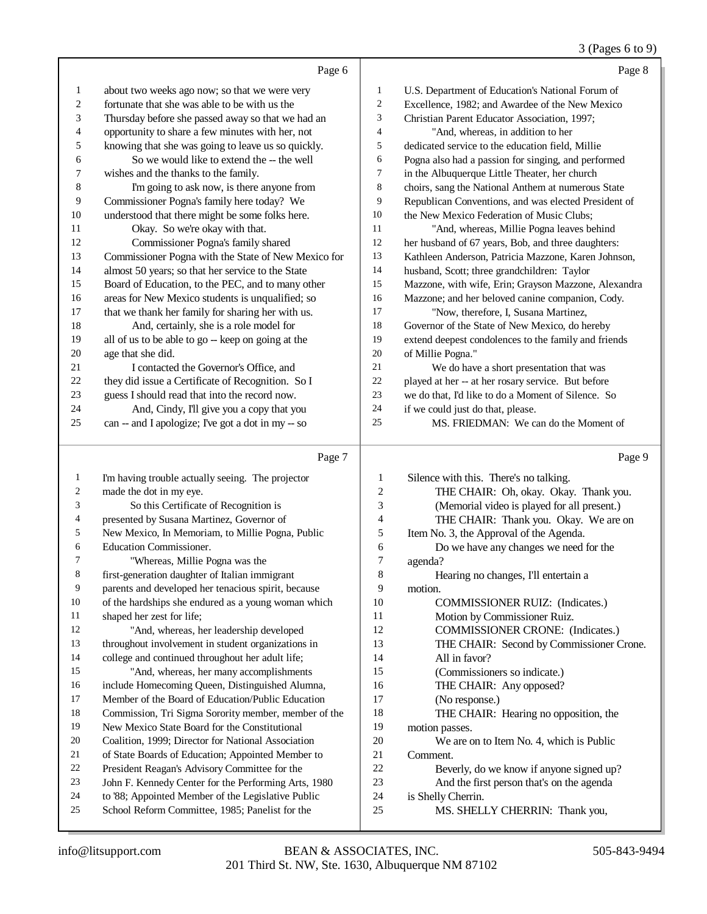Page 6

1 about two weeks ago now; so that we were very
2 fortunate that she was able to be with us the
3 Thursday before she passed away so that we had an
4 opportunity to share a few minutes with her, not
5 knowing that she was going to leave us so quickly.
6 So we would like to extend the -- the well
7 wishes and the thanks to the family.
8 I'm going to ask now, is there anyone from
9 Commissioner Pogna's family here today? We
10 understood that there might be some folks here.
11 Okay. So we're okay with that.
12 Commissioner Pogna's family shared
13 Commissioner Pogna with the State of New Mexico for
14 almost 50 years; so that her service to the State
15 Board of Education, to the PEC, and to many other
16 areas for New Mexico students is unqualified; so
17 that we thank her family for sharing her with us.
18 And, certainly, she is a role model for
19 all of us to be able to go -- keep on going at the
20 age that she did.
21 I contacted the Governor's Office, and
22 they did issue a Certificate of Recognition. So I
23 guess I should read that into the record now.
24 And, Cindy, I'll give you a copy that you
25 can -- and I apologize; I've got a dot in my -- so

Page 7

1 I'm having trouble actually seeing. The projector
2 made the dot in my eye.
3 So this Certificate of Recognition is
4 presented by Susana Martinez, Governor of
5 New Mexico, In Memoriam, to Millie Pogna, Public
6 Education Commissioner.
7 "Whereas, Millie Pogna was the
8 first-generation daughter of Italian immigrant
9 parents and developed her tenacious spirit, because
10 of the hardships she endured as a young woman which
11 shaped her zest for life;
12 "And, whereas, her leadership developed
13 throughout involvement in student organizations in
14 college and continued throughout her adult life;
15 "And, whereas, her many accomplishments
16 include Homecoming Queen, Distinguished Alumna,
17 Member of the Board of Education/Public Education
18 Commission, Tri Sigma Sorority member, member of the
19 New Mexico State Board for the Constitutional
20 Coalition, 1999; Director for National Association
21 of State Boards of Education; Appointed Member to
22 President Reagan's Advisory Committee for the
23 John F. Kennedy Center for the Performing Arts, 1980
24 to '88; Appointed Member of the Legislative Public
25 School Reform Committee, 1985; Panelist for the

Page 8

1 U.S. Department of Education's National Forum of
2 Excellence, 1982; and Awardee of the New Mexico
3 Christian Parent Educator Association, 1997;
4 "And, whereas, in addition to her
5 dedicated service to the education field, Millie
6 Pogna also had a passion for singing, and performed
7 in the Albuquerque Little Theater, her church
8 choirs, sang the National Anthem at numerous State
9 Republican Conventions, and was elected President of
10 the New Mexico Federation of Music Clubs;
11 "And, whereas, Millie Pogna leaves behind
12 her husband of 67 years, Bob, and three daughters:
13 Kathleen Anderson, Patricia Mazzone, Karen Johnson,
14 husband, Scott; three grandchildren: Taylor
15 Mazzone, with wife, Erin; Grayson Mazzone, Alexandra
16 Mazzone; and her beloved canine companion, Cody.
17 "Now, therefore, I, Susana Martinez,
18 Governor of the State of New Mexico, do hereby
19 extend deepest condolences to the family and friends
20 of Millie Pogna."
21 We do have a short presentation that was
22 played at her -- at her rosary service. But before
23 we do that, I'd like to do a Moment of Silence. So
24 if we could just do that, please.
25 MS. FRIEDMAN: We can do the Moment of

Page 9

1 Silence with this. There's no talking.
2 THE CHAIR: Oh, okay. Okay. Thank you.
3 (Memorial video is played for all present.)
4 THE CHAIR: Thank you. Okay. We are on
5 Item No. 3, the Approval of the Agenda.
6 Do we have any changes we need for the
7 agenda?
8 Hearing no changes, I'll entertain a
9 motion.
10 COMMISSIONER RUIZ: (Indicates.)
11 Motion by Commissioner Ruiz.
12 COMMISSIONER CRONE: (Indicates.)
13 THE CHAIR: Second by Commissioner Crone.
14 All in favor?
15 (Commissioners so indicate.)
16 THE CHAIR: Any opposed?
17 (No response.)
18 THE CHAIR: Hearing no opposition, the
19 motion passes.
20 We are on to Item No. 4, which is Public
21 Comment.
22 Beverly, do we know if anyone signed up?
23 And the first person that's on the agenda
24 is Shelly Cherrin.
25 MS. SHELLY CHERRIN: Thank you,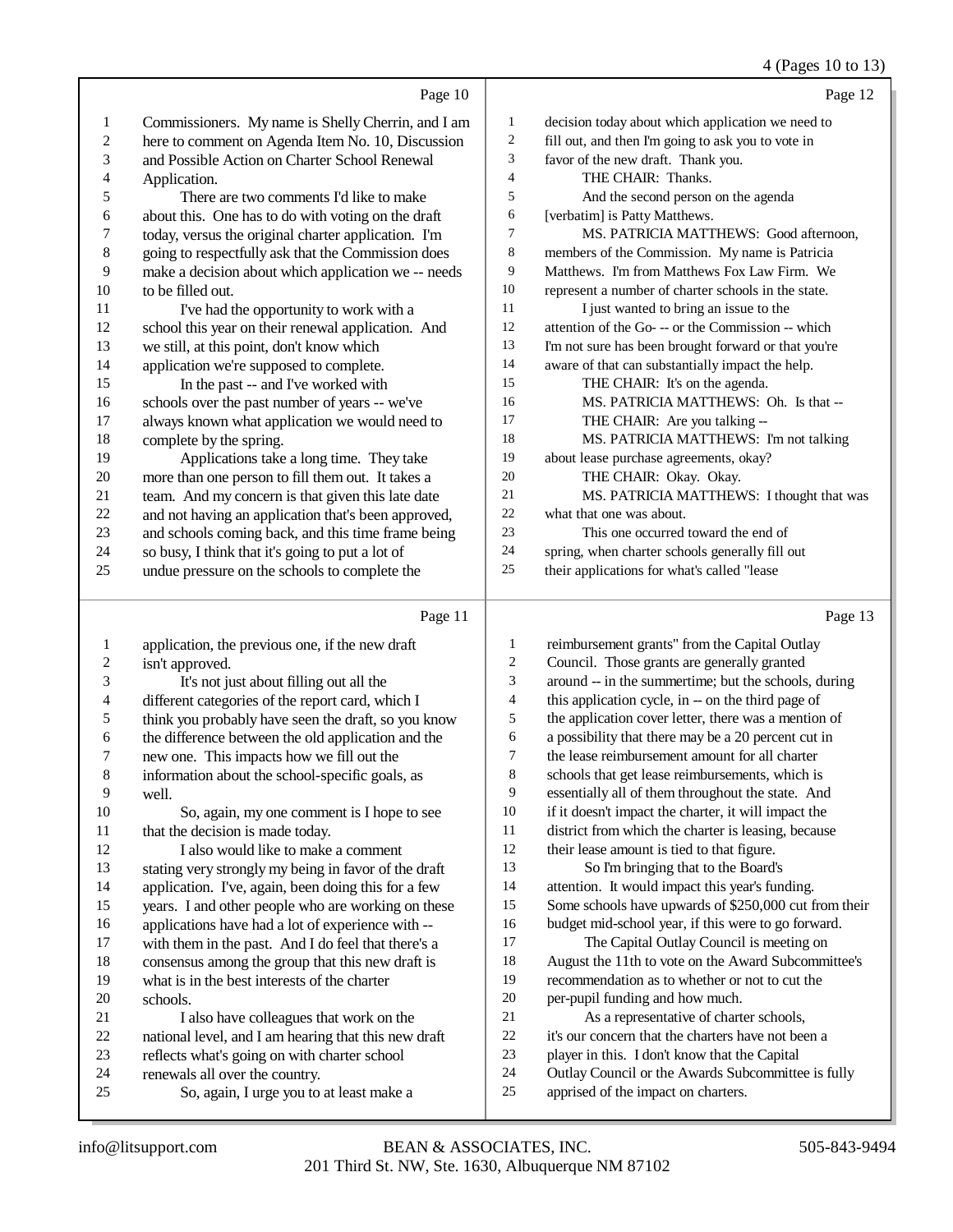Page 10

1 Commissioners. My name is Shelly Cherrin, and I am
2 here to comment on Agenda Item No. 10, Discussion
3 and Possible Action on Charter School Renewal
4 Application.
5 There are two comments I'd like to make
6 about this. One has to do with voting on the draft
7 today, versus the original charter application. I'm
8 going to respectfully ask that the Commission does
9 make a decision about which application we -- needs
10 to be filled out.
11 I've had the opportunity to work with a
12 school this year on their renewal application. And
13 we still, at this point, don't know which
14 application we're supposed to complete.
15 In the past -- and I've worked with
16 schools over the past number of years -- we've
17 always known what application we would need to
18 complete by the spring.
19 Applications take a long time. They take
20 more than one person to fill them out. It takes a
21 team. And my concern is that given this late date
22 and not having an application that's been approved,
23 and schools coming back, and this time frame being
24 so busy, I think that it's going to put a lot of
25 undue pressure on the schools to complete the

Page 11

1 application, the previous one, if the new draft
2 isn't approved.
3 It's not just about filling out all the
4 different categories of the report card, which I
5 think you probably have seen the draft, so you know
6 the difference between the old application and the
7 new one. This impacts how we fill out the
8 information about the school-specific goals, as
9 well.
10 So, again, my one comment is I hope to see
11 that the decision is made today.
12 I also would like to make a comment
13 stating very strongly my being in favor of the draft
14 application. I've, again, been doing this for a few
15 years. I and other people who are working on these
16 applications have had a lot of experience with --
17 with them in the past. And I do feel that there's a
18 consensus among the group that this new draft is
19 what is in the best interests of the charter
20 schools.
21 I also have colleagues that work on the
22 national level, and I am hearing that this new draft
23 reflects what's going on with charter school
24 renewals all over the country.
25 So, again, I urge you to at least make a

Page 12

1 decision today about which application we need to
2 fill out, and then I'm going to ask you to vote in
3 favor of the new draft. Thank you.
4 THE CHAIR: Thanks.
5 And the second person on the agenda
6 [verbatim] is Patty Matthews.
7 MS. PATRICIA MATTHEWS: Good afternoon,
8 members of the Commission. My name is Patricia
9 Matthews. I'm from Matthews Fox Law Firm. We
10 represent a number of charter schools in the state.
11 I just wanted to bring an issue to the
12 attention of the Go- -- or the Commission -- which
13 I'm not sure has been brought forward or that you're
14 aware of that can substantially impact the help.
15 THE CHAIR: It's on the agenda.
16 MS. PATRICIA MATTHEWS: Oh. Is that --
17 THE CHAIR: Are you talking --
18 MS. PATRICIA MATTHEWS: I'm not talking
19 about lease purchase agreements, okay?
20 THE CHAIR: Okay. Okay.
21 MS. PATRICIA MATTHEWS: I thought that was
22 what that one was about.
23 This one occurred toward the end of
24 spring, when charter schools generally fill out
25 their applications for what's called "lease

Page 13

1 reimbursement grants" from the Capital Outlay
2 Council. Those grants are generally granted
3 around -- in the summertime; but the schools, during
4 this application cycle, in -- on the third page of
5 the application cover letter, there was a mention of
6 a possibility that there may be a 20 percent cut in
7 the lease reimbursement amount for all charter
8 schools that get lease reimbursements, which is
9 essentially all of them throughout the state. And
10 if it doesn't impact the charter, it will impact the
11 district from which the charter is leasing, because
12 their lease amount is tied to that figure.
13 So I'm bringing that to the Board's
14 attention. It would impact this year's funding.
15 Some schools have upwards of $250,000 cut from their
16 budget mid-school year, if this were to go forward.
17 The Capital Outlay Council is meeting on
18 August the 11th to vote on the Award Subcommittee's
19 recommendation as to whether or not to cut the
20 per-pupil funding and how much.
21 As a representative of charter schools,
22 it's our concern that the charters have not been a
23 player in this. I don't know that the Capital
24 Outlay Council or the Awards Subcommittee is fully
25 apprised of the impact on charters.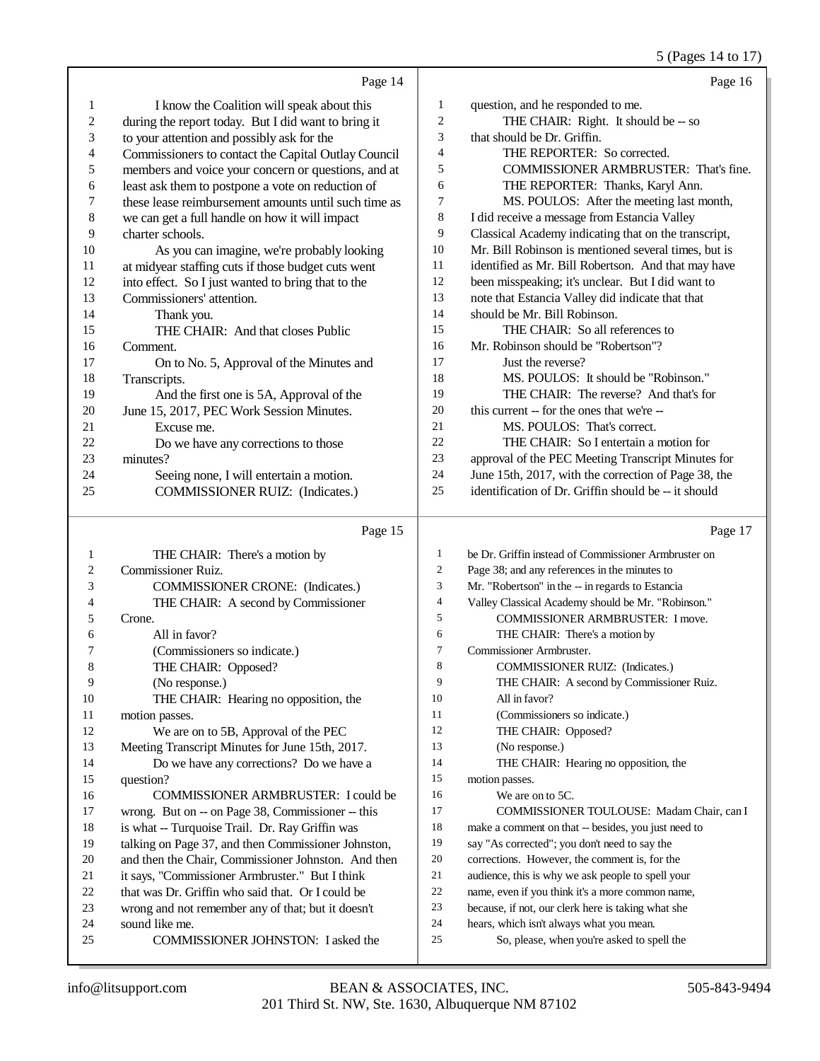Page 14

1 I know the Coalition will speak about this
2 during the report today. But I did want to bring it
3 to your attention and possibly ask for the
4 Commissioners to contact the Capital Outlay Council
5 members and voice your concern or questions, and at
6 least ask them to postpone a vote on reduction of
7 these lease reimbursement amounts until such time as
8 we can get a full handle on how it will impact
9 charter schools.
10 As you can imagine, we're probably looking
11 at midyear staffing cuts if those budget cuts went
12 into effect. So I just wanted to bring that to the
13 Commissioners' attention.
14 Thank you.
15 THE CHAIR: And that closes Public
16 Comment.
17 On to No. 5, Approval of the Minutes and
18 Transcripts.
19 And the first one is 5A, Approval of the
20 June 15, 2017, PEC Work Session Minutes.
21 Excuse me.
22 Do we have any corrections to those
23 minutes?
24 Seeing none, I will entertain a motion.
25 COMMISSIONER RUIZ: (Indicates.)

Page 15

1 THE CHAIR: There's a motion by
2 Commissioner Ruiz.
3 COMMISSIONER CRONE: (Indicates.)
4 THE CHAIR: A second by Commissioner
5 Crone.
6 All in favor?
7 (Commissioners so indicate.)
8 THE CHAIR: Opposed?
9 (No response.)
10 THE CHAIR: Hearing no opposition, the
11 motion passes.
12 We are on to 5B, Approval of the PEC
13 Meeting Transcript Minutes for June 15th, 2017.
14 Do we have any corrections? Do we have a
15 question?
16 COMMISSIONER ARMBRUSTER: I could be
17 wrong. But on -- on Page 38, Commissioner -- this
18 is what -- Turquoise Trail. Dr. Ray Griffin was
19 talking on Page 37, and then Commissioner Johnston,
20 and then the Chair, Commissioner Johnston. And then
21 it says, "Commissioner Armbruster." But I think
22 that was Dr. Griffin who said that. Or I could be
23 wrong and not remember any of that; but it doesn't
24 sound like me.
25 COMMISSIONER JOHNSTON: I asked the

Page 16

1 question, and he responded to me.
2 THE CHAIR: Right. It should be -- so
3 that should be Dr. Griffin.
4 THE REPORTER: So corrected.
5 COMMISSIONER ARMBRUSTER: That's fine.
6 THE REPORTER: Thanks, Karyl Ann.
7 MS. POULOS: After the meeting last month,
8 I did receive a message from Estancia Valley
9 Classical Academy indicating that on the transcript,
10 Mr. Bill Robinson is mentioned several times, but is
11 identified as Mr. Bill Robertson. And that may have
12 been misspeaking; it's unclear. But I did want to
13 note that Estancia Valley did indicate that that
14 should be Mr. Bill Robinson.
15 THE CHAIR: So all references to
16 Mr. Robinson should be "Robertson"?
17 Just the reverse?
18 MS. POULOS: It should be "Robinson."
19 THE CHAIR: The reverse? And that's for
20 this current -- for the ones that we're --
21 MS. POULOS: That's correct.
22 THE CHAIR: So I entertain a motion for
23 approval of the PEC Meeting Transcript Minutes for
24 June 15th, 2017, with the correction of Page 38, the
25 identification of Dr. Griffin should be -- it should

Page 17

1 be Dr. Griffin instead of Commissioner Armbruster on
2 Page 38; and any references in the minutes to
3 Mr. "Robertson" in the -- in regards to Estancia
4 Valley Classical Academy should be Mr. "Robinson."
5 COMMISSIONER ARMBRUSTER: I move.
6 THE CHAIR: There's a motion by
7 Commissioner Armbruster.
8 COMMISSIONER RUIZ: (Indicates.)
9 THE CHAIR: A second by Commissioner Ruiz.
10 All in favor?
11 (Commissioners so indicate.)
12 THE CHAIR: Opposed?
13 (No response.)
14 THE CHAIR: Hearing no opposition, the
15 motion passes.
16 We are on to 5C.
17 COMMISSIONER TOULOUSE: Madam Chair, can I
18 make a comment on that -- besides, you just need to
19 say "As corrected"; you don't need to say the
20 corrections. However, the comment is, for the
21 audience, this is why we ask people to spell your
22 name, even if you think it's a more common name,
23 because, if not, our clerk here is taking what she
24 hears, which isn't always what you mean.
25 So, please, when you're asked to spell the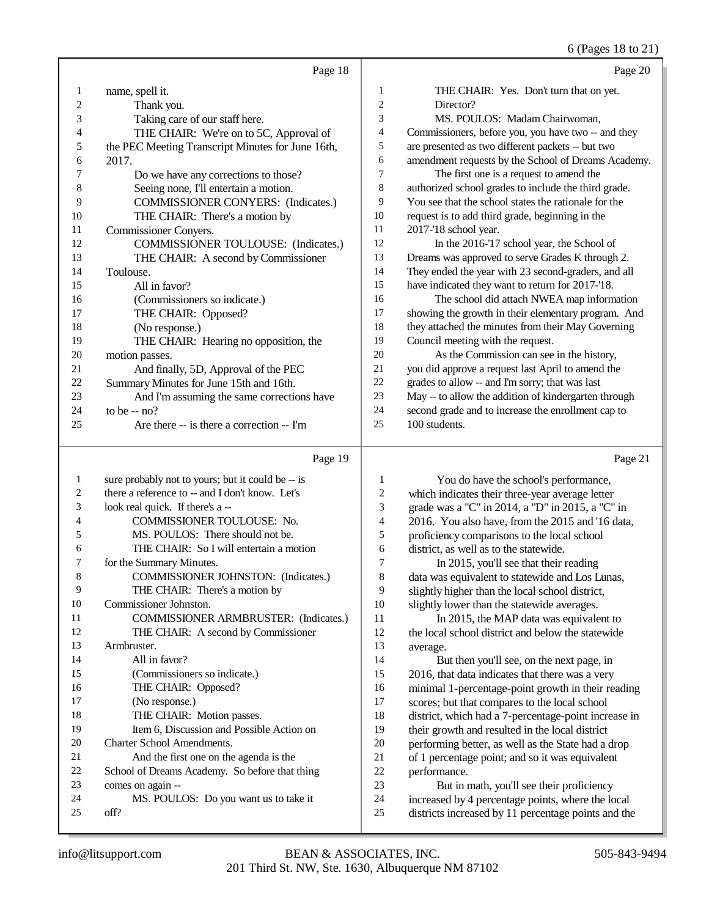Page 18

1 name, spell it.
2 Thank you.
3 Taking care of our staff here.
4 THE CHAIR: We're on to 5C, Approval of
5 the PEC Meeting Transcript Minutes for June 16th,
6 2017.
7 Do we have any corrections to those?
8 Seeing none, I'll entertain a motion.
9 COMMISSIONER CONYERS: (Indicates.)
10 THE CHAIR: There's a motion by
11 Commissioner Conyers.
12 COMMISSIONER TOULOUSE: (Indicates.)
13 THE CHAIR: A second by Commissioner
14 Toulouse.
15 All in favor?
16 (Commissioners so indicate.)
17 THE CHAIR: Opposed?
18 (No response.)
19 THE CHAIR: Hearing no opposition, the
20 motion passes.
21 And finally, 5D, Approval of the PEC
22 Summary Minutes for June 15th and 16th.
23 And I'm assuming the same corrections have
24 to be -- no?
25 Are there -- is there a correction -- I'm

Page 19

1 sure probably not to yours; but it could be -- is
2 there a reference to -- and I don't know. Let's
3 look real quick. If there's a --
4 COMMISSIONER TOULOUSE: No.
5 MS. POULOS: There should not be.
6 THE CHAIR: So I will entertain a motion
7 for the Summary Minutes.
8 COMMISSIONER JOHNSTON: (Indicates.)
9 THE CHAIR: There's a motion by
10 Commissioner Johnston.
11 COMMISSIONER ARMBRUSTER: (Indicates.)
12 THE CHAIR: A second by Commissioner
13 Armbruster.
14 All in favor?
15 (Commissioners so indicate.)
16 THE CHAIR: Opposed?
17 (No response.)
18 THE CHAIR: Motion passes.
19 Item 6, Discussion and Possible Action on
20 Charter School Amendments.
21 And the first one on the agenda is the
22 School of Dreams Academy. So before that thing
23 comes on again --
24 MS. POULOS: Do you want us to take it
25 off?

Page 20

1 THE CHAIR: Yes. Don't turn that on yet.
2 Director?
3 MS. POULOS: Madam Chairwoman,
4 Commissioners, before you, you have two -- and they
5 are presented as two different packets -- but two
6 amendment requests by the School of Dreams Academy.
7 The first one is a request to amend the
8 authorized school grades to include the third grade.
9 You see that the school states the rationale for the
10 request is to add third grade, beginning in the
11 2017-'18 school year.
12 In the 2016-'17 school year, the School of
13 Dreams was approved to serve Grades K through 2.
14 They ended the year with 23 second-graders, and all
15 have indicated they want to return for 2017-'18.
16 The school did attach NWEA map information
17 showing the growth in their elementary program. And
18 they attached the minutes from their May Governing
19 Council meeting with the request.
20 As the Commission can see in the history,
21 you did approve a request last April to amend the
22 grades to allow -- and I'm sorry; that was last
23 May -- to allow the addition of kindergarten through
24 second grade and to increase the enrollment cap to
25 100 students.

Page 21

1 You do have the school's performance,
2 which indicates their three-year average letter
3 grade was a "C" in 2014, a "D" in 2015, a "C" in
4 2016. You also have, from the 2015 and '16 data,
5 proficiency comparisons to the local school
6 district, as well as to the statewide.
7 In 2015, you'll see that their reading
8 data was equivalent to statewide and Los Lunas,
9 slightly higher than the local school district,
10 slightly lower than the statewide averages.
11 In 2015, the MAP data was equivalent to
12 the local school district and below the statewide
13 average.
14 But then you'll see, on the next page, in
15 2016, that data indicates that there was a very
16 minimal 1-percentage-point growth in their reading
17 scores; but that compares to the local school
18 district, which had a 7-percentage-point increase in
19 their growth and resulted in the local district
20 performing better, as well as the State had a drop
21 of 1 percentage point; and so it was equivalent
22 performance.
23 But in math, you'll see their proficiency
24 increased by 4 percentage points, where the local
25 districts increased by 11 percentage points and the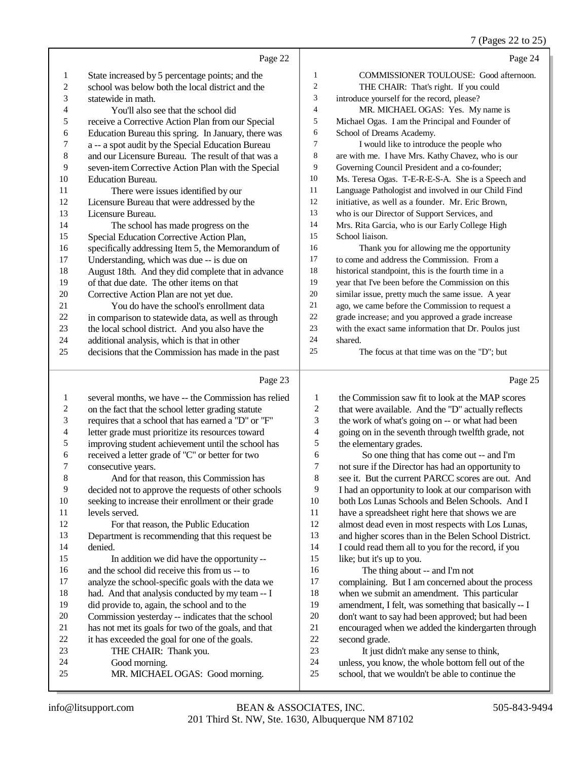Page 22

1 State increased by 5 percentage points; and the
2 school was below both the local district and the
3 statewide in math.
4 You'll also see that the school did
5 receive a Corrective Action Plan from our Special
6 Education Bureau this spring. In January, there was
7 a -- a spot audit by the Special Education Bureau
8 and our Licensure Bureau. The result of that was a
9 seven-item Corrective Action Plan with the Special
10 Education Bureau.
11 There were issues identified by our
12 Licensure Bureau that were addressed by the
13 Licensure Bureau.
14 The school has made progress on the
15 Special Education Corrective Action Plan,
16 specifically addressing Item 5, the Memorandum of
17 Understanding, which was due -- is due on
18 August 18th. And they did complete that in advance
19 of that due date. The other items on that
20 Corrective Action Plan are not yet due.
21 You do have the school's enrollment data
22 in comparison to statewide data, as well as through
23 the local school district. And you also have the
24 additional analysis, which is that in other
25 decisions that the Commission has made in the past

Page 23

1 several months, we have -- the Commission has relied
2 on the fact that the school letter grading statute
3 requires that a school that has earned a "D" or "F"
4 letter grade must prioritize its resources toward
5 improving student achievement until the school has
6 received a letter grade of "C" or better for two
7 consecutive years.
8 And for that reason, this Commission has
9 decided not to approve the requests of other schools
10 seeking to increase their enrollment or their grade
11 levels served.
12 For that reason, the Public Education
13 Department is recommending that this request be
14 denied.
15 In addition we did have the opportunity --
16 and the school did receive this from us -- to
17 analyze the school-specific goals with the data we
18 had. And that analysis conducted by my team -- I
19 did provide to, again, the school and to the
20 Commission yesterday -- indicates that the school
21 has not met its goals for two of the goals, and that
22 it has exceeded the goal for one of the goals.
23 THE CHAIR: Thank you.
24 Good morning.
25 MR. MICHAEL OGAS: Good morning.

Page 24

1 COMMISSIONER TOULOUSE: Good afternoon.
2 THE CHAIR: That's right. If you could
3 introduce yourself for the record, please?
4 MR. MICHAEL OGAS: Yes. My name is
5 Michael Ogas. I am the Principal and Founder of
6 School of Dreams Academy.
7 I would like to introduce the people who
8 are with me. I have Mrs. Kathy Chavez, who is our
9 Governing Council President and a co-founder;
10 Ms. Teresa Ogas. T-E-R-E-S-A. She is a Speech and
11 Language Pathologist and involved in our Child Find
12 initiative, as well as a founder. Mr. Eric Brown,
13 who is our Director of Support Services, and
14 Mrs. Rita Garcia, who is our Early College High
15 School liaison.
16 Thank you for allowing me the opportunity
17 to come and address the Commission. From a
18 historical standpoint, this is the fourth time in a
19 year that I've been before the Commission on this
20 similar issue, pretty much the same issue. A year
21 ago, we came before the Commission to request a
22 grade increase; and you approved a grade increase
23 with the exact same information that Dr. Poulos just
24 shared.
25 The focus at that time was on the "D"; but

Page 25

1 the Commission saw fit to look at the MAP scores
2 that were available. And the "D" actually reflects
3 the work of what's going on -- or what had been
4 going on in the seventh through twelfth grade, not
5 the elementary grades.
6 So one thing that has come out -- and I'm
7 not sure if the Director has had an opportunity to
8 see it. But the current PARCC scores are out. And
9 I had an opportunity to look at our comparison with
10 both Los Lunas Schools and Belen Schools. And I
11 have a spreadsheet right here that shows we are
12 almost dead even in most respects with Los Lunas,
13 and higher scores than in the Belen School District.
14 I could read them all to you for the record, if you
15 like; but it's up to you.
16 The thing about -- and I'm not
17 complaining. But I am concerned about the process
18 when we submit an amendment. This particular
19 amendment, I felt, was something that basically -- I
20 don't want to say had been approved; but had been
21 encouraged when we added the kindergarten through
22 second grade.
23 It just didn't make any sense to think,
24 unless, you know, the whole bottom fell out of the
25 school, that we wouldn't be able to continue the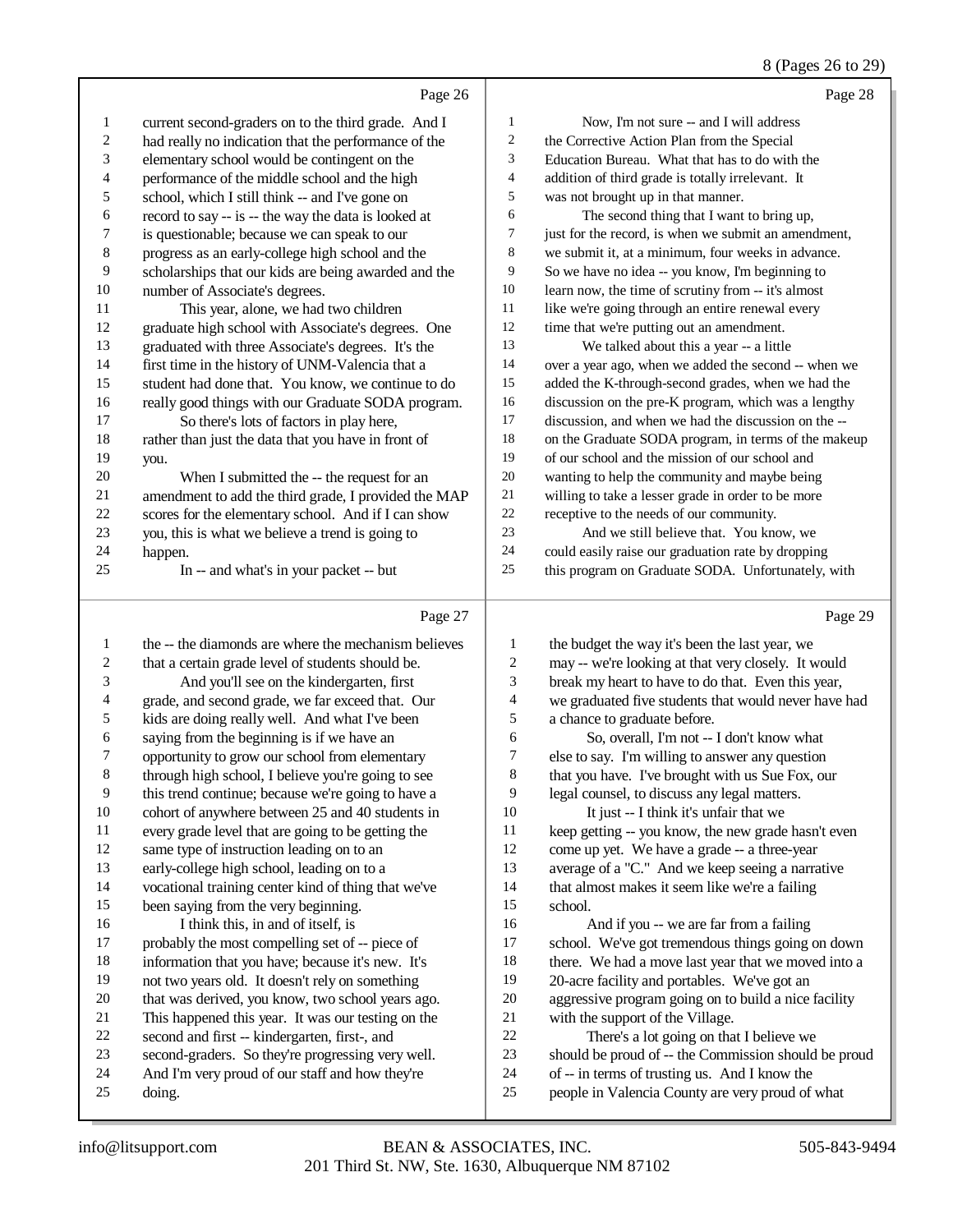Page 26

1 current second-graders on to the third grade. And I
2 had really no indication that the performance of the
3 elementary school would be contingent on the
4 performance of the middle school and the high
5 school, which I still think -- and I've gone on
6 record to say -- is -- the way the data is looked at
7 is questionable; because we can speak to our
8 progress as an early-college high school and the
9 scholarships that our kids are being awarded and the
10 number of Associate's degrees.
11 This year, alone, we had two children
12 graduate high school with Associate's degrees. One
13 graduated with three Associate's degrees. It's the
14 first time in the history of UNM-Valencia that a
15 student had done that. You know, we continue to do
16 really good things with our Graduate SODA program.
17 So there's lots of factors in play here,
18 rather than just the data that you have in front of
19 you.
20 When I submitted the -- the request for an
21 amendment to add the third grade, I provided the MAP
22 scores for the elementary school. And if I can show
23 you, this is what we believe a trend is going to
24 happen.
25 In -- and what's in your packet -- but

Page 27

1 the -- the diamonds are where the mechanism believes
2 that a certain grade level of students should be.
3 And you'll see on the kindergarten, first
4 grade, and second grade, we far exceed that. Our
5 kids are doing really well. And what I've been
6 saying from the beginning is if we have an
7 opportunity to grow our school from elementary
8 through high school, I believe you're going to see
9 this trend continue; because we're going to have a
10 cohort of anywhere between 25 and 40 students in
11 every grade level that are going to be getting the
12 same type of instruction leading on to an
13 early-college high school, leading on to a
14 vocational training center kind of thing that we've
15 been saying from the very beginning.
16 I think this, in and of itself, is
17 probably the most compelling set of -- piece of
18 information that you have; because it's new. It's
19 not two years old. It doesn't rely on something
20 that was derived, you know, two school years ago.
21 This happened this year. It was our testing on the
22 second and first -- kindergarten, first-, and
23 second-graders. So they're progressing very well.
24 And I'm very proud of our staff and how they're
25 doing.

Page 28

1 Now, I'm not sure -- and I will address
2 the Corrective Action Plan from the Special
3 Education Bureau. What that has to do with the
4 addition of third grade is totally irrelevant. It
5 was not brought up in that manner.
6 The second thing that I want to bring up,
7 just for the record, is when we submit an amendment,
8 we submit it, at a minimum, four weeks in advance.
9 So we have no idea -- you know, I'm beginning to
10 learn now, the time of scrutiny from -- it's almost
11 like we're going through an entire renewal every
12 time that we're putting out an amendment.
13 We talked about this a year -- a little
14 over a year ago, when we added the second -- when we
15 added the K-through-second grades, when we had the
16 discussion on the pre-K program, which was a lengthy
17 discussion, and when we had the discussion on the --
18 on the Graduate SODA program, in terms of the makeup
19 of our school and the mission of our school and
20 wanting to help the community and maybe being
21 willing to take a lesser grade in order to be more
22 receptive to the needs of our community.
23 And we still believe that. You know, we
24 could easily raise our graduation rate by dropping
25 this program on Graduate SODA. Unfortunately, with

Page 29

1 the budget the way it's been the last year, we
2 may -- we're looking at that very closely. It would
3 break my heart to have to do that. Even this year,
4 we graduated five students that would never have had
5 a chance to graduate before.
6 So, overall, I'm not -- I don't know what
7 else to say. I'm willing to answer any question
8 that you have. I've brought with us Sue Fox, our
9 legal counsel, to discuss any legal matters.
10 It just -- I think it's unfair that we
11 keep getting -- you know, the new grade hasn't even
12 come up yet. We have a grade -- a three-year
13 average of a "C." And we keep seeing a narrative
14 that almost makes it seem like we're a failing
15 school.
16 And if you -- we are far from a failing
17 school. We've got tremendous things going on down
18 there. We had a move last year that we moved into a
19 20-acre facility and portables. We've got an
20 aggressive program going on to build a nice facility
21 with the support of the Village.
22 There's a lot going on that I believe we
23 should be proud of -- the Commission should be proud
24 of -- in terms of trusting us. And I know the
25 people in Valencia County are very proud of what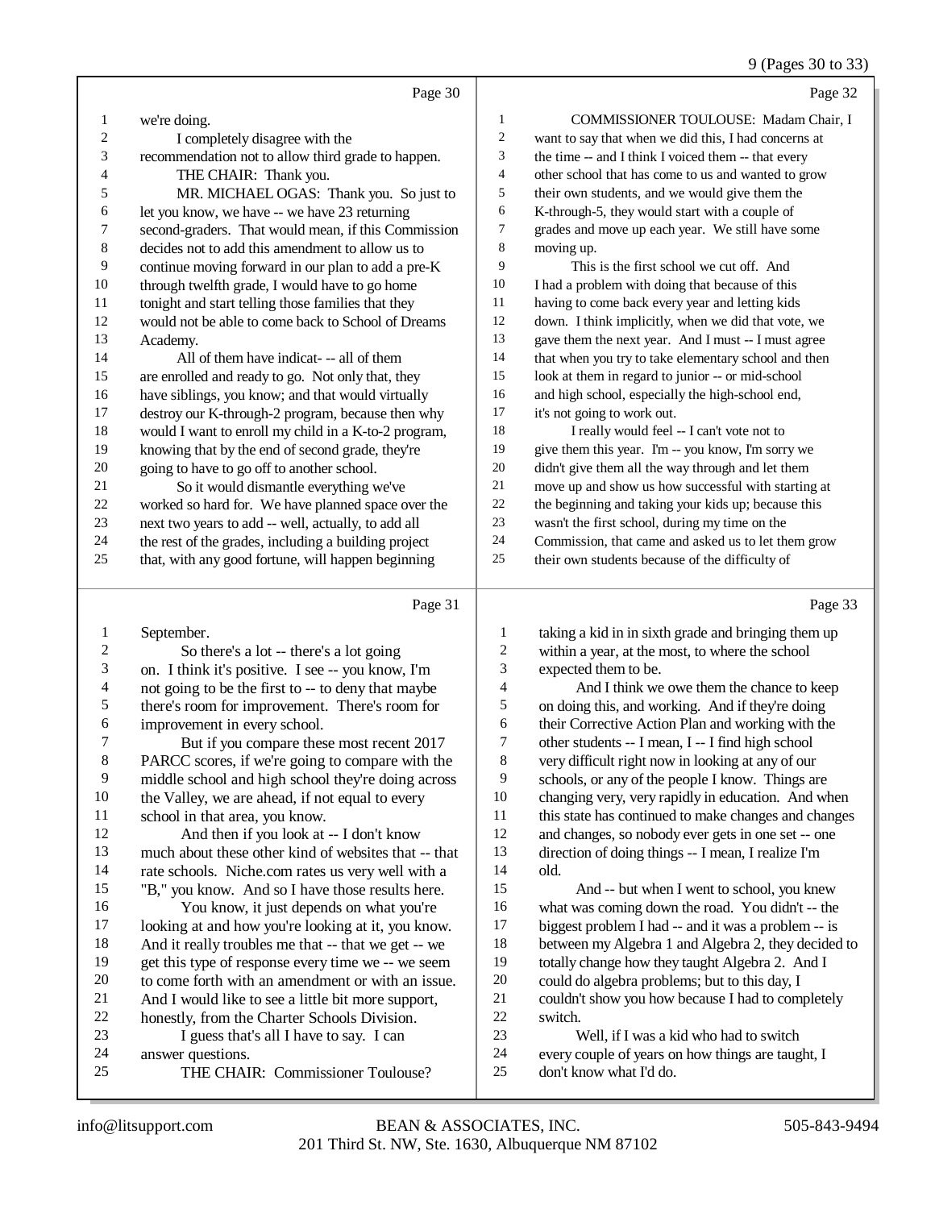Page 30

we're doing.

I completely disagree with the recommendation not to allow third grade to happen.

THE CHAIR: Thank you.

MR. MICHAEL OGAS: Thank you. So just to let you know, we have -- we have 23 returning second-graders. That would mean, if this Commission decides not to add this amendment to allow us to continue moving forward in our plan to add a pre-K through twelfth grade, I would have to go home tonight and start telling those families that they would not be able to come back to School of Dreams Academy.

All of them have indicat- -- all of them are enrolled and ready to go. Not only that, they have siblings, you know; and that would virtually destroy our K-through-2 program, because then why would I want to enroll my child in a K-to-2 program, knowing that by the end of second grade, they're going to have to go off to another school.

So it would dismantle everything we've worked so hard for. We have planned space over the next two years to add -- well, actually, to add all the rest of the grades, including a building project that, with any good fortune, will happen beginning

Page 31

September.

So there's a lot -- there's a lot going on. I think it's positive. I see -- you know, I'm not going to be the first to -- to deny that maybe there's room for improvement. There's room for improvement in every school.

But if you compare these most recent 2017 PARCC scores, if we're going to compare with the middle school and high school they're doing across the Valley, we are ahead, if not equal to every school in that area, you know.

And then if you look at -- I don't know much about these other kind of websites that -- that rate schools. Niche.com rates us very well with a "B," you know. And so I have those results here.

You know, it just depends on what you're looking at and how you're looking at it, you know. And it really troubles me that -- that we get -- we get this type of response every time we -- we seem to come forth with an amendment or with an issue. And I would like to see a little bit more support, honestly, from the Charter Schools Division.

I guess that's all I have to say. I can answer questions.

THE CHAIR: Commissioner Toulouse?

Page 32

COMMISSIONER TOULOUSE: Madam Chair, I want to say that when we did this, I had concerns at the time -- and I think I voiced them -- that every other school that has come to us and wanted to grow their own students, and we would give them the K-through-5, they would start with a couple of grades and move up each year. We still have some moving up.

This is the first school we cut off. And I had a problem with doing that because of this having to come back every year and letting kids down. I think implicitly, when we did that vote, we gave them the next year. And I must -- I must agree that when you try to take elementary school and then look at them in regard to junior -- or mid-school and high school, especially the high-school end, it's not going to work out.

I really would feel -- I can't vote not to give them this year. I'm -- you know, I'm sorry we didn't give them all the way through and let them move up and show us how successful with starting at the beginning and taking your kids up; because this wasn't the first school, during my time on the Commission, that came and asked us to let them grow their own students because of the difficulty of

Page 33

taking a kid in in sixth grade and bringing them up within a year, at the most, to where the school expected them to be.

And I think we owe them the chance to keep on doing this, and working. And if they're doing their Corrective Action Plan and working with the other students -- I mean, I -- I find high school very difficult right now in looking at any of our schools, or any of the people I know. Things are changing very, very rapidly in education. And when this state has continued to make changes and changes and changes, so nobody ever gets in one set -- one direction of doing things -- I mean, I realize I'm old.

And -- but when I went to school, you knew what was coming down the road. You didn't -- the biggest problem I had -- and it was a problem -- is between my Algebra 1 and Algebra 2, they decided to totally change how they taught Algebra 2. And I could do algebra problems; but to this day, I couldn't show you how because I had to completely switch.

Well, if I was a kid who had to switch every couple of years on how things are taught, I don't know what I'd do.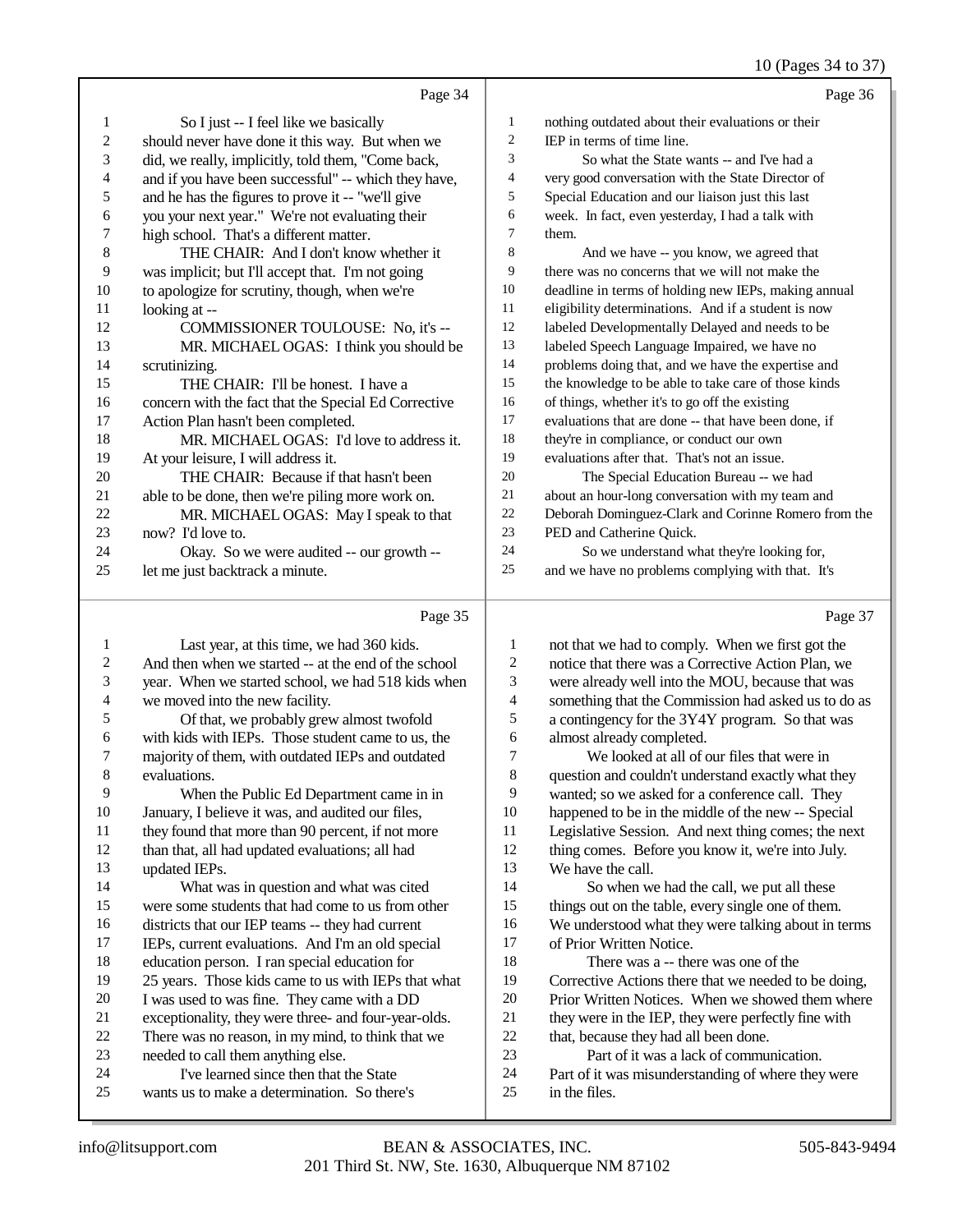Page 34

1 So I just -- I feel like we basically
2 should never have done it this way. But when we
3 did, we really, implicitly, told them, "Come back,
4 and if you have been successful" -- which they have,
5 and he has the figures to prove it -- "we'll give
6 you your next year." We're not evaluating their
7 high school. That's a different matter.
8 THE CHAIR: And I don't know whether it
9 was implicit; but I'll accept that. I'm not going
10 to apologize for scrutiny, though, when we're
11 looking at --
12 COMMISSIONER TOULOUSE: No, it's --
13 MR. MICHAEL OGAS: I think you should be
14 scrutinizing.
15 THE CHAIR: I'll be honest. I have a
16 concern with the fact that the Special Ed Corrective
17 Action Plan hasn't been completed.
18 MR. MICHAEL OGAS: I'd love to address it.
19 At your leisure, I will address it.
20 THE CHAIR: Because if that hasn't been
21 able to be done, then we're piling more work on.
22 MR. MICHAEL OGAS: May I speak to that
23 now? I'd love to.
24 Okay. So we were audited -- our growth --
25 let me just backtrack a minute.

Page 35

1 Last year, at this time, we had 360 kids.
2 And then when we started -- at the end of the school
3 year. When we started school, we had 518 kids when
4 we moved into the new facility.
5 Of that, we probably grew almost twofold
6 with kids with IEPs. Those student came to us, the
7 majority of them, with outdated IEPs and outdated
8 evaluations.
9 When the Public Ed Department came in in
10 January, I believe it was, and audited our files,
11 they found that more than 90 percent, if not more
12 than that, all had updated evaluations; all had
13 updated IEPs.
14 What was in question and what was cited
15 were some students that had come to us from other
16 districts that our IEP teams -- they had current
17 IEPs, current evaluations. And I'm an old special
18 education person. I ran special education for
19 25 years. Those kids came to us with IEPs that what
20 I was used to was fine. They came with a DD
21 exceptionality, they were three- and four-year-olds.
22 There was no reason, in my mind, to think that we
23 needed to call them anything else.
24 I've learned since then that the State
25 wants us to make a determination. So there's

Page 36

1 nothing outdated about their evaluations or their
2 IEP in terms of time line.
3 So what the State wants -- and I've had a
4 very good conversation with the State Director of
5 Special Education and our liaison just this last
6 week. In fact, even yesterday, I had a talk with
7 them.
8 And we have -- you know, we agreed that
9 there was no concerns that we will not make the
10 deadline in terms of holding new IEPs, making annual
11 eligibility determinations. And if a student is now
12 labeled Developmentally Delayed and needs to be
13 labeled Speech Language Impaired, we have no
14 problems doing that, and we have the expertise and
15 the knowledge to be able to take care of those kinds
16 of things, whether it's to go off the existing
17 evaluations that are done -- that have been done, if
18 they're in compliance, or conduct our own
19 evaluations after that. That's not an issue.
20 The Special Education Bureau -- we had
21 about an hour-long conversation with my team and
22 Deborah Dominguez-Clark and Corinne Romero from the
23 PED and Catherine Quick.
24 So we understand what they're looking for,
25 and we have no problems complying with that. It's

Page 37

1 not that we had to comply. When we first got the
2 notice that there was a Corrective Action Plan, we
3 were already well into the MOU, because that was
4 something that the Commission had asked us to do as
5 a contingency for the 3Y4Y program. So that was
6 almost already completed.
7 We looked at all of our files that were in
8 question and couldn't understand exactly what they
9 wanted; so we asked for a conference call. They
10 happened to be in the middle of the new -- Special
11 Legislative Session. And next thing comes; the next
12 thing comes. Before you know it, we're into July.
13 We have the call.
14 So when we had the call, we put all these
15 things out on the table, every single one of them.
16 We understood what they were talking about in terms
17 of Prior Written Notice.
18 There was a -- there was one of the
19 Corrective Actions there that we needed to be doing,
20 Prior Written Notices. When we showed them where
21 they were in the IEP, they were perfectly fine with
22 that, because they had all been done.
23 Part of it was a lack of communication.
24 Part of it was misunderstanding of where they were
25 in the files.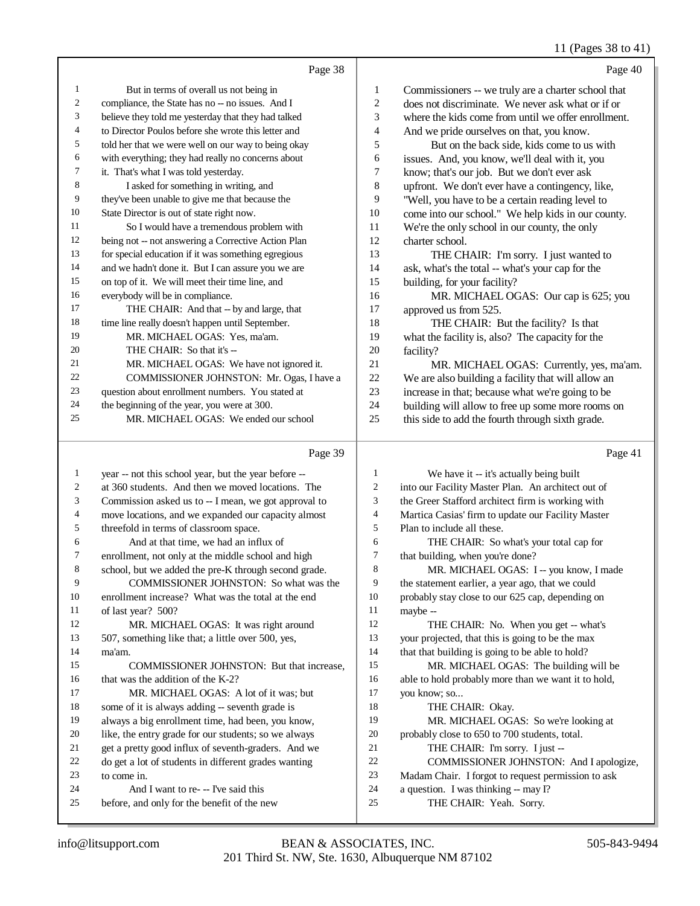Page 38

1 But in terms of overall us not being in
2 compliance, the State has no -- no issues. And I
3 believe they told me yesterday that they had talked
4 to Director Poulos before she wrote this letter and
5 told her that we were well on our way to being okay
6 with everything; they had really no concerns about
7 it. That's what I was told yesterday.
8 I asked for something in writing, and
9 they've been unable to give me that because the
10 State Director is out of state right now.
11 So I would have a tremendous problem with
12 being not -- not answering a Corrective Action Plan
13 for special education if it was something egregious
14 and we hadn't done it. But I can assure you we are
15 on top of it. We will meet their time line, and
16 everybody will be in compliance.
17 THE CHAIR: And that -- by and large, that
18 time line really doesn't happen until September.
19 MR. MICHAEL OGAS: Yes, ma'am.
20 THE CHAIR: So that it's --
21 MR. MICHAEL OGAS: We have not ignored it.
22 COMMISSIONER JOHNSTON: Mr. Ogas, I have a
23 question about enrollment numbers. You stated at
24 the beginning of the year, you were at 300.
25 MR. MICHAEL OGAS: We ended our school

Page 39

1 year -- not this school year, but the year before --
2 at 360 students. And then we moved locations. The
3 Commission asked us to -- I mean, we got approval to
4 move locations, and we expanded our capacity almost
5 threefold in terms of classroom space.
6 And at that time, we had an influx of
7 enrollment, not only at the middle school and high
8 school, but we added the pre-K through second grade.
9 COMMISSIONER JOHNSTON: So what was the
10 enrollment increase? What was the total at the end
11 of last year? 500?
12 MR. MICHAEL OGAS: It was right around
13 507, something like that; a little over 500, yes,
14 ma'am.
15 COMMISSIONER JOHNSTON: But that increase,
16 that was the addition of the K-2?
17 MR. MICHAEL OGAS: A lot of it was; but
18 some of it is always adding -- seventh grade is
19 always a big enrollment time, had been, you know,
20 like, the entry grade for our students; so we always
21 get a pretty good influx of seventh-graders. And we
22 do get a lot of students in different grades wanting
23 to come in.
24 And I want to re- -- I've said this
25 before, and only for the benefit of the new

Page 40

1 Commissioners -- we truly are a charter school that
2 does not discriminate. We never ask what or if or
3 where the kids come from until we offer enrollment.
4 And we pride ourselves on that, you know.
5 But on the back side, kids come to us with
6 issues. And, you know, we'll deal with it, you
7 know; that's our job. But we don't ever ask
8 upfront. We don't ever have a contingency, like,
9 "Well, you have to be a certain reading level to
10 come into our school." We help kids in our county.
11 We're the only school in our county, the only
12 charter school.
13 THE CHAIR: I'm sorry. I just wanted to
14 ask, what's the total -- what's your cap for the
15 building, for your facility?
16 MR. MICHAEL OGAS: Our cap is 625; you
17 approved us from 525.
18 THE CHAIR: But the facility? Is that
19 what the facility is, also? The capacity for the
20 facility?
21 MR. MICHAEL OGAS: Currently, yes, ma'am.
22 We are also building a facility that will allow an
23 increase in that; because what we're going to be
24 building will allow to free up some more rooms on
25 this side to add the fourth through sixth grade.

Page 41

1 We have it -- it's actually being built
2 into our Facility Master Plan. An architect out of
3 the Greer Stafford architect firm is working with
4 Martica Casias' firm to update our Facility Master
5 Plan to include all these.
6 THE CHAIR: So what's your total cap for
7 that building, when you're done?
8 MR. MICHAEL OGAS: I -- you know, I made
9 the statement earlier, a year ago, that we could
10 probably stay close to our 625 cap, depending on
11 maybe --
12 THE CHAIR: No. When you get -- what's
13 your projected, that this is going to be the max
14 that that building is going to be able to hold?
15 MR. MICHAEL OGAS: The building will be
16 able to hold probably more than we want it to hold,
17 you know; so...
18 THE CHAIR: Okay.
19 MR. MICHAEL OGAS: So we're looking at
20 probably close to 650 to 700 students, total.
21 THE CHAIR: I'm sorry. I just --
22 COMMISSIONER JOHNSTON: And I apologize,
23 Madam Chair. I forgot to request permission to ask
24 a question. I was thinking -- may I?
25 THE CHAIR: Yeah. Sorry.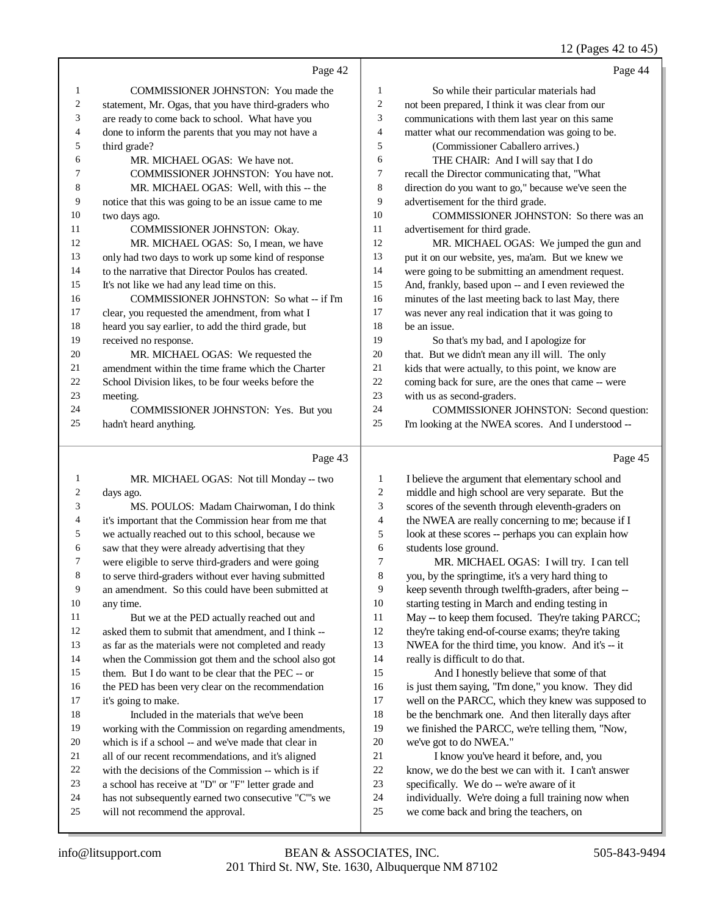Page 42

COMMISSIONER JOHNSTON: You made the statement, Mr. Ogas, that you have third-graders who are ready to come back to school. What have you done to inform the parents that you may not have a third grade?

MR. MICHAEL OGAS: We have not.

COMMISSIONER JOHNSTON: You have not.

MR. MICHAEL OGAS: Well, with this -- the notice that this was going to be an issue came to me two days ago.

COMMISSIONER JOHNSTON: Okay.

MR. MICHAEL OGAS: So, I mean, we have only had two days to work up some kind of response to the narrative that Director Poulos has created. It's not like we had any lead time on this.

COMMISSIONER JOHNSTON: So what -- if I'm clear, you requested the amendment, from what I heard you say earlier, to add the third grade, but received no response.

MR. MICHAEL OGAS: We requested the amendment within the time frame which the Charter School Division likes, to be four weeks before the meeting.

COMMISSIONER JOHNSTON: Yes. But you hadn't heard anything.

Page 43

MR. MICHAEL OGAS: Not till Monday -- two days ago.

MS. POULOS: Madam Chairwoman, I do think it's important that the Commission hear from me that we actually reached out to this school, because we saw that they were already advertising that they were eligible to serve third-graders and were going to serve third-graders without ever having submitted an amendment. So this could have been submitted at any time.

But we at the PED actually reached out and asked them to submit that amendment, and I think -- as far as the materials were not completed and ready when the Commission got them and the school also got them. But I do want to be clear that the PEC -- or the PED has been very clear on the recommendation it's going to make.

Included in the materials that we've been working with the Commission on regarding amendments, which is if a school -- and we've made that clear in all of our recent recommendations, and it's aligned with the decisions of the Commission -- which is if a school has receive at "D" or "F" letter grade and has not subsequently earned two consecutive "C"'s we will not recommend the approval.

Page 44

So while their particular materials had not been prepared, I think it was clear from our communications with them last year on this same matter what our recommendation was going to be.

(Commissioner Caballero arrives.)

THE CHAIR: And I will say that I do recall the Director communicating that, "What direction do you want to go," because we've seen the advertisement for the third grade.

COMMISSIONER JOHNSTON: So there was an advertisement for third grade.

MR. MICHAEL OGAS: We jumped the gun and put it on our website, yes, ma'am. But we knew we were going to be submitting an amendment request. And, frankly, based upon -- and I even reviewed the minutes of the last meeting back to last May, there was never any real indication that it was going to be an issue.

So that's my bad, and I apologize for that. But we didn't mean any ill will. The only kids that were actually, to this point, we know are coming back for sure, are the ones that came -- were with us as second-graders.

COMMISSIONER JOHNSTON: Second question: I'm looking at the NWEA scores. And I understood --

Page 45

I believe the argument that elementary school and middle and high school are very separate. But the scores of the seventh through eleventh-graders on the NWEA are really concerning to me; because if I look at these scores -- perhaps you can explain how students lose ground.

MR. MICHAEL OGAS: I will try. I can tell you, by the springtime, it's a very hard thing to keep seventh through twelfth-graders, after being -- starting testing in March and ending testing in May -- to keep them focused. They're taking PARCC; they're taking end-of-course exams; they're taking NWEA for the third time, you know. And it's -- it really is difficult to do that.

And I honestly believe that some of that is just them saying, "I'm done," you know. They did well on the PARCC, which they knew was supposed to be the benchmark one. And then literally days after we finished the PARCC, we're telling them, "Now, we've got to do NWEA."

I know you've heard it before, and, you know, we do the best we can with it. I can't answer specifically. We do -- we're aware of it individually. We're doing a full training now when we come back and bring the teachers, on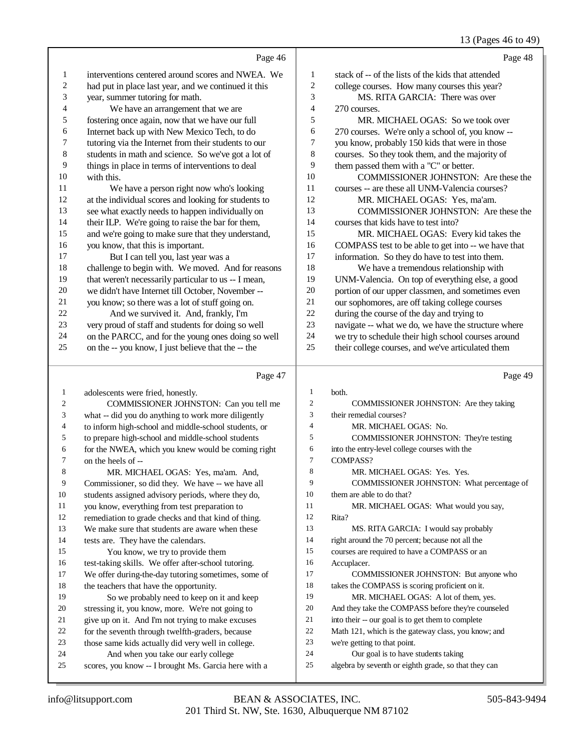Page 46

interventions centered around scores and NWEA. We had put in place last year, and we continued it this year, summer tutoring for math.

We have an arrangement that we are fostering once again, now that we have our full Internet back up with New Mexico Tech, to do tutoring via the Internet from their students to our students in math and science. So we've got a lot of things in place in terms of interventions to deal with this.

We have a person right now who's looking at the individual scores and looking for students to see what exactly needs to happen individually on their ILP. We're going to raise the bar for them, and we're going to make sure that they understand, you know, that this is important.

But I can tell you, last year was a challenge to begin with. We moved. And for reasons that weren't necessarily particular to us -- I mean, we didn't have Internet till October, November -- you know; so there was a lot of stuff going on.

And we survived it. And, frankly, I'm very proud of staff and students for doing so well on the PARCC, and for the young ones doing so well on the -- you know, I just believe that the -- the

Page 47

adolescents were fried, honestly.

COMMISSIONER JOHNSTON: Can you tell me what -- did you do anything to work more diligently to inform high-school and middle-school students, or to prepare high-school and middle-school students for the NWEA, which you knew would be coming right on the heels of --

MR. MICHAEL OGAS: Yes, ma'am. And, Commissioner, so did they. We have -- we have all students assigned advisory periods, where they do, you know, everything from test preparation to remediation to grade checks and that kind of thing. We make sure that students are aware when these tests are. They have the calendars.

You know, we try to provide them test-taking skills. We offer after-school tutoring. We offer during-the-day tutoring sometimes, some of the teachers that have the opportunity.

So we probably need to keep on it and keep stressing it, you know, more. We're not going to give up on it. And I'm not trying to make excuses for the seventh through twelfth-graders, because those same kids actually did very well in college.

And when you take our early college scores, you know -- I brought Ms. Garcia here with a

Page 48

stack of -- of the lists of the kids that attended college courses. How many courses this year?

MS. RITA GARCIA: There was over 270 courses.

MR. MICHAEL OGAS: So we took over 270 courses. We're only a school of, you know -- you know, probably 150 kids that were in those courses. So they took them, and the majority of them passed them with a "C" or better.

COMMISSIONER JOHNSTON: Are these the courses -- are these all UNM-Valencia courses?

MR. MICHAEL OGAS: Yes, ma'am.

COMMISSIONER JOHNSTON: Are these the courses that kids have to test into?

MR. MICHAEL OGAS: Every kid takes the COMPASS test to be able to get into -- we have that information. So they do have to test into them.

We have a tremendous relationship with UNM-Valencia. On top of everything else, a good portion of our upper classmen, and sometimes even our sophomores, are off taking college courses during the course of the day and trying to navigate -- what we do, we have the structure where we try to schedule their high school courses around their college courses, and we've articulated them

Page 49

both.

COMMISSIONER JOHNSTON: Are they taking their remedial courses?

MR. MICHAEL OGAS: No.

COMMISSIONER JOHNSTON: They're testing into the entry-level college courses with the COMPASS?

MR. MICHAEL OGAS: Yes. Yes.

COMMISSIONER JOHNSTON: What percentage of them are able to do that?

MR. MICHAEL OGAS: What would you say, Rita?

MS. RITA GARCIA: I would say probably right around the 70 percent; because not all the courses are required to have a COMPASS or an Accuplacer.

COMMISSIONER JOHNSTON: But anyone who takes the COMPASS is scoring proficient on it.

MR. MICHAEL OGAS: A lot of them, yes. And they take the COMPASS before they're counseled into their -- our goal is to get them to complete Math 121, which is the gateway class, you know; and we're getting to that point.

Our goal is to have students taking algebra by seventh or eighth grade, so that they can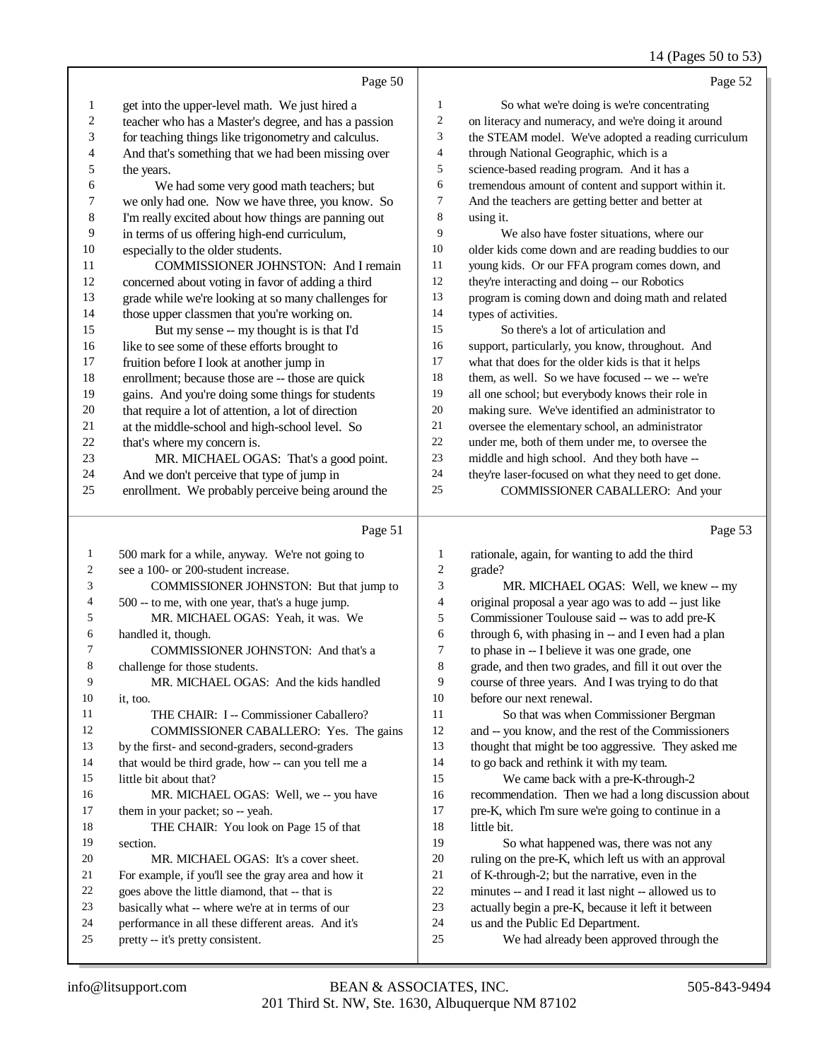Page 50

get into the upper-level math. We just hired a teacher who has a Master's degree, and has a passion for teaching things like trigonometry and calculus. And that's something that we had been missing over the years.

We had some very good math teachers; but we only had one. Now we have three, you know. So I'm really excited about how things are panning out in terms of us offering high-end curriculum, especially to the older students.

COMMISSIONER JOHNSTON: And I remain concerned about voting in favor of adding a third grade while we're looking at so many challenges for those upper classmen that you're working on.

But my sense -- my thought is is that I'd like to see some of these efforts brought to fruition before I look at another jump in enrollment; because those are -- those are quick gains. And you're doing some things for students that require a lot of attention, a lot of direction at the middle-school and high-school level. So that's where my concern is.

MR. MICHAEL OGAS: That's a good point. And we don't perceive that type of jump in enrollment. We probably perceive being around the

Page 51

500 mark for a while, anyway. We're not going to see a 100- or 200-student increase.

COMMISSIONER JOHNSTON: But that jump to 500 -- to me, with one year, that's a huge jump.

MR. MICHAEL OGAS: Yeah, it was. We handled it, though.

COMMISSIONER JOHNSTON: And that's a challenge for those students.

MR. MICHAEL OGAS: And the kids handled it, too.

THE CHAIR: I -- Commissioner Caballero?

COMMISSIONER CABALLERO: Yes. The gains by the first- and second-graders, second-graders that would be third grade, how -- can you tell me a little bit about that?

MR. MICHAEL OGAS: Well, we -- you have them in your packet; so -- yeah.

THE CHAIR: You look on Page 15 of that section.

MR. MICHAEL OGAS: It's a cover sheet. For example, if you'll see the gray area and how it goes above the little diamond, that -- that is basically what -- where we're at in terms of our performance in all these different areas. And it's pretty -- it's pretty consistent.

Page 52

So what we're doing is we're concentrating on literacy and numeracy, and we're doing it around the STEAM model. We've adopted a reading curriculum through National Geographic, which is a science-based reading program. And it has a tremendous amount of content and support within it. And the teachers are getting better and better at using it.

We also have foster situations, where our older kids come down and are reading buddies to our young kids. Or our FFA program comes down, and they're interacting and doing -- our Robotics program is coming down and doing math and related types of activities.

So there's a lot of articulation and support, particularly, you know, throughout. And what that does for the older kids is that it helps them, as well. So we have focused -- we -- we're all one school; but everybody knows their role in making sure. We've identified an administrator to oversee the elementary school, an administrator under me, both of them under me, to oversee the middle and high school. And they both have -- they're laser-focused on what they need to get done.

COMMISSIONER CABALLERO: And your

Page 53

rationale, again, for wanting to add the third grade?

MR. MICHAEL OGAS: Well, we knew -- my original proposal a year ago was to add -- just like Commissioner Toulouse said -- was to add pre-K through 6, with phasing in -- and I even had a plan to phase in -- I believe it was one grade, one grade, and then two grades, and fill it out over the course of three years. And I was trying to do that before our next renewal.

So that was when Commissioner Bergman and -- you know, and the rest of the Commissioners thought that might be too aggressive. They asked me to go back and rethink it with my team.

We came back with a pre-K-through-2 recommendation. Then we had a long discussion about pre-K, which I'm sure we're going to continue in a little bit.

So what happened was, there was not any ruling on the pre-K, which left us with an approval of K-through-2; but the narrative, even in the minutes -- and I read it last night -- allowed us to actually begin a pre-K, because it left it between us and the Public Ed Department.

We had already been approved through the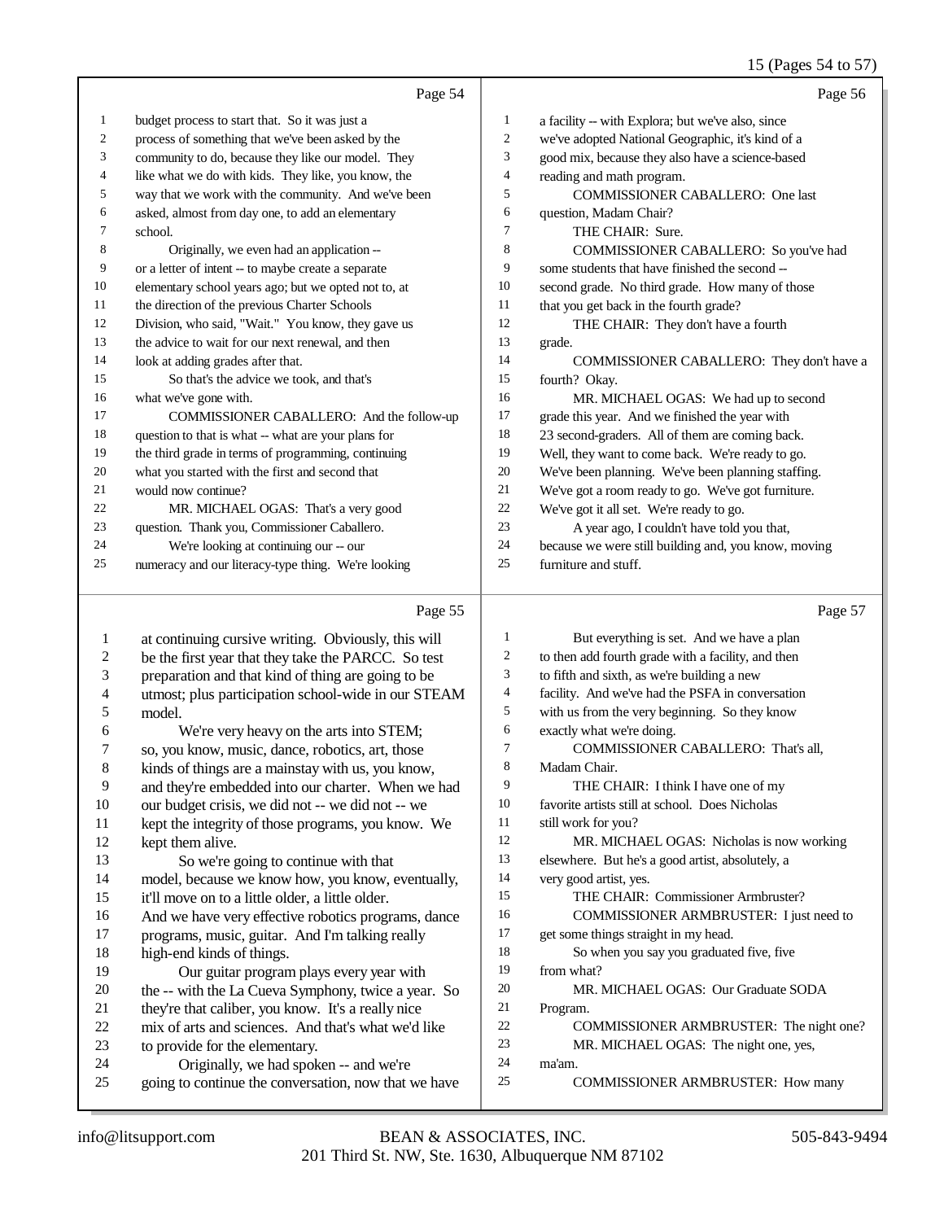Page 54

budget process to start that. So it was just a process of something that we've been asked by the community to do, because they like our model. They like what we do with kids. They like, you know, the way that we work with the community. And we've been asked, almost from day one, to add an elementary school.

Originally, we even had an application -- or a letter of intent -- to maybe create a separate elementary school years ago; but we opted not to, at the direction of the previous Charter Schools Division, who said, "Wait." You know, they gave us the advice to wait for our next renewal, and then look at adding grades after that.

So that's the advice we took, and that's what we've gone with.

COMMISSIONER CABALLERO: And the follow-up question to that is what -- what are your plans for the third grade in terms of programming, continuing what you started with the first and second that would now continue?

MR. MICHAEL OGAS: That's a very good question. Thank you, Commissioner Caballero.

We're looking at continuing our -- our numeracy and our literacy-type thing. We're looking

Page 55

at continuing cursive writing. Obviously, this will be the first year that they take the PARCC. So test preparation and that kind of thing are going to be utmost; plus participation school-wide in our STEAM model.

We're very heavy on the arts into STEM; so, you know, music, dance, robotics, art, those kinds of things are a mainstay with us, you know, and they're embedded into our charter. When we had our budget crisis, we did not -- we did not -- we kept the integrity of those programs, you know. We kept them alive.

So we're going to continue with that model, because we know how, you know, eventually, it'll move on to a little older, a little older. And we have very effective robotics programs, dance programs, music, guitar. And I'm talking really high-end kinds of things.

Our guitar program plays every year with the -- with the La Cueva Symphony, twice a year. So they're that caliber, you know. It's a really nice mix of arts and sciences. And that's what we'd like to provide for the elementary.

Originally, we had spoken -- and we're going to continue the conversation, now that we have

Page 56

a facility -- with Explora; but we've also, since we've adopted National Geographic, it's kind of a good mix, because they also have a science-based reading and math program.

COMMISSIONER CABALLERO: One last question, Madam Chair?

THE CHAIR: Sure.

COMMISSIONER CABALLERO: So you've had some students that have finished the second -- second grade. No third grade. How many of those that you get back in the fourth grade?

THE CHAIR: They don't have a fourth grade.

COMMISSIONER CABALLERO: They don't have a fourth? Okay.

MR. MICHAEL OGAS: We had up to second grade this year. And we finished the year with 23 second-graders. All of them are coming back. Well, they want to come back. We're ready to go. We've been planning. We've been planning staffing. We've got a room ready to go. We've got furniture. We've got it all set. We're ready to go.

A year ago, I couldn't have told you that, because we were still building and, you know, moving furniture and stuff.

Page 57

But everything is set. And we have a plan to then add fourth grade with a facility, and then to fifth and sixth, as we're building a new facility. And we've had the PSFA in conversation with us from the very beginning. So they know exactly what we're doing.

COMMISSIONER CABALLERO: That's all, Madam Chair.

THE CHAIR: I think I have one of my favorite artists still at school. Does Nicholas still work for you?

MR. MICHAEL OGAS: Nicholas is now working elsewhere. But he's a good artist, absolutely, a very good artist, yes.

THE CHAIR: Commissioner Armbruster?

COMMISSIONER ARMBRUSTER: I just need to get some things straight in my head.

So when you say you graduated five, five from what?

MR. MICHAEL OGAS: Our Graduate SODA Program.

COMMISSIONER ARMBRUSTER: The night one?

MR. MICHAEL OGAS: The night one, yes, ma'am.

COMMISSIONER ARMBRUSTER: How many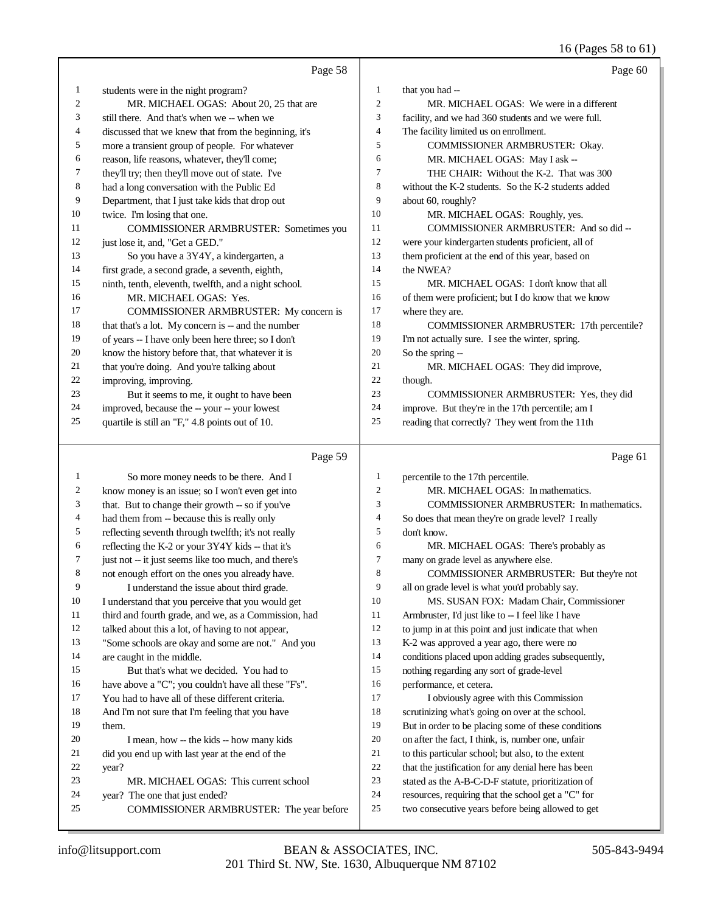Page 58

1 students were in the night program?
2 MR. MICHAEL OGAS: About 20, 25 that are
3 still there. And that's when we -- when we
4 discussed that we knew that from the beginning, it's
5 more a transient group of people. For whatever
6 reason, life reasons, whatever, they'll come;
7 they'll try; then they'll move out of state. I've
8 had a long conversation with the Public Ed
9 Department, that I just take kids that drop out
10 twice. I'm losing that one.
11 COMMISSIONER ARMBRUSTER: Sometimes you
12 just lose it, and, "Get a GED."
13 So you have a 3Y4Y, a kindergarten, a
14 first grade, a second grade, a seventh, eighth,
15 ninth, tenth, eleventh, twelfth, and a night school.
16 MR. MICHAEL OGAS: Yes.
17 COMMISSIONER ARMBRUSTER: My concern is
18 that that's a lot. My concern is -- and the number
19 of years -- I have only been here three; so I don't
20 know the history before that, that whatever it is
21 that you're doing. And you're talking about
22 improving, improving.
23 But it seems to me, it ought to have been
24 improved, because the -- your -- your lowest
25 quartile is still an "F," 4.8 points out of 10.

Page 59

1 So more money needs to be there. And I
2 know money is an issue; so I won't even get into
3 that. But to change their growth -- so if you've
4 had them from -- because this is really only
5 reflecting seventh through twelfth; it's not really
6 reflecting the K-2 or your 3Y4Y kids -- that it's
7 just not -- it just seems like too much, and there's
8 not enough effort on the ones you already have.
9 I understand the issue about third grade.
10 I understand that you perceive that you would get
11 third and fourth grade, and we, as a Commission, had
12 talked about this a lot, of having to not appear,
13 "Some schools are okay and some are not." And you
14 are caught in the middle.
15 But that's what we decided. You had to
16 have above a "C"; you couldn't have all these "F's".
17 You had to have all of these different criteria.
18 And I'm not sure that I'm feeling that you have
19 them.
20 I mean, how -- the kids -- how many kids
21 did you end up with last year at the end of the
22 year?
23 MR. MICHAEL OGAS: This current school
24 year? The one that just ended?
25 COMMISSIONER ARMBRUSTER: The year before

Page 60

1 that you had --
2 MR. MICHAEL OGAS: We were in a different
3 facility, and we had 360 students and we were full.
4 The facility limited us on enrollment.
5 COMMISSIONER ARMBRUSTER: Okay.
6 MR. MICHAEL OGAS: May I ask --
7 THE CHAIR: Without the K-2. That was 300
8 without the K-2 students. So the K-2 students added
9 about 60, roughly?
10 MR. MICHAEL OGAS: Roughly, yes.
11 COMMISSIONER ARMBRUSTER: And so did --
12 were your kindergarten students proficient, all of
13 them proficient at the end of this year, based on
14 the NWEA?
15 MR. MICHAEL OGAS: I don't know that all
16 of them were proficient; but I do know that we know
17 where they are.
18 COMMISSIONER ARMBRUSTER: 17th percentile?
19 I'm not actually sure. I see the winter, spring.
20 So the spring --
21 MR. MICHAEL OGAS: They did improve,
22 though.
23 COMMISSIONER ARMBRUSTER: Yes, they did
24 improve. But they're in the 17th percentile; am I
25 reading that correctly? They went from the 11th

Page 61

1 percentile to the 17th percentile.
2 MR. MICHAEL OGAS: In mathematics.
3 COMMISSIONER ARMBRUSTER: In mathematics.
4 So does that mean they're on grade level? I really
5 don't know.
6 MR. MICHAEL OGAS: There's probably as
7 many on grade level as anywhere else.
8 COMMISSIONER ARMBRUSTER: But they're not
9 all on grade level is what you'd probably say.
10 MS. SUSAN FOX: Madam Chair, Commissioner
11 Armbruster, I'd just like to -- I feel like I have
12 to jump in at this point and just indicate that when
13 K-2 was approved a year ago, there were no
14 conditions placed upon adding grades subsequently,
15 nothing regarding any sort of grade-level
16 performance, et cetera.
17 I obviously agree with this Commission
18 scrutinizing what's going on over at the school.
19 But in order to be placing some of these conditions
20 on after the fact, I think, is, number one, unfair
21 to this particular school; but also, to the extent
22 that the justification for any denial here has been
23 stated as the A-B-C-D-F statute, prioritization of
24 resources, requiring that the school get a "C" for
25 two consecutive years before being allowed to get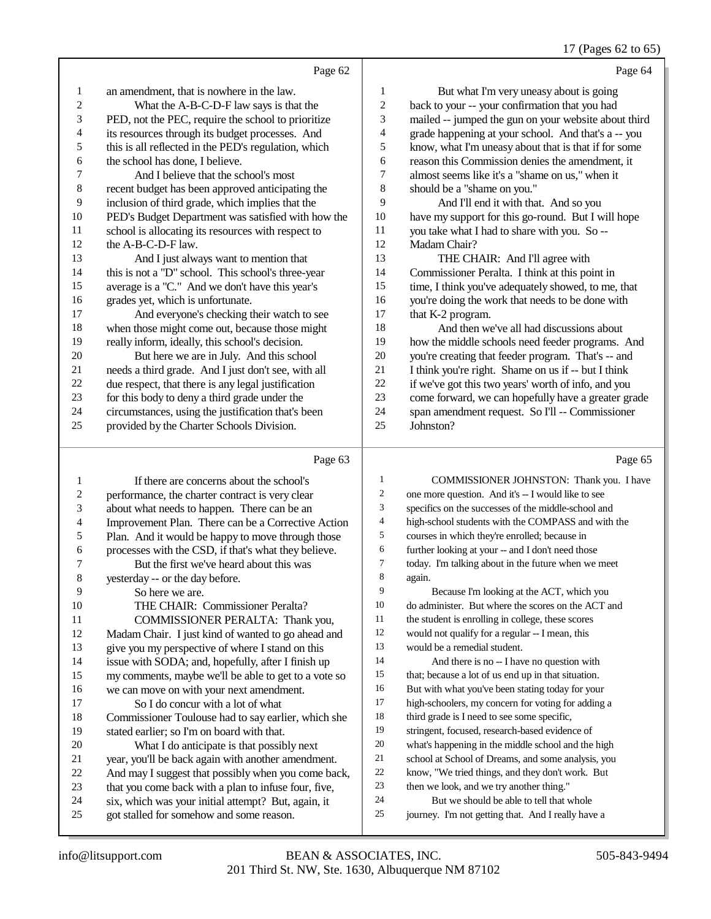Page 62

1 an amendment, that is nowhere in the law.
2 What the A-B-C-D-F law says is that the
3 PED, not the PEC, require the school to prioritize
4 its resources through its budget processes. And
5 this is all reflected in the PED's regulation, which
6 the school has done, I believe.
7 And I believe that the school's most
8 recent budget has been approved anticipating the
9 inclusion of third grade, which implies that the
10 PED's Budget Department was satisfied with how the
11 school is allocating its resources with respect to
12 the A-B-C-D-F law.
13 And I just always want to mention that
14 this is not a "D" school. This school's three-year
15 average is a "C." And we don't have this year's
16 grades yet, which is unfortunate.
17 And everyone's checking their watch to see
18 when those might come out, because those might
19 really inform, ideally, this school's decision.
20 But here we are in July. And this school
21 needs a third grade. And I just don't see, with all
22 due respect, that there is any legal justification
23 for this body to deny a third grade under the
24 circumstances, using the justification that's been
25 provided by the Charter Schools Division.

Page 63

1 If there are concerns about the school's
2 performance, the charter contract is very clear
3 about what needs to happen. There can be an
4 Improvement Plan. There can be a Corrective Action
5 Plan. And it would be happy to move through those
6 processes with the CSD, if that's what they believe.
7 But the first we've heard about this was
8 yesterday -- or the day before.
9 So here we are.
10 THE CHAIR: Commissioner Peralta?
11 COMMISSIONER PERALTA: Thank you,
12 Madam Chair. I just kind of wanted to go ahead and
13 give you my perspective of where I stand on this
14 issue with SODA; and, hopefully, after I finish up
15 my comments, maybe we'll be able to get to a vote so
16 we can move on with your next amendment.
17 So I do concur with a lot of what
18 Commissioner Toulouse had to say earlier, which she
19 stated earlier; so I'm on board with that.
20 What I do anticipate is that possibly next
21 year, you'll be back again with another amendment.
22 And may I suggest that possibly when you come back,
23 that you come back with a plan to infuse four, five,
24 six, which was your initial attempt? But, again, it
25 got stalled for somehow and some reason.

Page 64

1 But what I'm very uneasy about is going
2 back to your -- your confirmation that you had
3 mailed -- jumped the gun on your website about third
4 grade happening at your school. And that's a -- you
5 know, what I'm uneasy about that is that if for some
6 reason this Commission denies the amendment, it
7 almost seems like it's a "shame on us," when it
8 should be a "shame on you."
9 And I'll end it with that. And so you
10 have my support for this go-round. But I will hope
11 you take what I had to share with you. So --
12 Madam Chair?
13 THE CHAIR: And I'll agree with
14 Commissioner Peralta. I think at this point in
15 time, I think you've adequately showed, to me, that
16 you're doing the work that needs to be done with
17 that K-2 program.
18 And then we've all had discussions about
19 how the middle schools need feeder programs. And
20 you're creating that feeder program. That's -- and
21 I think you're right. Shame on us if -- but I think
22 if we've got this two years' worth of info, and you
23 come forward, we can hopefully have a greater grade
24 span amendment request. So I'll -- Commissioner
25 Johnston?

Page 65

1 COMMISSIONER JOHNSTON: Thank you. I have
2 one more question. And it's -- I would like to see
3 specifics on the successes of the middle-school and
4 high-school students with the COMPASS and with the
5 courses in which they're enrolled; because in
6 further looking at your -- and I don't need those
7 today. I'm talking about in the future when we meet
8 again.
9 Because I'm looking at the ACT, which you
10 do administer. But where the scores on the ACT and
11 the student is enrolling in college, these scores
12 would not qualify for a regular -- I mean, this
13 would be a remedial student.
14 And there is no -- I have no question with
15 that; because a lot of us end up in that situation.
16 But with what you've been stating today for your
17 high-schoolers, my concern for voting for adding a
18 third grade is I need to see some specific,
19 stringent, focused, research-based evidence of
20 what's happening in the middle school and the high
21 school at School of Dreams, and some analysis, you
22 know, "We tried things, and they don't work. But
23 then we look, and we try another thing."
24 But we should be able to tell that whole
25 journey. I'm not getting that. And I really have a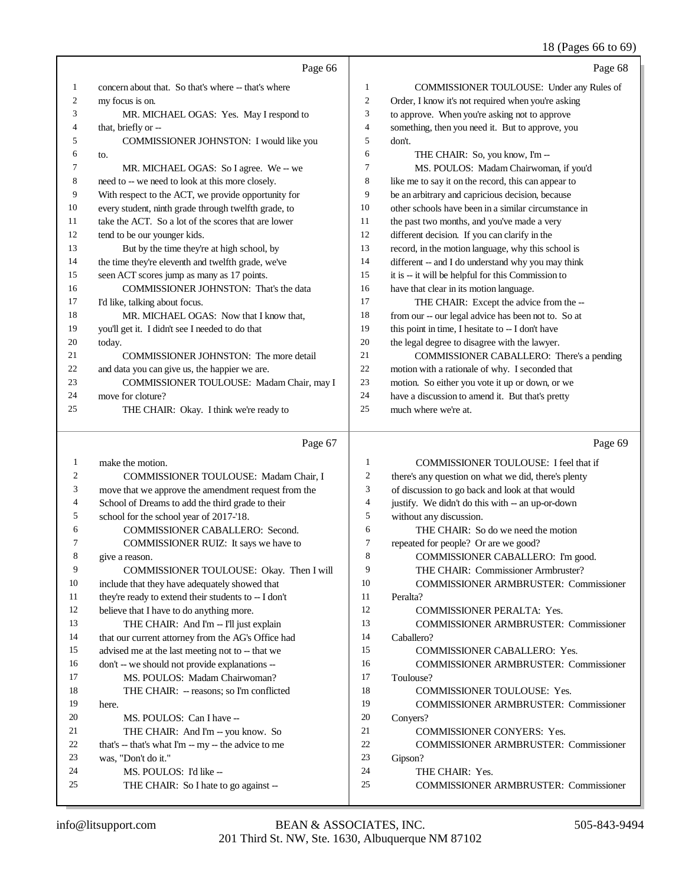Page 66

1 concern about that. So that's where -- that's where
2 my focus is on.
3 MR. MICHAEL OGAS: Yes. May I respond to
4 that, briefly or --
5 COMMISSIONER JOHNSTON: I would like you
6 to.
7 MR. MICHAEL OGAS: So I agree. We -- we
8 need to -- we need to look at this more closely.
9 With respect to the ACT, we provide opportunity for
10 every student, ninth grade through twelfth grade, to
11 take the ACT. So a lot of the scores that are lower
12 tend to be our younger kids.
13 But by the time they're at high school, by
14 the time they're eleventh and twelfth grade, we've
15 seen ACT scores jump as many as 17 points.
16 COMMISSIONER JOHNSTON: That's the data
17 I'd like, talking about focus.
18 MR. MICHAEL OGAS: Now that I know that,
19 you'll get it. I didn't see I needed to do that
20 today.
21 COMMISSIONER JOHNSTON: The more detail
22 and data you can give us, the happier we are.
23 COMMISSIONER TOULOUSE: Madam Chair, may I
24 move for cloture?
25 THE CHAIR: Okay. I think we're ready to

Page 67

1 make the motion.
2 COMMISSIONER TOULOUSE: Madam Chair, I
3 move that we approve the amendment request from the
4 School of Dreams to add the third grade to their
5 school for the school year of 2017-'18.
6 COMMISSIONER CABALLERO: Second.
7 COMMISSIONER RUIZ: It says we have to
8 give a reason.
9 COMMISSIONER TOULOUSE: Okay. Then I will
10 include that they have adequately showed that
11 they're ready to extend their students to -- I don't
12 believe that I have to do anything more.
13 THE CHAIR: And I'm -- I'll just explain
14 that our current attorney from the AG's Office had
15 advised me at the last meeting not to -- that we
16 don't -- we should not provide explanations --
17 MS. POULOS: Madam Chairwoman?
18 THE CHAIR: -- reasons; so I'm conflicted
19 here.
20 MS. POULOS: Can I have --
21 THE CHAIR: And I'm -- you know. So
22 that's -- that's what I'm -- my -- the advice to me
23 was, "Don't do it."
24 MS. POULOS: I'd like --
25 THE CHAIR: So I hate to go against --

Page 68

1 COMMISSIONER TOULOUSE: Under any Rules of
2 Order, I know it's not required when you're asking
3 to approve. When you're asking not to approve
4 something, then you need it. But to approve, you
5 don't.
6 THE CHAIR: So, you know, I'm --
7 MS. POULOS: Madam Chairwoman, if you'd
8 like me to say it on the record, this can appear to
9 be an arbitrary and capricious decision, because
10 other schools have been in a similar circumstance in
11 the past two months, and you've made a very
12 different decision. If you can clarify in the
13 record, in the motion language, why this school is
14 different -- and I do understand why you may think
15 it is -- it will be helpful for this Commission to
16 have that clear in its motion language.
17 THE CHAIR: Except the advice from the --
18 from our -- our legal advice has been not to. So at
19 this point in time, I hesitate to -- I don't have
20 the legal degree to disagree with the lawyer.
21 COMMISSIONER CABALLERO: There's a pending
22 motion with a rationale of why. I seconded that
23 motion. So either you vote it up or down, or we
24 have a discussion to amend it. But that's pretty
25 much where we're at.

Page 69

1 COMMISSIONER TOULOUSE: I feel that if
2 there's any question on what we did, there's plenty
3 of discussion to go back and look at that would
4 justify. We didn't do this with -- an up-or-down
5 without any discussion.
6 THE CHAIR: So do we need the motion
7 repeated for people? Or are we good?
8 COMMISSIONER CABALLERO: I'm good.
9 THE CHAIR: Commissioner Armbruster?
10 COMMISSIONER ARMBRUSTER: Commissioner
11 Peralta?
12 COMMISSIONER PERALTA: Yes.
13 COMMISSIONER ARMBRUSTER: Commissioner
14 Caballero?
15 COMMISSIONER CABALLERO: Yes.
16 COMMISSIONER ARMBRUSTER: Commissioner
17 Toulouse?
18 COMMISSIONER TOULOUSE: Yes.
19 COMMISSIONER ARMBRUSTER: Commissioner
20 Conyers?
21 COMMISSIONER CONYERS: Yes.
22 COMMISSIONER ARMBRUSTER: Commissioner
23 Gipson?
24 THE CHAIR: Yes.
25 COMMISSIONER ARMBRUSTER: Commissioner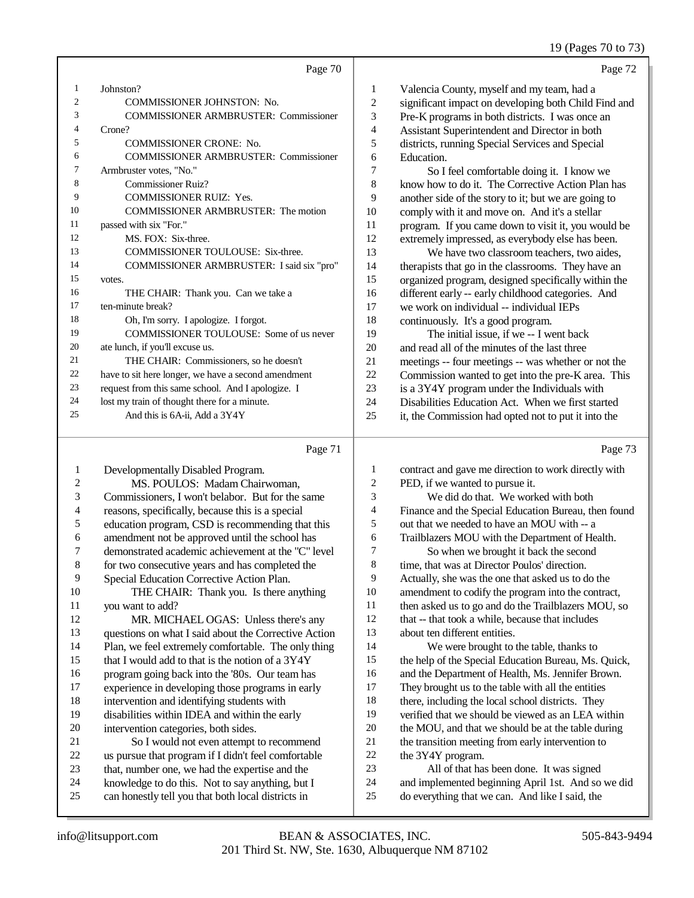Page 70

1 Johnston?
2 COMMISSIONER JOHNSTON: No.
3 COMMISSIONER ARMBRUSTER: Commissioner
4 Crone?
5 COMMISSIONER CRONE: No.
6 COMMISSIONER ARMBRUSTER: Commissioner
7 Armbruster votes, "No."
8 Commissioner Ruiz?
9 COMMISSIONER RUIZ: Yes.
10 COMMISSIONER ARMBRUSTER: The motion
11 passed with six "For."
12 MS. FOX: Six-three.
13 COMMISSIONER TOULOUSE: Six-three.
14 COMMISSIONER ARMBRUSTER: I said six "pro"
15 votes.
16 THE CHAIR: Thank you. Can we take a
17 ten-minute break?
18 Oh, I'm sorry. I apologize. I forgot.
19 COMMISSIONER TOULOUSE: Some of us never
20 ate lunch, if you'll excuse us.
21 THE CHAIR: Commissioners, so he doesn't
22 have to sit here longer, we have a second amendment
23 request from this same school. And I apologize. I
24 lost my train of thought there for a minute.
25 And this is 6A-ii, Add a 3Y4Y

Page 71

1 Developmentally Disabled Program.
2 MS. POULOS: Madam Chairwoman,
3 Commissioners, I won't belabor. But for the same
4 reasons, specifically, because this is a special
5 education program, CSD is recommending that this
6 amendment not be approved until the school has
7 demonstrated academic achievement at the "C" level
8 for two consecutive years and has completed the
9 Special Education Corrective Action Plan.
10 THE CHAIR: Thank you. Is there anything
11 you want to add?
12 MR. MICHAEL OGAS: Unless there's any
13 questions on what I said about the Corrective Action
14 Plan, we feel extremely comfortable. The only thing
15 that I would add to that is the notion of a 3Y4Y
16 program going back into the '80s. Our team has
17 experience in developing those programs in early
18 intervention and identifying students with
19 disabilities within IDEA and within the early
20 intervention categories, both sides.
21 So I would not even attempt to recommend
22 us pursue that program if I didn't feel comfortable
23 that, number one, we had the expertise and the
24 knowledge to do this. Not to say anything, but I
25 can honestly tell you that both local districts in

Page 72

1 Valencia County, myself and my team, had a
2 significant impact on developing both Child Find and
3 Pre-K programs in both districts. I was once an
4 Assistant Superintendent and Director in both
5 districts, running Special Services and Special
6 Education.
7 So I feel comfortable doing it. I know we
8 know how to do it. The Corrective Action Plan has
9 another side of the story to it; but we are going to
10 comply with it and move on. And it's a stellar
11 program. If you came down to visit it, you would be
12 extremely impressed, as everybody else has been.
13 We have two classroom teachers, two aides,
14 therapists that go in the classrooms. They have an
15 organized program, designed specifically within the
16 different early -- early childhood categories. And
17 we work on individual -- individual IEPs
18 continuously. It's a good program.
19 The initial issue, if we -- I went back
20 and read all of the minutes of the last three
21 meetings -- four meetings -- was whether or not the
22 Commission wanted to get into the pre-K area. This
23 is a 3Y4Y program under the Individuals with
24 Disabilities Education Act. When we first started
25 it, the Commission had opted not to put it into the

Page 73

1 contract and gave me direction to work directly with
2 PED, if we wanted to pursue it.
3 We did do that. We worked with both
4 Finance and the Special Education Bureau, then found
5 out that we needed to have an MOU with -- a
6 Trailblazers MOU with the Department of Health.
7 So when we brought it back the second
8 time, that was at Director Poulos' direction.
9 Actually, she was the one that asked us to do the
10 amendment to codify the program into the contract,
11 then asked us to go and do the Trailblazers MOU, so
12 that -- that took a while, because that includes
13 about ten different entities.
14 We were brought to the table, thanks to
15 the help of the Special Education Bureau, Ms. Quick,
16 and the Department of Health, Ms. Jennifer Brown.
17 They brought us to the table with all the entities
18 there, including the local school districts. They
19 verified that we should be viewed as an LEA within
20 the MOU, and that we should be at the table during
21 the transition meeting from early intervention to
22 the 3Y4Y program.
23 All of that has been done. It was signed
24 and implemented beginning April 1st. And so we did
25 do everything that we can. And like I said, the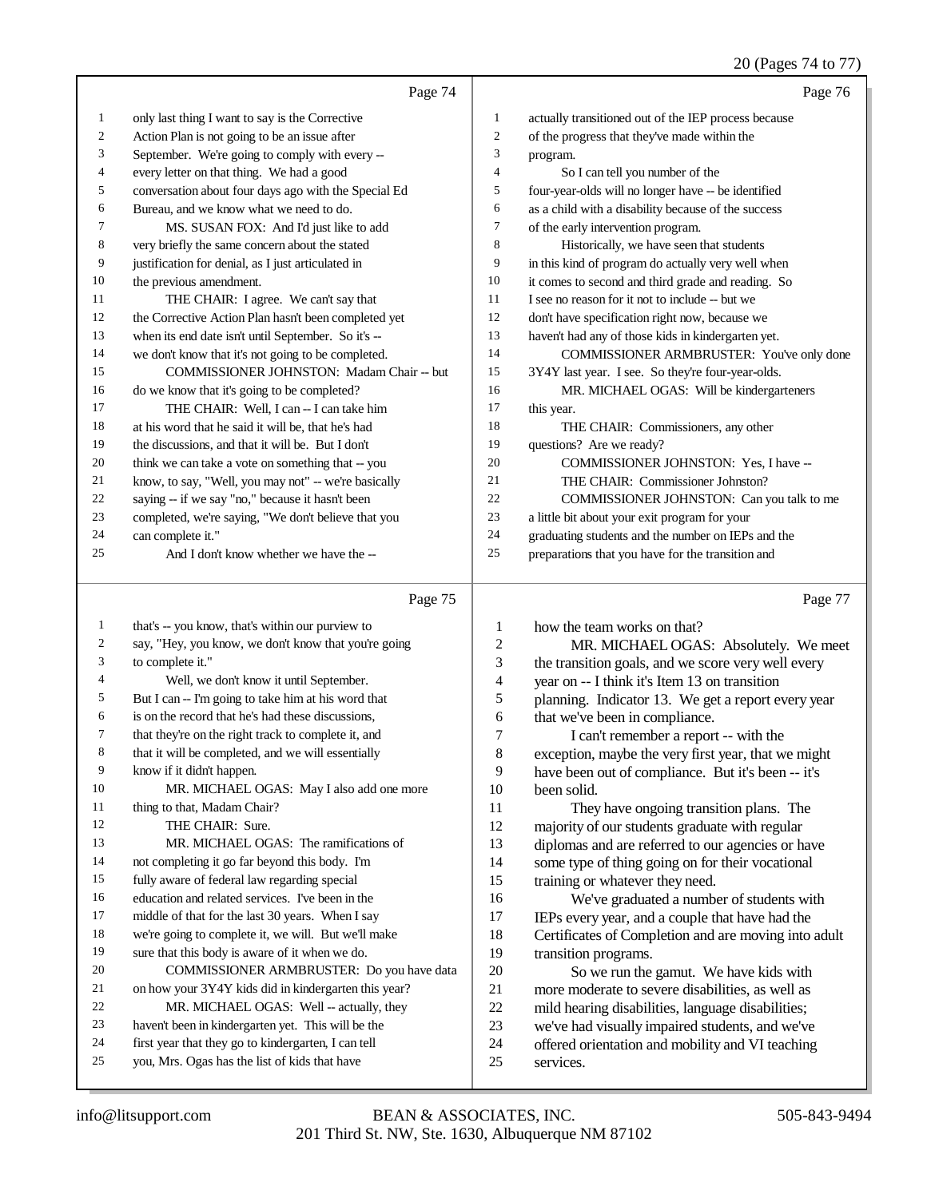Page 74

1 only last thing I want to say is the Corrective
2 Action Plan is not going to be an issue after
3 September. We're going to comply with every --
4 every letter on that thing. We had a good
5 conversation about four days ago with the Special Ed
6 Bureau, and we know what we need to do.
7 MS. SUSAN FOX: And I'd just like to add
8 very briefly the same concern about the stated
9 justification for denial, as I just articulated in
10 the previous amendment.
11 THE CHAIR: I agree. We can't say that
12 the Corrective Action Plan hasn't been completed yet
13 when its end date isn't until September. So it's --
14 we don't know that it's not going to be completed.
15 COMMISSIONER JOHNSTON: Madam Chair -- but
16 do we know that it's going to be completed?
17 THE CHAIR: Well, I can -- I can take him
18 at his word that he said it will be, that he's had
19 the discussions, and that it will be. But I don't
20 think we can take a vote on something that -- you
21 know, to say, "Well, you may not" -- we're basically
22 saying -- if we say "no," because it hasn't been
23 completed, we're saying, "We don't believe that you
24 can complete it."
25 And I don't know whether we have the --

Page 75

1 that's -- you know, that's within our purview to
2 say, "Hey, you know, we don't know that you're going
3 to complete it."
4 Well, we don't know it until September.
5 But I can -- I'm going to take him at his word that
6 is on the record that he's had these discussions,
7 that they're on the right track to complete it, and
8 that it will be completed, and we will essentially
9 know if it didn't happen.
10 MR. MICHAEL OGAS: May I also add one more
11 thing to that, Madam Chair?
12 THE CHAIR: Sure.
13 MR. MICHAEL OGAS: The ramifications of
14 not completing it go far beyond this body. I'm
15 fully aware of federal law regarding special
16 education and related services. I've been in the
17 middle of that for the last 30 years. When I say
18 we're going to complete it, we will. But we'll make
19 sure that this body is aware of it when we do.
20 COMMISSIONER ARMBRUSTER: Do you have data
21 on how your 3Y4Y kids did in kindergarten this year?
22 MR. MICHAEL OGAS: Well -- actually, they
23 haven't been in kindergarten yet. This will be the
24 first year that they go to kindergarten, I can tell
25 you, Mrs. Ogas has the list of kids that have

Page 76

1 actually transitioned out of the IEP process because
2 of the progress that they've made within the
3 program.
4 So I can tell you number of the
5 four-year-olds will no longer have -- be identified
6 as a child with a disability because of the success
7 of the early intervention program.
8 Historically, we have seen that students
9 in this kind of program do actually very well when
10 it comes to second and third grade and reading. So
11 I see no reason for it not to include -- but we
12 don't have specification right now, because we
13 haven't had any of those kids in kindergarten yet.
14 COMMISSIONER ARMBRUSTER: You've only done
15 3Y4Y last year. I see. So they're four-year-olds.
16 MR. MICHAEL OGAS: Will be kindergarteners
17 this year.
18 THE CHAIR: Commissioners, any other
19 questions? Are we ready?
20 COMMISSIONER JOHNSTON: Yes, I have --
21 THE CHAIR: Commissioner Johnston?
22 COMMISSIONER JOHNSTON: Can you talk to me
23 a little bit about your exit program for your
24 graduating students and the number on IEPs and the
25 preparations that you have for the transition and

Page 77

1 how the team works on that?
2 MR. MICHAEL OGAS: Absolutely. We meet
3 the transition goals, and we score very well every
4 year on -- I think it's Item 13 on transition
5 planning. Indicator 13. We get a report every year
6 that we've been in compliance.
7 I can't remember a report -- with the
8 exception, maybe the very first year, that we might
9 have been out of compliance. But it's been -- it's
10 been solid.
11 They have ongoing transition plans. The
12 majority of our students graduate with regular
13 diplomas and are referred to our agencies or have
14 some type of thing going on for their vocational
15 training or whatever they need.
16 We've graduated a number of students with
17 IEPs every year, and a couple that have had the
18 Certificates of Completion and are moving into adult
19 transition programs.
20 So we run the gamut. We have kids with
21 more moderate to severe disabilities, as well as
22 mild hearing disabilities, language disabilities;
23 we've had visually impaired students, and we've
24 offered orientation and mobility and VI teaching
25 services.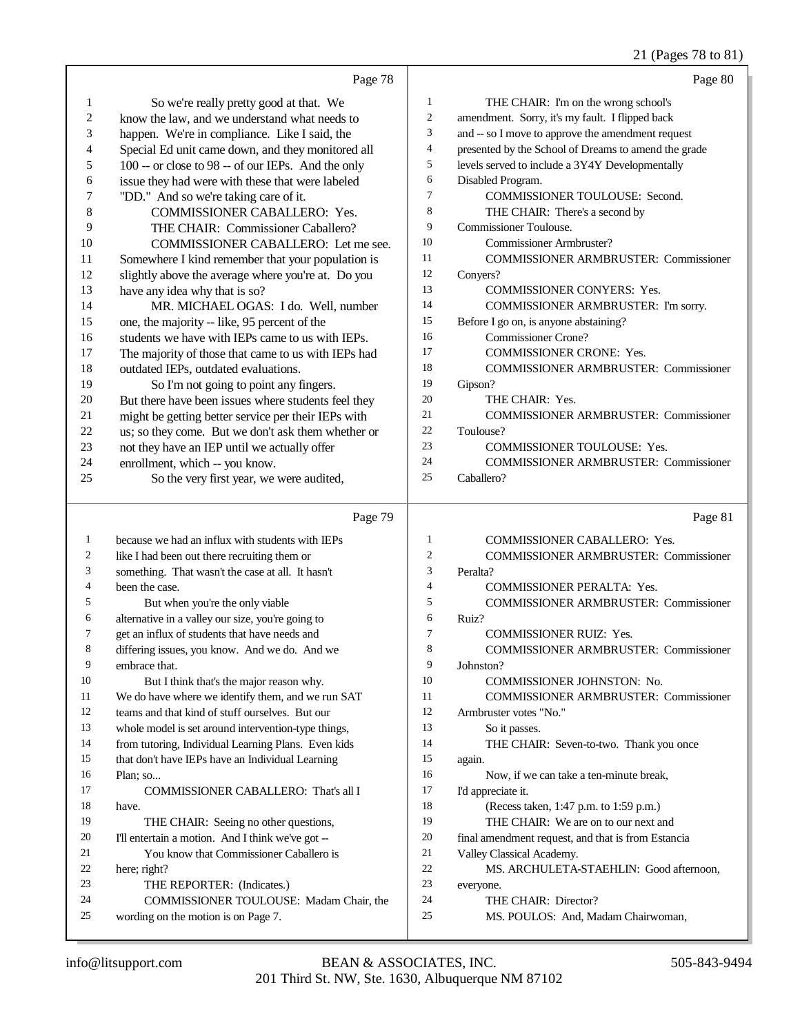Page 78

1 So we're really pretty good at that. We
2 know the law, and we understand what needs to
3 happen. We're in compliance. Like I said, the
4 Special Ed unit came down, and they monitored all
5 100 -- or close to 98 -- of our IEPs. And the only
6 issue they had were with these that were labeled
7 "DD." And so we're taking care of it.
8 COMMISSIONER CABALLERO: Yes.
9 THE CHAIR: Commissioner Caballero?
10 COMMISSIONER CABALLERO: Let me see.
11 Somewhere I kind remember that your population is
12 slightly above the average where you're at. Do you
13 have any idea why that is so?
14 MR. MICHAEL OGAS: I do. Well, number
15 one, the majority -- like, 95 percent of the
16 students we have with IEPs came to us with IEPs.
17 The majority of those that came to us with IEPs had
18 outdated IEPs, outdated evaluations.
19 So I'm not going to point any fingers.
20 But there have been issues where students feel they
21 might be getting better service per their IEPs with
22 us; so they come. But we don't ask them whether or
23 not they have an IEP until we actually offer
24 enrollment, which -- you know.
25 So the very first year, we were audited,

Page 79

1 because we had an influx with students with IEPs
2 like I had been out there recruiting them or
3 something. That wasn't the case at all. It hasn't
4 been the case.
5 But when you're the only viable
6 alternative in a valley our size, you're going to
7 get an influx of students that have needs and
8 differing issues, you know. And we do. And we
9 embrace that.
10 But I think that's the major reason why.
11 We do have where we identify them, and we run SAT
12 teams and that kind of stuff ourselves. But our
13 whole model is set around intervention-type things,
14 from tutoring, Individual Learning Plans. Even kids
15 that don't have IEPs have an Individual Learning
16 Plan; so...
17 COMMISSIONER CABALLERO: That's all I
18 have.
19 THE CHAIR: Seeing no other questions,
20 I'll entertain a motion. And I think we've got --
21 You know that Commissioner Caballero is
22 here; right?
23 THE REPORTER: (Indicates.)
24 COMMISSIONER TOULOUSE: Madam Chair, the
25 wording on the motion is on Page 7.

Page 80

1 THE CHAIR: I'm on the wrong school's
2 amendment. Sorry, it's my fault. I flipped back
3 and -- so I move to approve the amendment request
4 presented by the School of Dreams to amend the grade
5 levels served to include a 3Y4Y Developmentally
6 Disabled Program.
7 COMMISSIONER TOULOUSE: Second.
8 THE CHAIR: There's a second by
9 Commissioner Toulouse.
10 Commissioner Armbruster?
11 COMMISSIONER ARMBRUSTER: Commissioner
12 Conyers?
13 COMMISSIONER CONYERS: Yes.
14 COMMISSIONER ARMBRUSTER: I'm sorry.
15 Before I go on, is anyone abstaining?
16 Commissioner Crone?
17 COMMISSIONER CRONE: Yes.
18 COMMISSIONER ARMBRUSTER: Commissioner
19 Gipson?
20 THE CHAIR: Yes.
21 COMMISSIONER ARMBRUSTER: Commissioner
22 Toulouse?
23 COMMISSIONER TOULOUSE: Yes.
24 COMMISSIONER ARMBRUSTER: Commissioner
25 Caballero?

Page 81

1 COMMISSIONER CABALLERO: Yes.
2 COMMISSIONER ARMBRUSTER: Commissioner
3 Peralta?
4 COMMISSIONER PERALTA: Yes.
5 COMMISSIONER ARMBRUSTER: Commissioner
6 Ruiz?
7 COMMISSIONER RUIZ: Yes.
8 COMMISSIONER ARMBRUSTER: Commissioner
9 Johnston?
10 COMMISSIONER JOHNSTON: No.
11 COMMISSIONER ARMBRUSTER: Commissioner
12 Armbruster votes "No."
13 So it passes.
14 THE CHAIR: Seven-to-two. Thank you once
15 again.
16 Now, if we can take a ten-minute break,
17 I'd appreciate it.
18 (Recess taken, 1:47 p.m. to 1:59 p.m.)
19 THE CHAIR: We are on to our next and
20 final amendment request, and that is from Estancia
21 Valley Classical Academy.
22 MS. ARCHULETA-STAEHLIN: Good afternoon,
23 everyone.
24 THE CHAIR: Director?
25 MS. POULOS: And, Madam Chairwoman,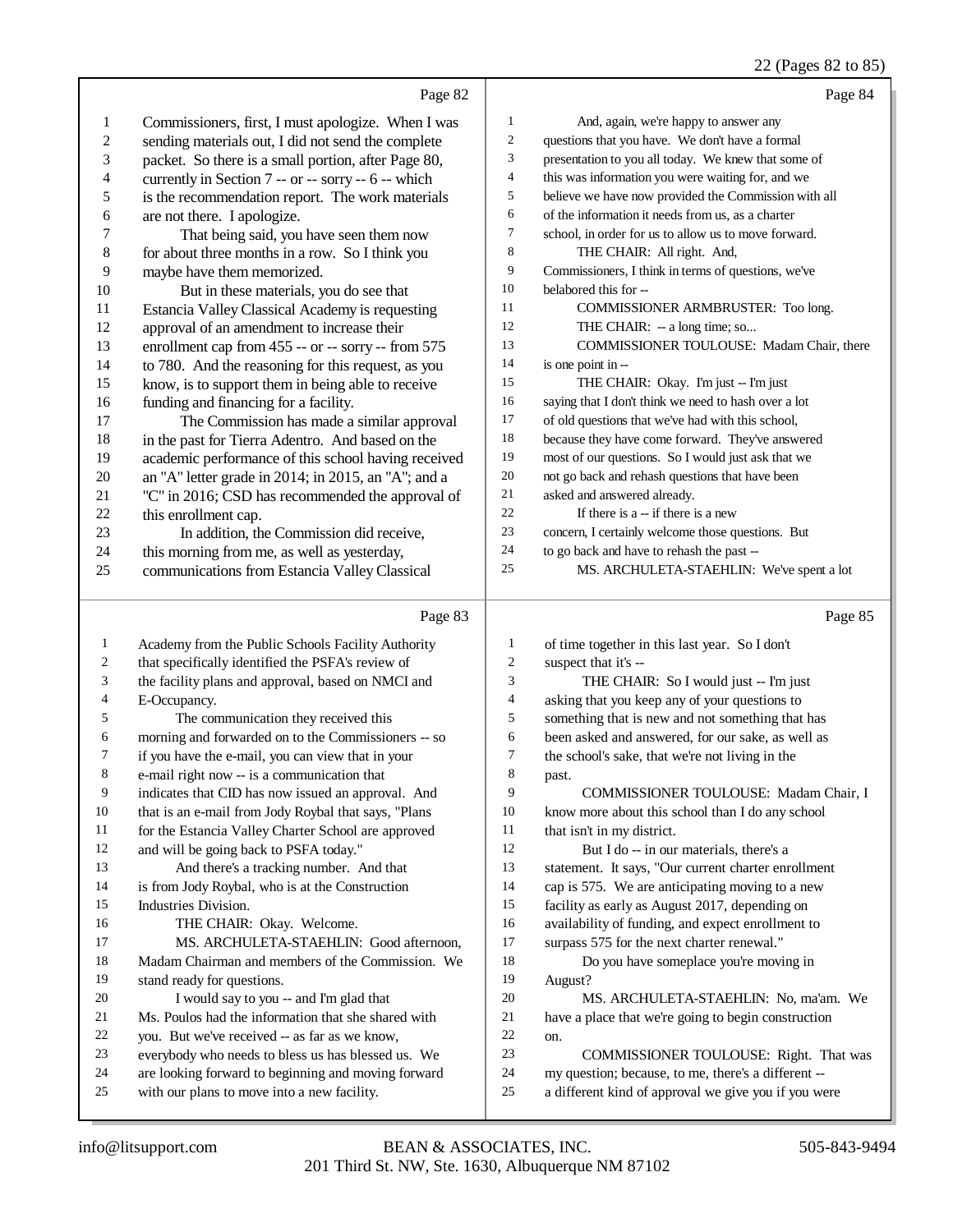Page 82

1 Commissioners, first, I must apologize. When I was
2 sending materials out, I did not send the complete
3 packet. So there is a small portion, after Page 80,
4 currently in Section 7 -- or -- sorry -- 6 -- which
5 is the recommendation report. The work materials
6 are not there. I apologize.
7 That being said, you have seen them now
8 for about three months in a row. So I think you
9 maybe have them memorized.
10 But in these materials, you do see that
11 Estancia Valley Classical Academy is requesting
12 approval of an amendment to increase their
13 enrollment cap from 455 -- or -- sorry -- from 575
14 to 780. And the reasoning for this request, as you
15 know, is to support them in being able to receive
16 funding and financing for a facility.
17 The Commission has made a similar approval
18 in the past for Tierra Adentro. And based on the
19 academic performance of this school having received
20 an "A" letter grade in 2014; in 2015, an "A"; and a
21 "C" in 2016; CSD has recommended the approval of
22 this enrollment cap.
23 In addition, the Commission did receive,
24 this morning from me, as well as yesterday,
25 communications from Estancia Valley Classical

Page 83

1 Academy from the Public Schools Facility Authority
2 that specifically identified the PSFA's review of
3 the facility plans and approval, based on NMCI and
4 E-Occupancy.
5 The communication they received this
6 morning and forwarded on to the Commissioners -- so
7 if you have the e-mail, you can view that in your
8 e-mail right now -- is a communication that
9 indicates that CID has now issued an approval. And
10 that is an e-mail from Jody Roybal that says, "Plans
11 for the Estancia Valley Charter School are approved
12 and will be going back to PSFA today."
13 And there's a tracking number. And that
14 is from Jody Roybal, who is at the Construction
15 Industries Division.
16 THE CHAIR: Okay. Welcome.
17 MS. ARCHULETA-STAEHLIN: Good afternoon,
18 Madam Chairman and members of the Commission. We
19 stand ready for questions.
20 I would say to you -- and I'm glad that
21 Ms. Poulos had the information that she shared with
22 you. But we've received -- as far as we know,
23 everybody who needs to bless us has blessed us. We
24 are looking forward to beginning and moving forward
25 with our plans to move into a new facility.

Page 84

1 And, again, we're happy to answer any
2 questions that you have. We don't have a formal
3 presentation to you all today. We knew that some of
4 this was information you were waiting for, and we
5 believe we have now provided the Commission with all
6 of the information it needs from us, as a charter
7 school, in order for us to allow us to move forward.
8 THE CHAIR: All right. And,
9 Commissioners, I think in terms of questions, we've
10 belabored this for --
11 COMMISSIONER ARMBRUSTER: Too long.
12 THE CHAIR: -- a long time; so...
13 COMMISSIONER TOULOUSE: Madam Chair, there
14 is one point in --
15 THE CHAIR: Okay. I'm just -- I'm just
16 saying that I don't think we need to hash over a lot
17 of old questions that we've had with this school,
18 because they have come forward. They've answered
19 most of our questions. So I would just ask that we
20 not go back and rehash questions that have been
21 asked and answered already.
22 If there is a -- if there is a new
23 concern, I certainly welcome those questions. But
24 to go back and have to rehash the past --
25 MS. ARCHULETA-STAEHLIN: We've spent a lot

Page 85

1 of time together in this last year. So I don't
2 suspect that it's --
3 THE CHAIR: So I would just -- I'm just
4 asking that you keep any of your questions to
5 something that is new and not something that has
6 been asked and answered, for our sake, as well as
7 the school's sake, that we're not living in the
8 past.
9 COMMISSIONER TOULOUSE: Madam Chair, I
10 know more about this school than I do any school
11 that isn't in my district.
12 But I do -- in our materials, there's a
13 statement. It says, "Our current charter enrollment
14 cap is 575. We are anticipating moving to a new
15 facility as early as August 2017, depending on
16 availability of funding, and expect enrollment to
17 surpass 575 for the next charter renewal."
18 Do you have someplace you're moving in
19 August?
20 MS. ARCHULETA-STAEHLIN: No, ma'am. We
21 have a place that we're going to begin construction
22 on.
23 COMMISSIONER TOULOUSE: Right. That was
24 my question; because, to me, there's a different --
25 a different kind of approval we give you if you were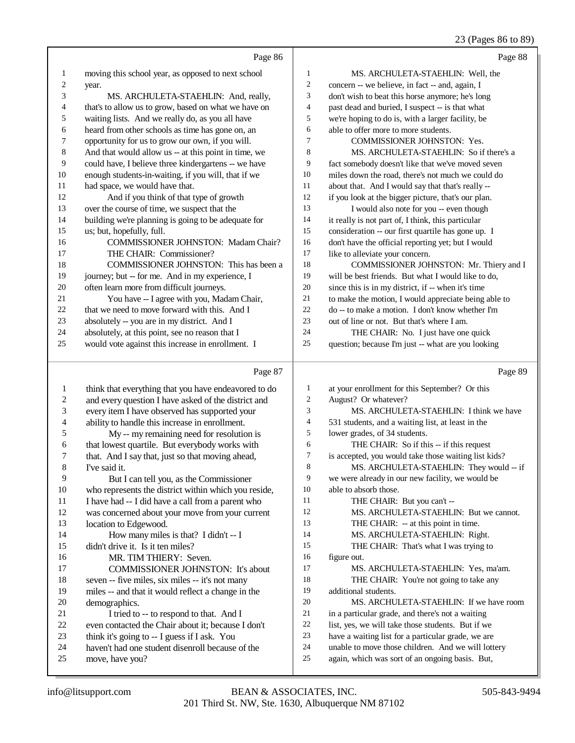Page 86

1 moving this school year, as opposed to next school
2 year.
3 MS. ARCHULETA-STAEHLIN: And, really,
4 that's to allow us to grow, based on what we have on
5 waiting lists. And we really do, as you all have
6 heard from other schools as time has gone on, an
7 opportunity for us to grow our own, if you will.
8 And that would allow us -- at this point in time, we
9 could have, I believe three kindergartens -- we have
10 enough students-in-waiting, if you will, that if we
11 had space, we would have that.
12 And if you think of that type of growth
13 over the course of time, we suspect that the
14 building we're planning is going to be adequate for
15 us; but, hopefully, full.
16 COMMISSIONER JOHNSTON: Madam Chair?
17 THE CHAIR: Commissioner?
18 COMMISSIONER JOHNSTON: This has been a
19 journey; but -- for me. And in my experience, I
20 often learn more from difficult journeys.
21 You have -- I agree with you, Madam Chair,
22 that we need to move forward with this. And I
23 absolutely -- you are in my district. And I
24 absolutely, at this point, see no reason that I
25 would vote against this increase in enrollment. I

Page 87

1 think that everything that you have endeavored to do
2 and every question I have asked of the district and
3 every item I have observed has supported your
4 ability to handle this increase in enrollment.
5 My -- my remaining need for resolution is
6 that lowest quartile. But everybody works with
7 that. And I say that, just so that moving ahead,
8 I've said it.
9 But I can tell you, as the Commissioner
10 who represents the district within which you reside,
11 I have had -- I did have a call from a parent who
12 was concerned about your move from your current
13 location to Edgewood.
14 How many miles is that? I didn't -- I
15 didn't drive it. Is it ten miles?
16 MR. TIM THIERY: Seven.
17 COMMISSIONER JOHNSTON: It's about
18 seven -- five miles, six miles -- it's not many
19 miles -- and that it would reflect a change in the
20 demographics.
21 I tried to -- to respond to that. And I
22 even contacted the Chair about it; because I don't
23 think it's going to -- I guess if I ask. You
24 haven't had one student disenroll because of the
25 move, have you?

Page 88

1 MS. ARCHULETA-STAEHLIN: Well, the
2 concern -- we believe, in fact -- and, again, I
3 don't wish to beat this horse anymore; he's long
4 past dead and buried, I suspect -- is that what
5 we're hoping to do is, with a larger facility, be
6 able to offer more to more students.
7 COMMISSIONER JOHNSTON: Yes.
8 MS. ARCHULETA-STAEHLIN: So if there's a
9 fact somebody doesn't like that we've moved seven
10 miles down the road, there's not much we could do
11 about that. And I would say that that's really --
12 if you look at the bigger picture, that's our plan.
13 I would also note for you -- even though
14 it really is not part of, I think, this particular
15 consideration -- our first quartile has gone up. I
16 don't have the official reporting yet; but I would
17 like to alleviate your concern.
18 COMMISSIONER JOHNSTON: Mr. Thiery and I
19 will be best friends. But what I would like to do,
20 since this is in my district, if -- when it's time
21 to make the motion, I would appreciate being able to
22 do -- to make a motion. I don't know whether I'm
23 out of line or not. But that's where I am.
24 THE CHAIR: No. I just have one quick
25 question; because I'm just -- what are you looking

Page 89

1 at your enrollment for this September? Or this
2 August? Or whatever?
3 MS. ARCHULETA-STAEHLIN: I think we have
4 531 students, and a waiting list, at least in the
5 lower grades, of 34 students.
6 THE CHAIR: So if this -- if this request
7 is accepted, you would take those waiting list kids?
8 MS. ARCHULETA-STAEHLIN: They would -- if
9 we were already in our new facility, we would be
10 able to absorb those.
11 THE CHAIR: But you can't --
12 MS. ARCHULETA-STAEHLIN: But we cannot.
13 THE CHAIR: -- at this point in time.
14 MS. ARCHULETA-STAEHLIN: Right.
15 THE CHAIR: That's what I was trying to
16 figure out.
17 MS. ARCHULETA-STAEHLIN: Yes, ma'am.
18 THE CHAIR: You're not going to take any
19 additional students.
20 MS. ARCHULETA-STAEHLIN: If we have room
21 in a particular grade, and there's not a waiting
22 list, yes, we will take those students. But if we
23 have a waiting list for a particular grade, we are
24 unable to move those children. And we will lottery
25 again, which was sort of an ongoing basis. But,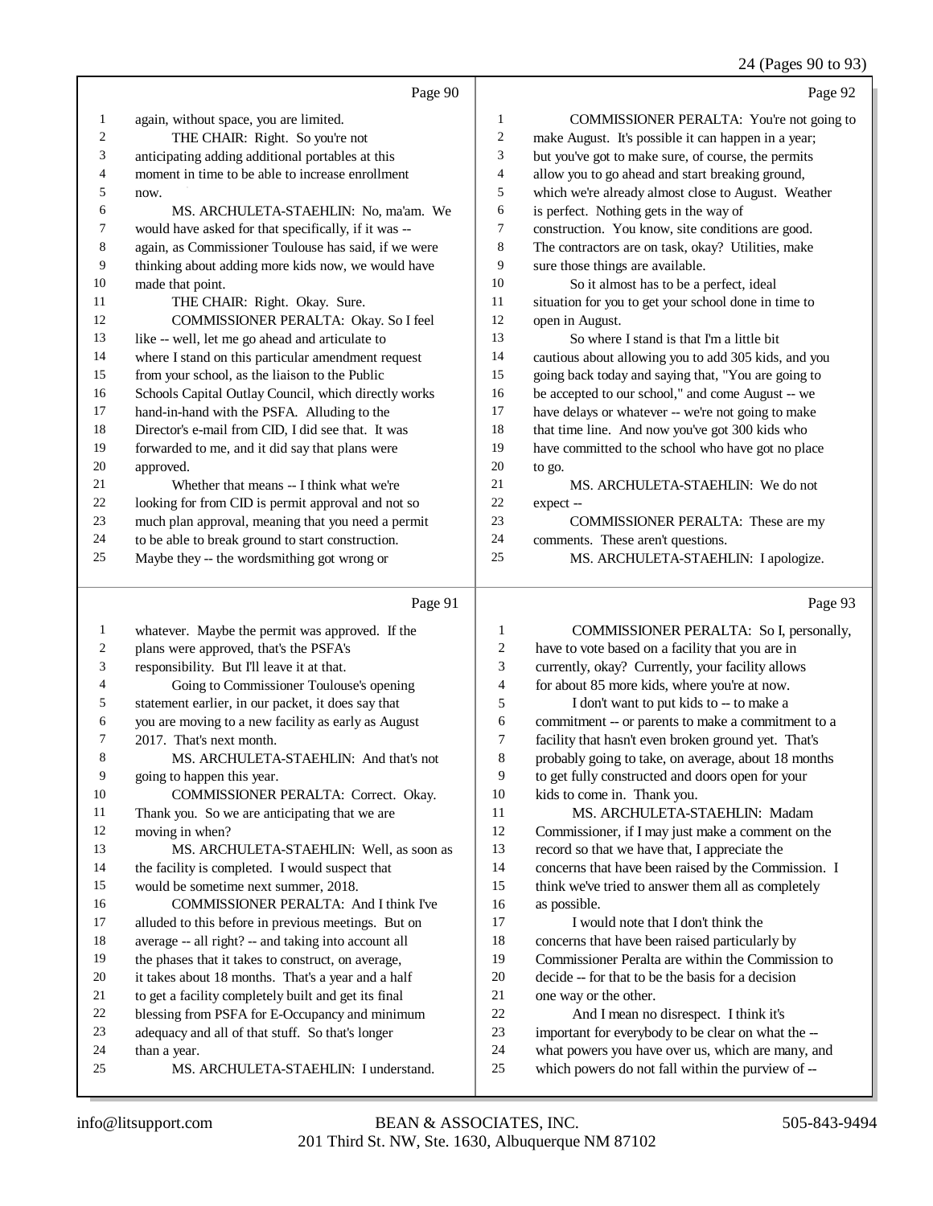Page 90

1 again, without space, you are limited.
2 THE CHAIR: Right. So you're not
3 anticipating adding additional portables at this
4 moment in time to be able to increase enrollment
5 now.
6 MS. ARCHULETA-STAEHLIN: No, ma'am. We
7 would have asked for that specifically, if it was --
8 again, as Commissioner Toulouse has said, if we were
9 thinking about adding more kids now, we would have
10 made that point.
11 THE CHAIR: Right. Okay. Sure.
12 COMMISSIONER PERALTA: Okay. So I feel
13 like -- well, let me go ahead and articulate to
14 where I stand on this particular amendment request
15 from your school, as the liaison to the Public
16 Schools Capital Outlay Council, which directly works
17 hand-in-hand with the PSFA. Alluding to the
18 Director's e-mail from CID, I did see that. It was
19 forwarded to me, and it did say that plans were
20 approved.
21 Whether that means -- I think what we're
22 looking for from CID is permit approval and not so
23 much plan approval, meaning that you need a permit
24 to be able to break ground to start construction.
25 Maybe they -- the wordsmithing got wrong or

Page 91

1 whatever. Maybe the permit was approved. If the
2 plans were approved, that's the PSFA's
3 responsibility. But I'll leave it at that.
4 Going to Commissioner Toulouse's opening
5 statement earlier, in our packet, it does say that
6 you are moving to a new facility as early as August
7 2017. That's next month.
8 MS. ARCHULETA-STAEHLIN: And that's not
9 going to happen this year.
10 COMMISSIONER PERALTA: Correct. Okay.
11 Thank you. So we are anticipating that we are
12 moving in when?
13 MS. ARCHULETA-STAEHLIN: Well, as soon as
14 the facility is completed. I would suspect that
15 would be sometime next summer, 2018.
16 COMMISSIONER PERALTA: And I think I've
17 alluded to this before in previous meetings. But on
18 average -- all right? -- and taking into account all
19 the phases that it takes to construct, on average,
20 it takes about 18 months. That's a year and a half
21 to get a facility completely built and get its final
22 blessing from PSFA for E-Occupancy and minimum
23 adequacy and all of that stuff. So that's longer
24 than a year.
25 MS. ARCHULETA-STAEHLIN: I understand.

Page 92

1 COMMISSIONER PERALTA: You're not going to
2 make August. It's possible it can happen in a year;
3 but you've got to make sure, of course, the permits
4 allow you to go ahead and start breaking ground,
5 which we're already almost close to August. Weather
6 is perfect. Nothing gets in the way of
7 construction. You know, site conditions are good.
8 The contractors are on task, okay? Utilities, make
9 sure those things are available.
10 So it almost has to be a perfect, ideal
11 situation for you to get your school done in time to
12 open in August.
13 So where I stand is that I'm a little bit
14 cautious about allowing you to add 305 kids, and you
15 going back today and saying that, "You are going to
16 be accepted to our school," and come August -- we
17 have delays or whatever -- we're not going to make
18 that time line. And now you've got 300 kids who
19 have committed to the school who have got no place
20 to go.
21 MS. ARCHULETA-STAEHLIN: We do not
22 expect --
23 COMMISSIONER PERALTA: These are my
24 comments. These aren't questions.
25 MS. ARCHULETA-STAEHLIN: I apologize.

Page 93

1 COMMISSIONER PERALTA: So I, personally,
2 have to vote based on a facility that you are in
3 currently, okay? Currently, your facility allows
4 for about 85 more kids, where you're at now.
5 I don't want to put kids to -- to make a
6 commitment -- or parents to make a commitment to a
7 facility that hasn't even broken ground yet. That's
8 probably going to take, on average, about 18 months
9 to get fully constructed and doors open for your
10 kids to come in. Thank you.
11 MS. ARCHULETA-STAEHLIN: Madam
12 Commissioner, if I may just make a comment on the
13 record so that we have that, I appreciate the
14 concerns that have been raised by the Commission. I
15 think we've tried to answer them all as completely
16 as possible.
17 I would note that I don't think the
18 concerns that have been raised particularly by
19 Commissioner Peralta are within the Commission to
20 decide -- for that to be the basis for a decision
21 one way or the other.
22 And I mean no disrespect. I think it's
23 important for everybody to be clear on what the --
24 what powers you have over us, which are many, and
25 which powers do not fall within the purview of --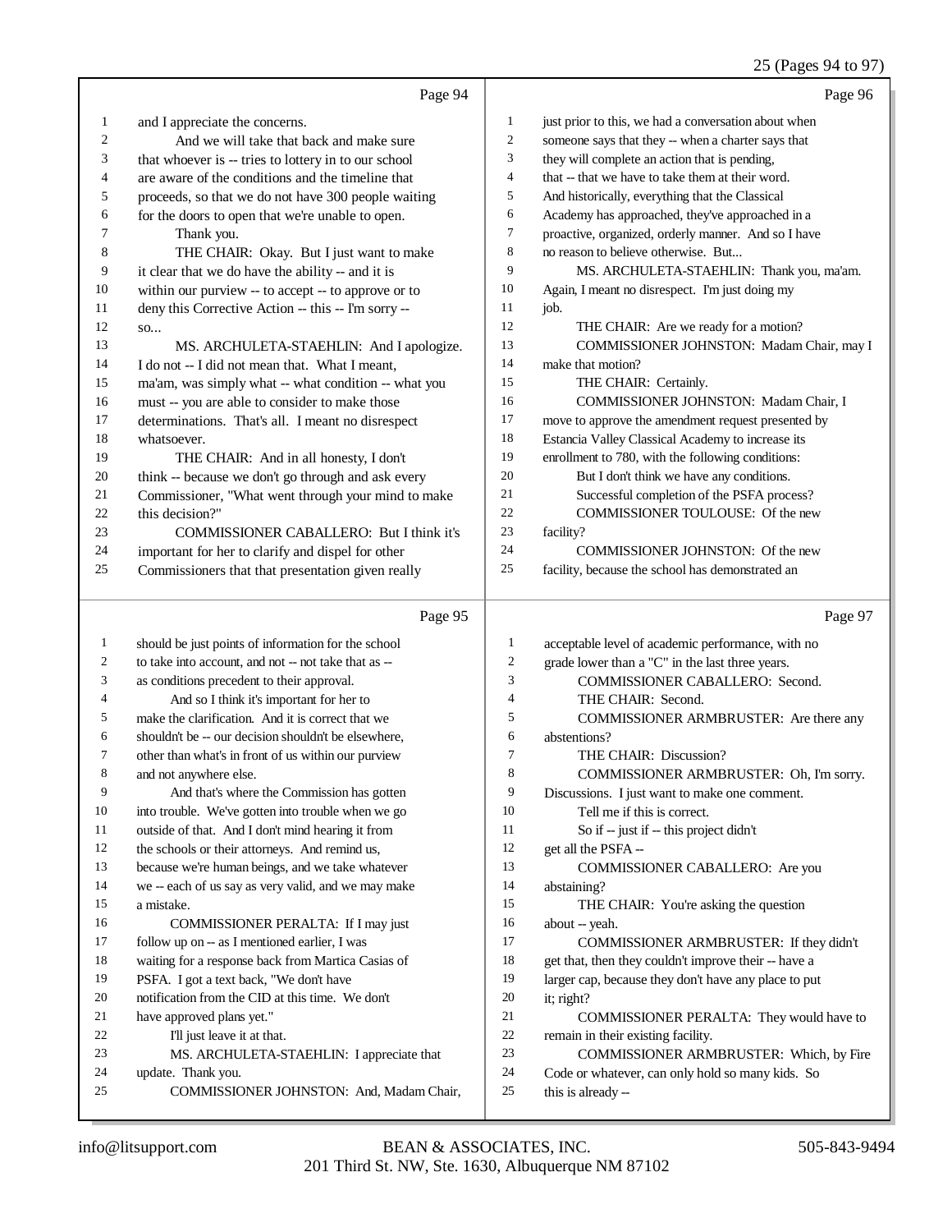Page 94

1 and I appreciate the concerns.
2 And we will take that back and make sure
3 that whoever is -- tries to lottery in to our school
4 are aware of the conditions and the timeline that
5 proceeds, so that we do not have 300 people waiting
6 for the doors to open that we're unable to open.
7 Thank you.
8 THE CHAIR: Okay. But I just want to make
9 it clear that we do have the ability -- and it is
10 within our purview -- to accept -- to approve or to
11 deny this Corrective Action -- this -- I'm sorry --
12 so...
13 MS. ARCHULETA-STAEHLIN: And I apologize.
14 I do not -- I did not mean that. What I meant,
15 ma'am, was simply what -- what condition -- what you
16 must -- you are able to consider to make those
17 determinations. That's all. I meant no disrespect
18 whatsoever.
19 THE CHAIR: And in all honesty, I don't
20 think -- because we don't go through and ask every
21 Commissioner, "What went through your mind to make
22 this decision?"
23 COMMISSIONER CABALLERO: But I think it's
24 important for her to clarify and dispel for other
25 Commissioners that that presentation given really

Page 95

1 should be just points of information for the school
2 to take into account, and not -- not take that as --
3 as conditions precedent to their approval.
4 And so I think it's important for her to
5 make the clarification. And it is correct that we
6 shouldn't be -- our decision shouldn't be elsewhere,
7 other than what's in front of us within our purview
8 and not anywhere else.
9 And that's where the Commission has gotten
10 into trouble. We've gotten into trouble when we go
11 outside of that. And I don't mind hearing it from
12 the schools or their attorneys. And remind us,
13 because we're human beings, and we take whatever
14 we -- each of us say as very valid, and we may make
15 a mistake.
16 COMMISSIONER PERALTA: If I may just
17 follow up on -- as I mentioned earlier, I was
18 waiting for a response back from Martica Casias of
19 PSFA. I got a text back, "We don't have
20 notification from the CID at this time. We don't
21 have approved plans yet."
22 I'll just leave it at that.
23 MS. ARCHULETA-STAEHLIN: I appreciate that
24 update. Thank you.
25 COMMISSIONER JOHNSTON: And, Madam Chair,

Page 96

1 just prior to this, we had a conversation about when
2 someone says that they -- when a charter says that
3 they will complete an action that is pending,
4 that -- that we have to take them at their word.
5 And historically, everything that the Classical
6 Academy has approached, they've approached in a
7 proactive, organized, orderly manner. And so I have
8 no reason to believe otherwise. But...
9 MS. ARCHULETA-STAEHLIN: Thank you, ma'am.
10 Again, I meant no disrespect. I'm just doing my
11 job.
12 THE CHAIR: Are we ready for a motion?
13 COMMISSIONER JOHNSTON: Madam Chair, may I
14 make that motion?
15 THE CHAIR: Certainly.
16 COMMISSIONER JOHNSTON: Madam Chair, I
17 move to approve the amendment request presented by
18 Estancia Valley Classical Academy to increase its
19 enrollment to 780, with the following conditions:
20 But I don't think we have any conditions.
21 Successful completion of the PSFA process?
22 COMMISSIONER TOULOUSE: Of the new
23 facility?
24 COMMISSIONER JOHNSTON: Of the new
25 facility, because the school has demonstrated an

Page 97

1 acceptable level of academic performance, with no
2 grade lower than a "C" in the last three years.
3 COMMISSIONER CABALLERO: Second.
4 THE CHAIR: Second.
5 COMMISSIONER ARMBRUSTER: Are there any
6 abstentions?
7 THE CHAIR: Discussion?
8 COMMISSIONER ARMBRUSTER: Oh, I'm sorry.
9 Discussions. I just want to make one comment.
10 Tell me if this is correct.
11 So if -- just if -- this project didn't
12 get all the PSFA --
13 COMMISSIONER CABALLERO: Are you
14 abstaining?
15 THE CHAIR: You're asking the question
16 about -- yeah.
17 COMMISSIONER ARMBRUSTER: If they didn't
18 get that, then they couldn't improve their -- have a
19 larger cap, because they don't have any place to put
20 it; right?
21 COMMISSIONER PERALTA: They would have to
22 remain in their existing facility.
23 COMMISSIONER ARMBRUSTER: Which, by Fire
24 Code or whatever, can only hold so many kids. So
25 this is already --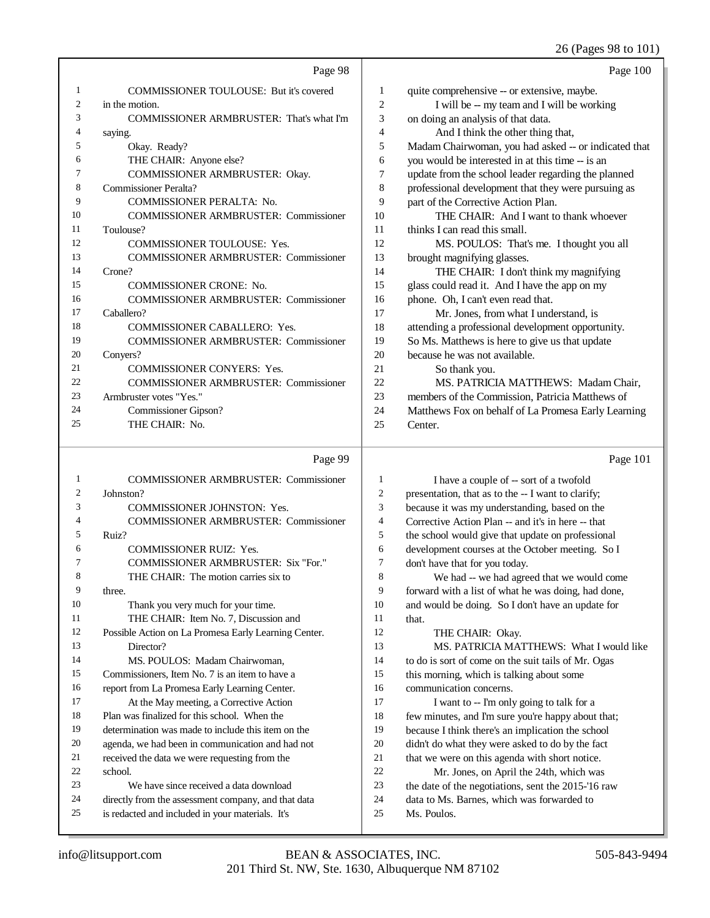26 (Pages 98 to 101)

Page 98

1 COMMISSIONER TOULOUSE: But it's covered
2 in the motion.
3 COMMISSIONER ARMBRUSTER: That's what I'm
4 saying.
5 Okay. Ready?
6 THE CHAIR: Anyone else?
7 COMMISSIONER ARMBRUSTER: Okay.
8 Commissioner Peralta?
9 COMMISSIONER PERALTA: No.
10 COMMISSIONER ARMBRUSTER: Commissioner
11 Toulouse?
12 COMMISSIONER TOULOUSE: Yes.
13 COMMISSIONER ARMBRUSTER: Commissioner
14 Crone?
15 COMMISSIONER CRONE: No.
16 COMMISSIONER ARMBRUSTER: Commissioner
17 Caballero?
18 COMMISSIONER CABALLERO: Yes.
19 COMMISSIONER ARMBRUSTER: Commissioner
20 Conyers?
21 COMMISSIONER CONYERS: Yes.
22 COMMISSIONER ARMBRUSTER: Commissioner
23 Armbruster votes "Yes."
24 Commissioner Gipson?
25 THE CHAIR: No.

Page 99

1 COMMISSIONER ARMBRUSTER: Commissioner
2 Johnston?
3 COMMISSIONER JOHNSTON: Yes.
4 COMMISSIONER ARMBRUSTER: Commissioner
5 Ruiz?
6 COMMISSIONER RUIZ: Yes.
7 COMMISSIONER ARMBRUSTER: Six "For."
8 THE CHAIR: The motion carries six to
9 three.
10 Thank you very much for your time.
11 THE CHAIR: Item No. 7, Discussion and
12 Possible Action on La Promesa Early Learning Center.
13 Director?
14 MS. POULOS: Madam Chairwoman,
15 Commissioners, Item No. 7 is an item to have a
16 report from La Promesa Early Learning Center.
17 At the May meeting, a Corrective Action
18 Plan was finalized for this school. When the
19 determination was made to include this item on the
20 agenda, we had been in communication and had not
21 received the data we were requesting from the
22 school.
23 We have since received a data download
24 directly from the assessment company, and that data
25 is redacted and included in your materials. It's

Page 100

1 quite comprehensive -- or extensive, maybe.
2 I will be -- my team and I will be working
3 on doing an analysis of that data.
4 And I think the other thing that,
5 Madam Chairwoman, you had asked -- or indicated that
6 you would be interested in at this time -- is an
7 update from the school leader regarding the planned
8 professional development that they were pursuing as
9 part of the Corrective Action Plan.
10 THE CHAIR: And I want to thank whoever
11 thinks I can read this small.
12 MS. POULOS: That's me. I thought you all
13 brought magnifying glasses.
14 THE CHAIR: I don't think my magnifying
15 glass could read it. And I have the app on my
16 phone. Oh, I can't even read that.
17 Mr. Jones, from what I understand, is
18 attending a professional development opportunity.
19 So Ms. Matthews is here to give us that update
20 because he was not available.
21 So thank you.
22 MS. PATRICIA MATTHEWS: Madam Chair,
23 members of the Commission, Patricia Matthews of
24 Matthews Fox on behalf of La Promesa Early Learning
25 Center.

Page 101

1 I have a couple of -- sort of a twofold
2 presentation, that as to the -- I want to clarify;
3 because it was my understanding, based on the
4 Corrective Action Plan -- and it's in here -- that
5 the school would give that update on professional
6 development courses at the October meeting. So I
7 don't have that for you today.
8 We had -- we had agreed that we would come
9 forward with a list of what he was doing, had done,
10 and would be doing. So I don't have an update for
11 that.
12 THE CHAIR: Okay.
13 MS. PATRICIA MATTHEWS: What I would like
14 to do is sort of come on the suit tails of Mr. Ogas
15 this morning, which is talking about some
16 communication concerns.
17 I want to -- I'm only going to talk for a
18 few minutes, and I'm sure you're happy about that;
19 because I think there's an implication the school
20 didn't do what they were asked to do by the fact
21 that we were on this agenda with short notice.
22 Mr. Jones, on April the 24th, which was
23 the date of the negotiations, sent the 2015-'16 raw
24 data to Ms. Barnes, which was forwarded to
25 Ms. Poulos.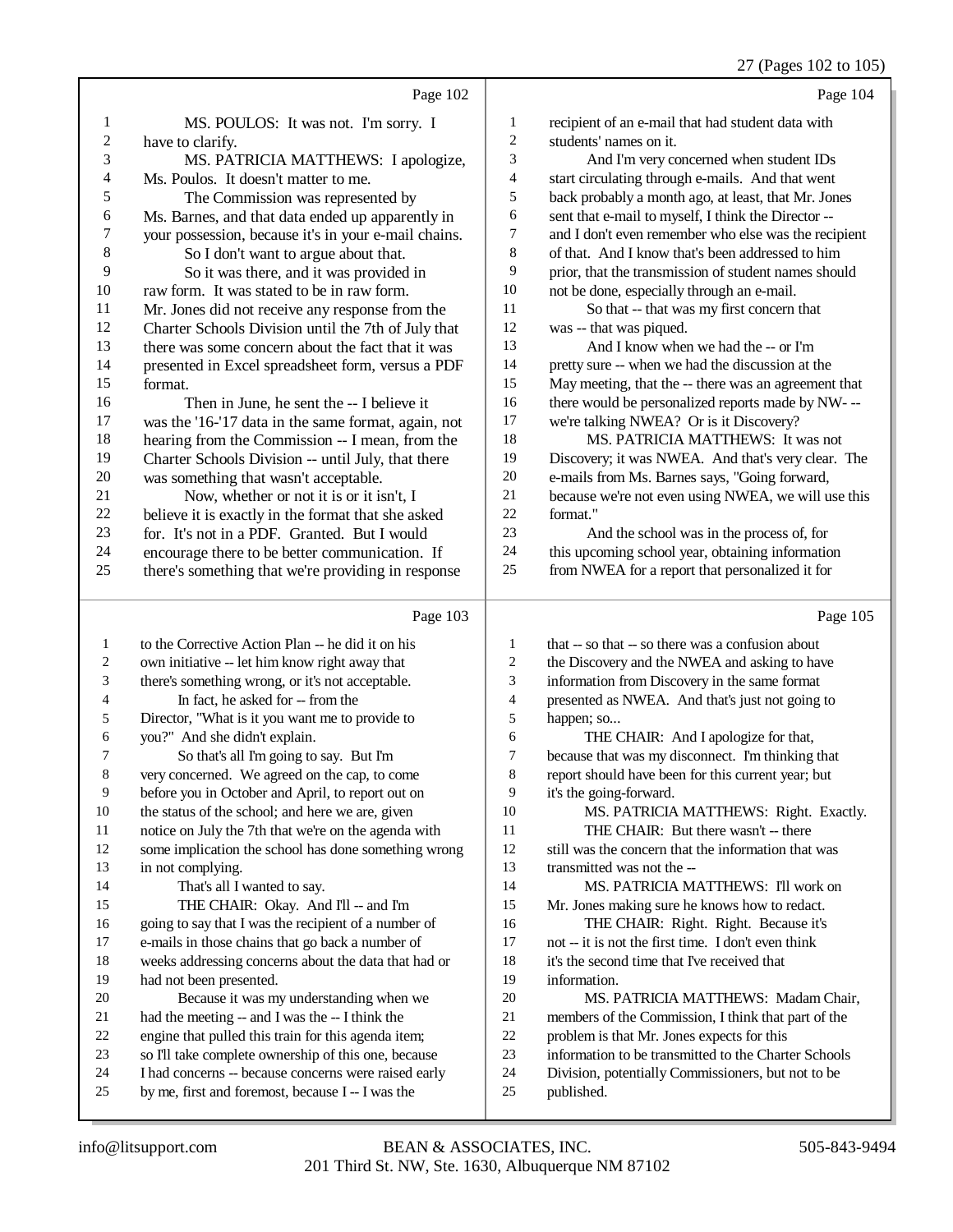Page 102

1 MS. POULOS: It was not. I'm sorry. I
2 have to clarify.
3 MS. PATRICIA MATTHEWS: I apologize,
4 Ms. Poulos. It doesn't matter to me.
5 The Commission was represented by
6 Ms. Barnes, and that data ended up apparently in
7 your possession, because it's in your e-mail chains.
8 So I don't want to argue about that.
9 So it was there, and it was provided in
10 raw form. It was stated to be in raw form.
11 Mr. Jones did not receive any response from the
12 Charter Schools Division until the 7th of July that
13 there was some concern about the fact that it was
14 presented in Excel spreadsheet form, versus a PDF
15 format.
16 Then in June, he sent the -- I believe it
17 was the '16-'17 data in the same format, again, not
18 hearing from the Commission -- I mean, from the
19 Charter Schools Division -- until July, that there
20 was something that wasn't acceptable.
21 Now, whether or not it is or it isn't, I
22 believe it is exactly in the format that she asked
23 for. It's not in a PDF. Granted. But I would
24 encourage there to be better communication. If
25 there's something that we're providing in response

Page 103

1 to the Corrective Action Plan -- he did it on his
2 own initiative -- let him know right away that
3 there's something wrong, or it's not acceptable.
4 In fact, he asked for -- from the
5 Director, "What is it you want me to provide to
6 you?" And she didn't explain.
7 So that's all I'm going to say. But I'm
8 very concerned. We agreed on the cap, to come
9 before you in October and April, to report out on
10 the status of the school; and here we are, given
11 notice on July the 7th that we're on the agenda with
12 some implication the school has done something wrong
13 in not complying.
14 That's all I wanted to say.
15 THE CHAIR: Okay. And I'll -- and I'm
16 going to say that I was the recipient of a number of
17 e-mails in those chains that go back a number of
18 weeks addressing concerns about the data that had or
19 had not been presented.
20 Because it was my understanding when we
21 had the meeting -- and I was the -- I think the
22 engine that pulled this train for this agenda item;
23 so I'll take complete ownership of this one, because
24 I had concerns -- because concerns were raised early
25 by me, first and foremost, because I -- I was the

Page 104

1 recipient of an e-mail that had student data with
2 students' names on it.
3 And I'm very concerned when student IDs
4 start circulating through e-mails. And that went
5 back probably a month ago, at least, that Mr. Jones
6 sent that e-mail to myself, I think the Director --
7 and I don't even remember who else was the recipient
8 of that. And I know that's been addressed to him
9 prior, that the transmission of student names should
10 not be done, especially through an e-mail.
11 So that -- that was my first concern that
12 was -- that was piqued.
13 And I know when we had the -- or I'm
14 pretty sure -- when we had the discussion at the
15 May meeting, that the -- there was an agreement that
16 there would be personalized reports made by NW- --
17 we're talking NWEA? Or is it Discovery?
18 MS. PATRICIA MATTHEWS: It was not
19 Discovery; it was NWEA. And that's very clear. The
20 e-mails from Ms. Barnes says, "Going forward,
21 because we're not even using NWEA, we will use this
22 format."
23 And the school was in the process of, for
24 this upcoming school year, obtaining information
25 from NWEA for a report that personalized it for

Page 105

1 that -- so that -- so there was a confusion about
2 the Discovery and the NWEA and asking to have
3 information from Discovery in the same format
4 presented as NWEA. And that's just not going to
5 happen; so...
6 THE CHAIR: And I apologize for that,
7 because that was my disconnect. I'm thinking that
8 report should have been for this current year; but
9 it's the going-forward.
10 MS. PATRICIA MATTHEWS: Right. Exactly.
11 THE CHAIR: But there wasn't -- there
12 still was the concern that the information that was
13 transmitted was not the --
14 MS. PATRICIA MATTHEWS: I'll work on
15 Mr. Jones making sure he knows how to redact.
16 THE CHAIR: Right. Right. Because it's
17 not -- it is not the first time. I don't even think
18 it's the second time that I've received that
19 information.
20 MS. PATRICIA MATTHEWS: Madam Chair,
21 members of the Commission, I think that part of the
22 problem is that Mr. Jones expects for this
23 information to be transmitted to the Charter Schools
24 Division, potentially Commissioners, but not to be
25 published.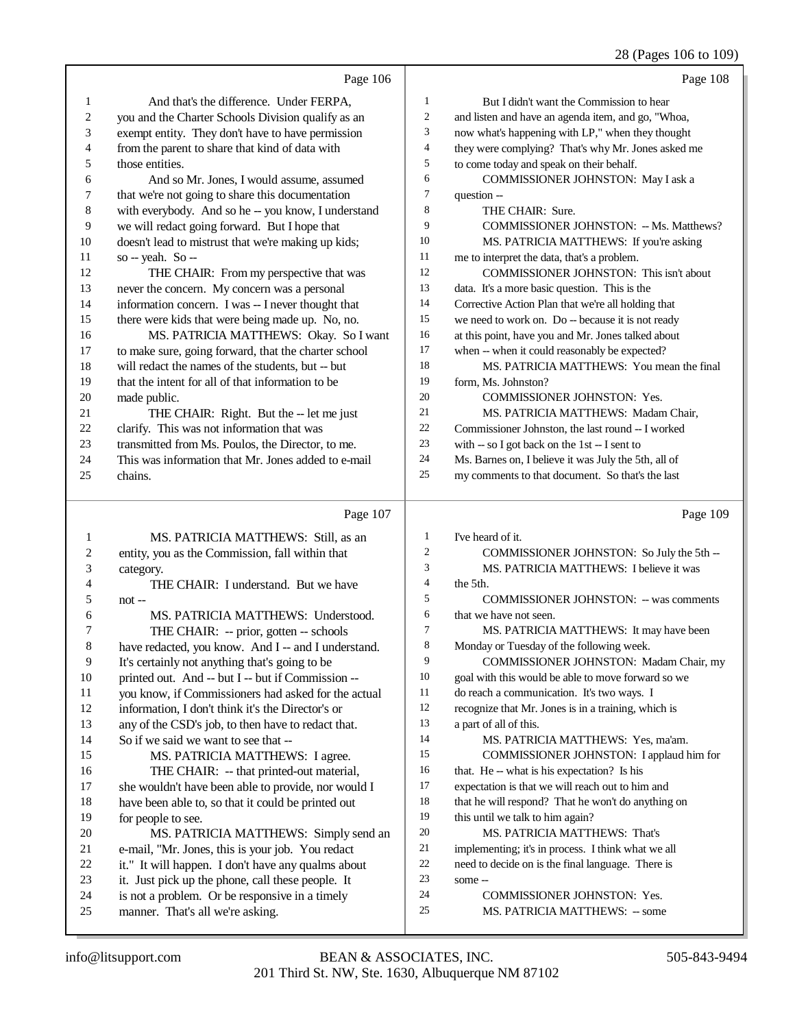Page 106

1 And that's the difference. Under FERPA,
2 you and the Charter Schools Division qualify as an
3 exempt entity. They don't have to have permission
4 from the parent to share that kind of data with
5 those entities.
6 And so Mr. Jones, I would assume, assumed
7 that we're not going to share this documentation
8 with everybody. And so he -- you know, I understand
9 we will redact going forward. But I hope that
10 doesn't lead to mistrust that we're making up kids;
11 so -- yeah. So --
12 THE CHAIR: From my perspective that was
13 never the concern. My concern was a personal
14 information concern. I was -- I never thought that
15 there were kids that were being made up. No, no.
16 MS. PATRICIA MATTHEWS: Okay. So I want
17 to make sure, going forward, that the charter school
18 will redact the names of the students, but -- but
19 that the intent for all of that information to be
20 made public.
21 THE CHAIR: Right. But the -- let me just
22 clarify. This was not information that was
23 transmitted from Ms. Poulos, the Director, to me.
24 This was information that Mr. Jones added to e-mail
25 chains.

Page 107

1 MS. PATRICIA MATTHEWS: Still, as an
2 entity, you as the Commission, fall within that
3 category.
4 THE CHAIR: I understand. But we have
5 not --
6 MS. PATRICIA MATTHEWS: Understood.
7 THE CHAIR: -- prior, gotten -- schools
8 have redacted, you know. And I -- and I understand.
9 It's certainly not anything that's going to be
10 printed out. And -- but I -- but if Commission --
11 you know, if Commissioners had asked for the actual
12 information, I don't think it's the Director's or
13 any of the CSD's job, to then have to redact that.
14 So if we said we want to see that --
15 MS. PATRICIA MATTHEWS: I agree.
16 THE CHAIR: -- that printed-out material,
17 she wouldn't have been able to provide, nor would I
18 have been able to, so that it could be printed out
19 for people to see.
20 MS. PATRICIA MATTHEWS: Simply send an
21 e-mail, "Mr. Jones, this is your job. You redact
22 it." It will happen. I don't have any qualms about
23 it. Just pick up the phone, call these people. It
24 is not a problem. Or be responsive in a timely
25 manner. That's all we're asking.

Page 108

1 But I didn't want the Commission to hear
2 and listen and have an agenda item, and go, "Whoa,
3 now what's happening with LP," when they thought
4 they were complying? That's why Mr. Jones asked me
5 to come today and speak on their behalf.
6 COMMISSIONER JOHNSTON: May I ask a
7 question --
8 THE CHAIR: Sure.
9 COMMISSIONER JOHNSTON: -- Ms. Matthews?
10 MS. PATRICIA MATTHEWS: If you're asking
11 me to interpret the data, that's a problem.
12 COMMISSIONER JOHNSTON: This isn't about
13 data. It's a more basic question. This is the
14 Corrective Action Plan that we're all holding that
15 we need to work on. Do -- because it is not ready
16 at this point, have you and Mr. Jones talked about
17 when -- when it could reasonably be expected?
18 MS. PATRICIA MATTHEWS: You mean the final
19 form, Ms. Johnston?
20 COMMISSIONER JOHNSTON: Yes.
21 MS. PATRICIA MATTHEWS: Madam Chair,
22 Commissioner Johnston, the last round -- I worked
23 with -- so I got back on the 1st -- I sent to
24 Ms. Barnes on, I believe it was July the 5th, all of
25 my comments to that document. So that's the last

Page 109

1 I've heard of it.
2 COMMISSIONER JOHNSTON: So July the 5th --
3 MS. PATRICIA MATTHEWS: I believe it was
4 the 5th.
5 COMMISSIONER JOHNSTON: -- was comments
6 that we have not seen.
7 MS. PATRICIA MATTHEWS: It may have been
8 Monday or Tuesday of the following week.
9 COMMISSIONER JOHNSTON: Madam Chair, my
10 goal with this would be able to move forward so we
11 do reach a communication. It's two ways. I
12 recognize that Mr. Jones is in a training, which is
13 a part of all of this.
14 MS. PATRICIA MATTHEWS: Yes, ma'am.
15 COMMISSIONER JOHNSTON: I applaud him for
16 that. He -- what is his expectation? Is his
17 expectation is that we will reach out to him and
18 that he will respond? That he won't do anything on
19 this until we talk to him again?
20 MS. PATRICIA MATTHEWS: That's
21 implementing; it's in process. I think what we all
22 need to decide on is the final language. There is
23 some --
24 COMMISSIONER JOHNSTON: Yes.
25 MS. PATRICIA MATTHEWS: -- some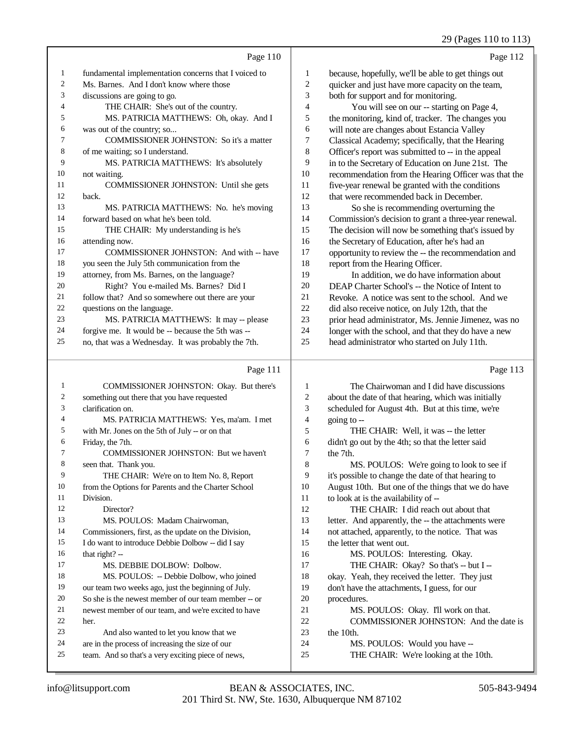Page 110

1 fundamental implementation concerns that I voiced to
2 Ms. Barnes. And I don't know where those
3 discussions are going to go.
4 THE CHAIR: She's out of the country.
5 MS. PATRICIA MATTHEWS: Oh, okay. And I
6 was out of the country; so...
7 COMMISSIONER JOHNSTON: So it's a matter
8 of me waiting; so I understand.
9 MS. PATRICIA MATTHEWS: It's absolutely
10 not waiting.
11 COMMISSIONER JOHNSTON: Until she gets
12 back.
13 MS. PATRICIA MATTHEWS: No. he's moving
14 forward based on what he's been told.
15 THE CHAIR: My understanding is he's
16 attending now.
17 COMMISSIONER JOHNSTON: And with -- have
18 you seen the July 5th communication from the
19 attorney, from Ms. Barnes, on the language?
20 Right? You e-mailed Ms. Barnes? Did I
21 follow that? And so somewhere out there are your
22 questions on the language.
23 MS. PATRICIA MATTHEWS: It may -- please
24 forgive me. It would be -- because the 5th was --
25 no, that was a Wednesday. It was probably the 7th.

Page 111

1 COMMISSIONER JOHNSTON: Okay. But there's
2 something out there that you have requested
3 clarification on.
4 MS. PATRICIA MATTHEWS: Yes, ma'am. I met
5 with Mr. Jones on the 5th of July -- or on that
6 Friday, the 7th.
7 COMMISSIONER JOHNSTON: But we haven't
8 seen that. Thank you.
9 THE CHAIR: We're on to Item No. 8, Report
10 from the Options for Parents and the Charter School
11 Division.
12 Director?
13 MS. POULOS: Madam Chairwoman,
14 Commissioners, first, as the update on the Division,
15 I do want to introduce Debbie Dolbow -- did I say
16 that right? --
17 MS. DEBBIE DOLBOW: Dolbow.
18 MS. POULOS: -- Debbie Dolbow, who joined
19 our team two weeks ago, just the beginning of July.
20 So she is the newest member of our team member -- or
21 newest member of our team, and we're excited to have
22 her.
23 And also wanted to let you know that we
24 are in the process of increasing the size of our
25 team. And so that's a very exciting piece of news,

Page 112

1 because, hopefully, we'll be able to get things out
2 quicker and just have more capacity on the team,
3 both for support and for monitoring.
4 You will see on our -- starting on Page 4,
5 the monitoring, kind of, tracker. The changes you
6 will note are changes about Estancia Valley
7 Classical Academy; specifically, that the Hearing
8 Officer's report was submitted to -- in the appeal
9 in to the Secretary of Education on June 21st. The
10 recommendation from the Hearing Officer was that the
11 five-year renewal be granted with the conditions
12 that were recommended back in December.
13 So she is recommending overturning the
14 Commission's decision to grant a three-year renewal.
15 The decision will now be something that's issued by
16 the Secretary of Education, after he's had an
17 opportunity to review the -- the recommendation and
18 report from the Hearing Officer.
19 In addition, we do have information about
20 DEAP Charter School's -- the Notice of Intent to
21 Revoke. A notice was sent to the school. And we
22 did also receive notice, on July 12th, that the
23 prior head administrator, Ms. Jennie Jimenez, was no
24 longer with the school, and that they do have a new
25 head administrator who started on July 11th.

Page 113

1 The Chairwoman and I did have discussions
2 about the date of that hearing, which was initially
3 scheduled for August 4th. But at this time, we're
4 going to --
5 THE CHAIR: Well, it was -- the letter
6 didn't go out by the 4th; so that the letter said
7 the 7th.
8 MS. POULOS: We're going to look to see if
9 it's possible to change the date of that hearing to
10 August 10th. But one of the things that we do have
11 to look at is the availability of --
12 THE CHAIR: I did reach out about that
13 letter. And apparently, the -- the attachments were
14 not attached, apparently, to the notice. That was
15 the letter that went out.
16 MS. POULOS: Interesting. Okay.
17 THE CHAIR: Okay? So that's -- but I --
18 okay. Yeah, they received the letter. They just
19 don't have the attachments, I guess, for our
20 procedures.
21 MS. POULOS: Okay. I'll work on that.
22 COMMISSIONER JOHNSTON: And the date is
23 the 10th.
24 MS. POULOS: Would you have --
25 THE CHAIR: We're looking at the 10th.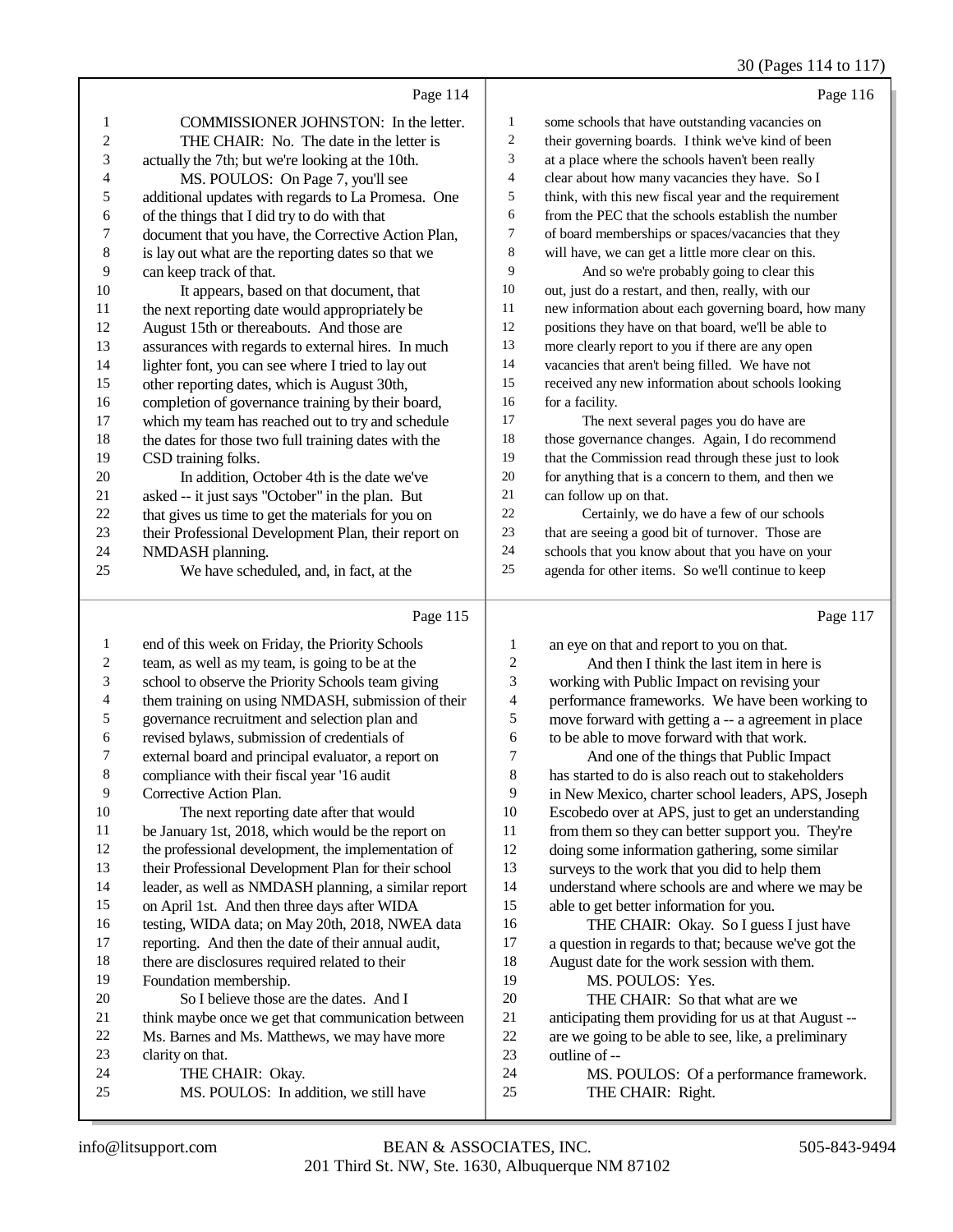Page 114

1 COMMISSIONER JOHNSTON: In the letter.
2 THE CHAIR: No. The date in the letter is
3 actually the 7th; but we're looking at the 10th.
4 MS. POULOS: On Page 7, you'll see
5 additional updates with regards to La Promesa. One
6 of the things that I did try to do with that
7 document that you have, the Corrective Action Plan,
8 is lay out what are the reporting dates so that we
9 can keep track of that.
10 It appears, based on that document, that
11 the next reporting date would appropriately be
12 August 15th or thereabouts. And those are
13 assurances with regards to external hires. In much
14 lighter font, you can see where I tried to lay out
15 other reporting dates, which is August 30th,
16 completion of governance training by their board,
17 which my team has reached out to try and schedule
18 the dates for those two full training dates with the
19 CSD training folks.
20 In addition, October 4th is the date we've
21 asked -- it just says "October" in the plan. But
22 that gives us time to get the materials for you on
23 their Professional Development Plan, their report on
24 NMDASH planning.
25 We have scheduled, and, in fact, at the

Page 115

1 end of this week on Friday, the Priority Schools
2 team, as well as my team, is going to be at the
3 school to observe the Priority Schools team giving
4 them training on using NMDASH, submission of their
5 governance recruitment and selection plan and
6 revised bylaws, submission of credentials of
7 external board and principal evaluator, a report on
8 compliance with their fiscal year '16 audit
9 Corrective Action Plan.
10 The next reporting date after that would
11 be January 1st, 2018, which would be the report on
12 the professional development, the implementation of
13 their Professional Development Plan for their school
14 leader, as well as NMDASH planning, a similar report
15 on April 1st. And then three days after WIDA
16 testing, WIDA data; on May 20th, 2018, NWEA data
17 reporting. And then the date of their annual audit,
18 there are disclosures required related to their
19 Foundation membership.
20 So I believe those are the dates. And I
21 think maybe once we get that communication between
22 Ms. Barnes and Ms. Matthews, we may have more
23 clarity on that.
24 THE CHAIR: Okay.
25 MS. POULOS: In addition, we still have

Page 116

1 some schools that have outstanding vacancies on
2 their governing boards. I think we've kind of been
3 at a place where the schools haven't been really
4 clear about how many vacancies they have. So I
5 think, with this new fiscal year and the requirement
6 from the PEC that the schools establish the number
7 of board memberships or spaces/vacancies that they
8 will have, we can get a little more clear on this.
9 And so we're probably going to clear this
10 out, just do a restart, and then, really, with our
11 new information about each governing board, how many
12 positions they have on that board, we'll be able to
13 more clearly report to you if there are any open
14 vacancies that aren't being filled. We have not
15 received any new information about schools looking
16 for a facility.
17 The next several pages you do have are
18 those governance changes. Again, I do recommend
19 that the Commission read through these just to look
20 for anything that is a concern to them, and then we
21 can follow up on that.
22 Certainly, we do have a few of our schools
23 that are seeing a good bit of turnover. Those are
24 schools that you know about that you have on your
25 agenda for other items. So we'll continue to keep

Page 117

1 an eye on that and report to you on that.
2 And then I think the last item in here is
3 working with Public Impact on revising your
4 performance frameworks. We have been working to
5 move forward with getting a -- a agreement in place
6 to be able to move forward with that work.
7 And one of the things that Public Impact
8 has started to do is also reach out to stakeholders
9 in New Mexico, charter school leaders, APS, Joseph
10 Escobedo over at APS, just to get an understanding
11 from them so they can better support you. They're
12 doing some information gathering, some similar
13 surveys to the work that you did to help them
14 understand where schools are and where we may be
15 able to get better information for you.
16 THE CHAIR: Okay. So I guess I just have
17 a question in regards to that; because we've got the
18 August date for the work session with them.
19 MS. POULOS: Yes.
20 THE CHAIR: So that what are we
21 anticipating them providing for us at that August --
22 are we going to be able to see, like, a preliminary
23 outline of --
24 MS. POULOS: Of a performance framework.
25 THE CHAIR: Right.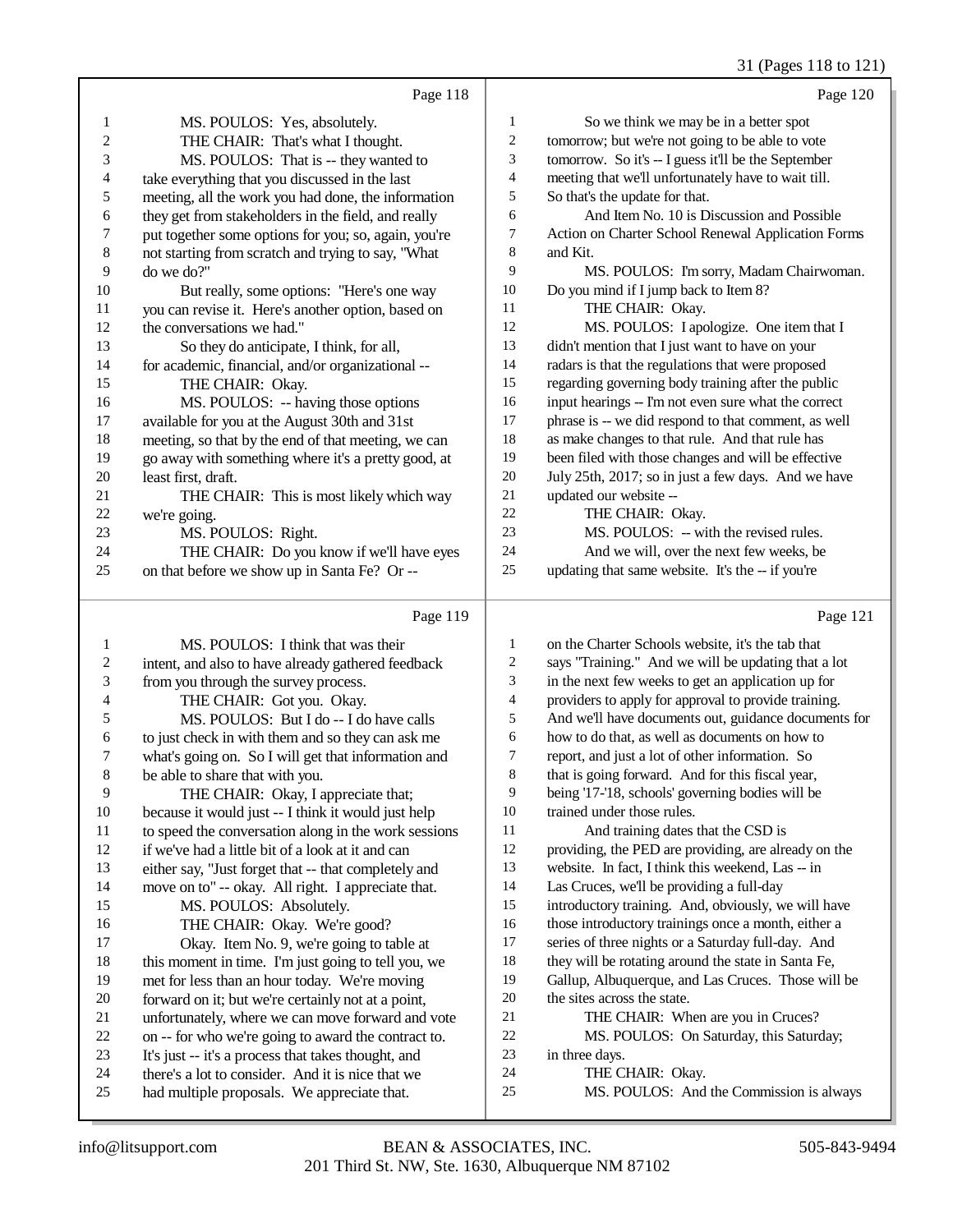Page 118

1 MS. POULOS: Yes, absolutely.
2 THE CHAIR: That's what I thought.
3 MS. POULOS: That is -- they wanted to
4 take everything that you discussed in the last
5 meeting, all the work you had done, the information
6 they get from stakeholders in the field, and really
7 put together some options for you; so, again, you're
8 not starting from scratch and trying to say, "What
9 do we do?"
10 But really, some options: "Here's one way
11 you can revise it. Here's another option, based on
12 the conversations we had."
13 So they do anticipate, I think, for all,
14 for academic, financial, and/or organizational --
15 THE CHAIR: Okay.
16 MS. POULOS: -- having those options
17 available for you at the August 30th and 31st
18 meeting, so that by the end of that meeting, we can
19 go away with something where it's a pretty good, at
20 least first, draft.
21 THE CHAIR: This is most likely which way
22 we're going.
23 MS. POULOS: Right.
24 THE CHAIR: Do you know if we'll have eyes
25 on that before we show up in Santa Fe? Or --

Page 119

1 MS. POULOS: I think that was their
2 intent, and also to have already gathered feedback
3 from you through the survey process.
4 THE CHAIR: Got you. Okay.
5 MS. POULOS: But I do -- I do have calls
6 to just check in with them and so they can ask me
7 what's going on. So I will get that information and
8 be able to share that with you.
9 THE CHAIR: Okay, I appreciate that;
10 because it would just -- I think it would just help
11 to speed the conversation along in the work sessions
12 if we've had a little bit of a look at it and can
13 either say, "Just forget that -- that completely and
14 move on to" -- okay. All right. I appreciate that.
15 MS. POULOS: Absolutely.
16 THE CHAIR: Okay. We're good?
17 Okay. Item No. 9, we're going to table at
18 this moment in time. I'm just going to tell you, we
19 met for less than an hour today. We're moving
20 forward on it; but we're certainly not at a point,
21 unfortunately, where we can move forward and vote
22 on -- for who we're going to award the contract to.
23 It's just -- it's a process that takes thought, and
24 there's a lot to consider. And it is nice that we
25 had multiple proposals. We appreciate that.

Page 120

1 So we think we may be in a better spot
2 tomorrow; but we're not going to be able to vote
3 tomorrow. So it's -- I guess it'll be the September
4 meeting that we'll unfortunately have to wait till.
5 So that's the update for that.
6 And Item No. 10 is Discussion and Possible
7 Action on Charter School Renewal Application Forms
8 and Kit.
9 MS. POULOS: I'm sorry, Madam Chairwoman.
10 Do you mind if I jump back to Item 8?
11 THE CHAIR: Okay.
12 MS. POULOS: I apologize. One item that I
13 didn't mention that I just want to have on your
14 radars is that the regulations that were proposed
15 regarding governing body training after the public
16 input hearings -- I'm not even sure what the correct
17 phrase is -- we did respond to that comment, as well
18 as make changes to that rule. And that rule has
19 been filed with those changes and will be effective
20 July 25th, 2017; so in just a few days. And we have
21 updated our website --
22 THE CHAIR: Okay.
23 MS. POULOS: -- with the revised rules.
24 And we will, over the next few weeks, be
25 updating that same website. It's the -- if you're

Page 121

1 on the Charter Schools website, it's the tab that
2 says "Training." And we will be updating that a lot
3 in the next few weeks to get an application up for
4 providers to apply for approval to provide training.
5 And we'll have documents out, guidance documents for
6 how to do that, as well as documents on how to
7 report, and just a lot of other information. So
8 that is going forward. And for this fiscal year,
9 being '17-'18, schools' governing bodies will be
10 trained under those rules.
11 And training dates that the CSD is
12 providing, the PED are providing, are already on the
13 website. In fact, I think this weekend, Las -- in
14 Las Cruces, we'll be providing a full-day
15 introductory training. And, obviously, we will have
16 those introductory trainings once a month, either a
17 series of three nights or a Saturday full-day. And
18 they will be rotating around the state in Santa Fe,
19 Gallup, Albuquerque, and Las Cruces. Those will be
20 the sites across the state.
21 THE CHAIR: When are you in Cruces?
22 MS. POULOS: On Saturday, this Saturday;
23 in three days.
24 THE CHAIR: Okay.
25 MS. POULOS: And the Commission is always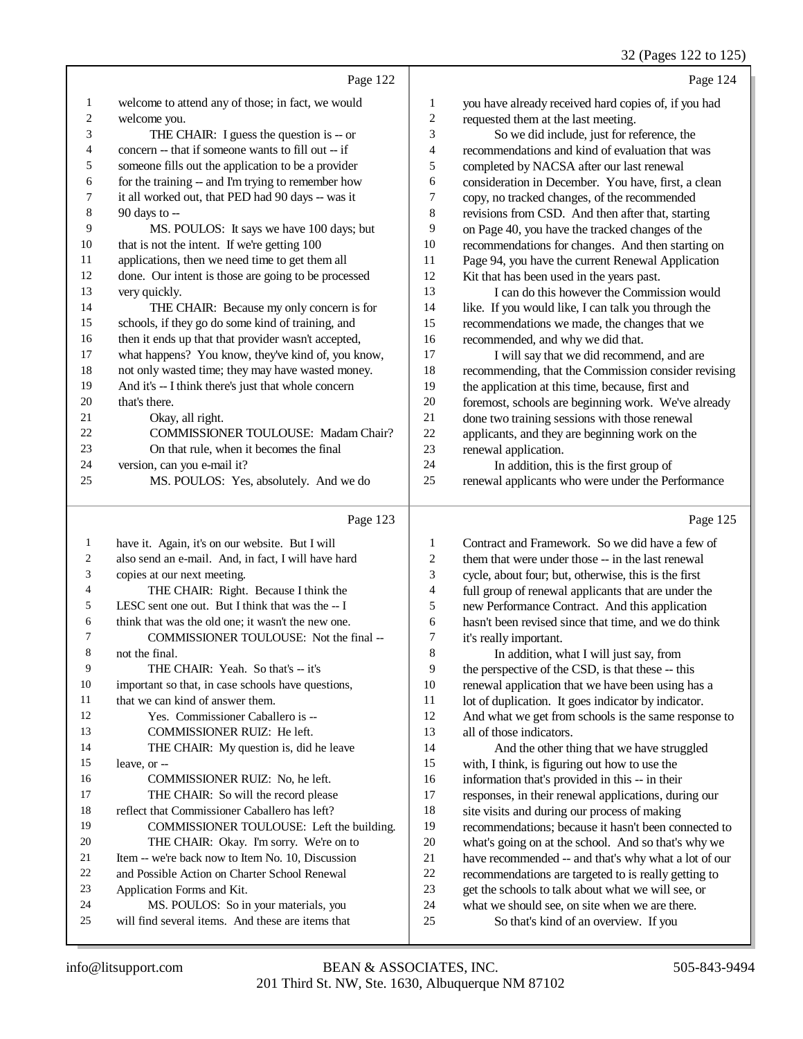Page 122

1 welcome to attend any of those; in fact, we would
2 welcome you.
3 THE CHAIR: I guess the question is -- or
4 concern -- that if someone wants to fill out -- if
5 someone fills out the application to be a provider
6 for the training -- and I'm trying to remember how
7 it all worked out, that PED had 90 days -- was it
8 90 days to --
9 MS. POULOS: It says we have 100 days; but
10 that is not the intent. If we're getting 100
11 applications, then we need time to get them all
12 done. Our intent is those are going to be processed
13 very quickly.
14 THE CHAIR: Because my only concern is for
15 schools, if they go do some kind of training, and
16 then it ends up that that provider wasn't accepted,
17 what happens? You know, they've kind of, you know,
18 not only wasted time; they may have wasted money.
19 And it's -- I think there's just that whole concern
20 that's there.
21 Okay, all right.
22 COMMISSIONER TOULOUSE: Madam Chair?
23 On that rule, when it becomes the final
24 version, can you e-mail it?
25 MS. POULOS: Yes, absolutely. And we do

Page 123

1 have it. Again, it's on our website. But I will
2 also send an e-mail. And, in fact, I will have hard
3 copies at our next meeting.
4 THE CHAIR: Right. Because I think the
5 LESC sent one out. But I think that was the -- I
6 think that was the old one; it wasn't the new one.
7 COMMISSIONER TOULOUSE: Not the final --
8 not the final.
9 THE CHAIR: Yeah. So that's -- it's
10 important so that, in case schools have questions,
11 that we can kind of answer them.
12 Yes. Commissioner Caballero is --
13 COMMISSIONER RUIZ: He left.
14 THE CHAIR: My question is, did he leave
15 leave, or --
16 COMMISSIONER RUIZ: No, he left.
17 THE CHAIR: So will the record please
18 reflect that Commissioner Caballero has left?
19 COMMISSIONER TOULOUSE: Left the building.
20 THE CHAIR: Okay. I'm sorry. We're on to
21 Item -- we're back now to Item No. 10, Discussion
22 and Possible Action on Charter School Renewal
23 Application Forms and Kit.
24 MS. POULOS: So in your materials, you
25 will find several items. And these are items that

Page 124

1 you have already received hard copies of, if you had
2 requested them at the last meeting.
3 So we did include, just for reference, the
4 recommendations and kind of evaluation that was
5 completed by NACSA after our last renewal
6 consideration in December. You have, first, a clean
7 copy, no tracked changes, of the recommended
8 revisions from CSD. And then after that, starting
9 on Page 40, you have the tracked changes of the
10 recommendations for changes. And then starting on
11 Page 94, you have the current Renewal Application
12 Kit that has been used in the years past.
13 I can do this however the Commission would
14 like. If you would like, I can talk you through the
15 recommendations we made, the changes that we
16 recommended, and why we did that.
17 I will say that we did recommend, and are
18 recommending, that the Commission consider revising
19 the application at this time, because, first and
20 foremost, schools are beginning work. We've already
21 done two training sessions with those renewal
22 applicants, and they are beginning work on the
23 renewal application.
24 In addition, this is the first group of
25 renewal applicants who were under the Performance

Page 125

1 Contract and Framework. So we did have a few of
2 them that were under those -- in the last renewal
3 cycle, about four; but, otherwise, this is the first
4 full group of renewal applicants that are under the
5 new Performance Contract. And this application
6 hasn't been revised since that time, and we do think
7 it's really important.
8 In addition, what I will just say, from
9 the perspective of the CSD, is that these -- this
10 renewal application that we have been using has a
11 lot of duplication. It goes indicator by indicator.
12 And what we get from schools is the same response to
13 all of those indicators.
14 And the other thing that we have struggled
15 with, I think, is figuring out how to use the
16 information that's provided in this -- in their
17 responses, in their renewal applications, during our
18 site visits and during our process of making
19 recommendations; because it hasn't been connected to
20 what's going on at the school. And so that's why we
21 have recommended -- and that's why what a lot of our
22 recommendations are targeted to is really getting to
23 get the schools to talk about what we will see, or
24 what we should see, on site when we are there.
25 So that's kind of an overview. If you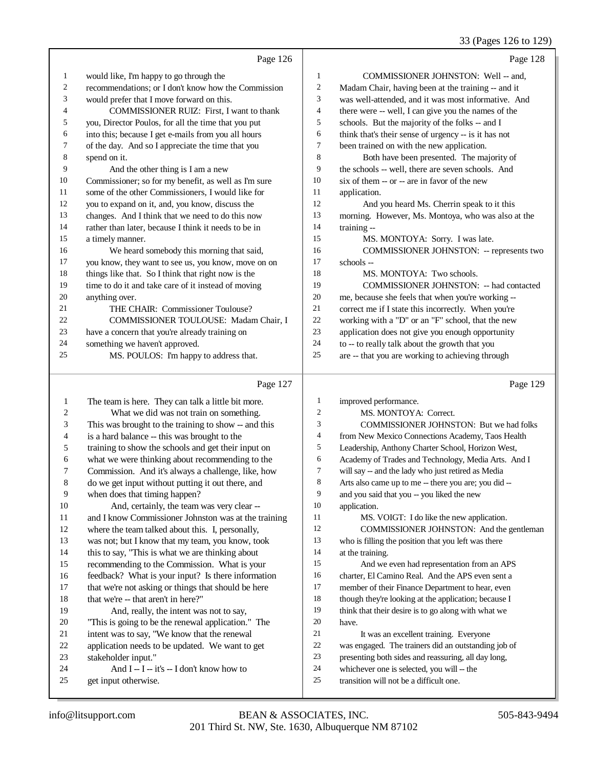Page 126

1 would like, I'm happy to go through the
2 recommendations; or I don't know how the Commission
3 would prefer that I move forward on this.
4 COMMISSIONER RUIZ: First, I want to thank
5 you, Director Poulos, for all the time that you put
6 into this; because I get e-mails from you all hours
7 of the day. And so I appreciate the time that you
8 spend on it.
9 And the other thing is I am a new
10 Commissioner; so for my benefit, as well as I'm sure
11 some of the other Commissioners, I would like for
12 you to expand on it, and, you know, discuss the
13 changes. And I think that we need to do this now
14 rather than later, because I think it needs to be in
15 a timely manner.
16 We heard somebody this morning that said,
17 you know, they want to see us, you know, move on on
18 things like that. So I think that right now is the
19 time to do it and take care of it instead of moving
20 anything over.
21 THE CHAIR: Commissioner Toulouse?
22 COMMISSIONER TOULOUSE: Madam Chair, I
23 have a concern that you're already training on
24 something we haven't approved.
25 MS. POULOS: I'm happy to address that.

Page 127

1 The team is here. They can talk a little bit more.
2 What we did was not train on something.
3 This was brought to the training to show -- and this
4 is a hard balance -- this was brought to the
5 training to show the schools and get their input on
6 what we were thinking about recommending to the
7 Commission. And it's always a challenge, like, how
8 do we get input without putting it out there, and
9 when does that timing happen?
10 And, certainly, the team was very clear --
11 and I know Commissioner Johnston was at the training
12 where the team talked about this. I, personally,
13 was not; but I know that my team, you know, took
14 this to say, "This is what we are thinking about
15 recommending to the Commission. What is your
16 feedback? What is your input? Is there information
17 that we're not asking or things that should be here
18 that we're -- that aren't in here?"
19 And, really, the intent was not to say,
20 "This is going to be the renewal application." The
21 intent was to say, "We know that the renewal
22 application needs to be updated. We want to get
23 stakeholder input."
24 And I -- I -- it's -- I don't know how to
25 get input otherwise.

Page 128

1 COMMISSIONER JOHNSTON: Well -- and,
2 Madam Chair, having been at the training -- and it
3 was well-attended, and it was most informative. And
4 there were -- well, I can give you the names of the
5 schools. But the majority of the folks -- and I
6 think that's their sense of urgency -- is it has not
7 been trained on with the new application.
8 Both have been presented. The majority of
9 the schools -- well, there are seven schools. And
10 six of them -- or -- are in favor of the new
11 application.
12 And you heard Ms. Cherrin speak to it this
13 morning. However, Ms. Montoya, who was also at the
14 training --
15 MS. MONTOYA: Sorry. I was late.
16 COMMISSIONER JOHNSTON: -- represents two
17 schools --
18 MS. MONTOYA: Two schools.
19 COMMISSIONER JOHNSTON: -- had contacted
20 me, because she feels that when you're working --
21 correct me if I state this incorrectly. When you're
22 working with a "D" or an "F" school, that the new
23 application does not give you enough opportunity
24 to -- to really talk about the growth that you
25 are -- that you are working to achieving through

Page 129

1 improved performance.
2 MS. MONTOYA: Correct.
3 COMMISSIONER JOHNSTON: But we had folks
4 from New Mexico Connections Academy, Taos Health
5 Leadership, Anthony Charter School, Horizon West,
6 Academy of Trades and Technology, Media Arts. And I
7 will say -- and the lady who just retired as Media
8 Arts also came up to me -- there you are; you did --
9 and you said that you -- you liked the new
10 application.
11 MS. VOIGT: I do like the new application.
12 COMMISSIONER JOHNSTON: And the gentleman
13 who is filling the position that you left was there
14 at the training.
15 And we even had representation from an APS
16 charter, El Camino Real. And the APS even sent a
17 member of their Finance Department to hear, even
18 though they're looking at the application; because I
19 think that their desire is to go along with what we
20 have.
21 It was an excellent training. Everyone
22 was engaged. The trainers did an outstanding job of
23 presenting both sides and reassuring, all day long,
24 whichever one is selected, you will -- the
25 transition will not be a difficult one.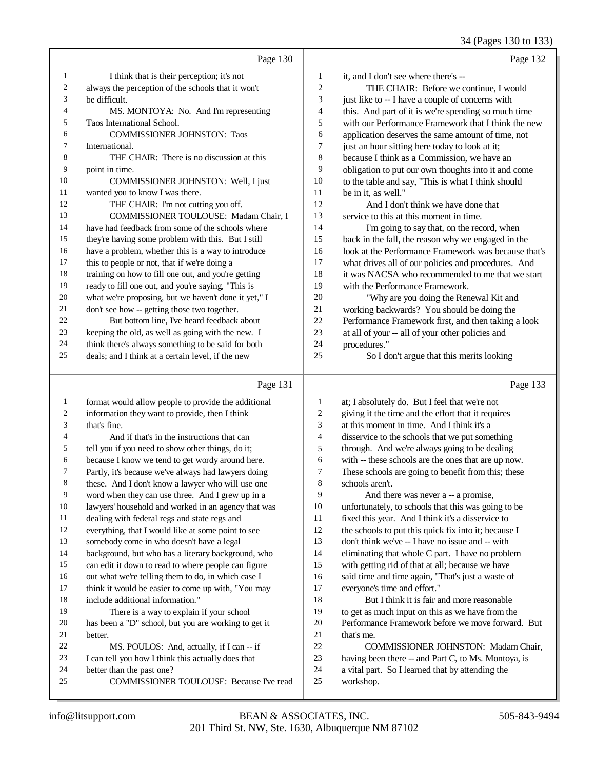Page 130

1 I think that is their perception; it's not
2 always the perception of the schools that it won't
3 be difficult.
4 MS. MONTOYA: No. And I'm representing
5 Taos International School.
6 COMMISSIONER JOHNSTON: Taos
7 International.
8 THE CHAIR: There is no discussion at this
9 point in time.
10 COMMISSIONER JOHNSTON: Well, I just
11 wanted you to know I was there.
12 THE CHAIR: I'm not cutting you off.
13 COMMISSIONER TOULOUSE: Madam Chair, I
14 have had feedback from some of the schools where
15 they're having some problem with this. But I still
16 have a problem, whether this is a way to introduce
17 this to people or not, that if we're doing a
18 training on how to fill one out, and you're getting
19 ready to fill one out, and you're saying, "This is
20 what we're proposing, but we haven't done it yet," I
21 don't see how -- getting those two together.
22 But bottom line, I've heard feedback about
23 keeping the old, as well as going with the new. I
24 think there's always something to be said for both
25 deals; and I think at a certain level, if the new

Page 131

1 format would allow people to provide the additional
2 information they want to provide, then I think
3 that's fine.
4 And if that's in the instructions that can
5 tell you if you need to show other things, do it;
6 because I know we tend to get wordy around here.
7 Partly, it's because we've always had lawyers doing
8 these. And I don't know a lawyer who will use one
9 word when they can use three. And I grew up in a
10 lawyers' household and worked in an agency that was
11 dealing with federal regs and state regs and
12 everything, that I would like at some point to see
13 somebody come in who doesn't have a legal
14 background, but who has a literary background, who
15 can edit it down to read to where people can figure
16 out what we're telling them to do, in which case I
17 think it would be easier to come up with, "You may
18 include additional information."
19 There is a way to explain if your school
20 has been a "D" school, but you are working to get it
21 better.
22 MS. POULOS: And, actually, if I can -- if
23 I can tell you how I think this actually does that
24 better than the past one?
25 COMMISSIONER TOULOUSE: Because I've read

Page 132

1 it, and I don't see where there's --
2 THE CHAIR: Before we continue, I would
3 just like to -- I have a couple of concerns with
4 this. And part of it is we're spending so much time
5 with our Performance Framework that I think the new
6 application deserves the same amount of time, not
7 just an hour sitting here today to look at it;
8 because I think as a Commission, we have an
9 obligation to put our own thoughts into it and come
10 to the table and say, "This is what I think should
11 be in it, as well."
12 And I don't think we have done that
13 service to this at this moment in time.
14 I'm going to say that, on the record, when
15 back in the fall, the reason why we engaged in the
16 look at the Performance Framework was because that's
17 what drives all of our policies and procedures. And
18 it was NACSA who recommended to me that we start
19 with the Performance Framework.
20 "Why are you doing the Renewal Kit and
21 working backwards? You should be doing the
22 Performance Framework first, and then taking a look
23 at all of your -- all of your other policies and
24 procedures."
25 So I don't argue that this merits looking

Page 133

1 at; I absolutely do. But I feel that we're not
2 giving it the time and the effort that it requires
3 at this moment in time. And I think it's a
4 disservice to the schools that we put something
5 through. And we're always going to be dealing
6 with -- these schools are the ones that are up now.
7 These schools are going to benefit from this; these
8 schools aren't.
9 And there was never a -- a promise,
10 unfortunately, to schools that this was going to be
11 fixed this year. And I think it's a disservice to
12 the schools to put this quick fix into it; because I
13 don't think we've -- I have no issue and -- with
14 eliminating that whole C part. I have no problem
15 with getting rid of that at all; because we have
16 said time and time again, "That's just a waste of
17 everyone's time and effort."
18 But I think it is fair and more reasonable
19 to get as much input on this as we have from the
20 Performance Framework before we move forward. But
21 that's me.
22 COMMISSIONER JOHNSTON: Madam Chair,
23 having been there -- and Part C, to Ms. Montoya, is
24 a vital part. So I learned that by attending the
25 workshop.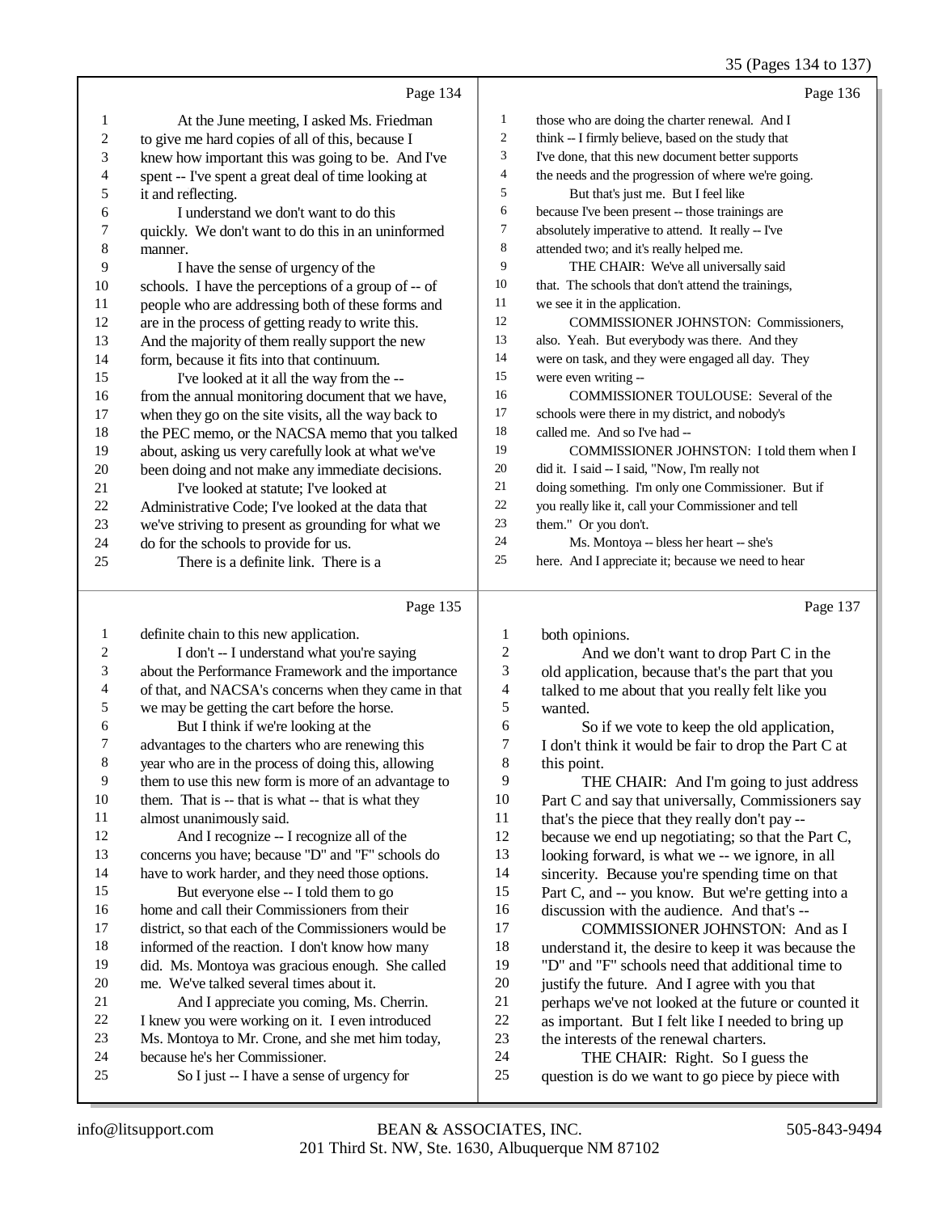Page 134

1 At the June meeting, I asked Ms. Friedman
2 to give me hard copies of all of this, because I
3 knew how important this was going to be. And I've
4 spent -- I've spent a great deal of time looking at
5 it and reflecting.
6 I understand we don't want to do this
7 quickly. We don't want to do this in an uninformed
8 manner.
9 I have the sense of urgency of the
10 schools. I have the perceptions of a group of -- of
11 people who are addressing both of these forms and
12 are in the process of getting ready to write this.
13 And the majority of them really support the new
14 form, because it fits into that continuum.
15 I've looked at it all the way from the --
16 from the annual monitoring document that we have,
17 when they go on the site visits, all the way back to
18 the PEC memo, or the NACSA memo that you talked
19 about, asking us very carefully look at what we've
20 been doing and not make any immediate decisions.
21 I've looked at statute; I've looked at
22 Administrative Code; I've looked at the data that
23 we've striving to present as grounding for what we
24 do for the schools to provide for us.
25 There is a definite link. There is a

Page 135

1 definite chain to this new application.
2 I don't -- I understand what you're saying
3 about the Performance Framework and the importance
4 of that, and NACSA's concerns when they came in that
5 we may be getting the cart before the horse.
6 But I think if we're looking at the
7 advantages to the charters who are renewing this
8 year who are in the process of doing this, allowing
9 them to use this new form is more of an advantage to
10 them. That is -- that is what -- that is what they
11 almost unanimously said.
12 And I recognize -- I recognize all of the
13 concerns you have; because "D" and "F" schools do
14 have to work harder, and they need those options.
15 But everyone else -- I told them to go
16 home and call their Commissioners from their
17 district, so that each of the Commissioners would be
18 informed of the reaction. I don't know how many
19 did. Ms. Montoya was gracious enough. She called
20 me. We've talked several times about it.
21 And I appreciate you coming, Ms. Cherrin.
22 I knew you were working on it. I even introduced
23 Ms. Montoya to Mr. Crone, and she met him today,
24 because he's her Commissioner.
25 So I just -- I have a sense of urgency for

Page 136

1 those who are doing the charter renewal. And I
2 think -- I firmly believe, based on the study that
3 I've done, that this new document better supports
4 the needs and the progression of where we're going.
5 But that's just me. But I feel like
6 because I've been present -- those trainings are
7 absolutely imperative to attend. It really -- I've
8 attended two; and it's really helped me.
9 THE CHAIR: We've all universally said
10 that. The schools that don't attend the trainings,
11 we see it in the application.
12 COMMISSIONER JOHNSTON: Commissioners,
13 also. Yeah. But everybody was there. And they
14 were on task, and they were engaged all day. They
15 were even writing --
16 COMMISSIONER TOULOUSE: Several of the
17 schools were there in my district, and nobody's
18 called me. And so I've had --
19 COMMISSIONER JOHNSTON: I told them when I
20 did it. I said -- I said, "Now, I'm really not
21 doing something. I'm only one Commissioner. But if
22 you really like it, call your Commissioner and tell
23 them." Or you don't.
24 Ms. Montoya -- bless her heart -- she's
25 here. And I appreciate it; because we need to hear

Page 137

1 both opinions.
2 And we don't want to drop Part C in the
3 old application, because that's the part that you
4 talked to me about that you really felt like you
5 wanted.
6 So if we vote to keep the old application,
7 I don't think it would be fair to drop the Part C at
8 this point.
9 THE CHAIR: And I'm going to just address
10 Part C and say that universally, Commissioners say
11 that's the piece that they really don't pay --
12 because we end up negotiating; so that the Part C,
13 looking forward, is what we -- we ignore, in all
14 sincerity. Because you're spending time on that
15 Part C, and -- you know. But we're getting into a
16 discussion with the audience. And that's --
17 COMMISSIONER JOHNSTON: And as I
18 understand it, the desire to keep it was because the
19 "D" and "F" schools need that additional time to
20 justify the future. And I agree with you that
21 perhaps we've not looked at the future or counted it
22 as important. But I felt like I needed to bring up
23 the interests of the renewal charters.
24 THE CHAIR: Right. So I guess the
25 question is do we want to go piece by piece with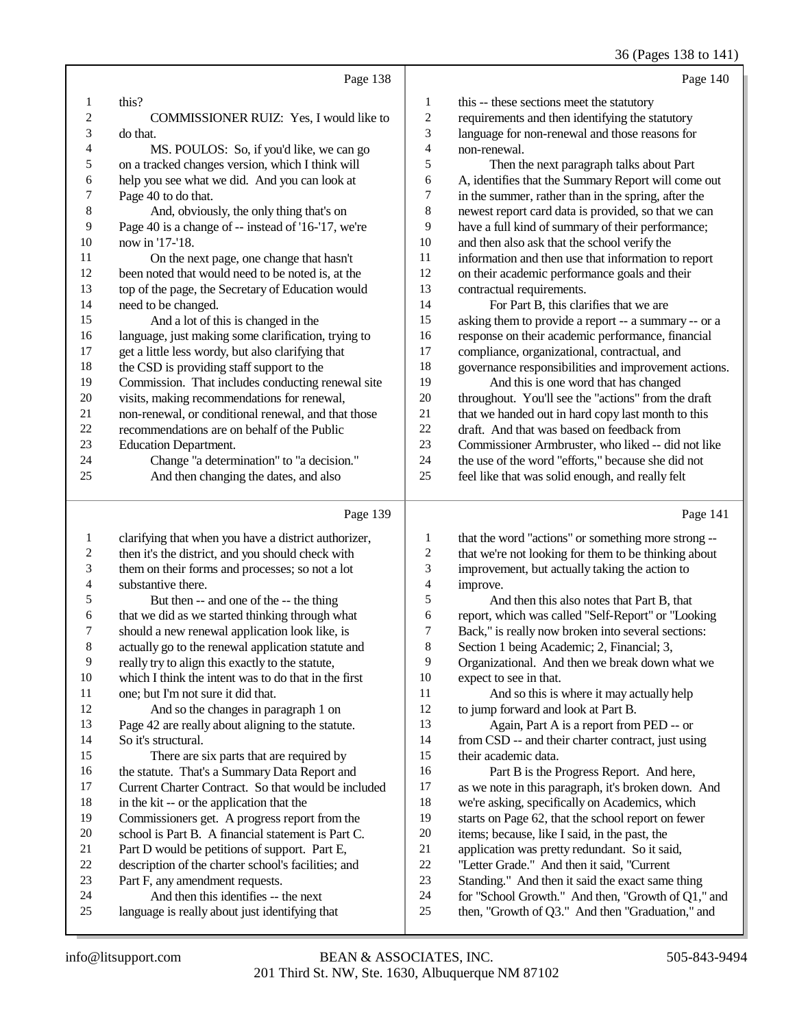Page 138

1 this?
2 COMMISSIONER RUIZ: Yes, I would like to
3 do that.
4 MS. POULOS: So, if you'd like, we can go
5 on a tracked changes version, which I think will
6 help you see what we did. And you can look at
7 Page 40 to do that.
8 And, obviously, the only thing that's on
9 Page 40 is a change of -- instead of '16-'17, we're
10 now in '17-'18.
11 On the next page, one change that hasn't
12 been noted that would need to be noted is, at the
13 top of the page, the Secretary of Education would
14 need to be changed.
15 And a lot of this is changed in the
16 language, just making some clarification, trying to
17 get a little less wordy, but also clarifying that
18 the CSD is providing staff support to the
19 Commission. That includes conducting renewal site
20 visits, making recommendations for renewal,
21 non-renewal, or conditional renewal, and that those
22 recommendations are on behalf of the Public
23 Education Department.
24 Change "a determination" to "a decision."
25 And then changing the dates, and also

Page 139

1 clarifying that when you have a district authorizer,
2 then it's the district, and you should check with
3 them on their forms and processes; so not a lot
4 substantive there.
5 But then -- and one of the -- the thing
6 that we did as we started thinking through what
7 should a new renewal application look like, is
8 actually go to the renewal application statute and
9 really try to align this exactly to the statute,
10 which I think the intent was to do that in the first
11 one; but I'm not sure it did that.
12 And so the changes in paragraph 1 on
13 Page 42 are really about aligning to the statute.
14 So it's structural.
15 There are six parts that are required by
16 the statute. That's a Summary Data Report and
17 Current Charter Contract. So that would be included
18 in the kit -- or the application that the
19 Commissioners get. A progress report from the
20 school is Part B. A financial statement is Part C.
21 Part D would be petitions of support. Part E,
22 description of the charter school's facilities; and
23 Part F, any amendment requests.
24 And then this identifies -- the next
25 language is really about just identifying that

Page 140

1 this -- these sections meet the statutory
2 requirements and then identifying the statutory
3 language for non-renewal and those reasons for
4 non-renewal.
5 Then the next paragraph talks about Part
6 A, identifies that the Summary Report will come out
7 in the summer, rather than in the spring, after the
8 newest report card data is provided, so that we can
9 have a full kind of summary of their performance;
10 and then also ask that the school verify the
11 information and then use that information to report
12 on their academic performance goals and their
13 contractual requirements.
14 For Part B, this clarifies that we are
15 asking them to provide a report -- a summary -- or a
16 response on their academic performance, financial
17 compliance, organizational, contractual, and
18 governance responsibilities and improvement actions.
19 And this is one word that has changed
20 throughout. You'll see the "actions" from the draft
21 that we handed out in hard copy last month to this
22 draft. And that was based on feedback from
23 Commissioner Armbruster, who liked -- did not like
24 the use of the word "efforts," because she did not
25 feel like that was solid enough, and really felt

Page 141

1 that the word "actions" or something more strong --
2 that we're not looking for them to be thinking about
3 improvement, but actually taking the action to
4 improve.
5 And then this also notes that Part B, that
6 report, which was called "Self-Report" or "Looking
7 Back," is really now broken into several sections:
8 Section 1 being Academic; 2, Financial; 3,
9 Organizational. And then we break down what we
10 expect to see in that.
11 And so this is where it may actually help
12 to jump forward and look at Part B.
13 Again, Part A is a report from PED -- or
14 from CSD -- and their charter contract, just using
15 their academic data.
16 Part B is the Progress Report. And here,
17 as we note in this paragraph, it's broken down. And
18 we're asking, specifically on Academics, which
19 starts on Page 62, that the school report on fewer
20 items; because, like I said, in the past, the
21 application was pretty redundant. So it said,
22 "Letter Grade." And then it said, "Current
23 Standing." And then it said the exact same thing
24 for "School Growth." And then, "Growth of Q1," and
25 then, "Growth of Q3." And then "Graduation," and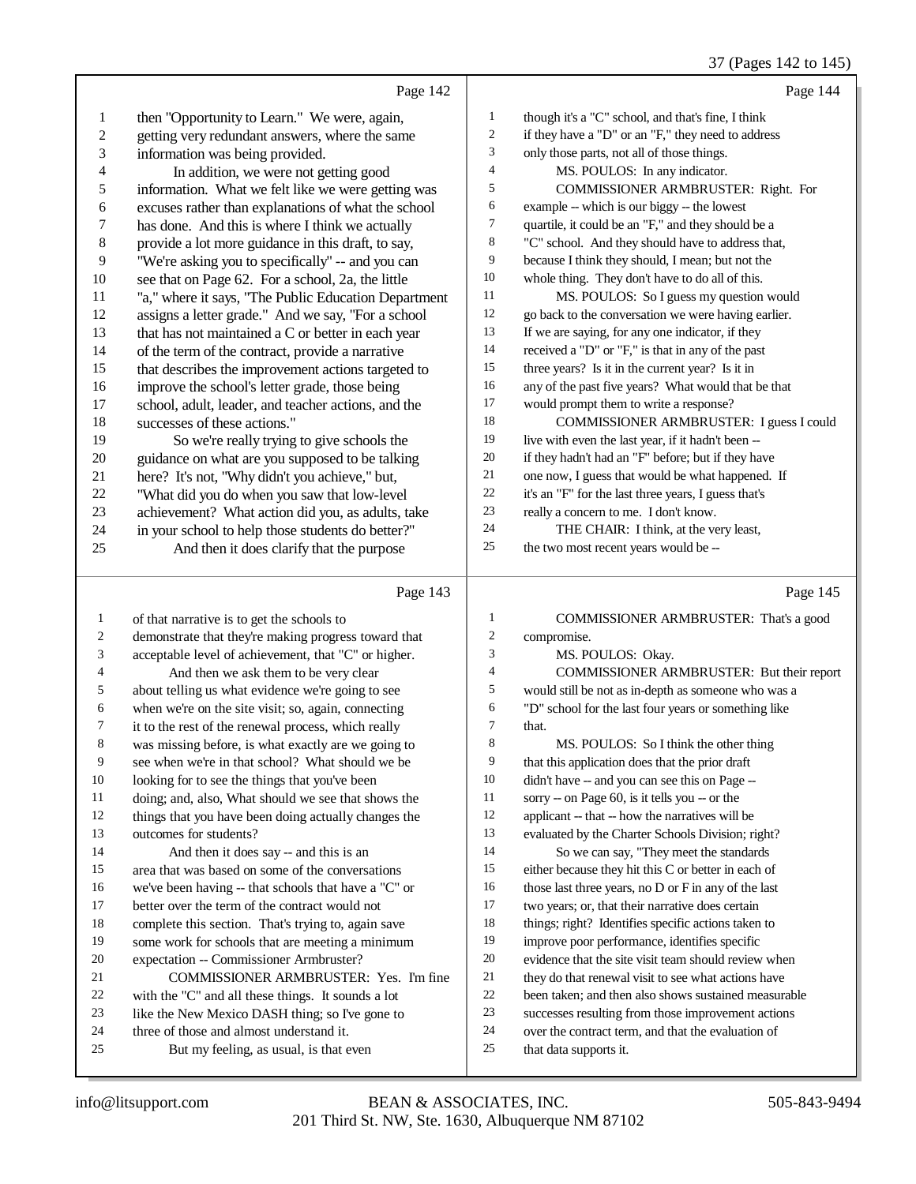Page 142

1 then "Opportunity to Learn." We were, again,
2 getting very redundant answers, where the same
3 information was being provided.
4 In addition, we were not getting good
5 information. What we felt like we were getting was
6 excuses rather than explanations of what the school
7 has done. And this is where I think we actually
8 provide a lot more guidance in this draft, to say,
9 "We're asking you to specifically" -- and you can
10 see that on Page 62. For a school, 2a, the little
11 "a," where it says, "The Public Education Department
12 assigns a letter grade." And we say, "For a school
13 that has not maintained a C or better in each year
14 of the term of the contract, provide a narrative
15 that describes the improvement actions targeted to
16 improve the school's letter grade, those being
17 school, adult, leader, and teacher actions, and the
18 successes of these actions."
19 So we're really trying to give schools the
20 guidance on what are you supposed to be talking
21 here? It's not, "Why didn't you achieve," but,
22 "What did you do when you saw that low-level
23 achievement? What action did you, as adults, take
24 in your school to help those students do better?"
25 And then it does clarify that the purpose

Page 143

1 of that narrative is to get the schools to
2 demonstrate that they're making progress toward that
3 acceptable level of achievement, that "C" or higher.
4 And then we ask them to be very clear
5 about telling us what evidence we're going to see
6 when we're on the site visit; so, again, connecting
7 it to the rest of the renewal process, which really
8 was missing before, is what exactly are we going to
9 see when we're in that school? What should we be
10 looking for to see the things that you've been
11 doing; and, also, What should we see that shows the
12 things that you have been doing actually changes the
13 outcomes for students?
14 And then it does say -- and this is an
15 area that was based on some of the conversations
16 we've been having -- that schools that have a "C" or
17 better over the term of the contract would not
18 complete this section. That's trying to, again save
19 some work for schools that are meeting a minimum
20 expectation -- Commissioner Armbruster?
21 COMMISSIONER ARMBRUSTER: Yes. I'm fine
22 with the "C" and all these things. It sounds a lot
23 like the New Mexico DASH thing; so I've gone to
24 three of those and almost understand it.
25 But my feeling, as usual, is that even

Page 144

1 though it's a "C" school, and that's fine, I think
2 if they have a "D" or an "F," they need to address
3 only those parts, not all of those things.
4 MS. POULOS: In any indicator.
5 COMMISSIONER ARMBRUSTER: Right. For
6 example -- which is our biggy -- the lowest
7 quartile, it could be an "F," and they should be a
8 "C" school. And they should have to address that,
9 because I think they should, I mean; but not the
10 whole thing. They don't have to do all of this.
11 MS. POULOS: So I guess my question would
12 go back to the conversation we were having earlier.
13 If we are saying, for any one indicator, if they
14 received a "D" or "F," is that in any of the past
15 three years? Is it in the current year? Is it in
16 any of the past five years? What would that be that
17 would prompt them to write a response?
18 COMMISSIONER ARMBRUSTER: I guess I could
19 live with even the last year, if it hadn't been --
20 if they hadn't had an "F" before; but if they have
21 one now, I guess that would be what happened. If
22 it's an "F" for the last three years, I guess that's
23 really a concern to me. I don't know.
24 THE CHAIR: I think, at the very least,
25 the two most recent years would be --

Page 145

1 COMMISSIONER ARMBRUSTER: That's a good
2 compromise.
3 MS. POULOS: Okay.
4 COMMISSIONER ARMBRUSTER: But their report
5 would still be not as in-depth as someone who was a
6 "D" school for the last four years or something like
7 that.
8 MS. POULOS: So I think the other thing
9 that this application does that the prior draft
10 didn't have -- and you can see this on Page --
11 sorry -- on Page 60, is it tells you -- or the
12 applicant -- that -- how the narratives will be
13 evaluated by the Charter Schools Division; right?
14 So we can say, "They meet the standards
15 either because they hit this C or better in each of
16 those last three years, no D or F in any of the last
17 two years; or, that their narrative does certain
18 things; right? Identifies specific actions taken to
19 improve poor performance, identifies specific
20 evidence that the site visit team should review when
21 they do that renewal visit to see what actions have
22 been taken; and then also shows sustained measurable
23 successes resulting from those improvement actions
24 over the contract term, and that the evaluation of
25 that data supports it.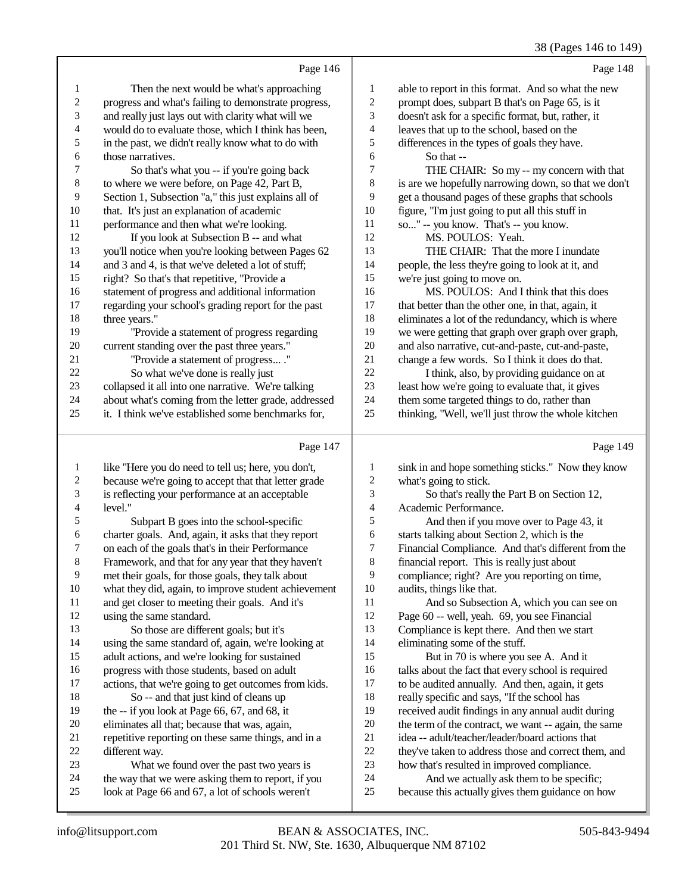Page 146

1 Then the next would be what's approaching
2 progress and what's failing to demonstrate progress,
3 and really just lays out with clarity what will we
4 would do to evaluate those, which I think has been,
5 in the past, we didn't really know what to do with
6 those narratives.
7 So that's what you -- if you're going back
8 to where we were before, on Page 42, Part B,
9 Section 1, Subsection "a," this just explains all of
10 that. It's just an explanation of academic
11 performance and then what we're looking.
12 If you look at Subsection B -- and what
13 you'll notice when you're looking between Pages 62
14 and 3 and 4, is that we've deleted a lot of stuff;
15 right? So that's that repetitive, "Provide a
16 statement of progress and additional information
17 regarding your school's grading report for the past
18 three years."
19 "Provide a statement of progress regarding
20 current standing over the past three years."
21 "Provide a statement of progress... ."
22 So what we've done is really just
23 collapsed it all into one narrative. We're talking
24 about what's coming from the letter grade, addressed
25 it. I think we've established some benchmarks for,

Page 147

1 like "Here you do need to tell us; here, you don't,
2 because we're going to accept that that letter grade
3 is reflecting your performance at an acceptable
4 level."
5 Subpart B goes into the school-specific
6 charter goals. And, again, it asks that they report
7 on each of the goals that's in their Performance
8 Framework, and that for any year that they haven't
9 met their goals, for those goals, they talk about
10 what they did, again, to improve student achievement
11 and get closer to meeting their goals. And it's
12 using the same standard.
13 So those are different goals; but it's
14 using the same standard of, again, we're looking at
15 adult actions, and we're looking for sustained
16 progress with those students, based on adult
17 actions, that we're going to get outcomes from kids.
18 So -- and that just kind of cleans up
19 the -- if you look at Page 66, 67, and 68, it
20 eliminates all that; because that was, again,
21 repetitive reporting on these same things, and in a
22 different way.
23 What we found over the past two years is
24 the way that we were asking them to report, if you
25 look at Page 66 and 67, a lot of schools weren't

Page 148

1 able to report in this format. And so what the new
2 prompt does, subpart B that's on Page 65, is it
3 doesn't ask for a specific format, but, rather, it
4 leaves that up to the school, based on the
5 differences in the types of goals they have.
6 So that --
7 THE CHAIR: So my -- my concern with that
8 is are we hopefully narrowing down, so that we don't
9 get a thousand pages of these graphs that schools
10 figure, "I'm just going to put all this stuff in
11 so..." -- you know. That's -- you know.
12 MS. POULOS: Yeah.
13 THE CHAIR: That the more I inundate
14 people, the less they're going to look at it, and
15 we're just going to move on.
16 MS. POULOS: And I think that this does
17 that better than the other one, in that, again, it
18 eliminates a lot of the redundancy, which is where
19 we were getting that graph over graph over graph,
20 and also narrative, cut-and-paste, cut-and-paste,
21 change a few words. So I think it does do that.
22 I think, also, by providing guidance on at
23 least how we're going to evaluate that, it gives
24 them some targeted things to do, rather than
25 thinking, "Well, we'll just throw the whole kitchen

Page 149

1 sink in and hope something sticks." Now they know
2 what's going to stick.
3 So that's really the Part B on Section 12,
4 Academic Performance.
5 And then if you move over to Page 43, it
6 starts talking about Section 2, which is the
7 Financial Compliance. And that's different from the
8 financial report. This is really just about
9 compliance; right? Are you reporting on time,
10 audits, things like that.
11 And so Subsection A, which you can see on
12 Page 60 -- well, yeah. 69, you see Financial
13 Compliance is kept there. And then we start
14 eliminating some of the stuff.
15 But in 70 is where you see A. And it
16 talks about the fact that every school is required
17 to be audited annually. And then, again, it gets
18 really specific and says, "If the school has
19 received audit findings in any annual audit during
20 the term of the contract, we want -- again, the same
21 idea -- adult/teacher/leader/board actions that
22 they've taken to address those and correct them, and
23 how that's resulted in improved compliance.
24 And we actually ask them to be specific;
25 because this actually gives them guidance on how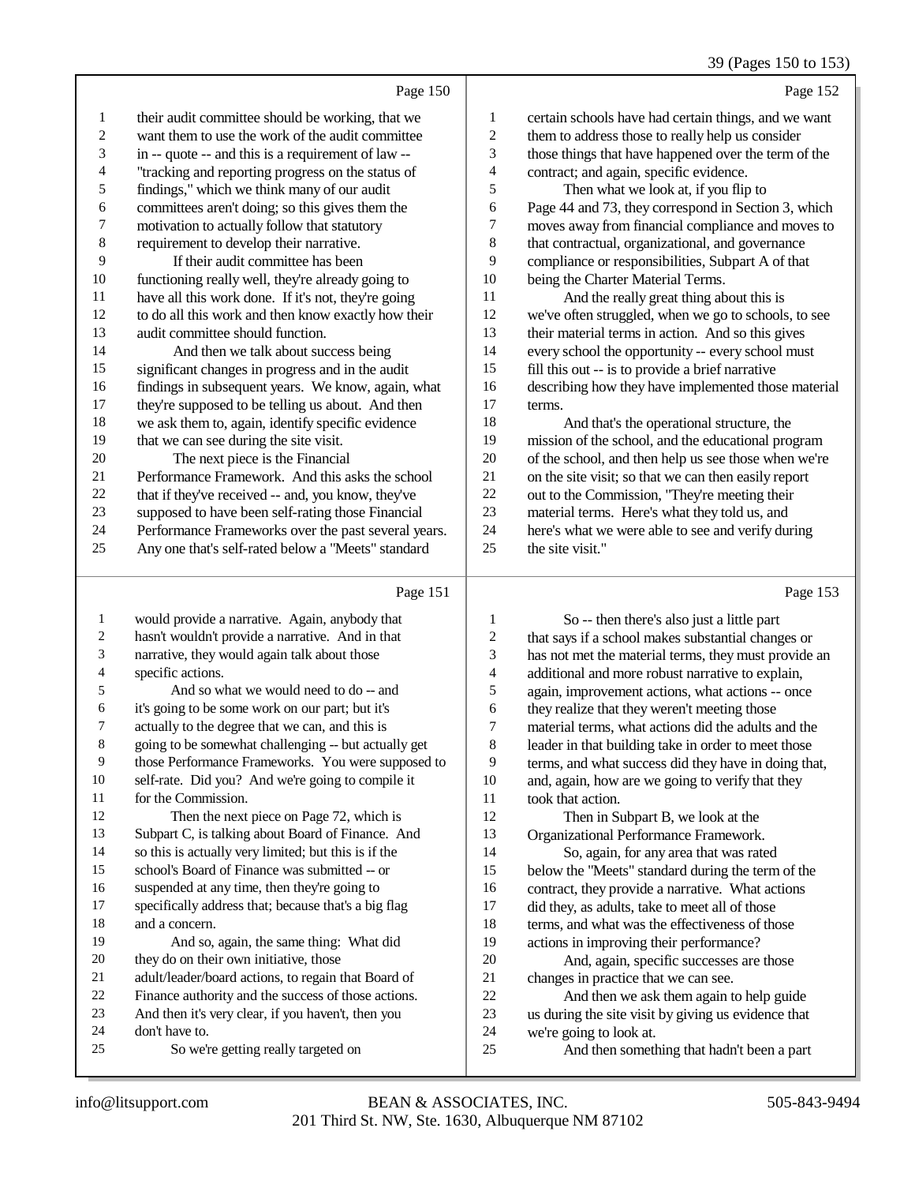Page 150

their audit committee should be working, that we want them to use the work of the audit committee in -- quote -- and this is a requirement of law -- "tracking and reporting progress on the status of findings," which we think many of our audit committees aren't doing; so this gives them the motivation to actually follow that statutory requirement to develop their narrative.

If their audit committee has been functioning really well, they're already going to have all this work done. If it's not, they're going to do all this work and then know exactly how their audit committee should function.

And then we talk about success being significant changes in progress and in the audit findings in subsequent years. We know, again, what they're supposed to be telling us about. And then we ask them to, again, identify specific evidence that we can see during the site visit.

The next piece is the Financial Performance Framework. And this asks the school that if they've received -- and, you know, they've supposed to have been self-rating those Financial Performance Frameworks over the past several years. Any one that's self-rated below a "Meets" standard

Page 151

would provide a narrative. Again, anybody that hasn't wouldn't provide a narrative. And in that narrative, they would again talk about those specific actions.

And so what we would need to do -- and it's going to be some work on our part; but it's actually to the degree that we can, and this is going to be somewhat challenging -- but actually get those Performance Frameworks. You were supposed to self-rate. Did you? And we're going to compile it for the Commission.

Then the next piece on Page 72, which is Subpart C, is talking about Board of Finance. And so this is actually very limited; but this is if the school's Board of Finance was submitted -- or suspended at any time, then they're going to specifically address that; because that's a big flag and a concern.

And so, again, the same thing: What did they do on their own initiative, those adult/leader/board actions, to regain that Board of Finance authority and the success of those actions. And then it's very clear, if you haven't, then you don't have to.

So we're getting really targeted on

Page 152

certain schools have had certain things, and we want them to address those to really help us consider those things that have happened over the term of the contract; and again, specific evidence.

Then what we look at, if you flip to Page 44 and 73, they correspond in Section 3, which moves away from financial compliance and moves to that contractual, organizational, and governance compliance or responsibilities, Subpart A of that being the Charter Material Terms.

And the really great thing about this is we've often struggled, when we go to schools, to see their material terms in action. And so this gives every school the opportunity -- every school must fill this out -- is to provide a brief narrative describing how they have implemented those material terms.

And that's the operational structure, the mission of the school, and the educational program of the school, and then help us see those when we're on the site visit; so that we can then easily report out to the Commission, "They're meeting their material terms. Here's what they told us, and here's what we were able to see and verify during the site visit."

Page 153

So -- then there's also just a little part that says if a school makes substantial changes or has not met the material terms, they must provide an additional and more robust narrative to explain, again, improvement actions, what actions -- once they realize that they weren't meeting those material terms, what actions did the adults and the leader in that building take in order to meet those terms, and what success did they have in doing that, and, again, how are we going to verify that they took that action.

Then in Subpart B, we look at the Organizational Performance Framework.

So, again, for any area that was rated below the "Meets" standard during the term of the contract, they provide a narrative. What actions did they, as adults, take to meet all of those terms, and what was the effectiveness of those actions in improving their performance?

And, again, specific successes are those changes in practice that we can see.

And then we ask them again to help guide us during the site visit by giving us evidence that we're going to look at.

And then something that hadn't been a part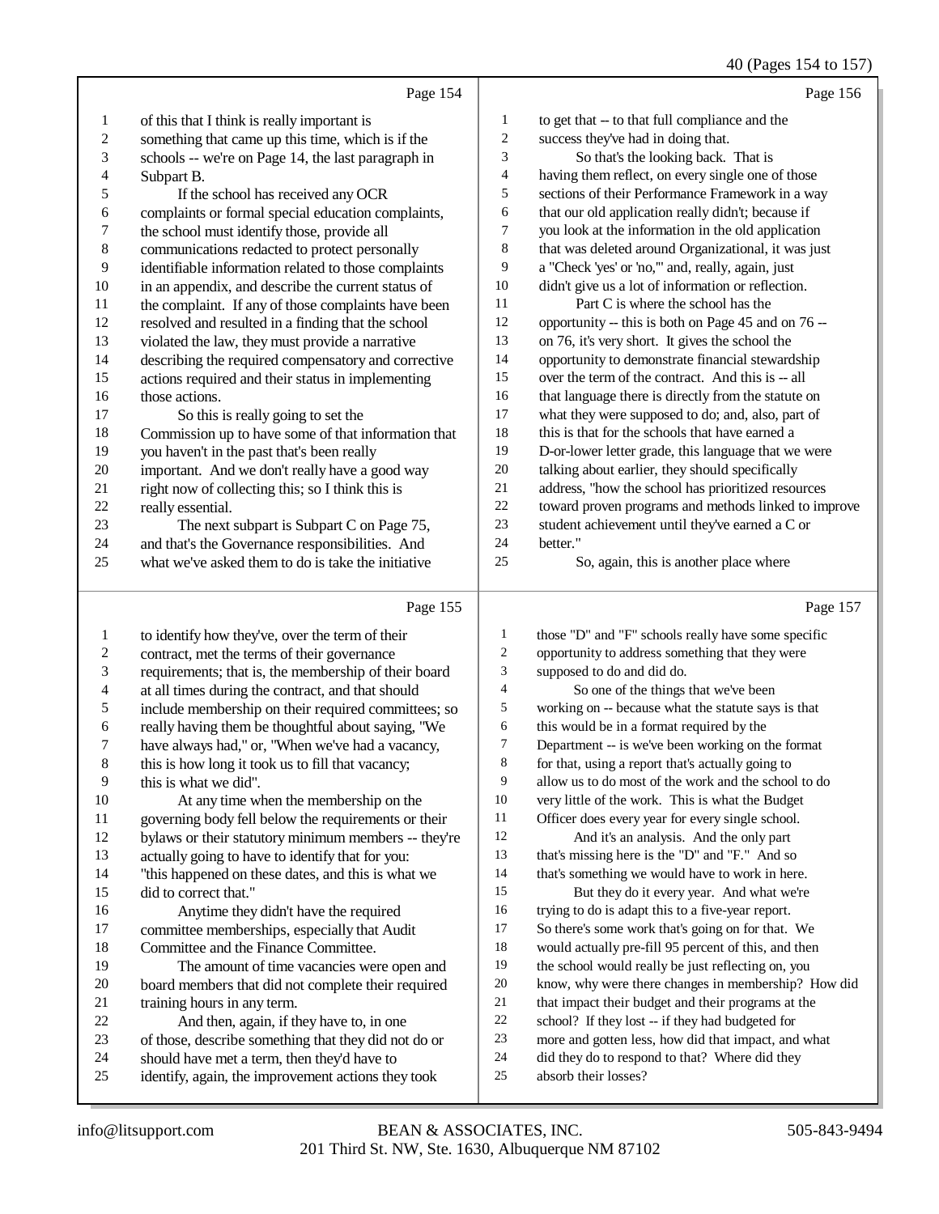Page 154

1 of this that I think is really important is
2 something that came up this time, which is if the
3 schools -- we're on Page 14, the last paragraph in
4 Subpart B.
5 If the school has received any OCR
6 complaints or formal special education complaints,
7 the school must identify those, provide all
8 communications redacted to protect personally
9 identifiable information related to those complaints
10 in an appendix, and describe the current status of
11 the complaint. If any of those complaints have been
12 resolved and resulted in a finding that the school
13 violated the law, they must provide a narrative
14 describing the required compensatory and corrective
15 actions required and their status in implementing
16 those actions.
17 So this is really going to set the
18 Commission up to have some of that information that
19 you haven't in the past that's been really
20 important. And we don't really have a good way
21 right now of collecting this; so I think this is
22 really essential.
23 The next subpart is Subpart C on Page 75,
24 and that's the Governance responsibilities. And
25 what we've asked them to do is take the initiative

Page 155

1 to identify how they've, over the term of their
2 contract, met the terms of their governance
3 requirements; that is, the membership of their board
4 at all times during the contract, and that should
5 include membership on their required committees; so
6 really having them be thoughtful about saying, "We
7 have always had," or, "When we've had a vacancy,
8 this is how long it took us to fill that vacancy;
9 this is what we did".
10 At any time when the membership on the
11 governing body fell below the requirements or their
12 bylaws or their statutory minimum members -- they're
13 actually going to have to identify that for you:
14 "this happened on these dates, and this is what we
15 did to correct that."
16 Anytime they didn't have the required
17 committee memberships, especially that Audit
18 Committee and the Finance Committee.
19 The amount of time vacancies were open and
20 board members that did not complete their required
21 training hours in any term.
22 And then, again, if they have to, in one
23 of those, describe something that they did not do or
24 should have met a term, then they'd have to
25 identify, again, the improvement actions they took

Page 156

1 to get that -- to that full compliance and the
2 success they've had in doing that.
3 So that's the looking back. That is
4 having them reflect, on every single one of those
5 sections of their Performance Framework in a way
6 that our old application really didn't; because if
7 you look at the information in the old application
8 that was deleted around Organizational, it was just
9 a "Check 'yes' or 'no,'" and, really, again, just
10 didn't give us a lot of information or reflection.
11 Part C is where the school has the
12 opportunity -- this is both on Page 45 and on 76 --
13 on 76, it's very short. It gives the school the
14 opportunity to demonstrate financial stewardship
15 over the term of the contract. And this is -- all
16 that language there is directly from the statute on
17 what they were supposed to do; and, also, part of
18 this is that for the schools that have earned a
19 D-or-lower letter grade, this language that we were
20 talking about earlier, they should specifically
21 address, "how the school has prioritized resources
22 toward proven programs and methods linked to improve
23 student achievement until they've earned a C or
24 better."
25 So, again, this is another place where

Page 157

1 those "D" and "F" schools really have some specific
2 opportunity to address something that they were
3 supposed to do and did do.
4 So one of the things that we've been
5 working on -- because what the statute says is that
6 this would be in a format required by the
7 Department -- is we've been working on the format
8 for that, using a report that's actually going to
9 allow us to do most of the work and the school to do
10 very little of the work. This is what the Budget
11 Officer does every year for every single school.
12 And it's an analysis. And the only part
13 that's missing here is the "D" and "F." And so
14 that's something we would have to work in here.
15 But they do it every year. And what we're
16 trying to do is adapt this to a five-year report.
17 So there's some work that's going on for that. We
18 would actually pre-fill 95 percent of this, and then
19 the school would really be just reflecting on, you
20 know, why were there changes in membership? How did
21 that impact their budget and their programs at the
22 school? If they lost -- if they had budgeted for
23 more and gotten less, how did that impact, and what
24 did they do to respond to that? Where did they
25 absorb their losses?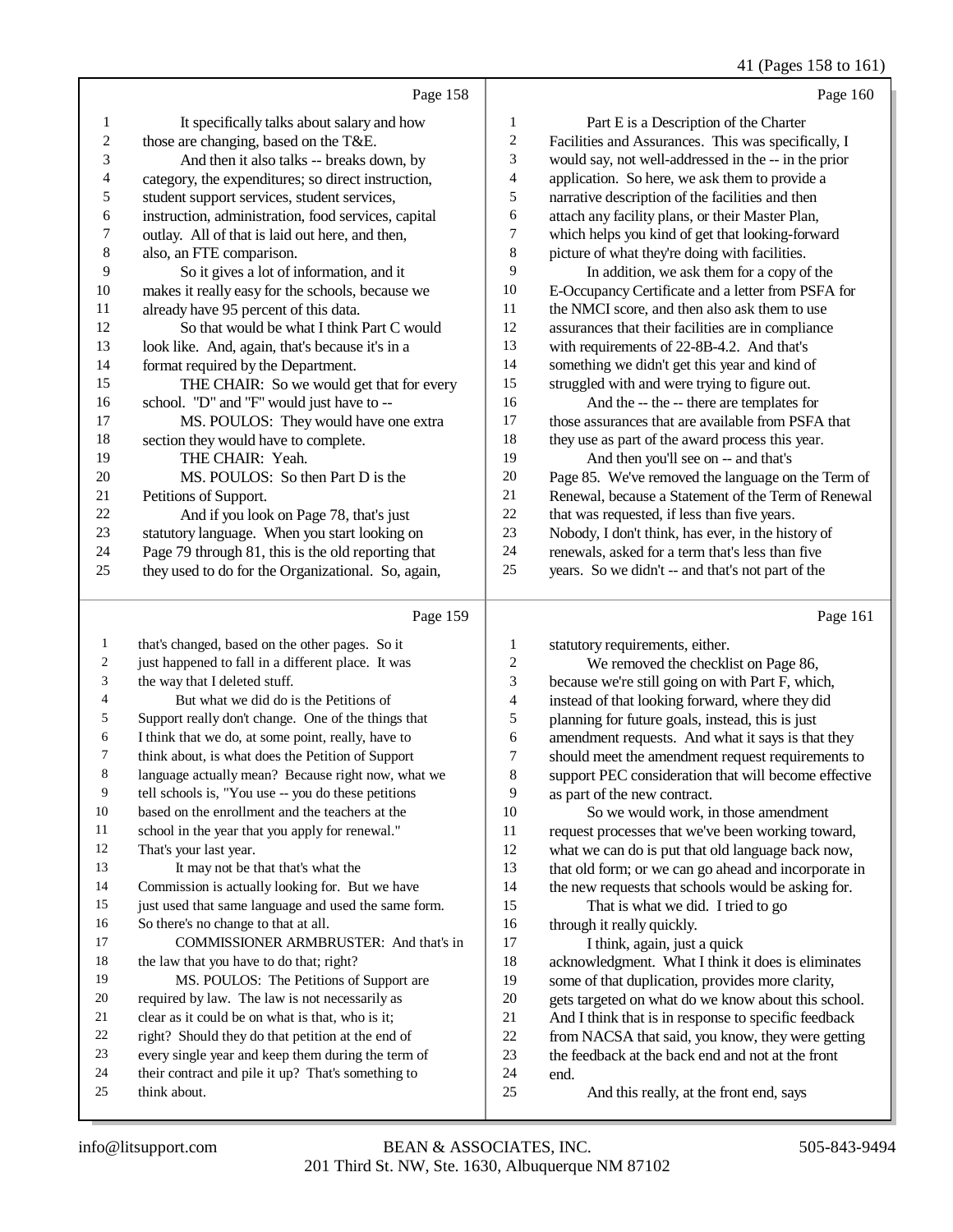Page 158

1 It specifically talks about salary and how
2 those are changing, based on the T&E.
3 And then it also talks -- breaks down, by
4 category, the expenditures; so direct instruction,
5 student support services, student services,
6 instruction, administration, food services, capital
7 outlay. All of that is laid out here, and then,
8 also, an FTE comparison.
9 So it gives a lot of information, and it
10 makes it really easy for the schools, because we
11 already have 95 percent of this data.
12 So that would be what I think Part C would
13 look like. And, again, that's because it's in a
14 format required by the Department.
15 THE CHAIR: So we would get that for every
16 school. "D" and "F" would just have to --
17 MS. POULOS: They would have one extra
18 section they would have to complete.
19 THE CHAIR: Yeah.
20 MS. POULOS: So then Part D is the
21 Petitions of Support.
22 And if you look on Page 78, that's just
23 statutory language. When you start looking on
24 Page 79 through 81, this is the old reporting that
25 they used to do for the Organizational. So, again,

Page 159

1 that's changed, based on the other pages. So it
2 just happened to fall in a different place. It was
3 the way that I deleted stuff.
4 But what we did do is the Petitions of
5 Support really don't change. One of the things that
6 I think that we do, at some point, really, have to
7 think about, is what does the Petition of Support
8 language actually mean? Because right now, what we
9 tell schools is, "You use -- you do these petitions
10 based on the enrollment and the teachers at the
11 school in the year that you apply for renewal."
12 That's your last year.
13 It may not be that that's what the
14 Commission is actually looking for. But we have
15 just used that same language and used the same form.
16 So there's no change to that at all.
17 COMMISSIONER ARMBRUSTER: And that's in
18 the law that you have to do that; right?
19 MS. POULOS: The Petitions of Support are
20 required by law. The law is not necessarily as
21 clear as it could be on what is that, who is it;
22 right? Should they do that petition at the end of
23 every single year and keep them during the term of
24 their contract and pile it up? That's something to
25 think about.

Page 160

1 Part E is a Description of the Charter
2 Facilities and Assurances. This was specifically, I
3 would say, not well-addressed in the -- in the prior
4 application. So here, we ask them to provide a
5 narrative description of the facilities and then
6 attach any facility plans, or their Master Plan,
7 which helps you kind of get that looking-forward
8 picture of what they're doing with facilities.
9 In addition, we ask them for a copy of the
10 E-Occupancy Certificate and a letter from PSFA for
11 the NMCI score, and then also ask them to use
12 assurances that their facilities are in compliance
13 with requirements of 22-8B-4.2. And that's
14 something we didn't get this year and kind of
15 struggled with and were trying to figure out.
16 And the -- the -- there are templates for
17 those assurances that are available from PSFA that
18 they use as part of the award process this year.
19 And then you'll see on -- and that's
20 Page 85. We've removed the language on the Term of
21 Renewal, because a Statement of the Term of Renewal
22 that was requested, if less than five years.
23 Nobody, I don't think, has ever, in the history of
24 renewals, asked for a term that's less than five
25 years. So we didn't -- and that's not part of the

Page 161

1 statutory requirements, either.
2 We removed the checklist on Page 86,
3 because we're still going on with Part F, which,
4 instead of that looking forward, where they did
5 planning for future goals, instead, this is just
6 amendment requests. And what it says is that they
7 should meet the amendment request requirements to
8 support PEC consideration that will become effective
9 as part of the new contract.
10 So we would work, in those amendment
11 request processes that we've been working toward,
12 what we can do is put that old language back now,
13 that old form; or we can go ahead and incorporate in
14 the new requests that schools would be asking for.
15 That is what we did. I tried to go
16 through it really quickly.
17 I think, again, just a quick
18 acknowledgment. What I think it does is eliminates
19 some of that duplication, provides more clarity,
20 gets targeted on what do we know about this school.
21 And I think that is in response to specific feedback
22 from NACSA that said, you know, they were getting
23 the feedback at the back end and not at the front
24 end.
25 And this really, at the front end, says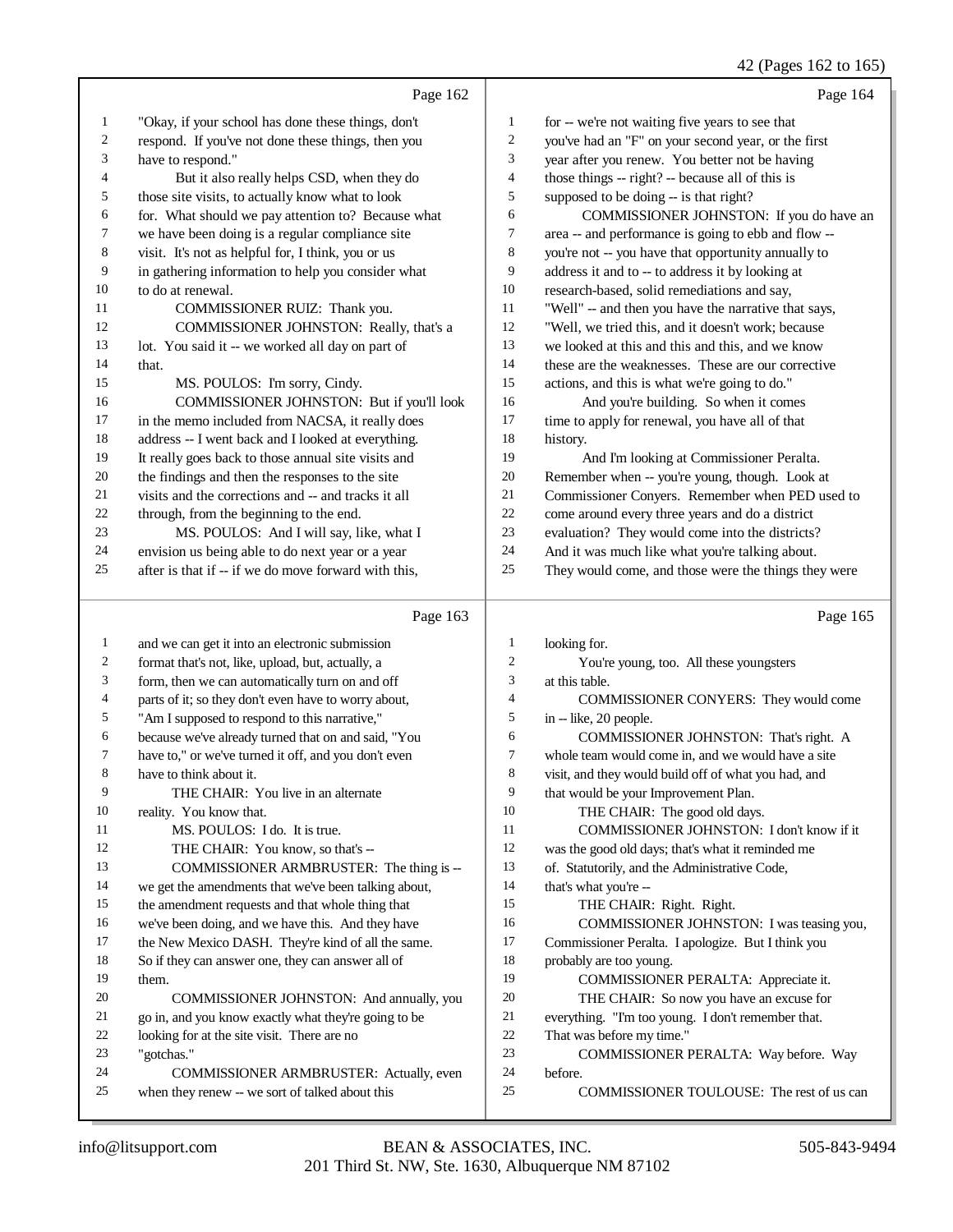Page 162

1 "Okay, if your school has done these things, don't
2 respond. If you've not done these things, then you
3 have to respond."
4 But it also really helps CSD, when they do
5 those site visits, to actually know what to look
6 for. What should we pay attention to? Because what
7 we have been doing is a regular compliance site
8 visit. It's not as helpful for, I think, you or us
9 in gathering information to help you consider what
10 to do at renewal.
11 COMMISSIONER RUIZ: Thank you.
12 COMMISSIONER JOHNSTON: Really, that's a
13 lot. You said it -- we worked all day on part of
14 that.
15 MS. POULOS: I'm sorry, Cindy.
16 COMMISSIONER JOHNSTON: But if you'll look
17 in the memo included from NACSA, it really does
18 address -- I went back and I looked at everything.
19 It really goes back to those annual site visits and
20 the findings and then the responses to the site
21 visits and the corrections and -- and tracks it all
22 through, from the beginning to the end.
23 MS. POULOS: And I will say, like, what I
24 envision us being able to do next year or a year
25 after is that if -- if we do move forward with this,

Page 163

1 and we can get it into an electronic submission
2 format that's not, like, upload, but, actually, a
3 form, then we can automatically turn on and off
4 parts of it; so they don't even have to worry about,
5 "Am I supposed to respond to this narrative,"
6 because we've already turned that on and said, "You
7 have to," or we've turned it off, and you don't even
8 have to think about it.
9 THE CHAIR: You live in an alternate
10 reality. You know that.
11 MS. POULOS: I do. It is true.
12 THE CHAIR: You know, so that's --
13 COMMISSIONER ARMBRUSTER: The thing is --
14 we get the amendments that we've been talking about,
15 the amendment requests and that whole thing that
16 we've been doing, and we have this. And they have
17 the New Mexico DASH. They're kind of all the same.
18 So if they can answer one, they can answer all of
19 them.
20 COMMISSIONER JOHNSTON: And annually, you
21 go in, and you know exactly what they're going to be
22 looking for at the site visit. There are no
23 "gotchas."
24 COMMISSIONER ARMBRUSTER: Actually, even
25 when they renew -- we sort of talked about this

Page 164

1 for -- we're not waiting five years to see that
2 you've had an "F" on your second year, or the first
3 year after you renew. You better not be having
4 those things -- right? -- because all of this is
5 supposed to be doing -- is that right?
6 COMMISSIONER JOHNSTON: If you do have an
7 area -- and performance is going to ebb and flow --
8 you're not -- you have that opportunity annually to
9 address it and to -- to address it by looking at
10 research-based, solid remediations and say,
11 "Well" -- and then you have the narrative that says,
12 "Well, we tried this, and it doesn't work; because
13 we looked at this and this and this, and we know
14 these are the weaknesses. These are our corrective
15 actions, and this is what we're going to do."
16 And you're building. So when it comes
17 time to apply for renewal, you have all of that
18 history.
19 And I'm looking at Commissioner Peralta.
20 Remember when -- you're young, though. Look at
21 Commissioner Conyers. Remember when PED used to
22 come around every three years and do a district
23 evaluation? They would come into the districts?
24 And it was much like what you're talking about.
25 They would come, and those were the things they were

Page 165

1 looking for.
2 You're young, too. All these youngsters
3 at this table.
4 COMMISSIONER CONYERS: They would come
5 in -- like, 20 people.
6 COMMISSIONER JOHNSTON: That's right. A
7 whole team would come in, and we would have a site
8 visit, and they would build off of what you had, and
9 that would be your Improvement Plan.
10 THE CHAIR: The good old days.
11 COMMISSIONER JOHNSTON: I don't know if it
12 was the good old days; that's what it reminded me
13 of. Statutorily, and the Administrative Code,
14 that's what you're --
15 THE CHAIR: Right. Right.
16 COMMISSIONER JOHNSTON: I was teasing you,
17 Commissioner Peralta. I apologize. But I think you
18 probably are too young.
19 COMMISSIONER PERALTA: Appreciate it.
20 THE CHAIR: So now you have an excuse for
21 everything. "I'm too young. I don't remember that.
22 That was before my time."
23 COMMISSIONER PERALTA: Way before. Way
24 before.
25 COMMISSIONER TOULOUSE: The rest of us can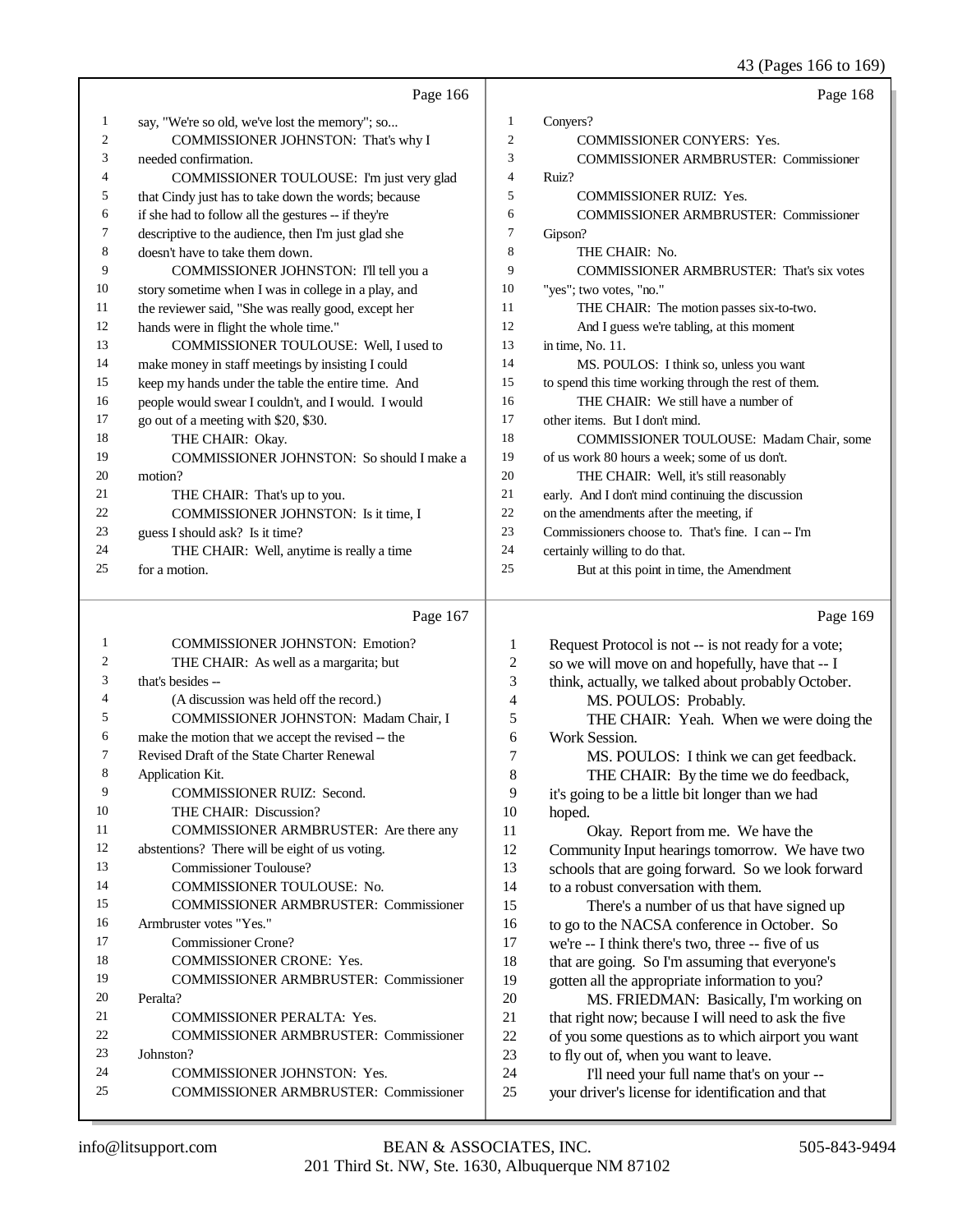Page 166

1 say, "We're so old, we've lost the memory"; so...
2 COMMISSIONER JOHNSTON: That's why I
3 needed confirmation.
4 COMMISSIONER TOULOUSE: I'm just very glad
5 that Cindy just has to take down the words; because
6 if she had to follow all the gestures -- if they're
7 descriptive to the audience, then I'm just glad she
8 doesn't have to take them down.
9 COMMISSIONER JOHNSTON: I'll tell you a
10 story sometime when I was in college in a play, and
11 the reviewer said, "She was really good, except her
12 hands were in flight the whole time."
13 COMMISSIONER TOULOUSE: Well, I used to
14 make money in staff meetings by insisting I could
15 keep my hands under the table the entire time. And
16 people would swear I couldn't, and I would. I would
17 go out of a meeting with $20, $30.
18 THE CHAIR: Okay.
19 COMMISSIONER JOHNSTON: So should I make a
20 motion?
21 THE CHAIR: That's up to you.
22 COMMISSIONER JOHNSTON: Is it time, I
23 guess I should ask? Is it time?
24 THE CHAIR: Well, anytime is really a time
25 for a motion.

Page 167

1 COMMISSIONER JOHNSTON: Emotion?
2 THE CHAIR: As well as a margarita; but
3 that's besides --
4 (A discussion was held off the record.)
5 COMMISSIONER JOHNSTON: Madam Chair, I
6 make the motion that we accept the revised -- the
7 Revised Draft of the State Charter Renewal
8 Application Kit.
9 COMMISSIONER RUIZ: Second.
10 THE CHAIR: Discussion?
11 COMMISSIONER ARMBRUSTER: Are there any
12 abstentions? There will be eight of us voting.
13 Commissioner Toulouse?
14 COMMISSIONER TOULOUSE: No.
15 COMMISSIONER ARMBRUSTER: Commissioner
16 Armbruster votes "Yes."
17 Commissioner Crone?
18 COMMISSIONER CRONE: Yes.
19 COMMISSIONER ARMBRUSTER: Commissioner
20 Peralta?
21 COMMISSIONER PERALTA: Yes.
22 COMMISSIONER ARMBRUSTER: Commissioner
23 Johnston?
24 COMMISSIONER JOHNSTON: Yes.
25 COMMISSIONER ARMBRUSTER: Commissioner

Page 168

1 Conyers?
2 COMMISSIONER CONYERS: Yes.
3 COMMISSIONER ARMBRUSTER: Commissioner
4 Ruiz?
5 COMMISSIONER RUIZ: Yes.
6 COMMISSIONER ARMBRUSTER: Commissioner
7 Gipson?
8 THE CHAIR: No.
9 COMMISSIONER ARMBRUSTER: That's six votes
10 "yes"; two votes, "no."
11 THE CHAIR: The motion passes six-to-two.
12 And I guess we're tabling, at this moment
13 in time, No. 11.
14 MS. POULOS: I think so, unless you want
15 to spend this time working through the rest of them.
16 THE CHAIR: We still have a number of
17 other items. But I don't mind.
18 COMMISSIONER TOULOUSE: Madam Chair, some
19 of us work 80 hours a week; some of us don't.
20 THE CHAIR: Well, it's still reasonably
21 early. And I don't mind continuing the discussion
22 on the amendments after the meeting, if
23 Commissioners choose to. That's fine. I can -- I'm
24 certainly willing to do that.
25 But at this point in time, the Amendment

Page 169

1 Request Protocol is not -- is not ready for a vote;
2 so we will move on and hopefully, have that -- I
3 think, actually, we talked about probably October.
4 MS. POULOS: Probably.
5 THE CHAIR: Yeah. When we were doing the
6 Work Session.
7 MS. POULOS: I think we can get feedback.
8 THE CHAIR: By the time we do feedback,
9 it's going to be a little bit longer than we had
10 hoped.
11 Okay. Report from me. We have the
12 Community Input hearings tomorrow. We have two
13 schools that are going forward. So we look forward
14 to a robust conversation with them.
15 There's a number of us that have signed up
16 to go to the NACSA conference in October. So
17 we're -- I think there's two, three -- five of us
18 that are going. So I'm assuming that everyone's
19 gotten all the appropriate information to you?
20 MS. FRIEDMAN: Basically, I'm working on
21 that right now; because I will need to ask the five
22 of you some questions as to which airport you want
23 to fly out of, when you want to leave.
24 I'll need your full name that's on your --
25 your driver's license for identification and that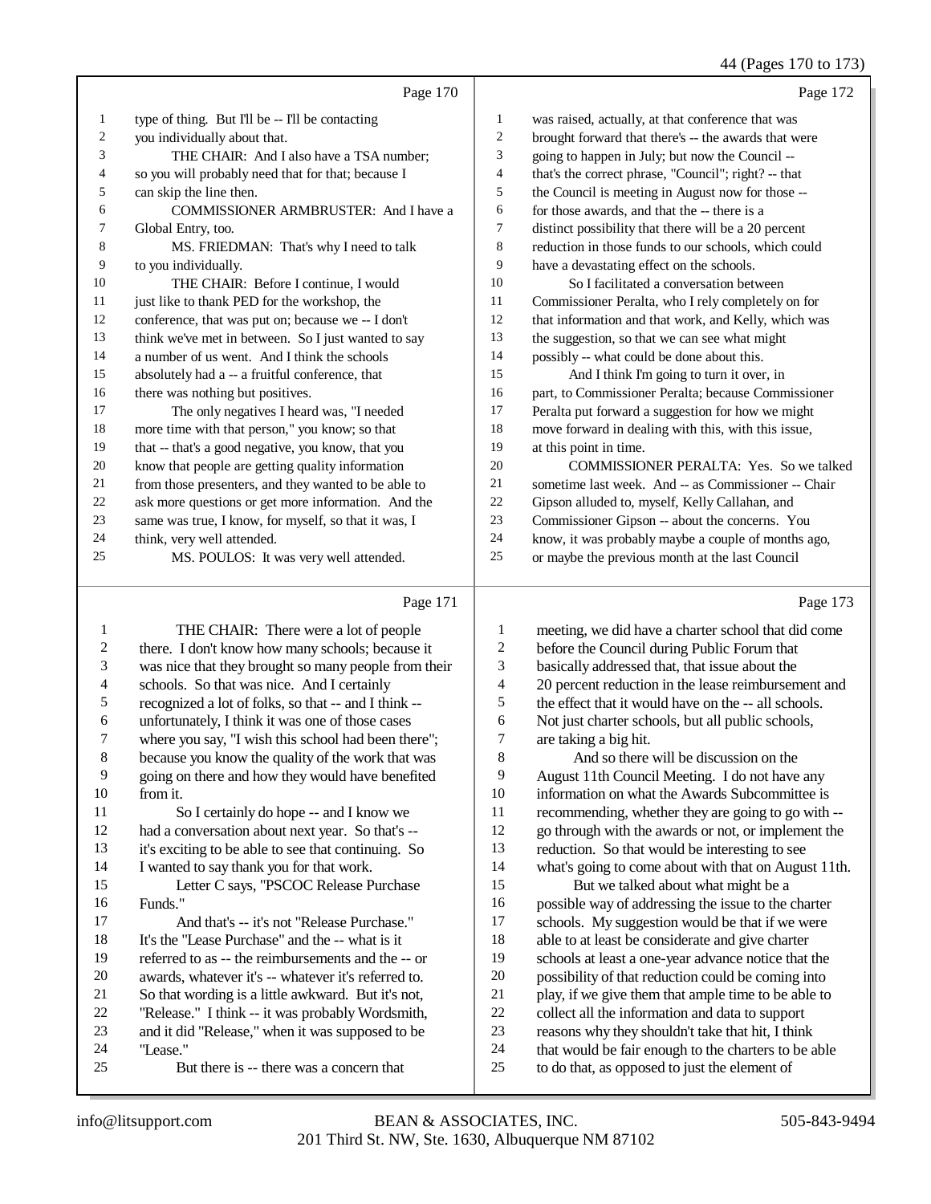Page 170

1 type of thing. But I'll be -- I'll be contacting
2 you individually about that.
3 THE CHAIR: And I also have a TSA number;
4 so you will probably need that for that; because I
5 can skip the line then.
6 COMMISSIONER ARMBRUSTER: And I have a
7 Global Entry, too.
8 MS. FRIEDMAN: That's why I need to talk
9 to you individually.
10 THE CHAIR: Before I continue, I would
11 just like to thank PED for the workshop, the
12 conference, that was put on; because we -- I don't
13 think we've met in between. So I just wanted to say
14 a number of us went. And I think the schools
15 absolutely had a -- a fruitful conference, that
16 there was nothing but positives.
17 The only negatives I heard was, "I needed
18 more time with that person," you know; so that
19 that -- that's a good negative, you know, that you
20 know that people are getting quality information
21 from those presenters, and they wanted to be able to
22 ask more questions or get more information. And the
23 same was true, I know, for myself, so that it was, I
24 think, very well attended.
25 MS. POULOS: It was very well attended.

Page 171

1 THE CHAIR: There were a lot of people
2 there. I don't know how many schools; because it
3 was nice that they brought so many people from their
4 schools. So that was nice. And I certainly
5 recognized a lot of folks, so that -- and I think --
6 unfortunately, I think it was one of those cases
7 where you say, "I wish this school had been there";
8 because you know the quality of the work that was
9 going on there and how they would have benefited
10 from it.
11 So I certainly do hope -- and I know we
12 had a conversation about next year. So that's --
13 it's exciting to be able to see that continuing. So
14 I wanted to say thank you for that work.
15 Letter C says, "PSCOC Release Purchase
16 Funds."
17 And that's -- it's not "Release Purchase."
18 It's the "Lease Purchase" and the -- what is it
19 referred to as -- the reimbursements and the -- or
20 awards, whatever it's -- whatever it's referred to.
21 So that wording is a little awkward. But it's not,
22 "Release." I think -- it was probably Wordsmith,
23 and it did "Release," when it was supposed to be
24 "Lease."
25 But there is -- there was a concern that

Page 172

1 was raised, actually, at that conference that was
2 brought forward that there's -- the awards that were
3 going to happen in July; but now the Council --
4 that's the correct phrase, "Council"; right? -- that
5 the Council is meeting in August now for those --
6 for those awards, and that the -- there is a
7 distinct possibility that there will be a 20 percent
8 reduction in those funds to our schools, which could
9 have a devastating effect on the schools.
10 So I facilitated a conversation between
11 Commissioner Peralta, who I rely completely on for
12 that information and that work, and Kelly, which was
13 the suggestion, so that we can see what might
14 possibly -- what could be done about this.
15 And I think I'm going to turn it over, in
16 part, to Commissioner Peralta; because Commissioner
17 Peralta put forward a suggestion for how we might
18 move forward in dealing with this, with this issue,
19 at this point in time.
20 COMMISSIONER PERALTA: Yes. So we talked
21 sometime last week. And -- as Commissioner -- Chair
22 Gipson alluded to, myself, Kelly Callahan, and
23 Commissioner Gipson -- about the concerns. You
24 know, it was probably maybe a couple of months ago,
25 or maybe the previous month at the last Council

Page 173

1 meeting, we did have a charter school that did come
2 before the Council during Public Forum that
3 basically addressed that, that issue about the
4 20 percent reduction in the lease reimbursement and
5 the effect that it would have on the -- all schools.
6 Not just charter schools, but all public schools,
7 are taking a big hit.
8 And so there will be discussion on the
9 August 11th Council Meeting. I do not have any
10 information on what the Awards Subcommittee is
11 recommending, whether they are going to go with --
12 go through with the awards or not, or implement the
13 reduction. So that would be interesting to see
14 what's going to come about with that on August 11th.
15 But we talked about what might be a
16 possible way of addressing the issue to the charter
17 schools. My suggestion would be that if we were
18 able to at least be considerate and give charter
19 schools at least a one-year advance notice that the
20 possibility of that reduction could be coming into
21 play, if we give them that ample time to be able to
22 collect all the information and data to support
23 reasons why they shouldn't take that hit, I think
24 that would be fair enough to the charters to be able
25 to do that, as opposed to just the element of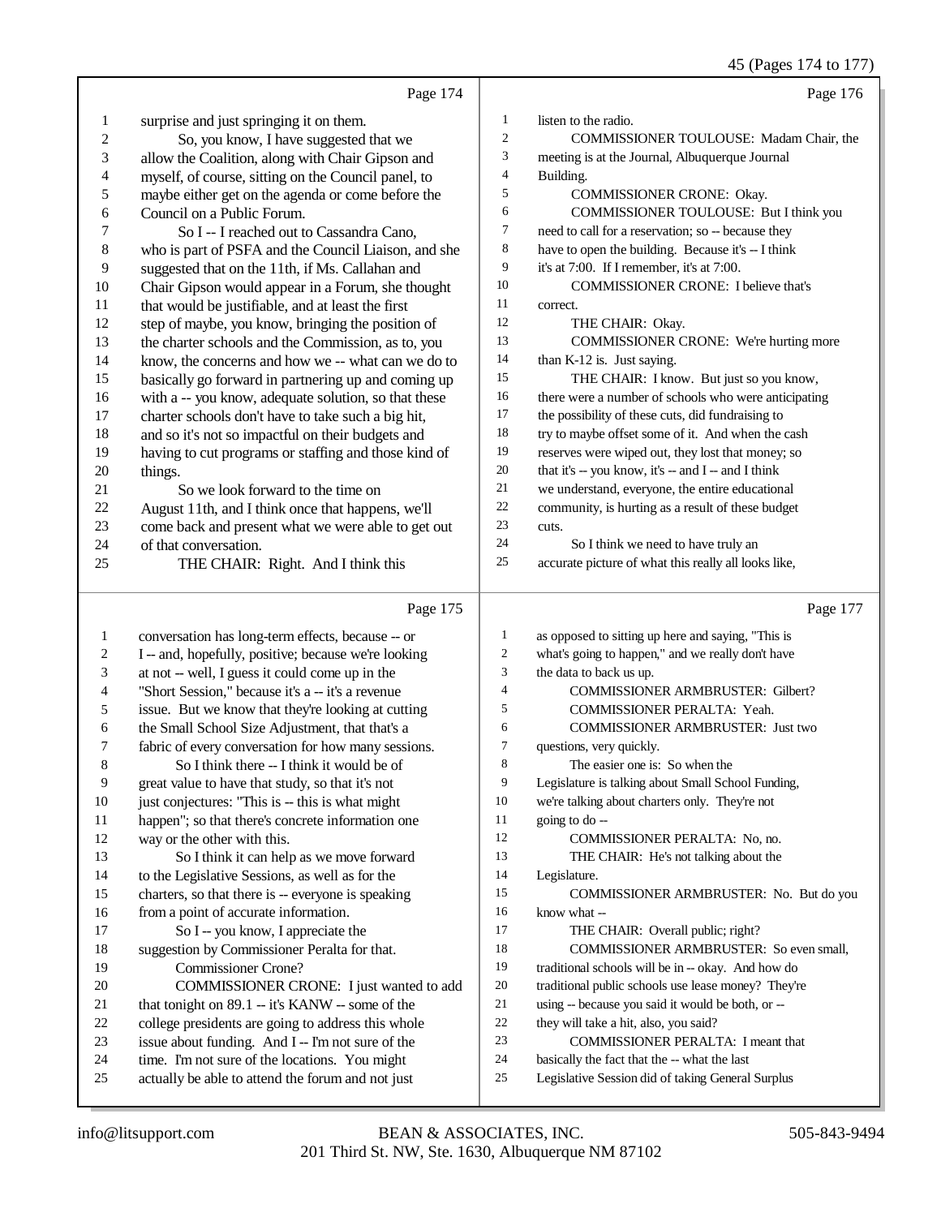Page 174

1 surprise and just springing it on them.
2 So, you know, I have suggested that we
3 allow the Coalition, along with Chair Gipson and
4 myself, of course, sitting on the Council panel, to
5 maybe either get on the agenda or come before the
6 Council on a Public Forum.
7 So I -- I reached out to Cassandra Cano,
8 who is part of PSFA and the Council Liaison, and she
9 suggested that on the 11th, if Ms. Callahan and
10 Chair Gipson would appear in a Forum, she thought
11 that would be justifiable, and at least the first
12 step of maybe, you know, bringing the position of
13 the charter schools and the Commission, as to, you
14 know, the concerns and how we -- what can we do to
15 basically go forward in partnering up and coming up
16 with a -- you know, adequate solution, so that these
17 charter schools don't have to take such a big hit,
18 and so it's not so impactful on their budgets and
19 having to cut programs or staffing and those kind of
20 things.
21 So we look forward to the time on
22 August 11th, and I think once that happens, we'll
23 come back and present what we were able to get out
24 of that conversation.
25 THE CHAIR: Right. And I think this

Page 175

1 conversation has long-term effects, because -- or
2 I -- and, hopefully, positive; because we're looking
3 at not -- well, I guess it could come up in the
4 "Short Session," because it's a -- it's a revenue
5 issue. But we know that they're looking at cutting
6 the Small School Size Adjustment, that that's a
7 fabric of every conversation for how many sessions.
8 So I think there -- I think it would be of
9 great value to have that study, so that it's not
10 just conjectures: "This is -- this is what might
11 happen"; so that there's concrete information one
12 way or the other with this.
13 So I think it can help as we move forward
14 to the Legislative Sessions, as well as for the
15 charters, so that there is -- everyone is speaking
16 from a point of accurate information.
17 So I -- you know, I appreciate the
18 suggestion by Commissioner Peralta for that.
19 Commissioner Crone?
20 COMMISSIONER CRONE: I just wanted to add
21 that tonight on 89.1 -- it's KANW -- some of the
22 college presidents are going to address this whole
23 issue about funding. And I -- I'm not sure of the
24 time. I'm not sure of the locations. You might
25 actually be able to attend the forum and not just

Page 176

1 listen to the radio.
2 COMMISSIONER TOULOUSE: Madam Chair, the
3 meeting is at the Journal, Albuquerque Journal
4 Building.
5 COMMISSIONER CRONE: Okay.
6 COMMISSIONER TOULOUSE: But I think you
7 need to call for a reservation; so -- because they
8 have to open the building. Because it's -- I think
9 it's at 7:00. If I remember, it's at 7:00.
10 COMMISSIONER CRONE: I believe that's
11 correct.
12 THE CHAIR: Okay.
13 COMMISSIONER CRONE: We're hurting more
14 than K-12 is. Just saying.
15 THE CHAIR: I know. But just so you know,
16 there were a number of schools who were anticipating
17 the possibility of these cuts, did fundraising to
18 try to maybe offset some of it. And when the cash
19 reserves were wiped out, they lost that money; so
20 that it's -- you know, it's -- and I -- and I think
21 we understand, everyone, the entire educational
22 community, is hurting as a result of these budget
23 cuts.
24 So I think we need to have truly an
25 accurate picture of what this really all looks like,

Page 177

1 as opposed to sitting up here and saying, "This is
2 what's going to happen," and we really don't have
3 the data to back us up.
4 COMMISSIONER ARMBRUSTER: Gilbert?
5 COMMISSIONER PERALTA: Yeah.
6 COMMISSIONER ARMBRUSTER: Just two
7 questions, very quickly.
8 The easier one is: So when the
9 Legislature is talking about Small School Funding,
10 we're talking about charters only. They're not
11 going to do --
12 COMMISSIONER PERALTA: No, no.
13 THE CHAIR: He's not talking about the
14 Legislature.
15 COMMISSIONER ARMBRUSTER: No. But do you
16 know what --
17 THE CHAIR: Overall public; right?
18 COMMISSIONER ARMBRUSTER: So even small,
19 traditional schools will be in -- okay. And how do
20 traditional public schools use lease money? They're
21 using -- because you said it would be both, or --
22 they will take a hit, also, you said?
23 COMMISSIONER PERALTA: I meant that
24 basically the fact that the -- what the last
25 Legislative Session did of taking General Surplus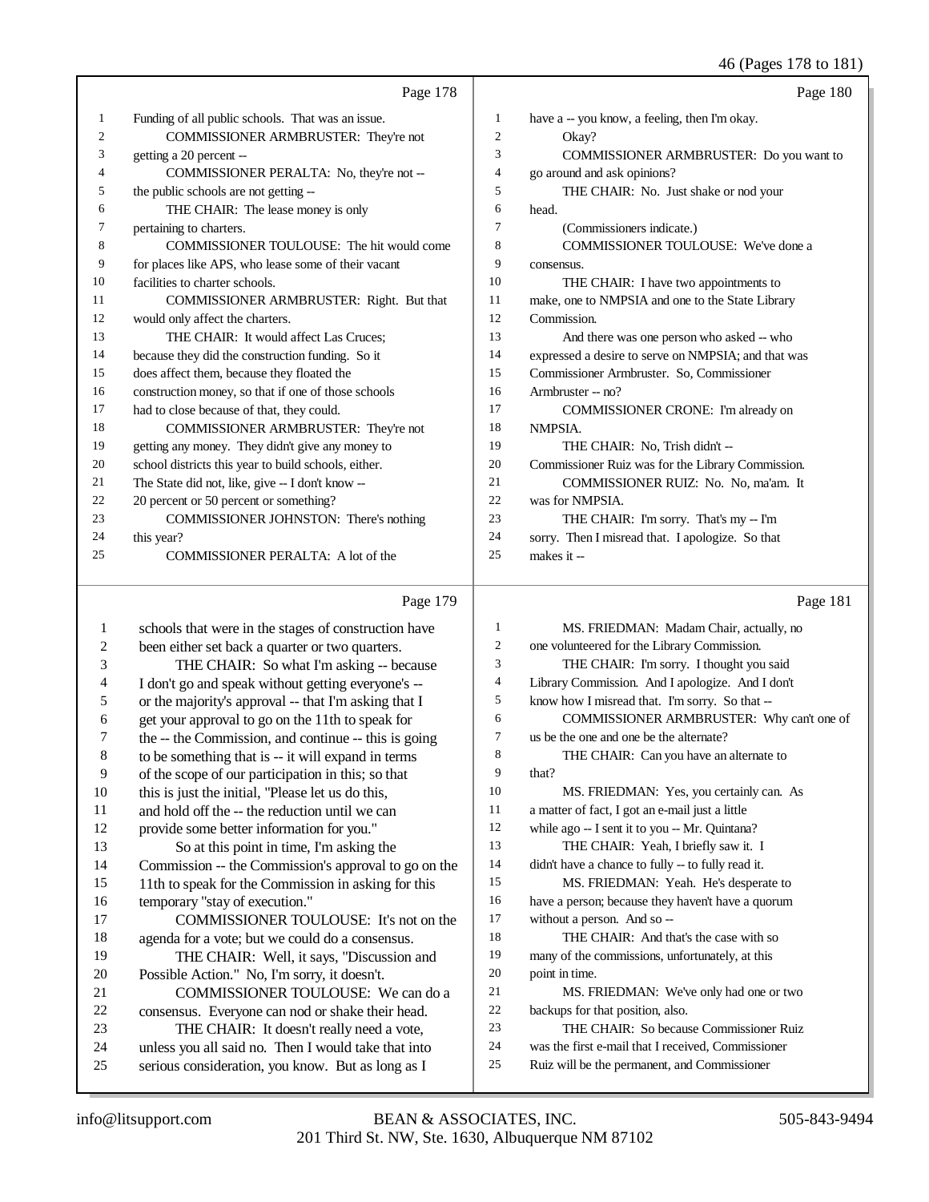Page 178

1 Funding of all public schools. That was an issue.
2 COMMISSIONER ARMBRUSTER: They're not
3 getting a 20 percent --
4 COMMISSIONER PERALTA: No, they're not --
5 the public schools are not getting --
6 THE CHAIR: The lease money is only
7 pertaining to charters.
8 COMMISSIONER TOULOUSE: The hit would come
9 for places like APS, who lease some of their vacant
10 facilities to charter schools.
11 COMMISSIONER ARMBRUSTER: Right. But that
12 would only affect the charters.
13 THE CHAIR: It would affect Las Cruces;
14 because they did the construction funding. So it
15 does affect them, because they floated the
16 construction money, so that if one of those schools
17 had to close because of that, they could.
18 COMMISSIONER ARMBRUSTER: They're not
19 getting any money. They didn't give any money to
20 school districts this year to build schools, either.
21 The State did not, like, give -- I don't know --
22 20 percent or 50 percent or something?
23 COMMISSIONER JOHNSTON: There's nothing
24 this year?
25 COMMISSIONER PERALTA: A lot of the

Page 179

1 schools that were in the stages of construction have
2 been either set back a quarter or two quarters.
3 THE CHAIR: So what I'm asking -- because
4 I don't go and speak without getting everyone's --
5 or the majority's approval -- that I'm asking that I
6 get your approval to go on the 11th to speak for
7 the -- the Commission, and continue -- this is going
8 to be something that is -- it will expand in terms
9 of the scope of our participation in this; so that
10 this is just the initial, "Please let us do this,
11 and hold off the -- the reduction until we can
12 provide some better information for you."
13 So at this point in time, I'm asking the
14 Commission -- the Commission's approval to go on the
15 11th to speak for the Commission in asking for this
16 temporary "stay of execution."
17 COMMISSIONER TOULOUSE: It's not on the
18 agenda for a vote; but we could do a consensus.
19 THE CHAIR: Well, it says, "Discussion and
20 Possible Action." No, I'm sorry, it doesn't.
21 COMMISSIONER TOULOUSE: We can do a
22 consensus. Everyone can nod or shake their head.
23 THE CHAIR: It doesn't really need a vote,
24 unless you all said no. Then I would take that into
25 serious consideration, you know. But as long as I

Page 180

1 have a -- you know, a feeling, then I'm okay.
2 Okay?
3 COMMISSIONER ARMBRUSTER: Do you want to
4 go around and ask opinions?
5 THE CHAIR: No. Just shake or nod your
6 head.
7 (Commissioners indicate.)
8 COMMISSIONER TOULOUSE: We've done a
9 consensus.
10 THE CHAIR: I have two appointments to
11 make, one to NMPSIA and one to the State Library
12 Commission.
13 And there was one person who asked -- who
14 expressed a desire to serve on NMPSIA; and that was
15 Commissioner Armbruster. So, Commissioner
16 Armbruster -- no?
17 COMMISSIONER CRONE: I'm already on
18 NMPSIA.
19 THE CHAIR: No, Trish didn't --
20 Commissioner Ruiz was for the Library Commission.
21 COMMISSIONER RUIZ: No. No, ma'am. It
22 was for NMPSIA.
23 THE CHAIR: I'm sorry. That's my -- I'm
24 sorry. Then I misread that. I apologize. So that
25 makes it --

Page 181

1 MS. FRIEDMAN: Madam Chair, actually, no
2 one volunteered for the Library Commission.
3 THE CHAIR: I'm sorry. I thought you said
4 Library Commission. And I apologize. And I don't
5 know how I misread that. I'm sorry. So that --
6 COMMISSIONER ARMBRUSTER: Why can't one of
7 us be the one and one be the alternate?
8 THE CHAIR: Can you have an alternate to
9 that?
10 MS. FRIEDMAN: Yes, you certainly can. As
11 a matter of fact, I got an e-mail just a little
12 while ago -- I sent it to you -- Mr. Quintana?
13 THE CHAIR: Yeah, I briefly saw it. I
14 didn't have a chance to fully -- to fully read it.
15 MS. FRIEDMAN: Yeah. He's desperate to
16 have a person; because they haven't have a quorum
17 without a person. And so --
18 THE CHAIR: And that's the case with so
19 many of the commissions, unfortunately, at this
20 point in time.
21 MS. FRIEDMAN: We've only had one or two
22 backups for that position, also.
23 THE CHAIR: So because Commissioner Ruiz
24 was the first e-mail that I received, Commissioner
25 Ruiz will be the permanent, and Commissioner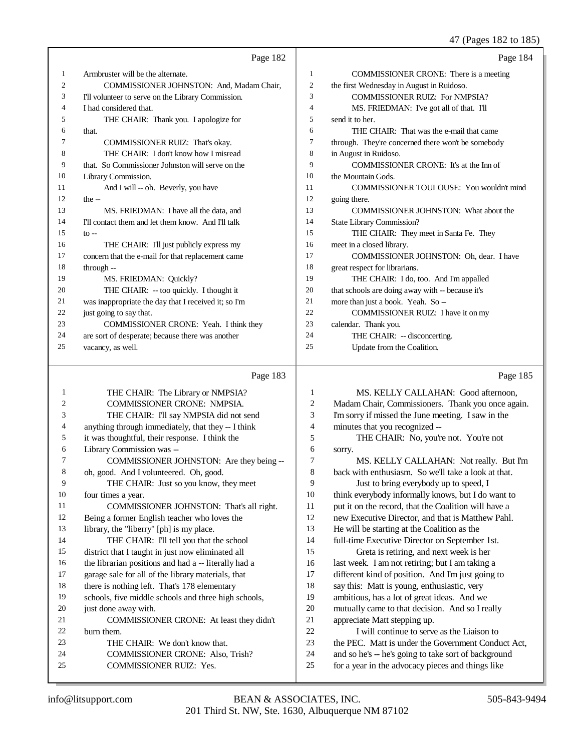Page 182

1 Armbruster will be the alternate.
2 COMMISSIONER JOHNSTON: And, Madam Chair,
3 I'll volunteer to serve on the Library Commission.
4 I had considered that.
5 THE CHAIR: Thank you. I apologize for
6 that.
7 COMMISSIONER RUIZ: That's okay.
8 THE CHAIR: I don't know how I misread
9 that. So Commissioner Johnston will serve on the
10 Library Commission.
11 And I will -- oh. Beverly, you have
12 the --
13 MS. FRIEDMAN: I have all the data, and
14 I'll contact them and let them know. And I'll talk
15 to --
16 THE CHAIR: I'll just publicly express my
17 concern that the e-mail for that replacement came
18 through --
19 MS. FRIEDMAN: Quickly?
20 THE CHAIR: -- too quickly. I thought it
21 was inappropriate the day that I received it; so I'm
22 just going to say that.
23 COMMISSIONER CRONE: Yeah. I think they
24 are sort of desperate; because there was another
25 vacancy, as well.

Page 183

1 THE CHAIR: The Library or NMPSIA?
2 COMMISSIONER CRONE: NMPSIA.
3 THE CHAIR: I'll say NMPSIA did not send
4 anything through immediately, that they -- I think
5 it was thoughtful, their response. I think the
6 Library Commission was --
7 COMMISSIONER JOHNSTON: Are they being --
8 oh, good. And I volunteered. Oh, good.
9 THE CHAIR: Just so you know, they meet
10 four times a year.
11 COMMISSIONER JOHNSTON: That's all right.
12 Being a former English teacher who loves the
13 library, the "liberry" [ph] is my place.
14 THE CHAIR: I'll tell you that the school
15 district that I taught in just now eliminated all
16 the librarian positions and had a -- literally had a
17 garage sale for all of the library materials, that
18 there is nothing left. That's 178 elementary
19 schools, five middle schools and three high schools,
20 just done away with.
21 COMMISSIONER CRONE: At least they didn't
22 burn them.
23 THE CHAIR: We don't know that.
24 COMMISSIONER CRONE: Also, Trish?
25 COMMISSIONER RUIZ: Yes.

Page 184

1 COMMISSIONER CRONE: There is a meeting
2 the first Wednesday in August in Ruidoso.
3 COMMISSIONER RUIZ: For NMPSIA?
4 MS. FRIEDMAN: I've got all of that. I'll
5 send it to her.
6 THE CHAIR: That was the e-mail that came
7 through. They're concerned there won't be somebody
8 in August in Ruidoso.
9 COMMISSIONER CRONE: It's at the Inn of
10 the Mountain Gods.
11 COMMISSIONER TOULOUSE: You wouldn't mind
12 going there.
13 COMMISSIONER JOHNSTON: What about the
14 State Library Commission?
15 THE CHAIR: They meet in Santa Fe. They
16 meet in a closed library.
17 COMMISSIONER JOHNSTON: Oh, dear. I have
18 great respect for librarians.
19 THE CHAIR: I do, too. And I'm appalled
20 that schools are doing away with -- because it's
21 more than just a book. Yeah. So --
22 COMMISSIONER RUIZ: I have it on my
23 calendar. Thank you.
24 THE CHAIR: -- disconcerting.
25 Update from the Coalition.

Page 185

1 MS. KELLY CALLAHAN: Good afternoon,
2 Madam Chair, Commissioners. Thank you once again.
3 I'm sorry if missed the June meeting. I saw in the
4 minutes that you recognized --
5 THE CHAIR: No, you're not. You're not
6 sorry.
7 MS. KELLY CALLAHAN: Not really. But I'm
8 back with enthusiasm. So we'll take a look at that.
9 Just to bring everybody up to speed, I
10 think everybody informally knows, but I do want to
11 put it on the record, that the Coalition will have a
12 new Executive Director, and that is Matthew Pahl.
13 He will be starting at the Coalition as the
14 full-time Executive Director on September 1st.
15 Greta is retiring, and next week is her
16 last week. I am not retiring; but I am taking a
17 different kind of position. And I'm just going to
18 say this: Matt is young, enthusiastic, very
19 ambitious, has a lot of great ideas. And we
20 mutually came to that decision. And so I really
21 appreciate Matt stepping up.
22 I will continue to serve as the Liaison to
23 the PEC. Matt is under the Government Conduct Act,
24 and so he's -- he's going to take sort of background
25 for a year in the advocacy pieces and things like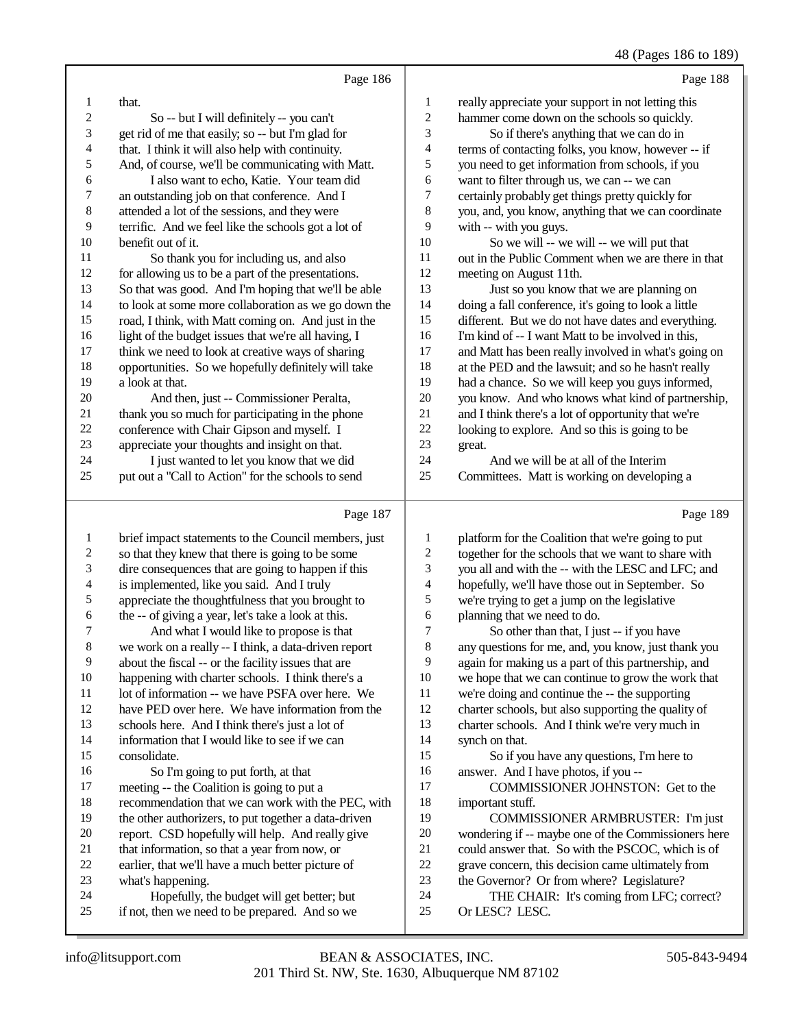Page 186

that.

So -- but I will definitely -- you can't get rid of me that easily; so -- but I'm glad for that. I think it will also help with continuity. And, of course, we'll be communicating with Matt.

I also want to echo, Katie. Your team did an outstanding job on that conference. And I attended a lot of the sessions, and they were terrific. And we feel like the schools got a lot of benefit out of it.

So thank you for including us, and also for allowing us to be a part of the presentations. So that was good. And I'm hoping that we'll be able to look at some more collaboration as we go down the road, I think, with Matt coming on. And just in the light of the budget issues that we're all having, I think we need to look at creative ways of sharing opportunities. So we hopefully definitely will take a look at that.

And then, just -- Commissioner Peralta, thank you so much for participating in the phone conference with Chair Gipson and myself. I appreciate your thoughts and insight on that.

I just wanted to let you know that we did put out a "Call to Action" for the schools to send

Page 187

brief impact statements to the Council members, just so that they knew that there is going to be some dire consequences that are going to happen if this is implemented, like you said. And I truly appreciate the thoughtfulness that you brought to the -- of giving a year, let's take a look at this.

And what I would like to propose is that we work on a really -- I think, a data-driven report about the fiscal -- or the facility issues that are happening with charter schools. I think there's a lot of information -- we have PSFA over here. We have PED over here. We have information from the schools here. And I think there's just a lot of information that I would like to see if we can consolidate.

So I'm going to put forth, at that meeting -- the Coalition is going to put a recommendation that we can work with the PEC, with the other authorizers, to put together a data-driven report. CSD hopefully will help. And really give that information, so that a year from now, or earlier, that we'll have a much better picture of what's happening.

Hopefully, the budget will get better; but if not, then we need to be prepared. And so we

Page 188

really appreciate your support in not letting this hammer come down on the schools so quickly.

So if there's anything that we can do in terms of contacting folks, you know, however -- if you need to get information from schools, if you want to filter through us, we can -- we can certainly probably get things pretty quickly for you, and, you know, anything that we can coordinate with -- with you guys.

So we will -- we will -- we will put that out in the Public Comment when we are there in that meeting on August 11th.

Just so you know that we are planning on doing a fall conference, it's going to look a little different. But we do not have dates and everything. I'm kind of -- I want Matt to be involved in this, and Matt has been really involved in what's going on at the PED and the lawsuit; and so he hasn't really had a chance. So we will keep you guys informed, you know. And who knows what kind of partnership, and I think there's a lot of opportunity that we're looking to explore. And so this is going to be great.

And we will be at all of the Interim Committees. Matt is working on developing a

Page 189

platform for the Coalition that we're going to put together for the schools that we want to share with you all and with the -- with the LESC and LFC; and hopefully, we'll have those out in September. So we're trying to get a jump on the legislative planning that we need to do.

So other than that, I just -- if you have any questions for me, and, you know, just thank you again for making us a part of this partnership, and we hope that we can continue to grow the work that we're doing and continue the -- the supporting charter schools, but also supporting the quality of charter schools. And I think we're very much in synch on that.

So if you have any questions, I'm here to answer. And I have photos, if you --

COMMISSIONER JOHNSTON: Get to the important stuff.

COMMISSIONER ARMBRUSTER: I'm just wondering if -- maybe one of the Commissioners here could answer that. So with the PSCOC, which is of grave concern, this decision came ultimately from the Governor? Or from where? Legislature?

THE CHAIR: It's coming from LFC; correct? Or LESC? LESC.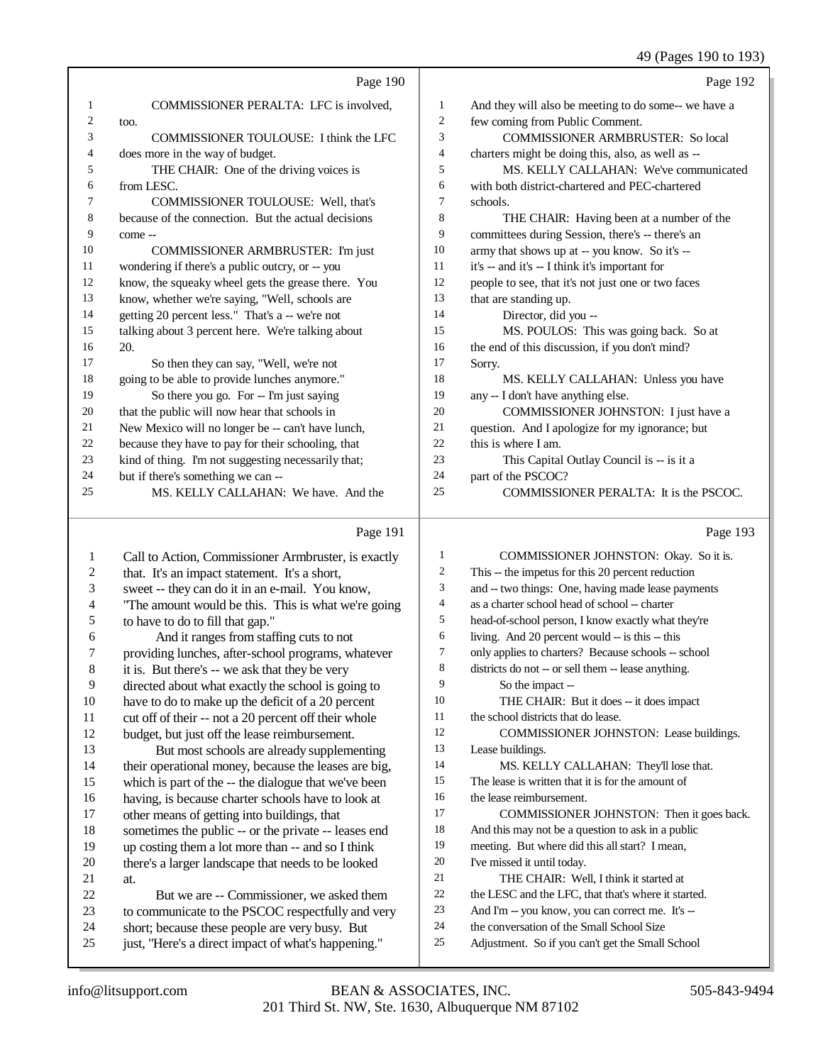Page 190

1 COMMISSIONER PERALTA: LFC is involved,
2 too.
3 COMMISSIONER TOULOUSE: I think the LFC
4 does more in the way of budget.
5 THE CHAIR: One of the driving voices is
6 from LESC.
7 COMMISSIONER TOULOUSE: Well, that's
8 because of the connection. But the actual decisions
9 come --
10 COMMISSIONER ARMBRUSTER: I'm just
11 wondering if there's a public outcry, or -- you
12 know, the squeaky wheel gets the grease there. You
13 know, whether we're saying, "Well, schools are
14 getting 20 percent less." That's a -- we're not
15 talking about 3 percent here. We're talking about
16 20.
17 So then they can say, "Well, we're not
18 going to be able to provide lunches anymore."
19 So there you go. For -- I'm just saying
20 that the public will now hear that schools in
21 New Mexico will no longer be -- can't have lunch,
22 because they have to pay for their schooling, that
23 kind of thing. I'm not suggesting necessarily that;
24 but if there's something we can --
25 MS. KELLY CALLAHAN: We have. And the

Page 191

1 Call to Action, Commissioner Armbruster, is exactly
2 that. It's an impact statement. It's a short,
3 sweet -- they can do it in an e-mail. You know,
4 "The amount would be this. This is what we're going
5 to have to do to fill that gap."
6 And it ranges from staffing cuts to not
7 providing lunches, after-school programs, whatever
8 it is. But there's -- we ask that they be very
9 directed about what exactly the school is going to
10 have to do to make up the deficit of a 20 percent
11 cut off of their -- not a 20 percent off their whole
12 budget, but just off the lease reimbursement.
13 But most schools are already supplementing
14 their operational money, because the leases are big,
15 which is part of the -- the dialogue that we've been
16 having, is because charter schools have to look at
17 other means of getting into buildings, that
18 sometimes the public -- or the private -- leases end
19 up costing them a lot more than -- and so I think
20 there's a larger landscape that needs to be looked
21 at.
22 But we are -- Commissioner, we asked them
23 to communicate to the PSCOC respectfully and very
24 short; because these people are very busy. But
25 just, "Here's a direct impact of what's happening."

Page 192

1 And they will also be meeting to do some-- we have a
2 few coming from Public Comment.
3 COMMISSIONER ARMBRUSTER: So local
4 charters might be doing this, also, as well as --
5 MS. KELLY CALLAHAN: We've communicated
6 with both district-chartered and PEC-chartered
7 schools.
8 THE CHAIR: Having been at a number of the
9 committees during Session, there's -- there's an
10 army that shows up at -- you know. So it's --
11 it's -- and it's -- I think it's important for
12 people to see, that it's not just one or two faces
13 that are standing up.
14 Director, did you --
15 MS. POULOS: This was going back. So at
16 the end of this discussion, if you don't mind?
17 Sorry.
18 MS. KELLY CALLAHAN: Unless you have
19 any -- I don't have anything else.
20 COMMISSIONER JOHNSTON: I just have a
21 question. And I apologize for my ignorance; but
22 this is where I am.
23 This Capital Outlay Council is -- is it a
24 part of the PSCOC?
25 COMMISSIONER PERALTA: It is the PSCOC.

Page 193

1 COMMISSIONER JOHNSTON: Okay. So it is.
2 This -- the impetus for this 20 percent reduction
3 and -- two things: One, having made lease payments
4 as a charter school head of school -- charter
5 head-of-school person, I know exactly what they're
6 living. And 20 percent would -- is this -- this
7 only applies to charters? Because schools -- school
8 districts do not -- or sell them -- lease anything.
9 So the impact --
10 THE CHAIR: But it does -- it does impact
11 the school districts that do lease.
12 COMMISSIONER JOHNSTON: Lease buildings.
13 Lease buildings.
14 MS. KELLY CALLAHAN: They'll lose that.
15 The lease is written that it is for the amount of
16 the lease reimbursement.
17 COMMISSIONER JOHNSTON: Then it goes back.
18 And this may not be a question to ask in a public
19 meeting. But where did this all start? I mean,
20 I've missed it until today.
21 THE CHAIR: Well, I think it started at
22 the LESC and the LFC, that that's where it started.
23 And I'm -- you know, you can correct me. It's --
24 the conversation of the Small School Size
25 Adjustment. So if you can't get the Small School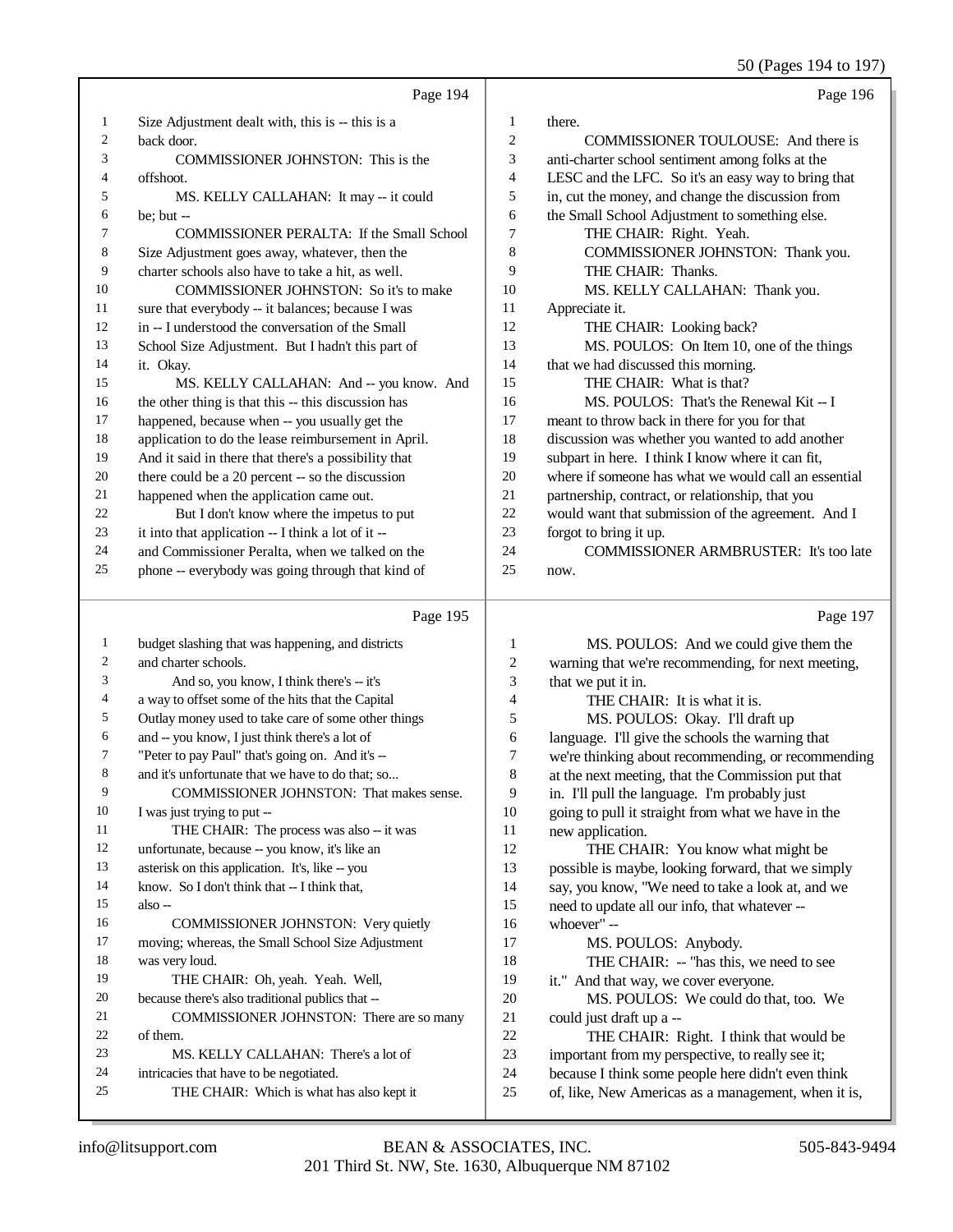Page 194

1 Size Adjustment dealt with, this is -- this is a
2 back door.
3 COMMISSIONER JOHNSTON: This is the
4 offshoot.
5 MS. KELLY CALLAHAN: It may -- it could
6 be; but --
7 COMMISSIONER PERALTA: If the Small School
8 Size Adjustment goes away, whatever, then the
9 charter schools also have to take a hit, as well.
10 COMMISSIONER JOHNSTON: So it's to make
11 sure that everybody -- it balances; because I was
12 in -- I understood the conversation of the Small
13 School Size Adjustment. But I hadn't this part of
14 it. Okay.
15 MS. KELLY CALLAHAN: And -- you know. And
16 the other thing is that this -- this discussion has
17 happened, because when -- you usually get the
18 application to do the lease reimbursement in April.
19 And it said in there that there's a possibility that
20 there could be a 20 percent -- so the discussion
21 happened when the application came out.
22 But I don't know where the impetus to put
23 it into that application -- I think a lot of it --
24 and Commissioner Peralta, when we talked on the
25 phone -- everybody was going through that kind of

Page 195

1 budget slashing that was happening, and districts
2 and charter schools.
3 And so, you know, I think there's -- it's
4 a way to offset some of the hits that the Capital
5 Outlay money used to take care of some other things
6 and -- you know, I just think there's a lot of
7 "Peter to pay Paul" that's going on. And it's --
8 and it's unfortunate that we have to do that; so...
9 COMMISSIONER JOHNSTON: That makes sense.
10 I was just trying to put --
11 THE CHAIR: The process was also -- it was
12 unfortunate, because -- you know, it's like an
13 asterisk on this application. It's, like -- you
14 know. So I don't think that -- I think that,
15 also --
16 COMMISSIONER JOHNSTON: Very quietly
17 moving; whereas, the Small School Size Adjustment
18 was very loud.
19 THE CHAIR: Oh, yeah. Yeah. Well,
20 because there's also traditional publics that --
21 COMMISSIONER JOHNSTON: There are so many
22 of them.
23 MS. KELLY CALLAHAN: There's a lot of
24 intricacies that have to be negotiated.
25 THE CHAIR: Which is what has also kept it

Page 196

1 there.
2 COMMISSIONER TOULOUSE: And there is
3 anti-charter school sentiment among folks at the
4 LESC and the LFC. So it's an easy way to bring that
5 in, cut the money, and change the discussion from
6 the Small School Adjustment to something else.
7 THE CHAIR: Right. Yeah.
8 COMMISSIONER JOHNSTON: Thank you.
9 THE CHAIR: Thanks.
10 MS. KELLY CALLAHAN: Thank you.
11 Appreciate it.
12 THE CHAIR: Looking back?
13 MS. POULOS: On Item 10, one of the things
14 that we had discussed this morning.
15 THE CHAIR: What is that?
16 MS. POULOS: That's the Renewal Kit -- I
17 meant to throw back in there for you for that
18 discussion was whether you wanted to add another
19 subpart in here. I think I know where it can fit,
20 where if someone has what we would call an essential
21 partnership, contract, or relationship, that you
22 would want that submission of the agreement. And I
23 forgot to bring it up.
24 COMMISSIONER ARMBRUSTER: It's too late
25 now.

Page 197

1 MS. POULOS: And we could give them the
2 warning that we're recommending, for next meeting,
3 that we put it in.
4 THE CHAIR: It is what it is.
5 MS. POULOS: Okay. I'll draft up
6 language. I'll give the schools the warning that
7 we're thinking about recommending, or recommending
8 at the next meeting, that the Commission put that
9 in. I'll pull the language. I'm probably just
10 going to pull it straight from what we have in the
11 new application.
12 THE CHAIR: You know what might be
13 possible is maybe, looking forward, that we simply
14 say, you know, "We need to take a look at, and we
15 need to update all our info, that whatever --
16 whoever" --
17 MS. POULOS: Anybody.
18 THE CHAIR: -- "has this, we need to see
19 it." And that way, we cover everyone.
20 MS. POULOS: We could do that, too. We
21 could just draft up a --
22 THE CHAIR: Right. I think that would be
23 important from my perspective, to really see it;
24 because I think some people here didn't even think
25 of, like, New Americas as a management, when it is,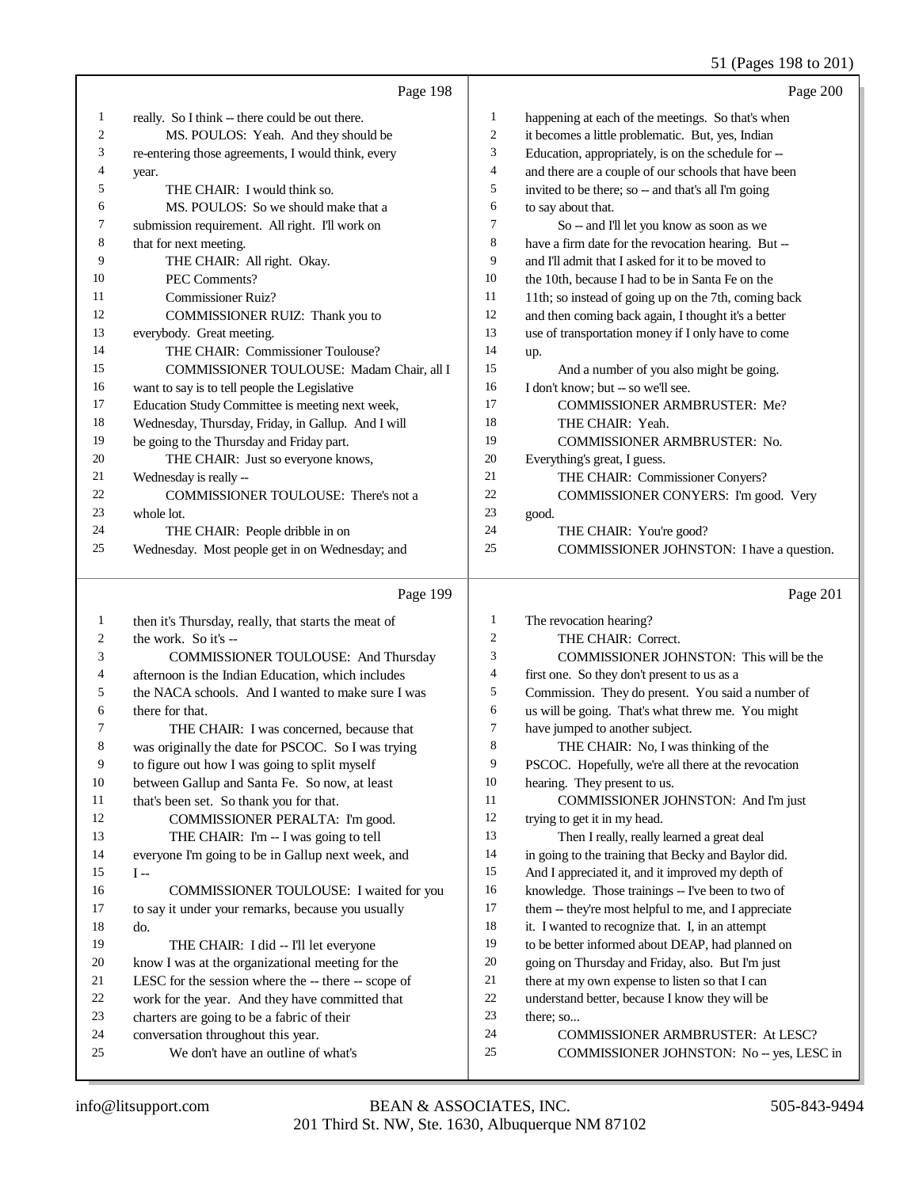Page 198

1 really. So I think -- there could be out there.
2 MS. POULOS: Yeah. And they should be
3 re-entering those agreements, I would think, every
4 year.
5 THE CHAIR: I would think so.
6 MS. POULOS: So we should make that a
7 submission requirement. All right. I'll work on
8 that for next meeting.
9 THE CHAIR: All right. Okay.
10 PEC Comments?
11 Commissioner Ruiz?
12 COMMISSIONER RUIZ: Thank you to
13 everybody. Great meeting.
14 THE CHAIR: Commissioner Toulouse?
15 COMMISSIONER TOULOUSE: Madam Chair, all I
16 want to say is to tell people the Legislative
17 Education Study Committee is meeting next week,
18 Wednesday, Thursday, Friday, in Gallup. And I will
19 be going to the Thursday and Friday part.
20 THE CHAIR: Just so everyone knows,
21 Wednesday is really --
22 COMMISSIONER TOULOUSE: There's not a
23 whole lot.
24 THE CHAIR: People dribble in on
25 Wednesday. Most people get in on Wednesday; and

Page 199

1 then it's Thursday, really, that starts the meat of
2 the work. So it's --
3 COMMISSIONER TOULOUSE: And Thursday
4 afternoon is the Indian Education, which includes
5 the NACA schools. And I wanted to make sure I was
6 there for that.
7 THE CHAIR: I was concerned, because that
8 was originally the date for PSCOC. So I was trying
9 to figure out how I was going to split myself
10 between Gallup and Santa Fe. So now, at least
11 that's been set. So thank you for that.
12 COMMISSIONER PERALTA: I'm good.
13 THE CHAIR: I'm -- I was going to tell
14 everyone I'm going to be in Gallup next week, and
15 I --
16 COMMISSIONER TOULOUSE: I waited for you
17 to say it under your remarks, because you usually
18 do.
19 THE CHAIR: I did -- I'll let everyone
20 know I was at the organizational meeting for the
21 LESC for the session where the -- there -- scope of
22 work for the year. And they have committed that
23 charters are going to be a fabric of their
24 conversation throughout this year.
25 We don't have an outline of what's

Page 200

1 happening at each of the meetings. So that's when
2 it becomes a little problematic. But, yes, Indian
3 Education, appropriately, is on the schedule for --
4 and there are a couple of our schools that have been
5 invited to be there; so -- and that's all I'm going
6 to say about that.
7 So -- and I'll let you know as soon as we
8 have a firm date for the revocation hearing. But --
9 and I'll admit that I asked for it to be moved to
10 the 10th, because I had to be in Santa Fe on the
11 11th; so instead of going up on the 7th, coming back
12 and then coming back again, I thought it's a better
13 use of transportation money if I only have to come
14 up.
15 And a number of you also might be going.
16 I don't know; but -- so we'll see.
17 COMMISSIONER ARMBRUSTER: Me?
18 THE CHAIR: Yeah.
19 COMMISSIONER ARMBRUSTER: No.
20 Everything's great, I guess.
21 THE CHAIR: Commissioner Conyers?
22 COMMISSIONER CONYERS: I'm good. Very
23 good.
24 THE CHAIR: You're good?
25 COMMISSIONER JOHNSTON: I have a question.

Page 201

1 The revocation hearing?
2 THE CHAIR: Correct.
3 COMMISSIONER JOHNSTON: This will be the
4 first one. So they don't present to us as a
5 Commission. They do present. You said a number of
6 us will be going. That's what threw me. You might
7 have jumped to another subject.
8 THE CHAIR: No, I was thinking of the
9 PSCOC. Hopefully, we're all there at the revocation
10 hearing. They present to us.
11 COMMISSIONER JOHNSTON: And I'm just
12 trying to get it in my head.
13 Then I really, really learned a great deal
14 in going to the training that Becky and Baylor did.
15 And I appreciated it, and it improved my depth of
16 knowledge. Those trainings -- I've been to two of
17 them -- they're most helpful to me, and I appreciate
18 it. I wanted to recognize that. I, in an attempt
19 to be better informed about DEAP, had planned on
20 going on Thursday and Friday, also. But I'm just
21 there at my own expense to listen so that I can
22 understand better, because I know they will be
23 there; so...
24 COMMISSIONER ARMBRUSTER: At LESC?
25 COMMISSIONER JOHNSTON: No -- yes, LESC in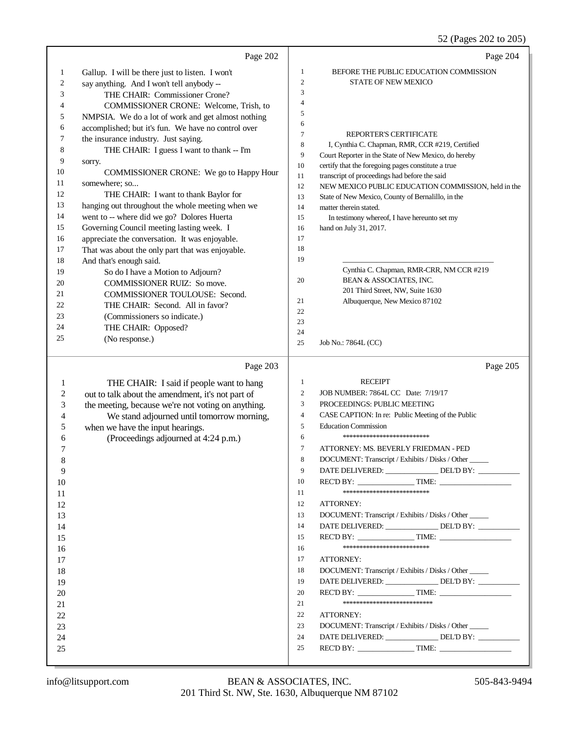Page 202

1 Gallup. I will be there just to listen. I won't
2 say anything. And I won't tell anybody --
3 THE CHAIR: Commissioner Crone?
4 COMMISSIONER CRONE: Welcome, Trish, to
5 NMPSIA. We do a lot of work and get almost nothing
6 accomplished; but it's fun. We have no control over
7 the insurance industry. Just saying.
8 THE CHAIR: I guess I want to thank -- I'm
9 sorry.
10 COMMISSIONER CRONE: We go to Happy Hour
11 somewhere; so...
12 THE CHAIR: I want to thank Baylor for
13 hanging out throughout the whole meeting when we
14 went to -- where did we go? Dolores Huerta
15 Governing Council meeting lasting week. I
16 appreciate the conversation. It was enjoyable.
17 That was about the only part that was enjoyable.
18 And that's enough said.
19 So do I have a Motion to Adjourn?
20 COMMISSIONER RUIZ: So move.
21 COMMISSIONER TOULOUSE: Second.
22 THE CHAIR: Second. All in favor?
23 (Commissioners so indicate.)
24 THE CHAIR: Opposed?
25 (No response.)

Page 203

1 THE CHAIR: I said if people want to hang
2 out to talk about the amendment, it's not part of
3 the meeting, because we're not voting on anything.
4 We stand adjourned until tomorrow morning,
5 when we have the input hearings.
6 (Proceedings adjourned at 4:24 p.m.)
7
8
9
10
11
12
13
14
15
16
17
18
19
20
21
22
23
24
25

Page 204

1 BEFORE THE PUBLIC EDUCATION COMMISSION
2 STATE OF NEW MEXICO
3
4
5
6
7 REPORTER'S CERTIFICATE
8 I, Cynthia C. Chapman, RMR, CCR #219, Certified
9 Court Reporter in the State of New Mexico, do hereby
10 certify that the foregoing pages constitute a true
11 transcript of proceedings had before the said
12 NEW MEXICO PUBLIC EDUCATION COMMISSION, held in the
13 State of New Mexico, County of Bernalillo, in the
14 matter therein stated.
15 In testimony whereof, I have hereunto set my
16 hand on July 31, 2017.
17
18
19 \_\_\_\_\_\_\_\_\_\_\_\_\_\_\_\_\_\_\_\_\_\_\_\_\_\_\_\_\_\_\_\_\_\_\_\_\_\_\_\_
Cynthia C. Chapman, RMR-CRR, NM CCR #219
20 BEAN & ASSOCIATES, INC.
201 Third Street, NW, Suite 1630
21 Albuquerque, New Mexico 87102
22
23
24
25 Job No.: 7864L (CC)

Page 205

1 RECEIPT
2 JOB NUMBER: 7864L CC Date: 7/19/17
3 PROCEEDINGS: PUBLIC MEETING
4 CASE CAPTION: In re: Public Meeting of the Public
5 Education Commission
6 **************************
7 ATTORNEY: MS. BEVERLY FRIEDMAN - PED
8 DOCUMENT: Transcript / Exhibits / Disks / Other \_\_\_\_\_
9 DATE DELIVERED: \_\_\_\_\_\_\_\_\_\_\_\_\_\_ DEL'D BY: \_\_\_\_\_\_\_\_\_\_\_
10 REC'D BY: \_\_\_\_\_\_\_\_\_\_\_\_\_\_\_ TIME: \_\_\_\_\_\_\_\_\_\_\_\_\_\_\_\_\_\_\_
11 **************************
12 ATTORNEY:
13 DOCUMENT: Transcript / Exhibits / Disks / Other \_\_\_\_\_
14 DATE DELIVERED: \_\_\_\_\_\_\_\_\_\_\_\_\_\_ DEL'D BY: \_\_\_\_\_\_\_\_\_\_\_
15 REC'D BY: \_\_\_\_\_\_\_\_\_\_\_\_\_\_\_ TIME: \_\_\_\_\_\_\_\_\_\_\_\_\_\_\_\_\_\_\_
16 **************************
17 ATTORNEY:
18 DOCUMENT: Transcript / Exhibits / Disks / Other \_\_\_\_\_
19 DATE DELIVERED: \_\_\_\_\_\_\_\_\_\_\_\_\_\_ DEL'D BY: \_\_\_\_\_\_\_\_\_\_\_
20 REC'D BY: \_\_\_\_\_\_\_\_\_\_\_\_\_\_\_ TIME: \_\_\_\_\_\_\_\_\_\_\_\_\_\_\_\_\_\_\_
21 ***************************
22 ATTORNEY:
23 DOCUMENT: Transcript / Exhibits / Disks / Other \_\_\_\_\_
24 DATE DELIVERED: \_\_\_\_\_\_\_\_\_\_\_\_\_\_ DEL'D BY: \_\_\_\_\_\_\_\_\_\_\_
25 REC'D BY: \_\_\_\_\_\_\_\_\_\_\_\_\_\_\_ TIME: \_\_\_\_\_\_\_\_\_\_\_\_\_\_\_\_\_\_\_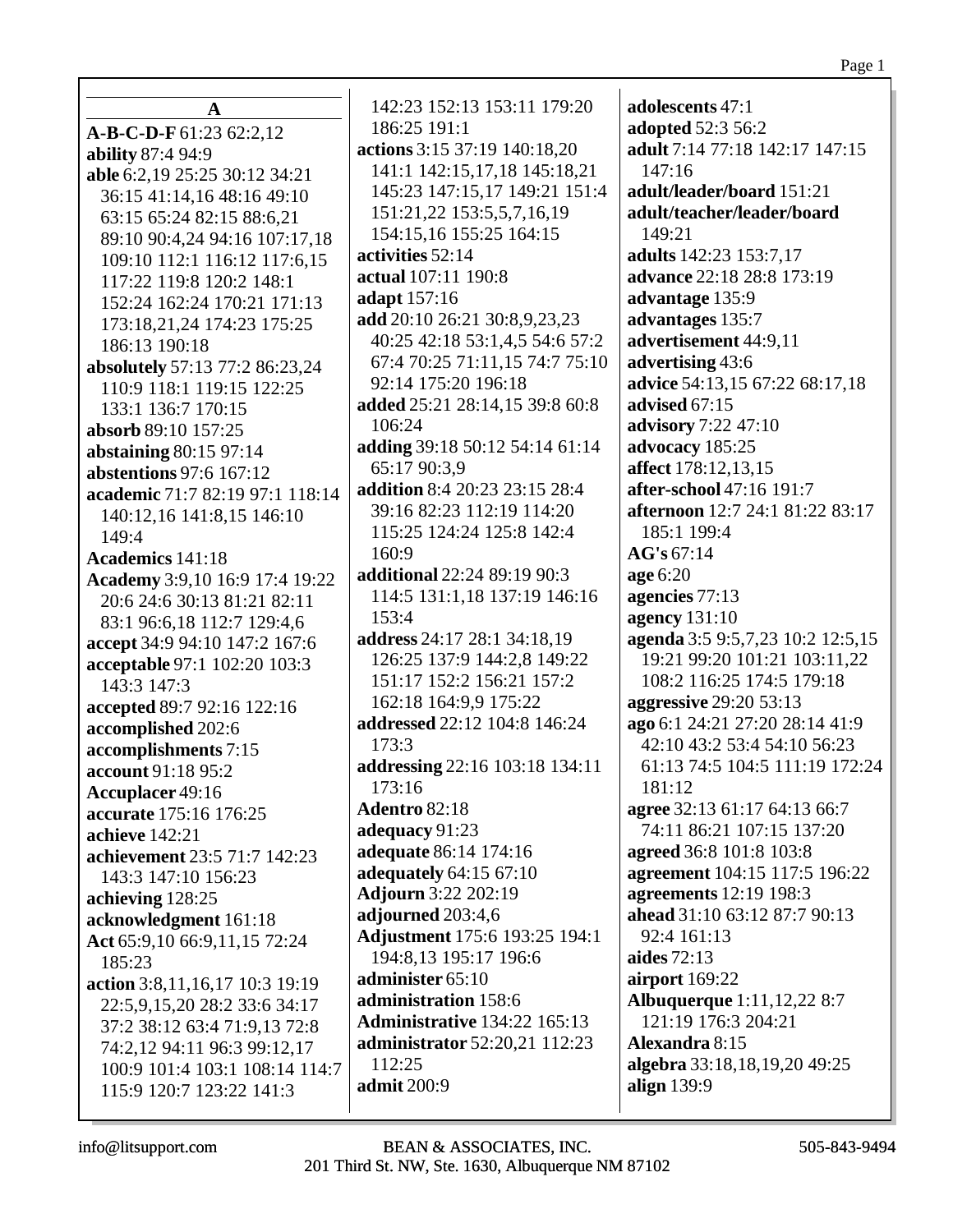## A

**A-B-C-D-F** 61:23 62:2,12
**ability** 87:4 94:9
**able** 6:2,19 25:25 30:12 34:21 36:15 41:14,16 48:16 49:10 63:15 65:24 82:15 88:6,21 89:10 90:4,24 94:16 107:17,18 109:10 112:1 116:12 117:6,15 117:22 119:8 120:2 148:1 152:24 162:24 170:21 171:13 173:18,21,24 174:23 175:25 186:13 190:18
**absolutely** 57:13 77:2 86:23,24 110:9 118:1 119:15 122:25 133:1 136:7 170:15
**absorb** 89:10 157:25
**abstaining** 80:15 97:14
**abstentions** 97:6 167:12
**academic** 71:7 82:19 97:1 118:14 140:12,16 141:8,15 146:10 149:4
**Academics** 141:18
**Academy** 3:9,10 16:9 17:4 19:22 20:6 24:6 30:13 81:21 82:11 83:1 96:6,18 112:7 129:4,6
**accept** 34:9 94:10 147:2 167:6
**acceptable** 97:1 102:20 103:3 143:3 147:3
**accepted** 89:7 92:16 122:16
**accomplished** 202:6
**accomplishments** 7:15
**account** 91:18 95:2
**Accuplacer** 49:16
**accurate** 175:16 176:25
**achieve** 142:21
**achievement** 23:5 71:7 142:23 143:3 147:10 156:23
**achieving** 128:25
**acknowledgment** 161:18
**Act** 65:9,10 66:9,11,15 72:24 185:23
**action** 3:8,11,16,17 10:3 19:19 22:5,9,15,20 28:2 33:6 34:17 37:2 38:12 63:4 71:9,13 72:8 74:2,12 94:11 96:3 99:12,17 100:9 101:4 103:1 108:14 114:7 115:9 120:7 123:22 141:3 142:23 152:13 153:11 179:20 186:25 191:1
**actions** 3:15 37:19 140:18,20 141:1 142:15,17,18 145:18,21 145:23 147:15,17 149:21 151:4 151:21,22 153:5,5,7,16,19 154:15,16 155:25 164:15
**activities** 52:14
**actual** 107:11 190:8
**adapt** 157:16
**add** 20:10 26:21 30:8,9,23,23 40:25 42:18 53:1,4,5 54:6 57:2 67:4 70:25 71:11,15 74:7 75:10 92:14 175:20 196:18
**added** 25:21 28:14,15 39:8 60:8 106:24
**adding** 39:18 50:12 54:14 61:14 65:17 90:3,9
**addition** 8:4 20:23 23:15 28:4 39:16 82:23 112:19 114:20 115:25 124:24 125:8 142:4 160:9
**additional** 22:24 89:19 90:3 114:5 131:1,18 137:19 146:16 153:4
**address** 24:17 28:1 34:18,19 126:25 137:9 144:2,8 149:22 151:17 152:2 156:21 157:2 162:18 164:9,9 175:22
**addressed** 22:12 104:8 146:24 173:3
**addressing** 22:16 103:18 134:11 173:16
**Adentro** 82:18
**adequacy** 91:23
**adequate** 86:14 174:16
**adequately** 64:15 67:10
**Adjourn** 3:22 202:19
**adjourned** 203:4,6
**Adjustment** 175:6 193:25 194:1 194:8,13 195:17 196:6
**administer** 65:10
**administration** 158:6
**Administrative** 134:22 165:13
**administrator** 52:20,21 112:23 112:25
**admit** 200:9
**adolescents** 47:1
**adopted** 52:3 56:2
**adult** 7:14 77:18 142:17 147:15 147:16
**adult/leader/board** 151:21
**adult/teacher/leader/board** 149:21
**adults** 142:23 153:7,17
**advance** 22:18 28:8 173:19
**advantage** 135:9
**advantages** 135:7
**advertisement** 44:9,11
**advertising** 43:6
**advice** 54:13,15 67:22 68:17,18
**advised** 67:15
**advisory** 7:22 47:10
**advocacy** 185:25
**affect** 178:12,13,15
**after-school** 47:16 191:7
**afternoon** 12:7 24:1 81:22 83:17 185:1 199:4
**AG's** 67:14
**age** 6:20
**agencies** 77:13
**agency** 131:10
**agenda** 3:5 9:5,7,23 10:2 12:5,15 19:21 99:20 101:21 103:11,22 108:2 116:25 174:5 179:18
**aggressive** 29:20 53:13
**ago** 6:1 24:21 27:20 28:14 41:9 42:10 43:2 53:4 54:10 56:23 61:13 74:5 104:5 111:19 172:24 181:12
**agree** 32:13 61:17 64:13 66:7 74:11 86:21 107:15 137:20
**agreed** 36:8 101:8 103:8
**agreement** 104:15 117:5 196:22
**agreements** 12:19 198:3
**ahead** 31:10 63:12 87:7 90:13 92:4 161:13
**aides** 72:13
**airport** 169:22
**Albuquerque** 1:11,12,22 8:7 121:19 176:3 204:21
**Alexandra** 8:15
**algebra** 33:18,18,19,20 49:25
**align** 139:9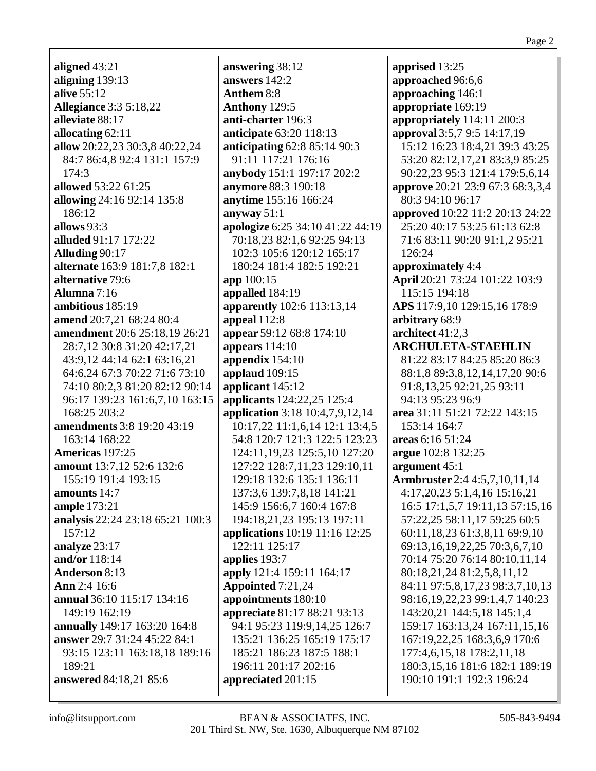**aligned** 43:21
**aligning** 139:13
**alive** 55:12
**Allegiance** 3:3 5:18,22
**alleviate** 88:17
**allocating** 62:11
**allow** 20:22,23 30:3,8 40:22,24 84:7 86:4,8 92:4 131:1 157:9 174:3
**allowed** 53:22 61:25
**allowing** 24:16 92:14 135:8 186:12
**allows** 93:3
**alluded** 91:17 172:22
**Alluding** 90:17
**alternate** 163:9 181:7,8 182:1
**alternative** 79:6
**Alumna** 7:16
**ambitious** 185:19
**amend** 20:7,21 68:24 80:4
**amendment** 20:6 25:18,19 26:21 28:7,12 30:8 31:20 42:17,21 43:9,12 44:14 62:1 63:16,21 64:6,24 67:3 70:22 71:6 73:10 74:10 80:2,3 81:20 82:12 90:14 96:17 139:23 161:6,7,10 163:15 168:25 203:2
**amendments** 3:8 19:20 43:19 163:14 168:22
**Americas** 197:25
**amount** 13:7,12 52:6 132:6 155:19 191:4 193:15
**amounts** 14:7
**ample** 173:21
**analysis** 22:24 23:18 65:21 100:3 157:12
**analyze** 23:17
**and/or** 118:14
**Anderson** 8:13
**Ann** 2:4 16:6
**annual** 36:10 115:17 134:16 149:19 162:19
**annually** 149:17 163:20 164:8
**answer** 29:7 31:24 45:22 84:1 93:15 123:11 163:18,18 189:16 189:21
**answered** 84:18,21 85:6
**answering** 38:12
**answers** 142:2
**Anthem** 8:8
**Anthony** 129:5
**anti-charter** 196:3
**anticipate** 63:20 118:13
**anticipating** 62:8 85:14 90:3 91:11 117:21 176:16
**anybody** 151:1 197:17 202:2
**anymore** 88:3 190:18
**anytime** 155:16 166:24
**anyway** 51:1
**apologize** 6:25 34:10 41:22 44:19 70:18,23 82:1,6 92:25 94:13 102:3 105:6 120:12 165:17 180:24 181:4 182:5 192:21
**app** 100:15
**appalled** 184:19
**apparently** 102:6 113:13,14
**appeal** 112:8
**appear** 59:12 68:8 174:10
**appears** 114:10
**appendix** 154:10
**applaud** 109:15
**applicant** 145:12
**applicants** 124:22,25 125:4
**application** 3:18 10:4,7,9,12,14 10:17,22 11:1,6,14 12:1 13:4,5 54:8 120:7 121:3 122:5 123:23 124:11,19,23 125:5,10 127:20 127:22 128:7,11,23 129:10,11 129:18 132:6 135:1 136:11 137:3,6 139:7,8,18 141:21 145:9 156:6,7 160:4 167:8 194:18,21,23 195:13 197:11
**applications** 10:19 11:16 12:25 122:11 125:17
**applies** 193:7
**apply** 121:4 159:11 164:17
**Appointed** 7:21,24
**appointments** 180:10
**appreciate** 81:17 88:21 93:13 94:1 95:23 119:9,14,25 126:7 135:21 136:25 165:19 175:17 185:21 186:23 187:5 188:1 196:11 201:17 202:16
**appreciated** 201:15
**apprised** 13:25
**approached** 96:6,6
**approaching** 146:1
**appropriate** 169:19
**appropriately** 114:11 200:3
**approval** 3:5,7 9:5 14:17,19 15:12 16:23 18:4,21 39:3 43:25 53:20 82:12,17,21 83:3,9 85:25 90:22,23 95:3 121:4 179:5,6,14
**approve** 20:21 23:9 67:3 68:3,3,4 80:3 94:10 96:17
**approved** 10:22 11:2 20:13 24:22 25:20 40:17 53:25 61:13 62:8 71:6 83:11 90:20 91:1,2 95:21 126:24
**approximately** 4:4
**April** 20:21 73:24 101:22 103:9 115:15 194:18
**APS** 117:9,10 129:15,16 178:9
**arbitrary** 68:9
**architect** 41:2,3
**ARCHULETA-STAEHLIN** 81:22 83:17 84:25 85:20 86:3 88:1,8 89:3,8,12,14,17,20 90:6 91:8,13,25 92:21,25 93:11 94:13 95:23 96:9
**area** 31:11 51:21 72:22 143:15 153:14 164:7
**areas** 6:16 51:24
**argue** 102:8 132:25
**argument** 45:1
**Armbruster** 2:4 4:5,7,10,11,14 4:17,20,23 5:1,4,16 15:16,21 16:5 17:1,5,7 19:11,13 57:15,16 57:22,25 58:11,17 59:25 60:5 60:11,18,23 61:3,8,11 69:9,10 69:13,16,19,22,25 70:3,6,7,10 70:14 75:20 76:14 80:10,11,14 80:18,21,24 81:2,5,8,11,12 84:11 97:5,8,17,23 98:3,7,10,13 98:16,19,22,23 99:1,4,7 140:23 143:20,21 144:5,18 145:1,4 159:17 163:13,24 167:11,15,16 167:19,22,25 168:3,6,9 170:6 177:4,6,15,18 178:2,11,18 180:3,15,16 181:6 182:1 189:19 190:10 191:1 192:3 196:24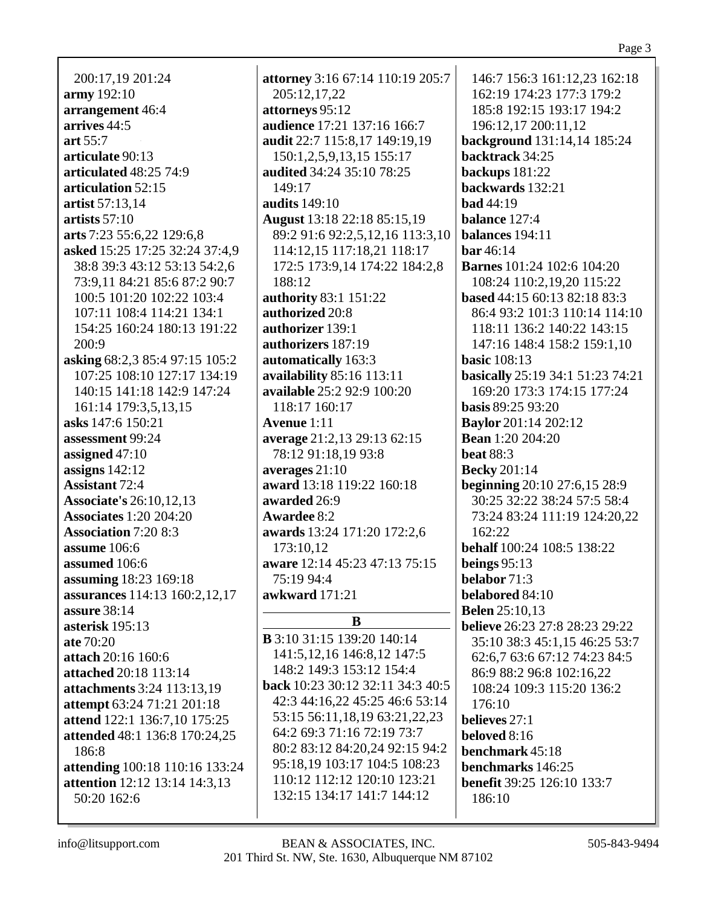200:17,19 201:24
**army** 192:10
**arrangement** 46:4
**arrives** 44:5
**art** 55:7
**articulate** 90:13
**articulated** 48:25 74:9
**articulation** 52:15
**artist** 57:13,14
**artists** 57:10
**arts** 7:23 55:6,22 129:6,8
**asked** 15:25 17:25 32:24 37:4,9 38:8 39:3 43:12 53:13 54:2,6 73:9,11 84:21 85:6 87:2 90:7 100:5 101:20 102:22 103:4 107:11 108:4 114:21 134:1 154:25 160:24 180:13 191:22 200:9
**asking** 68:2,3 85:4 97:15 105:2 107:25 108:10 127:17 134:19 140:15 141:18 142:9 147:24 161:14 179:3,5,13,15
**asks** 147:6 150:21
**assessment** 99:24
**assigned** 47:10
**assigns** 142:12
**Assistant** 72:4
**Associate's** 26:10,12,13
**Associates** 1:20 204:20
**Association** 7:20 8:3
**assume** 106:6
**assumed** 106:6
**assuming** 18:23 169:18
**assurances** 114:13 160:2,12,17
**assure** 38:14
**asterisk** 195:13
**ate** 70:20
**attach** 20:16 160:6
**attached** 20:18 113:14
**attachments** 3:24 113:13,19
**attempt** 63:24 71:21 201:18
**attend** 122:1 136:7,10 175:25
**attended** 48:1 136:8 170:24,25 186:8
**attending** 100:18 110:16 133:24
**attention** 12:12 13:14 14:3,13 50:20 162:6
**attorney** 3:16 67:14 110:19 205:7 205:12,17,22
**attorneys** 95:12
**audience** 17:21 137:16 166:7
**audit** 22:7 115:8,17 149:19,19 150:1,2,5,9,13,15 155:17
**audited** 34:24 35:10 78:25 149:17
**audits** 149:10
**August** 13:18 22:18 85:15,19 89:2 91:6 92:2,5,12,16 113:3,10 114:12,15 117:18,21 118:17 172:5 173:9,14 174:22 184:2,8 188:12
**authority** 83:1 151:22
**authorized** 20:8
**authorizer** 139:1
**authorizers** 187:19
**automatically** 163:3
**availability** 85:16 113:11
**available** 25:2 92:9 100:20 118:17 160:17
**Avenue** 1:11
**average** 21:2,13 29:13 62:15 78:12 91:18,19 93:8
**averages** 21:10
**award** 13:18 119:22 160:18
**awarded** 26:9
**Awardee** 8:2
**awards** 13:24 171:20 172:2,6 173:10,12
**aware** 12:14 45:23 47:13 75:15 75:19 94:4
**awkward** 171:21

## B

**B** 3:10 31:15 139:20 140:14 141:5,12,16 146:8,12 147:5 148:2 149:3 153:12 154:4
**back** 10:23 30:12 32:11 34:3 40:5 42:3 44:16,22 45:25 46:6 53:14 53:15 56:11,18,19 63:21,22,23 64:2 69:3 71:16 72:19 73:7 80:2 83:12 84:20,24 92:15 94:2 95:18,19 103:17 104:5 108:23 110:12 112:12 120:10 123:21 132:15 134:17 141:7 144:12 146:7 156:3 161:12,23 162:18 162:19 174:23 177:3 179:2 185:8 192:15 193:17 194:2 196:12,17 200:11,12
**background** 131:14,14 185:24
**backtrack** 34:25
**backups** 181:22
**backwards** 132:21
**bad** 44:19
**balance** 127:4
**balances** 194:11
**bar** 46:14
**Barnes** 101:24 102:6 104:20 108:24 110:2,19,20 115:22
**based** 44:15 60:13 82:18 83:3 86:4 93:2 101:3 110:14 114:10 118:11 136:2 140:22 143:15 147:16 148:4 158:2 159:1,10
**basic** 108:13
**basically** 25:19 34:1 51:23 74:21 169:20 173:3 174:15 177:24
**basis** 89:25 93:20
**Baylor** 201:14 202:12
**Bean** 1:20 204:20
**beat** 88:3
**Becky** 201:14
**beginning** 20:10 27:6,15 28:9 30:25 32:22 38:24 57:5 58:4 73:24 83:24 111:19 124:20,22 162:22
**behalf** 100:24 108:5 138:22
**beings** 95:13
**belabor** 71:3
**belabored** 84:10
**Belen** 25:10,13
**believe** 26:23 27:8 28:23 29:22 35:10 38:3 45:1,15 46:25 53:7 62:6,7 63:6 67:12 74:23 84:5 86:9 88:2 96:8 102:16,22 108:24 109:3 115:20 136:2 176:10
**believes** 27:1
**beloved** 8:16
**benchmark** 45:18
**benchmarks** 146:25
**benefit** 39:25 126:10 133:7 186:10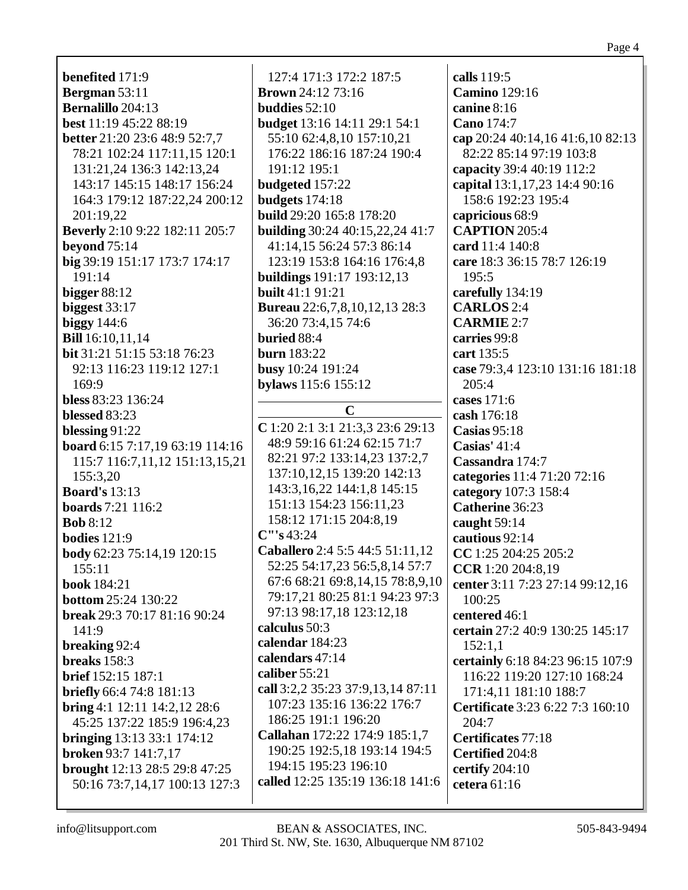**benefited** 171:9
**Bergman** 53:11
**Bernalillo** 204:13
**best** 11:19 45:22 88:19
**better** 21:20 23:6 48:9 52:7,7 78:21 102:24 117:11,15 120:1 131:21,24 136:3 142:13,24 143:17 145:15 148:17 156:24 164:3 179:12 187:22,24 200:12 201:19,22
**Beverly** 2:10 9:22 182:11 205:7
**beyond** 75:14
**big** 39:19 151:17 173:7 174:17 191:14
**bigger** 88:12
**biggest** 33:17
**biggy** 144:6
**Bill** 16:10,11,14
**bit** 31:21 51:15 53:18 76:23 92:13 116:23 119:12 127:1 169:9
**bless** 83:23 136:24
**blessed** 83:23
**blessing** 91:22
**board** 6:15 7:17,19 63:19 114:16 115:7 116:7,11,12 151:13,15,21 155:3,20
**Board's** 13:13
**boards** 7:21 116:2
**Bob** 8:12
**bodies** 121:9
**body** 62:23 75:14,19 120:15 155:11
**book** 184:21
**bottom** 25:24 130:22
**break** 29:3 70:17 81:16 90:24 141:9
**breaking** 92:4
**breaks** 158:3
**brief** 152:15 187:1
**briefly** 66:4 74:8 181:13
**bring** 4:1 12:11 14:2,12 28:6 45:25 137:22 185:9 196:4,23
**bringing** 13:13 33:1 174:12
**broken** 93:7 141:7,17
**brought** 12:13 28:5 29:8 47:25 50:16 73:7,14,17 100:13 127:3 127:4 171:3 172:2 187:5
**Brown** 24:12 73:16
**buddies** 52:10
**budget** 13:16 14:11 29:1 54:1 55:10 62:4,8,10 157:10,21 176:22 186:16 187:24 190:4 191:12 195:1
**budgeted** 157:22
**budgets** 174:18
**build** 29:20 165:8 178:20
**building** 30:24 40:15,22,24 41:7 41:14,15 56:24 57:3 86:14 123:19 153:8 164:16 176:4,8
**buildings** 191:17 193:12,13
**built** 41:1 91:21
**Bureau** 22:6,7,8,10,12,13 28:3 36:20 73:4,15 74:6
**buried** 88:4
**burn** 183:22
**busy** 10:24 191:24
**bylaws** 115:6 155:12

## C

**C** 1:20 2:1 3:1 21:3,3 23:6 29:13 48:9 59:16 61:24 62:15 71:7 82:21 97:2 133:14,23 137:2,7 137:10,12,15 139:20 142:13 143:3,16,22 144:1,8 145:15 151:13 154:23 156:11,23 158:12 171:15 204:8,19
**C"'s** 43:24
**Caballero** 2:4 5:5 44:5 51:11,12 52:25 54:17,23 56:5,8,14 57:7 67:6 68:21 69:8,14,15 78:8,9,10 79:17,21 80:25 81:1 94:23 97:3 97:13 98:17,18 123:12,18
**calculus** 50:3
**calendar** 184:23
**calendars** 47:14
**caliber** 55:21
**call** 3:2,2 35:23 37:9,13,14 87:11 107:23 135:16 136:22 176:7 186:25 191:1 196:20
**Callahan** 172:22 174:9 185:1,7 190:25 192:5,18 193:14 194:5 194:15 195:23 196:10
**called** 12:25 135:19 136:18 141:6
**calls** 119:5
**Camino** 129:16
**canine** 8:16
**Cano** 174:7
**cap** 20:24 40:14,16 41:6,10 82:13 82:22 85:14 97:19 103:8
**capacity** 39:4 40:19 112:2
**capital** 13:1,17,23 14:4 90:16 158:6 192:23 195:4
**capricious** 68:9
**CAPTION** 205:4
**card** 11:4 140:8
**care** 18:3 36:15 78:7 126:19 195:5
**carefully** 134:19
**CARLOS** 2:4
**CARMIE** 2:7
**carries** 99:8
**cart** 135:5
**case** 79:3,4 123:10 131:16 181:18 205:4
**cases** 171:6
**cash** 176:18
**Casias** 95:18
**Casias'** 41:4
**Cassandra** 174:7
**categories** 11:4 71:20 72:16
**category** 107:3 158:4
**Catherine** 36:23
**caught** 59:14
**cautious** 92:14
**CC** 1:25 204:25 205:2
**CCR** 1:20 204:8,19
**center** 3:11 7:23 27:14 99:12,16 100:25
**centered** 46:1
**certain** 27:2 40:9 130:25 145:17 152:1,1
**certainly** 6:18 84:23 96:15 107:9 116:22 119:20 127:10 168:24 171:4,11 181:10 188:7
**Certificate** 3:23 6:22 7:3 160:10 204:7
**Certificates** 77:18
**Certified** 204:8
**certify** 204:10
**cetera** 61:16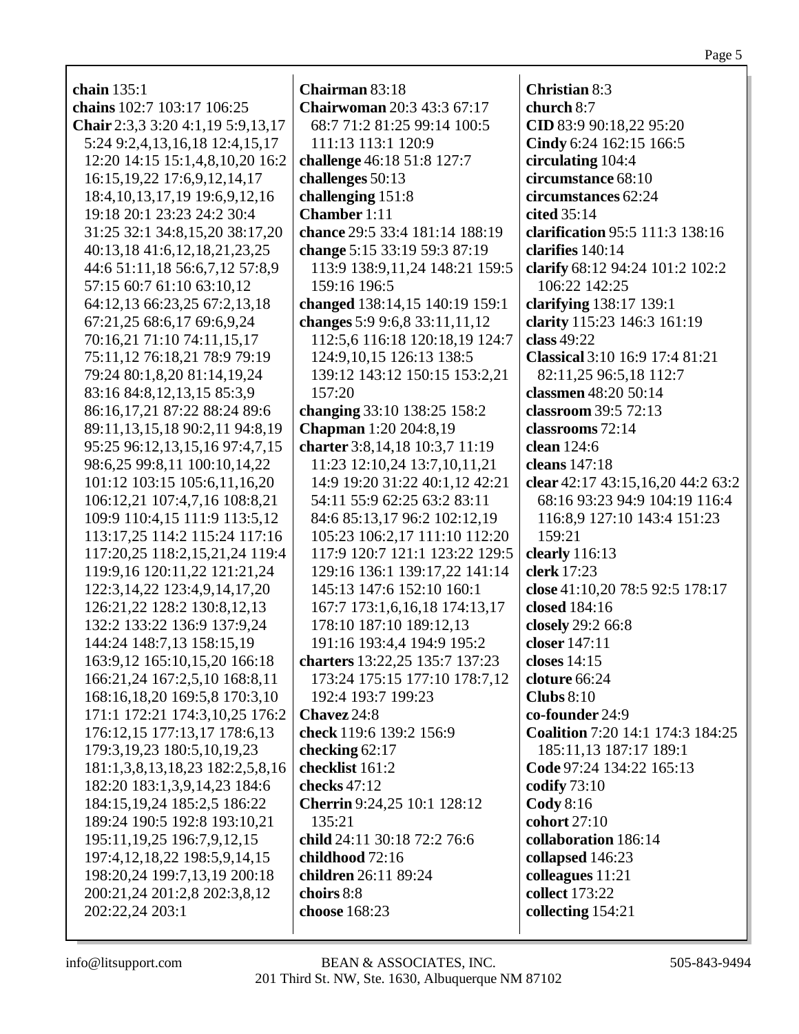**chain** 135:1
**chains** 102:7 103:17 106:25
**Chair** 2:3,3 3:20 4:1,19 5:9,13,17 5:24 9:2,4,13,16,18 12:4,15,17 12:20 14:15 15:1,4,8,10,20 16:2 16:15,19,22 17:6,9,12,14,17 18:4,10,13,17,19 19:6,9,12,16 19:18 20:1 23:23 24:2 30:4 31:25 32:1 34:8,15,20 38:17,20 40:13,18 41:6,12,18,21,23,25 44:6 51:11,18 56:6,7,12 57:8,9 57:15 60:7 61:10 63:10,12 64:12,13 66:23,25 67:2,13,18 67:21,25 68:6,17 69:6,9,24 70:16,21 71:10 74:11,15,17 75:11,12 76:18,21 78:9 79:19 79:24 80:1,8,20 81:14,19,24 83:16 84:8,12,13,15 85:3,9 86:16,17,21 87:22 88:24 89:6 89:11,13,15,18 90:2,11 94:8,19 95:25 96:12,13,15,16 97:4,7,15 98:6,25 99:8,11 100:10,14,22 101:12 103:15 105:6,11,16,20 106:12,21 107:4,7,16 108:8,21 109:9 110:4,15 111:9 113:5,12 113:17,25 114:2 115:24 117:16 117:20,25 118:2,15,21,24 119:4 119:9,16 120:11,22 121:21,24 122:3,14,22 123:4,9,14,17,20 126:21,22 128:2 130:8,12,13 132:2 133:22 136:9 137:9,24 144:24 148:7,13 158:15,19 163:9,12 165:10,15,20 166:18 166:21,24 167:2,5,10 168:8,11 168:16,18,20 169:5,8 170:3,10 171:1 172:21 174:3,10,25 176:2 176:12,15 177:13,17 178:6,13 179:3,19,23 180:5,10,19,23 181:1,3,8,13,18,23 182:2,5,8,16 182:20 183:1,3,9,14,23 184:6 184:15,19,24 185:2,5 186:22 189:24 190:5 192:8 193:10,21 195:11,19,25 196:7,9,12,15 197:4,12,18,22 198:5,9,14,15 198:20,24 199:7,13,19 200:18 200:21,24 201:2,8 202:3,8,12 202:22,24 203:1
**Chairman** 83:18
**Chairwoman** 20:3 43:3 67:17 68:7 71:2 81:25 99:14 100:5 111:13 113:1 120:9
**challenge** 46:18 51:8 127:7
**challenges** 50:13
**challenging** 151:8
**Chamber** 1:11
**chance** 29:5 33:4 181:14 188:19
**change** 5:15 33:19 59:3 87:19 113:9 138:9,11,24 148:21 159:5 159:16 196:5
**changed** 138:14,15 140:19 159:1
**changes** 5:9 9:6,8 33:11,11,12 112:5,6 116:18 120:18,19 124:7 124:9,10,15 126:13 138:5 139:12 143:12 150:15 153:2,21 157:20
**changing** 33:10 138:25 158:2
**Chapman** 1:20 204:8,19
**charter** 3:8,14,18 10:3,7 11:19 11:23 12:10,24 13:7,10,11,21 14:9 19:20 31:22 40:1,12 42:21 54:11 55:9 62:25 63:2 83:11 84:6 85:13,17 96:2 102:12,19 105:23 106:2,17 111:10 112:20 117:9 120:7 121:1 123:22 129:5 129:16 136:1 139:17,22 141:14 145:13 147:6 152:10 160:1 167:7 173:1,6,16,18 174:13,17 178:10 187:10 189:12,13 191:16 193:4,4 194:9 195:2
**charters** 13:22,25 135:7 137:23 173:24 175:15 177:10 178:7,12 192:4 193:7 199:23
**Chavez** 24:8
**check** 119:6 139:2 156:9
**checking** 62:17
**checklist** 161:2
**checks** 47:12
**Cherrin** 9:24,25 10:1 128:12 135:21
**child** 24:11 30:18 72:2 76:6
**childhood** 72:16
**children** 26:11 89:24
**choirs** 8:8
**choose** 168:23
**Christian** 8:3
**church** 8:7
**CID** 83:9 90:18,22 95:20
**Cindy** 6:24 162:15 166:5
**circulating** 104:4
**circumstance** 68:10
**circumstances** 62:24
**cited** 35:14
**clarification** 95:5 111:3 138:16
**clarifies** 140:14
**clarify** 68:12 94:24 101:2 102:2 106:22 142:25
**clarifying** 138:17 139:1
**clarity** 115:23 146:3 161:19
**class** 49:22
**Classical** 3:10 16:9 17:4 81:21 82:11,25 96:5,18 112:7
**classmen** 48:20 50:14
**classroom** 39:5 72:13
**classrooms** 72:14
**clean** 124:6
**cleans** 147:18
**clear** 42:17 43:15,16,20 44:2 63:2 68:16 93:23 94:9 104:19 116:4 116:8,9 127:10 143:4 151:23 159:21
**clearly** 116:13
**clerk** 17:23
**close** 41:10,20 78:5 92:5 178:17
**closed** 184:16
**closely** 29:2 66:8
**closer** 147:11
**closes** 14:15
**cloture** 66:24
**Clubs** 8:10
**co-founder** 24:9
**Coalition** 7:20 14:1 174:3 184:25 185:11,13 187:17 189:1
**Code** 97:24 134:22 165:13
**codify** 73:10
**Cody** 8:16
**cohort** 27:10
**collaboration** 186:14
**collapsed** 146:23
**colleagues** 11:21
**collect** 173:22
**collecting** 154:21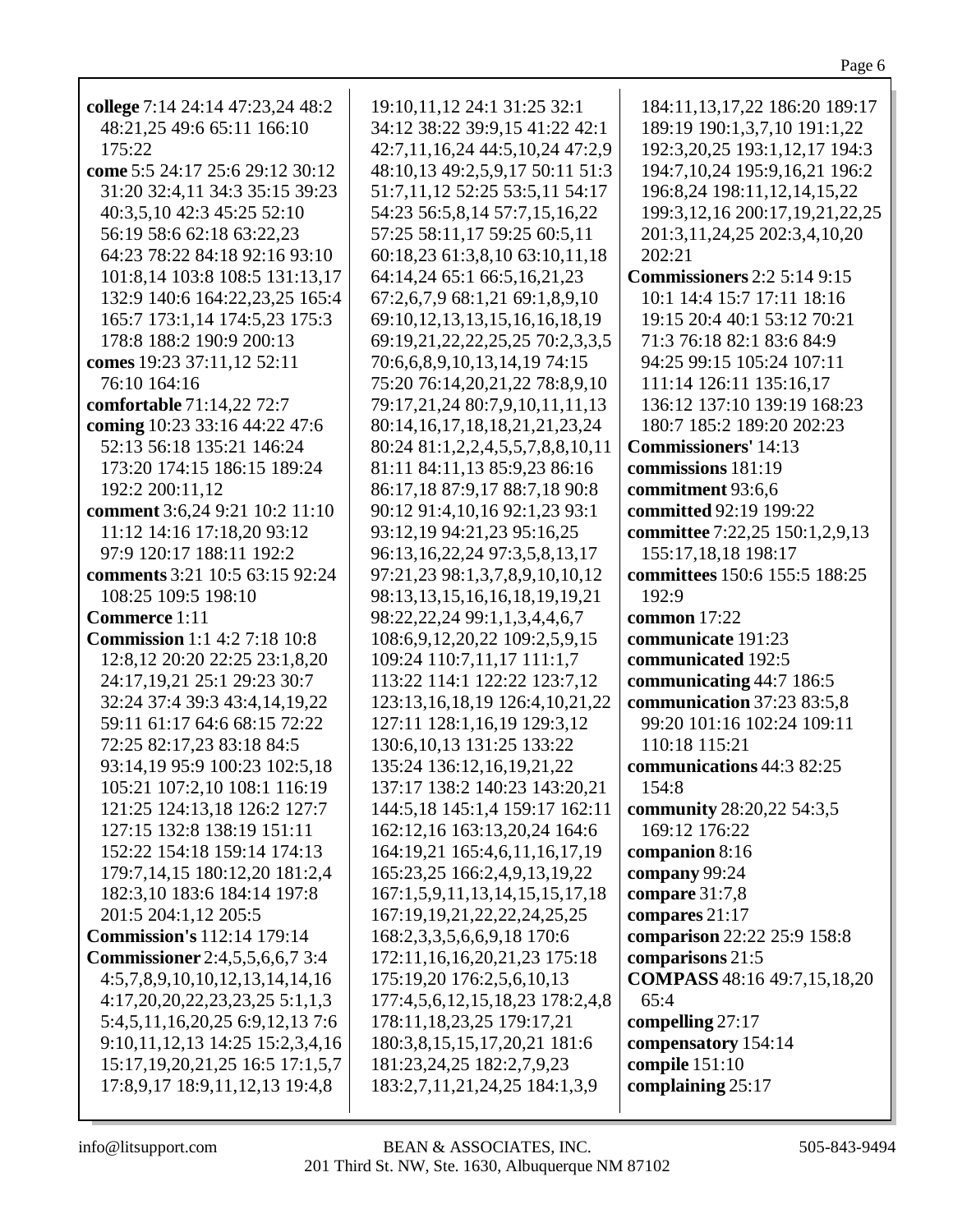**college** 7:14 24:14 47:23,24 48:2 48:21,25 49:6 65:11 166:10 175:22

**come** 5:5 24:17 25:6 29:12 30:12 31:20 32:4,11 34:3 35:15 39:23 40:3,5,10 42:3 45:25 52:10 56:19 58:6 62:18 63:22,23 64:23 78:22 84:18 92:16 93:10 101:8,14 103:8 108:5 131:13,17 132:9 140:6 164:22,23,25 165:4 165:7 173:1,14 174:5,23 175:3 178:8 188:2 190:9 200:13

**comes** 19:23 37:11,12 52:11 76:10 164:16

**comfortable** 71:14,22 72:7

**coming** 10:23 33:16 44:22 47:6 52:13 56:18 135:21 146:24 173:20 174:15 186:15 189:24 192:2 200:11,12

**comment** 3:6,24 9:21 10:2 11:10 11:12 14:16 17:18,20 93:12 97:9 120:17 188:11 192:2

**comments** 3:21 10:5 63:15 92:24 108:25 109:5 198:10

**Commerce** 1:11

**Commission** 1:1 4:2 7:18 10:8 12:8,12 20:20 22:25 23:1,8,20 24:17,19,21 25:1 29:23 30:7 32:24 37:4 39:3 43:4,14,19,22 59:11 61:17 64:6 68:15 72:22 72:25 82:17,23 83:18 84:5 93:14,19 95:9 100:23 102:5,18 105:21 107:2,10 108:1 116:19 121:25 124:13,18 126:2 127:7 127:15 132:8 138:19 151:11 152:22 154:18 159:14 174:13 179:7,14,15 180:12,20 181:2,4 182:3,10 183:6 184:14 197:8 201:5 204:1,12 205:5

**Commission's** 112:14 179:14

**Commissioner** 2:4,5,5,6,6,7 3:4 4:5,7,8,9,10,10,12,13,14,14,16 4:17,20,20,22,23,23,25 5:1,1,3 5:4,5,11,16,20,25 6:9,12,13 7:6 9:10,11,12,13 14:25 15:2,3,4,16 15:17,19,20,21,25 16:5 17:1,5,7 17:8,9,17 18:9,11,12,13 19:4,8 19:10,11,12 24:1 31:25 32:1 34:12 38:22 39:9,15 41:22 42:1 42:7,11,16,24 44:5,10,24 47:2,9 48:10,13 49:2,5,9,17 50:11 51:3 51:7,11,12 52:25 53:5,11 54:17 54:23 56:5,8,14 57:7,15,16,22 57:25 58:11,17 59:25 60:5,11 60:18,23 61:3,8,10 63:10,11,18 64:14,24 65:1 66:5,16,21,23 67:2,6,7,9 68:1,21 69:1,8,9,10 69:10,12,13,13,15,16,16,18,19 69:19,21,22,22,25,25 70:2,3,3,5 70:6,6,8,9,10,13,14,19 74:15 75:20 76:14,20,21,22 78:8,9,10 79:17,21,24 80:7,9,10,11,11,13 80:14,16,17,18,18,21,21,23,24 80:24 81:1,2,2,4,5,5,7,8,8,10,11 81:11 84:11,13 85:9,23 86:16 86:17,18 87:9,17 88:7,18 90:8 90:12 91:4,10,16 92:1,23 93:1 93:12,19 94:21,23 95:16,25 96:13,16,22,24 97:3,5,8,13,17 97:21,23 98:1,3,7,8,9,10,10,12 98:13,13,15,16,16,18,19,19,21 98:22,22,24 99:1,1,3,4,4,6,7 108:6,9,12,20,22 109:2,5,9,15 109:24 110:7,11,17 111:1,7 113:22 114:1 122:22 123:7,12 123:13,16,18,19 126:4,10,21,22 127:11 128:1,16,19 129:3,12 130:6,10,13 131:25 133:22 135:24 136:12,16,19,21,22 137:17 138:2 140:23 143:20,21 144:5,18 145:1,4 159:17 162:11 162:12,16 163:13,20,24 164:6 164:19,21 165:4,6,11,16,17,19 165:23,25 166:2,4,9,13,19,22 167:1,5,9,11,13,14,15,15,17,18 167:19,19,21,22,22,24,25,25 168:2,3,3,5,6,6,9,18 170:6 172:11,16,16,20,21,23 175:18 175:19,20 176:2,5,6,10,13 177:4,5,6,12,15,18,23 178:2,4,8 178:11,18,23,25 179:17,21 180:3,8,15,15,17,20,21 181:6 181:23,24,25 182:2,7,9,23 183:2,7,11,21,24,25 184:1,3,9 184:11,13,17,22 186:20 189:17 189:19 190:1,3,7,10 191:1,22 192:3,20,25 193:1,12,17 194:3 194:7,10,24 195:9,16,21 196:2 196:8,24 198:11,12,14,15,22 199:3,12,16 200:17,19,21,22,25 201:3,11,24,25 202:3,4,10,20 202:21

**Commissioners** 2:2 5:14 9:15 10:1 14:4 15:7 17:11 18:16 19:15 20:4 40:1 53:12 70:21 71:3 76:18 82:1 83:6 84:9 94:25 99:15 105:24 107:11 111:14 126:11 135:16,17 136:12 137:10 139:19 168:23 180:7 185:2 189:20 202:23

**Commissioners'** 14:13

**commissions** 181:19

**commitment** 93:6,6

**committed** 92:19 199:22

**committee** 7:22,25 150:1,2,9,13 155:17,18,18 198:17

**committees** 150:6 155:5 188:25 192:9

**common** 17:22

**communicate** 191:23

**communicated** 192:5

**communicating** 44:7 186:5

**communication** 37:23 83:5,8 99:20 101:16 102:24 109:11 110:18 115:21

**communications** 44:3 82:25 154:8

**community** 28:20,22 54:3,5 169:12 176:22

**companion** 8:16

**company** 99:24

**compare** 31:7,8

**compares** 21:17

**comparison** 22:22 25:9 158:8

**comparisons** 21:5

**COMPASS** 48:16 49:7,15,18,20 65:4

**compelling** 27:17

**compensatory** 154:14

**compile** 151:10

**complaining** 25:17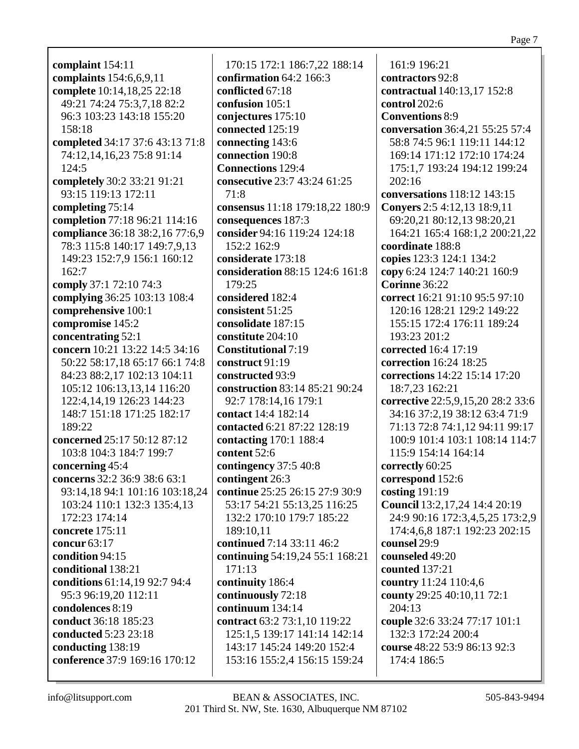**complaint** 154:11
**complaints** 154:6,6,9,11
**complete** 10:14,18,25 22:18 49:21 74:24 75:3,7,18 82:2 96:3 103:23 143:18 155:20 158:18
**completed** 34:17 37:6 43:13 71:8 74:12,14,16,23 75:8 91:14 124:5
**completely** 30:2 33:21 91:21 93:15 119:13 172:11
**completing** 75:14
**completion** 77:18 96:21 114:16
**compliance** 36:18 38:2,16 77:6,9 78:3 115:8 140:17 149:7,9,13 149:23 152:7,9 156:1 160:12 162:7
**comply** 37:1 72:10 74:3
**complying** 36:25 103:13 108:4
**comprehensive** 100:1
**compromise** 145:2
**concentrating** 52:1
**concern** 10:21 13:22 14:5 34:16 50:22 58:17,18 65:17 66:1 74:8 84:23 88:2,17 102:13 104:11 105:12 106:13,13,14 116:20 122:4,14,19 126:23 144:23 148:7 151:18 171:25 182:17 189:22
**concerned** 25:17 50:12 87:12 103:8 104:3 184:7 199:7
**concerning** 45:4
**concerns** 32:2 36:9 38:6 63:1 93:14,18 94:1 101:16 103:18,24 103:24 110:1 132:3 135:4,13 172:23 174:14
**concrete** 175:11
**concur** 63:17
**condition** 94:15
**conditional** 138:21
**conditions** 61:14,19 92:7 94:4 95:3 96:19,20 112:11
**condolences** 8:19
**conduct** 36:18 185:23
**conducted** 5:23 23:18
**conducting** 138:19
**conference** 37:9 169:16 170:12 170:15 172:1 186:7,22 188:14
**confirmation** 64:2 166:3
**conflicted** 67:18
**confusion** 105:1
**conjectures** 175:10
**connected** 125:19
**connecting** 143:6
**connection** 190:8
**Connections** 129:4
**consecutive** 23:7 43:24 61:25 71:8
**consensus** 11:18 179:18,22 180:9
**consequences** 187:3
**consider** 94:16 119:24 124:18 152:2 162:9
**considerate** 173:18
**consideration** 88:15 124:6 161:8 179:25
**considered** 182:4
**consistent** 51:25
**consolidate** 187:15
**constitute** 204:10
**Constitutional** 7:19
**construct** 91:19
**constructed** 93:9
**construction** 83:14 85:21 90:24 92:7 178:14,16 179:1
**contact** 14:4 182:14
**contacted** 6:21 87:22 128:19
**contacting** 170:1 188:4
**content** 52:6
**contingency** 37:5 40:8
**contingent** 26:3
**continue** 25:25 26:15 27:9 30:9 53:17 54:21 55:13,25 116:25 132:2 170:10 179:7 185:22 189:10,11
**continued** 7:14 33:11 46:2
**continuing** 54:19,24 55:1 168:21 171:13
**continuity** 186:4
**continuously** 72:18
**continuum** 134:14
**contract** 63:2 73:1,10 119:22 125:1,5 139:17 141:14 142:14 143:17 145:24 149:20 152:4 153:16 155:2,4 156:15 159:24 161:9 196:21
**contractors** 92:8
**contractual** 140:13,17 152:8
**control** 202:6
**Conventions** 8:9
**conversation** 36:4,21 55:25 57:4 58:8 74:5 96:1 119:11 144:12 169:14 171:12 172:10 174:24 175:1,7 193:24 194:12 199:24 202:16
**conversations** 118:12 143:15
**Conyers** 2:5 4:12,13 18:9,11 69:20,21 80:12,13 98:20,21 164:21 165:4 168:1,2 200:21,22
**coordinate** 188:8
**copies** 123:3 124:1 134:2
**copy** 6:24 124:7 140:21 160:9
**Corinne** 36:22
**correct** 16:21 91:10 95:5 97:10 120:16 128:21 129:2 149:22 155:15 172:4 176:11 189:24 193:23 201:2
**corrected** 16:4 17:19
**correction** 16:24 18:25
**corrections** 14:22 15:14 17:20 18:7,23 162:21
**corrective** 22:5,9,15,20 28:2 33:6 34:16 37:2,19 38:12 63:4 71:9 71:13 72:8 74:1,12 94:11 99:17 100:9 101:4 103:1 108:14 114:7 115:9 154:14 164:14
**correctly** 60:25
**correspond** 152:6
**costing** 191:19
**Council** 13:2,17,24 14:4 20:19 24:9 90:16 172:3,4,5,25 173:2,9 174:4,6,8 187:1 192:23 202:15
**counsel** 29:9
**counseled** 49:20
**counted** 137:21
**country** 11:24 110:4,6
**county** 29:25 40:10,11 72:1 204:13
**couple** 32:6 33:24 77:17 101:1 132:3 172:24 200:4
**course** 48:22 53:9 86:13 92:3 174:4 186:5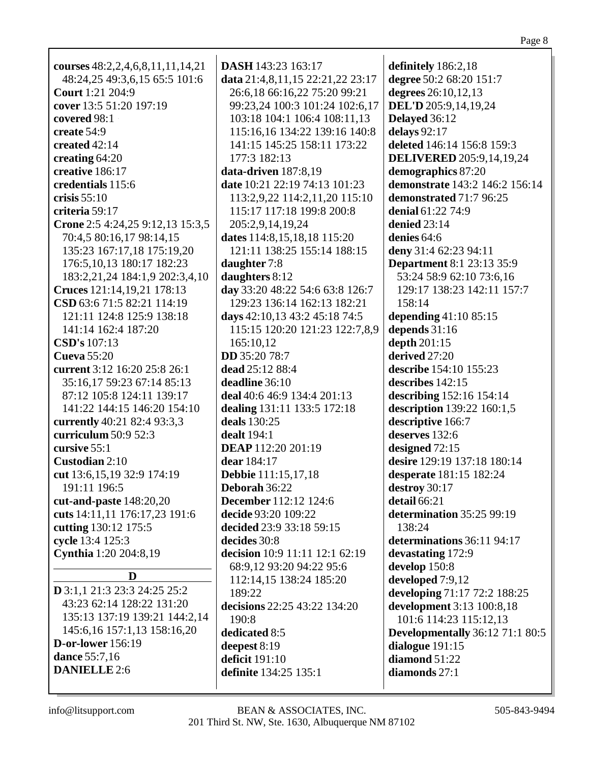**courses** 48:2,2,4,6,8,11,11,14,21 48:24,25 49:3,6,15 65:5 101:6
**Court** 1:21 204:9
**cover** 13:5 51:20 197:19
**covered** 98:1
**create** 54:9
**created** 42:14
**creating** 64:20
**creative** 186:17
**credentials** 115:6
**crisis** 55:10
**criteria** 59:17
**Crone** 2:5 4:24,25 9:12,13 15:3,5 70:4,5 80:16,17 98:14,15 135:23 167:17,18 175:19,20 176:5,10,13 180:17 182:23 183:2,21,24 184:1,9 202:3,4,10
**Cruces** 121:14,19,21 178:13
**CSD** 63:6 71:5 82:21 114:19 121:11 124:8 125:9 138:18 141:14 162:4 187:20
**CSD's** 107:13
**Cueva** 55:20
**current** 3:12 16:20 25:8 26:1 35:16,17 59:23 67:14 85:13 87:12 105:8 124:11 139:17 141:22 144:15 146:20 154:10
**currently** 40:21 82:4 93:3,3
**curriculum** 50:9 52:3
**cursive** 55:1
**Custodian** 2:10
**cut** 13:6,15,19 32:9 174:19 191:11 196:5
**cut-and-paste** 148:20,20
**cuts** 14:11,11 176:17,23 191:6
**cutting** 130:12 175:5
**cycle** 13:4 125:3
**Cynthia** 1:20 204:8,19

## D

**D** 3:1,1 21:3 23:3 24:25 25:2 43:23 62:14 128:22 131:20 135:13 137:19 139:21 144:2,14 145:6,16 157:1,13 158:16,20
**D-or-lower** 156:19
**dance** 55:7,16
**DANIELLE** 2:6
**DASH** 143:23 163:17
**data** 21:4,8,11,15 22:21,22 23:17 26:6,18 66:16,22 75:20 99:21 99:23,24 100:3 101:24 102:6,17 103:18 104:1 106:4 108:11,13 115:16,16 134:22 139:16 140:8 141:15 145:25 158:11 173:22 177:3 182:13
**data-driven** 187:8,19
**date** 10:21 22:19 74:13 101:23 113:2,9,22 114:2,11,20 115:10 115:17 117:18 199:8 200:8 205:2,9,14,19,24
**dates** 114:8,15,18,18 115:20 121:11 138:25 155:14 188:15
**daughter** 7:8
**daughters** 8:12
**day** 33:20 48:22 54:6 63:8 126:7 129:23 136:14 162:13 182:21
**days** 42:10,13 43:2 45:18 74:5 115:15 120:20 121:23 122:7,8,9 165:10,12
**DD** 35:20 78:7
**dead** 25:12 88:4
**deadline** 36:10
**deal** 40:6 46:9 134:4 201:13
**dealing** 131:11 133:5 172:18
**deals** 130:25
**dealt** 194:1
**DEAP** 112:20 201:19
**dear** 184:17
**Debbie** 111:15,17,18
**Deborah** 36:22
**December** 112:12 124:6
**decide** 93:20 109:22
**decided** 23:9 33:18 59:15
**decides** 30:8
**decision** 10:9 11:11 12:1 62:19 68:9,12 93:20 94:22 95:6 112:14,15 138:24 185:20 189:22
**decisions** 22:25 43:22 134:20 190:8
**dedicated** 8:5
**deepest** 8:19
**deficit** 191:10
**definite** 134:25 135:1
**definitely** 186:2,18
**degree** 50:2 68:20 151:7
**degrees** 26:10,12,13
**DEL'D** 205:9,14,19,24
**Delayed** 36:12
**delays** 92:17
**deleted** 146:14 156:8 159:3
**DELIVERED** 205:9,14,19,24
**demographics** 87:20
**demonstrate** 143:2 146:2 156:14
**demonstrated** 71:7 96:25
**denial** 61:22 74:9
**denied** 23:14
**denies** 64:6
**deny** 31:4 62:23 94:11
**Department** 8:1 23:13 35:9 53:24 58:9 62:10 73:6,16 129:17 138:23 142:11 157:7 158:14
**depending** 41:10 85:15
**depends** 31:16
**depth** 201:15
**derived** 27:20
**describe** 154:10 155:23
**describes** 142:15
**describing** 152:16 154:14
**description** 139:22 160:1,5
**descriptive** 166:7
**deserves** 132:6
**designed** 72:15
**desire** 129:19 137:18 180:14
**desperate** 181:15 182:24
**destroy** 30:17
**detail** 66:21
**determination** 35:25 99:19 138:24
**determinations** 36:11 94:17
**devastating** 172:9
**develop** 150:8
**developed** 7:9,12
**developing** 71:17 72:2 188:25
**development** 3:13 100:8,18 101:6 114:23 115:12,13
**Developmentally** 36:12 71:1 80:5
**dialogue** 191:15
**diamond** 51:22
**diamonds** 27:1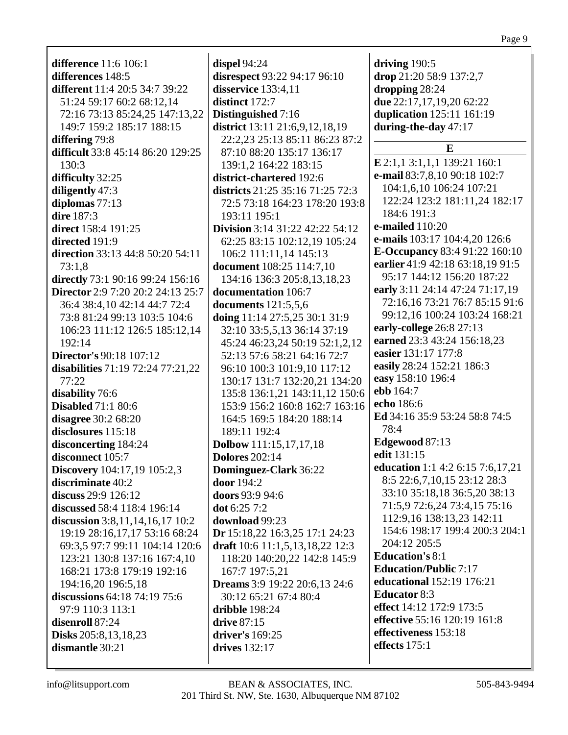**difference** 11:6 106:1
**differences** 148:5
**different** 11:4 20:5 34:7 39:22 51:24 59:17 60:2 68:12,14 72:16 73:13 85:24,25 147:13,22 149:7 159:2 185:17 188:15
**differing** 79:8
**difficult** 33:8 45:14 86:20 129:25 130:3
**difficulty** 32:25
**diligently** 47:3
**diplomas** 77:13
**dire** 187:3
**direct** 158:4 191:25
**directed** 191:9
**direction** 33:13 44:8 50:20 54:11 73:1,8
**directly** 73:1 90:16 99:24 156:16
**Director** 2:9 7:20 20:2 24:13 25:7 36:4 38:4,10 42:14 44:7 72:4 73:8 81:24 99:13 103:5 104:6 106:23 111:12 126:5 185:12,14 192:14
**Director's** 90:18 107:12
**disabilities** 71:19 72:24 77:21,22 77:22
**disability** 76:6
**Disabled** 71:1 80:6
**disagree** 30:2 68:20
**disclosures** 115:18
**disconcerting** 184:24
**disconnect** 105:7
**Discovery** 104:17,19 105:2,3
**discriminate** 40:2
**discuss** 29:9 126:12
**discussed** 58:4 118:4 196:14
**discussion** 3:8,11,14,16,17 10:2 19:19 28:16,17,17 53:16 68:24 69:3,5 97:7 99:11 104:14 120:6 123:21 130:8 137:16 167:4,10 168:21 173:8 179:19 192:16 194:16,20 196:5,18
**discussions** 64:18 74:19 75:6 97:9 110:3 113:1
**disenroll** 87:24
**Disks** 205:8,13,18,23
**dismantle** 30:21
**dispel** 94:24
**disrespect** 93:22 94:17 96:10
**disservice** 133:4,11
**distinct** 172:7
**Distinguished** 7:16
**district** 13:11 21:6,9,12,18,19 22:2,23 25:13 85:11 86:23 87:2 87:10 88:20 135:17 136:17 139:1,2 164:22 183:15
**district-chartered** 192:6
**districts** 21:25 35:16 71:25 72:3 72:5 73:18 164:23 178:20 193:8 193:11 195:1
**Division** 3:14 31:22 42:22 54:12 62:25 83:15 102:12,19 105:24 106:2 111:11,14 145:13
**document** 108:25 114:7,10 134:16 136:3 205:8,13,18,23
**documentation** 106:7
**documents** 121:5,5,6
**doing** 11:14 27:5,25 30:1 31:9 32:10 33:5,5,13 36:14 37:19 45:24 46:23,24 50:19 52:1,2,12 52:13 57:6 58:21 64:16 72:7 96:10 100:3 101:9,10 117:12 130:17 131:7 132:20,21 134:20 135:8 136:1,21 143:11,12 150:6 153:9 156:2 160:8 162:7 163:16 164:5 169:5 184:20 188:14 189:11 192:4
**Dolbow** 111:15,17,17,18
**Dolores** 202:14
**Dominguez-Clark** 36:22
**door** 194:2
**doors** 93:9 94:6
**dot** 6:25 7:2
**download** 99:23
**Dr** 15:18,22 16:3,25 17:1 24:23
**draft** 10:6 11:1,5,13,18,22 12:3 118:20 140:20,22 142:8 145:9 167:7 197:5,21
**Dreams** 3:9 19:22 20:6,13 24:6 30:12 65:21 67:4 80:4
**dribble** 198:24
**drive** 87:15
**driver's** 169:25
**drives** 132:17
**driving** 190:5
**drop** 21:20 58:9 137:2,7
**dropping** 28:24
**due** 22:17,17,19,20 62:22
**duplication** 125:11 161:19
**during-the-day** 47:17

## E

**E** 2:1,1 3:1,1,1 139:21 160:1
**e-mail** 83:7,8,10 90:18 102:7 104:1,6,10 106:24 107:21 122:24 123:2 181:11,24 182:17 184:6 191:3
**e-mailed** 110:20
**e-mails** 103:17 104:4,20 126:6
**E-Occupancy** 83:4 91:22 160:10
**earlier** 41:9 42:18 63:18,19 91:5 95:17 144:12 156:20 187:22
**early** 3:11 24:14 47:24 71:17,19 72:16,16 73:21 76:7 85:15 91:6 99:12,16 100:24 103:24 168:21
**early-college** 26:8 27:13
**earned** 23:3 43:24 156:18,23
**easier** 131:17 177:8
**easily** 28:24 152:21 186:3
**easy** 158:10 196:4
**ebb** 164:7
**echo** 186:6
**Ed** 34:16 35:9 53:24 58:8 74:5 78:4
**Edgewood** 87:13
**edit** 131:15
**education** 1:1 4:2 6:15 7:6,17,21 8:5 22:6,7,10,15 23:12 28:3 33:10 35:18,18 36:5,20 38:13 71:5,9 72:6,24 73:4,15 75:16 112:9,16 138:13,23 142:11 154:6 198:17 199:4 200:3 204:1 204:12 205:5
**Education's** 8:1
**Education/Public** 7:17
**educational** 152:19 176:21
**Educator** 8:3
**effect** 14:12 172:9 173:5
**effective** 55:16 120:19 161:8
**effectiveness** 153:18
**effects** 175:1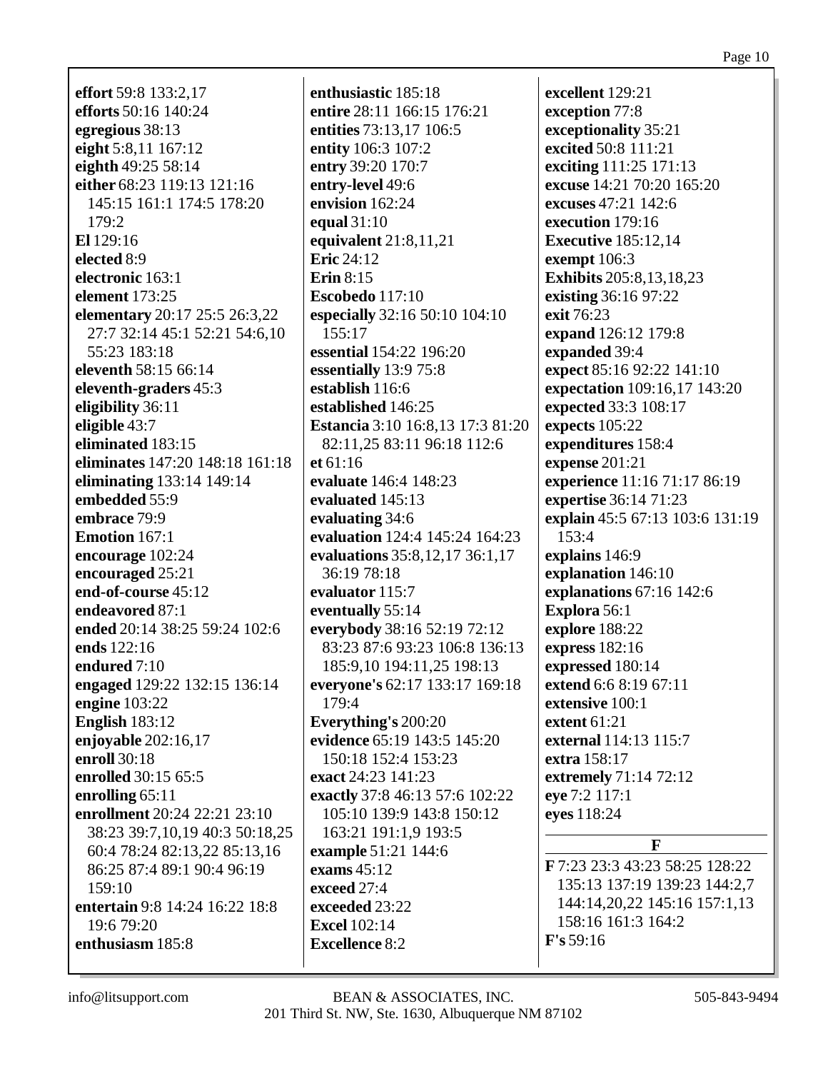**effort** 59:8 133:2,17
**efforts** 50:16 140:24
**egregious** 38:13
**eight** 5:8,11 167:12
**eighth** 49:25 58:14
**either** 68:23 119:13 121:16 145:15 161:1 174:5 178:20 179:2
**El** 129:16
**elected** 8:9
**electronic** 163:1
**element** 173:25
**elementary** 20:17 25:5 26:3,22 27:7 32:14 45:1 52:21 54:6,10 55:23 183:18
**eleventh** 58:15 66:14
**eleventh-graders** 45:3
**eligibility** 36:11
**eligible** 43:7
**eliminated** 183:15
**eliminates** 147:20 148:18 161:18
**eliminating** 133:14 149:14
**embedded** 55:9
**embrace** 79:9
**Emotion** 167:1
**encourage** 102:24
**encouraged** 25:21
**end-of-course** 45:12
**endeavored** 87:1
**ended** 20:14 38:25 59:24 102:6
**ends** 122:16
**endured** 7:10
**engaged** 129:22 132:15 136:14
**engine** 103:22
**English** 183:12
**enjoyable** 202:16,17
**enroll** 30:18
**enrolled** 30:15 65:5
**enrolling** 65:11
**enrollment** 20:24 22:21 23:10 38:23 39:7,10,19 40:3 50:18,25 60:4 78:24 82:13,22 85:13,16 86:25 87:4 89:1 90:4 96:19 159:10
**entertain** 9:8 14:24 16:22 18:8 19:6 79:20
**enthusiasm** 185:8
**enthusiastic** 185:18
**entire** 28:11 166:15 176:21
**entities** 73:13,17 106:5
**entity** 106:3 107:2
**entry** 39:20 170:7
**entry-level** 49:6
**envision** 162:24
**equal** 31:10
**equivalent** 21:8,11,21
**Eric** 24:12
**Erin** 8:15
**Escobedo** 117:10
**especially** 32:16 50:10 104:10 155:17
**essential** 154:22 196:20
**essentially** 13:9 75:8
**establish** 116:6
**established** 146:25
**Estancia** 3:10 16:8,13 17:3 81:20 82:11,25 83:11 96:18 112:6
**et** 61:16
**evaluate** 146:4 148:23
**evaluated** 145:13
**evaluating** 34:6
**evaluation** 124:4 145:24 164:23
**evaluations** 35:8,12,17 36:1,17 36:19 78:18
**evaluator** 115:7
**eventually** 55:14
**everybody** 38:16 52:19 72:12 83:23 87:6 93:23 106:8 136:13 185:9,10 194:11,25 198:13
**everyone's** 62:17 133:17 169:18 179:4
**Everything's** 200:20
**evidence** 65:19 143:5 145:20 150:18 152:4 153:23
**exact** 24:23 141:23
**exactly** 37:8 46:13 57:6 102:22 105:10 139:9 143:8 150:12 163:21 191:1,9 193:5
**example** 51:21 144:6
**exams** 45:12
**exceed** 27:4
**exceeded** 23:22
**Excel** 102:14
**Excellence** 8:2
**excellent** 129:21
**exception** 77:8
**exceptionality** 35:21
**excited** 50:8 111:21
**exciting** 111:25 171:13
**excuse** 14:21 70:20 165:20
**excuses** 47:21 142:6
**execution** 179:16
**Executive** 185:12,14
**exempt** 106:3
**Exhibits** 205:8,13,18,23
**existing** 36:16 97:22
**exit** 76:23
**expand** 126:12 179:8
**expanded** 39:4
**expect** 85:16 92:22 141:10
**expectation** 109:16,17 143:20
**expected** 33:3 108:17
**expects** 105:22
**expenditures** 158:4
**expense** 201:21
**experience** 11:16 71:17 86:19
**expertise** 36:14 71:23
**explain** 45:5 67:13 103:6 131:19 153:4
**explains** 146:9
**explanation** 146:10
**explanations** 67:16 142:6
**Explora** 56:1
**explore** 188:22
**express** 182:16
**expressed** 180:14
**extend** 6:6 8:19 67:11
**extensive** 100:1
**extent** 61:21
**external** 114:13 115:7
**extra** 158:17
**extremely** 71:14 72:12
**eye** 7:2 117:1
**eyes** 118:24

## F

**F** 7:23 23:3 43:23 58:25 128:22 135:13 137:19 139:23 144:2,7 144:14,20,22 145:16 157:1,13 158:16 161:3 164:2
**F's** 59:16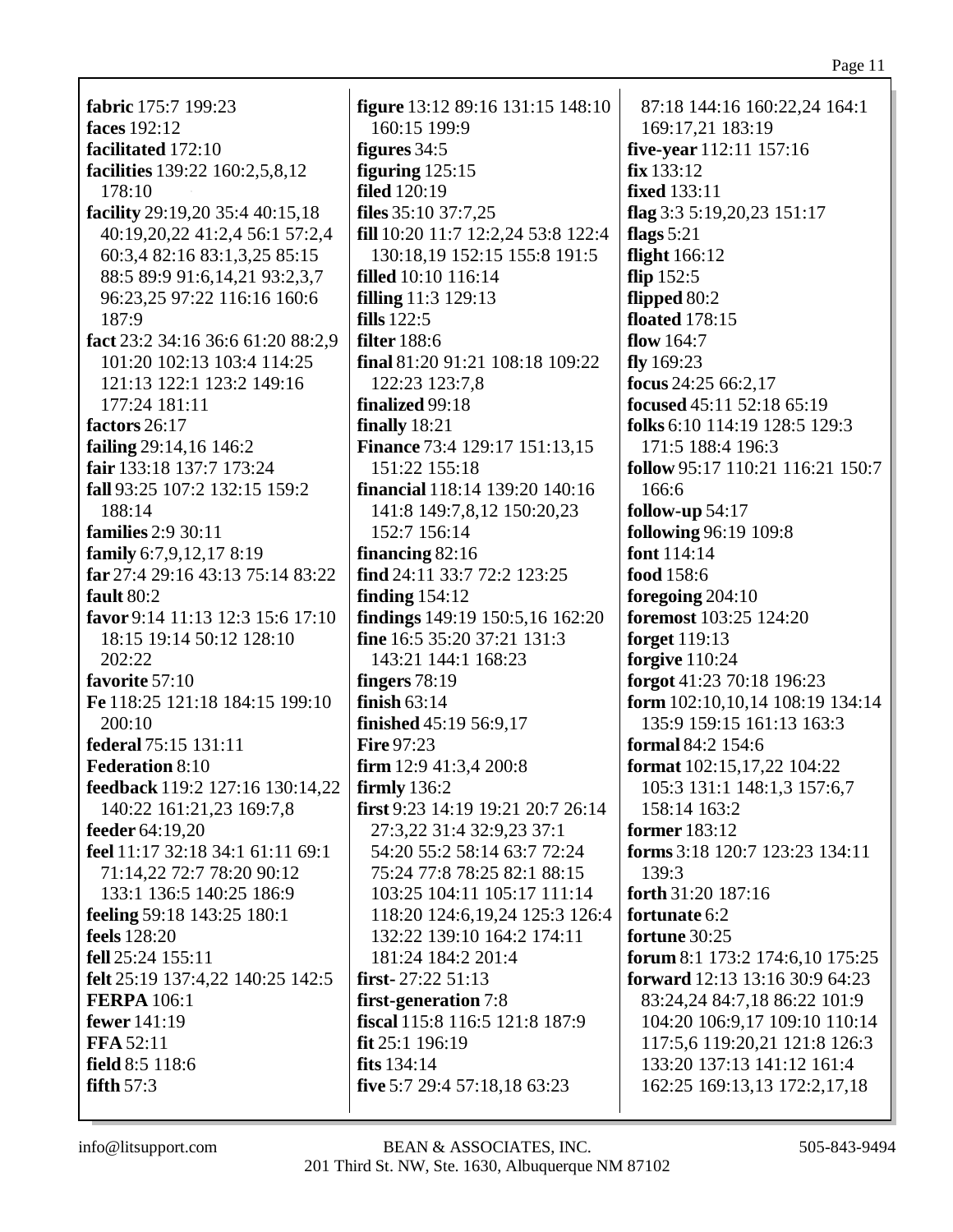**fabric** 175:7 199:23
**faces** 192:12
**facilitated** 172:10
**facilities** 139:22 160:2,5,8,12 178:10
**facility** 29:19,20 35:4 40:15,18 40:19,20,22 41:2,4 56:1 57:2,4 60:3,4 82:16 83:1,3,25 85:15 88:5 89:9 91:6,14,21 93:2,3,7 96:23,25 97:22 116:16 160:6 187:9
**fact** 23:2 34:16 36:6 61:20 88:2,9 101:20 102:13 103:4 114:25 121:13 122:1 123:2 149:16 177:24 181:11
**factors** 26:17
**failing** 29:14,16 146:2
**fair** 133:18 137:7 173:24
**fall** 93:25 107:2 132:15 159:2 188:14
**families** 2:9 30:11
**family** 6:7,9,12,17 8:19
**far** 27:4 29:16 43:13 75:14 83:22
**fault** 80:2
**favor** 9:14 11:13 12:3 15:6 17:10 18:15 19:14 50:12 128:10 202:22
**favorite** 57:10
**Fe** 118:25 121:18 184:15 199:10 200:10
**federal** 75:15 131:11
**Federation** 8:10
**feedback** 119:2 127:16 130:14,22 140:22 161:21,23 169:7,8
**feeder** 64:19,20
**feel** 11:17 32:18 34:1 61:11 69:1 71:14,22 72:7 78:20 90:12 133:1 136:5 140:25 186:9
**feeling** 59:18 143:25 180:1
**feels** 128:20
**fell** 25:24 155:11
**felt** 25:19 137:4,22 140:25 142:5
**FERPA** 106:1
**fewer** 141:19
**FFA** 52:11
**field** 8:5 118:6
**fifth** 57:3
**figure** 13:12 89:16 131:15 148:10 160:15 199:9
**figures** 34:5
**figuring** 125:15
**filed** 120:19
**files** 35:10 37:7,25
**fill** 10:20 11:7 12:2,24 53:8 122:4 130:18,19 152:15 155:8 191:5
**filled** 10:10 116:14
**filling** 11:3 129:13
**fills** 122:5
**filter** 188:6
**final** 81:20 91:21 108:18 109:22 122:23 123:7,8
**finalized** 99:18
**finally** 18:21
**Finance** 73:4 129:17 151:13,15 151:22 155:18
**financial** 118:14 139:20 140:16 141:8 149:7,8,12 150:20,23 152:7 156:14
**financing** 82:16
**find** 24:11 33:7 72:2 123:25
**finding** 154:12
**findings** 149:19 150:5,16 162:20
**fine** 16:5 35:20 37:21 131:3 143:21 144:1 168:23
**fingers** 78:19
**finish** 63:14
**finished** 45:19 56:9,17
**Fire** 97:23
**firm** 12:9 41:3,4 200:8
**firmly** 136:2
**first** 9:23 14:19 19:21 20:7 26:14 27:3,22 31:4 32:9,23 37:1 54:20 55:2 58:14 63:7 72:24 75:24 77:8 78:25 82:1 88:15 103:25 104:11 105:17 111:14 118:20 124:6,19,24 125:3 126:4 132:22 139:10 164:2 174:11 181:24 184:2 201:4
**first-** 27:22 51:13
**first-generation** 7:8
**fiscal** 115:8 116:5 121:8 187:9
**fit** 25:1 196:19
**fits** 134:14
**five** 5:7 29:4 57:18,18 63:23 87:18 144:16 160:22,24 164:1 169:17,21 183:19
**five-year** 112:11 157:16
**fix** 133:12
**fixed** 133:11
**flag** 3:3 5:19,20,23 151:17
**flags** 5:21
**flight** 166:12
**flip** 152:5
**flipped** 80:2
**floated** 178:15
**flow** 164:7
**fly** 169:23
**focus** 24:25 66:2,17
**focused** 45:11 52:18 65:19
**folks** 6:10 114:19 128:5 129:3 171:5 188:4 196:3
**follow** 95:17 110:21 116:21 150:7 166:6
**follow-up** 54:17
**following** 96:19 109:8
**font** 114:14
**food** 158:6
**foregoing** 204:10
**foremost** 103:25 124:20
**forget** 119:13
**forgive** 110:24
**forgot** 41:23 70:18 196:23
**form** 102:10,10,14 108:19 134:14 135:9 159:15 161:13 163:3
**formal** 84:2 154:6
**format** 102:15,17,22 104:22 105:3 131:1 148:1,3 157:6,7 158:14 163:2
**former** 183:12
**forms** 3:18 120:7 123:23 134:11 139:3
**forth** 31:20 187:16
**fortunate** 6:2
**fortune** 30:25
**forum** 8:1 173:2 174:6,10 175:25
**forward** 12:13 13:16 30:9 64:23 83:24,24 84:7,18 86:22 101:9 104:20 106:9,17 109:10 110:14 117:5,6 119:20,21 121:8 126:3 133:20 137:13 141:12 161:4 162:25 169:13,13 172:2,17,18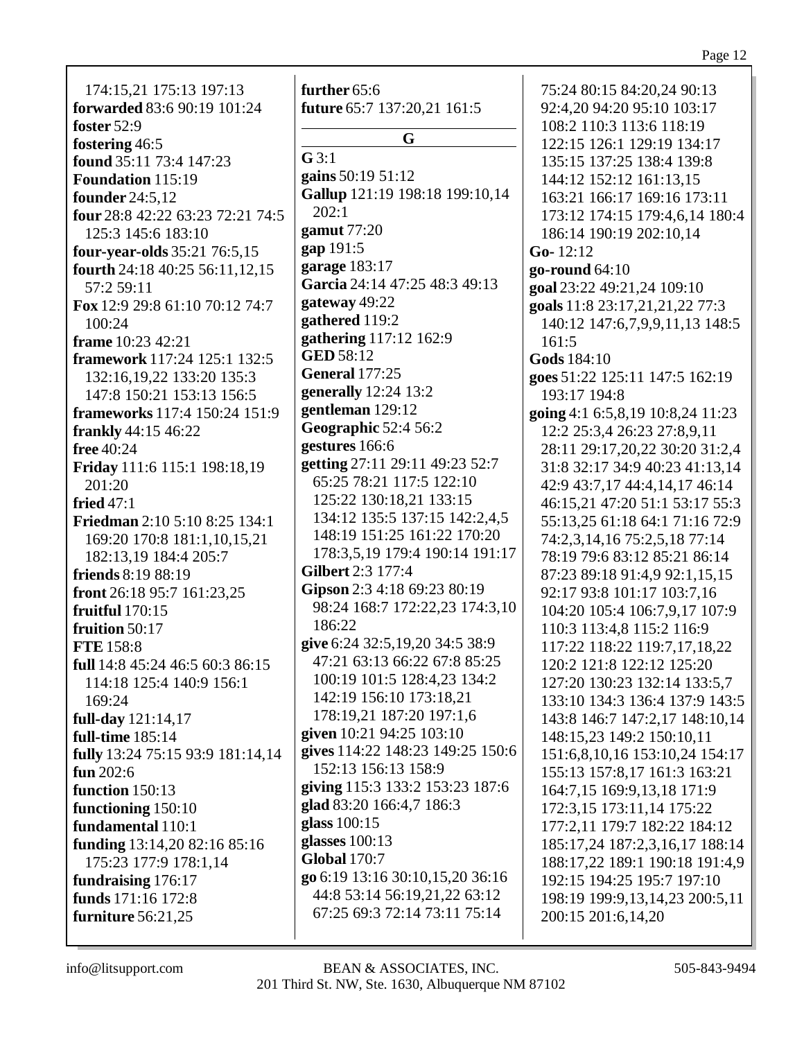174:15,21 175:13 197:13
**forwarded** 83:6 90:19 101:24
**foster** 52:9
**fostering** 46:5
**found** 35:11 73:4 147:23
**Foundation** 115:19
**founder** 24:5,12
**four** 28:8 42:22 63:23 72:21 74:5 125:3 145:6 183:10
**four-year-olds** 35:21 76:5,15
**fourth** 24:18 40:25 56:11,12,15 57:2 59:11
**Fox** 12:9 29:8 61:10 70:12 74:7 100:24
**frame** 10:23 42:21
**framework** 117:24 125:1 132:5 132:16,19,22 133:20 135:3 147:8 150:21 153:13 156:5
**frameworks** 117:4 150:24 151:9
**frankly** 44:15 46:22
**free** 40:24
**Friday** 111:6 115:1 198:18,19 201:20
**fried** 47:1
**Friedman** 2:10 5:10 8:25 134:1 169:20 170:8 181:1,10,15,21 182:13,19 184:4 205:7
**friends** 8:19 88:19
**front** 26:18 95:7 161:23,25
**fruitful** 170:15
**fruition** 50:17
**FTE** 158:8
**full** 14:8 45:24 46:5 60:3 86:15 114:18 125:4 140:9 156:1 169:24
**full-day** 121:14,17
**full-time** 185:14
**fully** 13:24 75:15 93:9 181:14,14
**fun** 202:6
**function** 150:13
**functioning** 150:10
**fundamental** 110:1
**funding** 13:14,20 82:16 85:16 175:23 177:9 178:1,14
**fundraising** 176:17
**funds** 171:16 172:8
**furniture** 56:21,25
**further** 65:6
**future** 65:7 137:20,21 161:5

## G

**G** 3:1
**gains** 50:19 51:12
**Gallup** 121:19 198:18 199:10,14 202:1
**gamut** 77:20
**gap** 191:5
**garage** 183:17
**Garcia** 24:14 47:25 48:3 49:13
**gateway** 49:22
**gathered** 119:2
**gathering** 117:12 162:9
**GED** 58:12
**General** 177:25
**generally** 12:24 13:2
**gentleman** 129:12
**Geographic** 52:4 56:2
**gestures** 166:6
**getting** 27:11 29:11 49:23 52:7 65:25 78:21 117:5 122:10 125:22 130:18,21 133:15 134:12 135:5 137:15 142:2,4,5 148:19 151:25 161:22 170:20 178:3,5,19 179:4 190:14 191:17
**Gilbert** 2:3 177:4
**Gipson** 2:3 4:18 69:23 80:19 98:24 168:7 172:22,23 174:3,10 186:22
**give** 6:24 32:5,19,20 34:5 38:9 47:21 63:13 66:22 67:8 85:25 100:19 101:5 128:4,23 134:2 142:19 156:10 173:18,21 178:19,21 187:20 197:1,6
**given** 10:21 94:25 103:10
**gives** 114:22 148:23 149:25 150:6 152:13 156:13 158:9
**giving** 115:3 133:2 153:23 187:6
**glad** 83:20 166:4,7 186:3
**glass** 100:15
**glasses** 100:13
**Global** 170:7
**go** 6:19 13:16 30:10,15,20 36:16 44:8 53:14 56:19,21,22 63:12 67:25 69:3 72:14 73:11 75:14 75:24 80:15 84:20,24 90:13 92:4,20 94:20 95:10 103:17 108:2 110:3 113:6 118:19 122:15 126:1 129:19 134:17 135:15 137:25 138:4 139:8 144:12 152:12 161:13,15 163:21 166:17 169:16 173:11 173:12 174:15 179:4,6,14 180:4 186:14 190:19 202:10,14
**Go-** 12:12
**go-round** 64:10
**goal** 23:22 49:21,24 109:10
**goals** 11:8 23:17,21,21,22 77:3 140:12 147:6,7,9,9,11,13 148:5 161:5
**Gods** 184:10
**goes** 51:22 125:11 147:5 162:19 193:17 194:8
**going** 4:1 6:5,8,19 10:8,24 11:23 12:2 25:3,4 26:23 27:8,9,11 28:11 29:17,20,22 30:20 31:2,4 31:8 32:17 34:9 40:23 41:13,14 42:9 43:7,17 44:4,14,17 46:14 46:15,21 47:20 51:1 53:17 55:3 55:13,25 61:18 64:1 71:16 72:9 74:2,3,14,16 75:2,5,18 77:14 78:19 79:6 83:12 85:21 86:14 87:23 89:18 91:4,9 92:1,15,15 92:17 93:8 101:17 103:7,16 104:20 105:4 106:7,9,17 107:9 110:3 113:4,8 115:2 116:9 117:22 118:22 119:7,17,18,22 120:2 121:8 122:12 125:20 127:20 130:23 132:14 133:5,7 133:10 134:3 136:4 137:9 143:5 143:8 146:7 147:2,17 148:10,14 148:15,23 149:2 150:10,11 151:6,8,10,16 153:10,24 154:17 155:13 157:8,17 161:3 163:21 164:7,15 169:9,13,18 171:9 172:3,15 173:11,14 175:22 177:2,11 179:7 182:22 184:12 185:17,24 187:2,3,16,17 188:14 188:17,22 189:1 190:18 191:4,9 192:15 194:25 195:7 197:10 198:19 199:9,13,14,23 200:5,11 200:15 201:6,14,20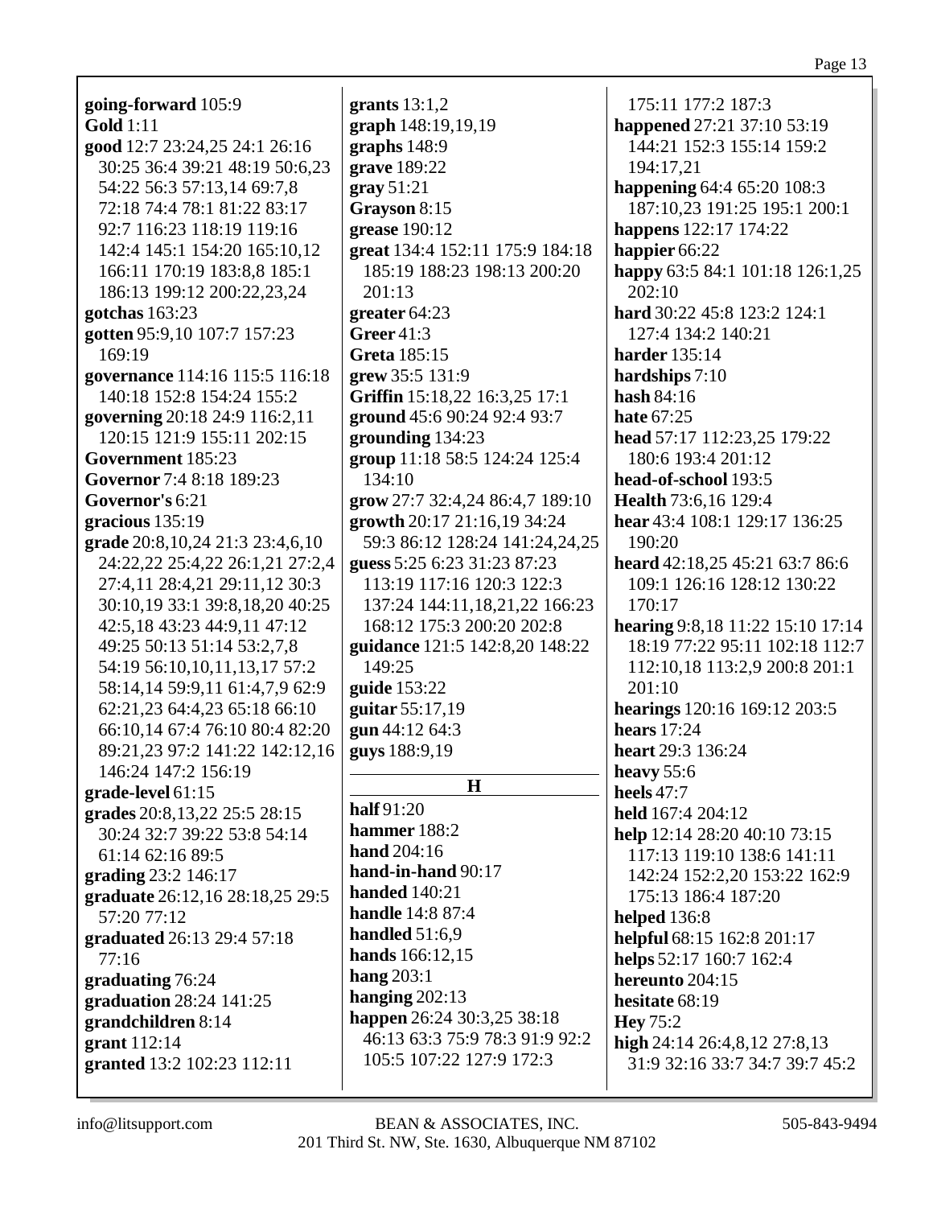**going-forward** 105:9
**Gold** 1:11
**good** 12:7 23:24,25 24:1 26:16 30:25 36:4 39:21 48:19 50:6,23 54:22 56:3 57:13,14 69:7,8 72:18 74:4 78:1 81:22 83:17 92:7 116:23 118:19 119:16 142:4 145:1 154:20 165:10,12 166:11 170:19 183:8,8 185:1 186:13 199:12 200:22,23,24
**gotchas** 163:23
**gotten** 95:9,10 107:7 157:23 169:19
**governance** 114:16 115:5 116:18 140:18 152:8 154:24 155:2
**governing** 20:18 24:9 116:2,11 120:15 121:9 155:11 202:15
**Government** 185:23
**Governor** 7:4 8:18 189:23
**Governor's** 6:21
**gracious** 135:19
**grade** 20:8,10,24 21:3 23:4,6,10 24:22,22 25:4,22 26:1,21 27:2,4 27:4,11 28:4,21 29:11,12 30:3 30:10,19 33:1 39:8,18,20 40:25 42:5,18 43:23 44:9,11 47:12 49:25 50:13 51:14 53:2,7,8 54:19 56:10,10,11,13,17 57:2 58:14,14 59:9,11 61:4,7,9 62:9 62:21,23 64:4,23 65:18 66:10 66:10,14 67:4 76:10 80:4 82:20 89:21,23 97:2 141:22 142:12,16 146:24 147:2 156:19
**grade-level** 61:15
**grades** 20:8,13,22 25:5 28:15 30:24 32:7 39:22 53:8 54:14 61:14 62:16 89:5
**grading** 23:2 146:17
**graduate** 26:12,16 28:18,25 29:5 57:20 77:12
**graduated** 26:13 29:4 57:18 77:16
**graduating** 76:24
**graduation** 28:24 141:25
**grandchildren** 8:14
**grant** 112:14
**granted** 13:2 102:23 112:11
**grants** 13:1,2
**graph** 148:19,19,19
**graphs** 148:9
**grave** 189:22
**gray** 51:21
**Grayson** 8:15
**grease** 190:12
**great** 134:4 152:11 175:9 184:18 185:19 188:23 198:13 200:20 201:13
**greater** 64:23
**Greer** 41:3
**Greta** 185:15
**grew** 35:5 131:9
**Griffin** 15:18,22 16:3,25 17:1
**ground** 45:6 90:24 92:4 93:7
**grounding** 134:23
**group** 11:18 58:5 124:24 125:4 134:10
**grow** 27:7 32:4,24 86:4,7 189:10
**growth** 20:17 21:16,19 34:24 59:3 86:12 128:24 141:24,24,25
**guess** 5:25 6:23 31:23 87:23 113:19 117:16 120:3 122:3 137:24 144:11,18,21,22 166:23 168:12 175:3 200:20 202:8
**guidance** 121:5 142:8,20 148:22 149:25
**guide** 153:22
**guitar** 55:17,19
**gun** 44:12 64:3
**guys** 188:9,19

## H

**half** 91:20
**hammer** 188:2
**hand** 204:16
**hand-in-hand** 90:17
**handed** 140:21
**handle** 14:8 87:4
**handled** 51:6,9
**hands** 166:12,15
**hang** 203:1
**hanging** 202:13
**happen** 26:24 30:3,25 38:18 46:13 63:3 75:9 78:3 91:9 92:2 105:5 107:22 127:9 172:3 175:11 177:2 187:3
**happened** 27:21 37:10 53:19 144:21 152:3 155:14 159:2 194:17,21
**happening** 64:4 65:20 108:3 187:10,23 191:25 195:1 200:1
**happens** 122:17 174:22
**happier** 66:22
**happy** 63:5 84:1 101:18 126:1,25 202:10
**hard** 30:22 45:8 123:2 124:1 127:4 134:2 140:21
**harder** 135:14
**hardships** 7:10
**hash** 84:16
**hate** 67:25
**head** 57:17 112:23,25 179:22 180:6 193:4 201:12
**head-of-school** 193:5
**Health** 73:6,16 129:4
**hear** 43:4 108:1 129:17 136:25 190:20
**heard** 42:18,25 45:21 63:7 86:6 109:1 126:16 128:12 130:22 170:17
**hearing** 9:8,18 11:22 15:10 17:14 18:19 77:22 95:11 102:18 112:7 112:10,18 113:2,9 200:8 201:1 201:10
**hearings** 120:16 169:12 203:5
**hears** 17:24
**heart** 29:3 136:24
**heavy** 55:6
**heels** 47:7
**held** 167:4 204:12
**help** 12:14 28:20 40:10 73:15 117:13 119:10 138:6 141:11 142:24 152:2,20 153:22 162:9 175:13 186:4 187:20
**helped** 136:8
**helpful** 68:15 162:8 201:17
**helps** 52:17 160:7 162:4
**hereunto** 204:15
**hesitate** 68:19
**Hey** 75:2
**high** 24:14 26:4,8,12 27:8,13 31:9 32:16 33:7 34:7 39:7 45:2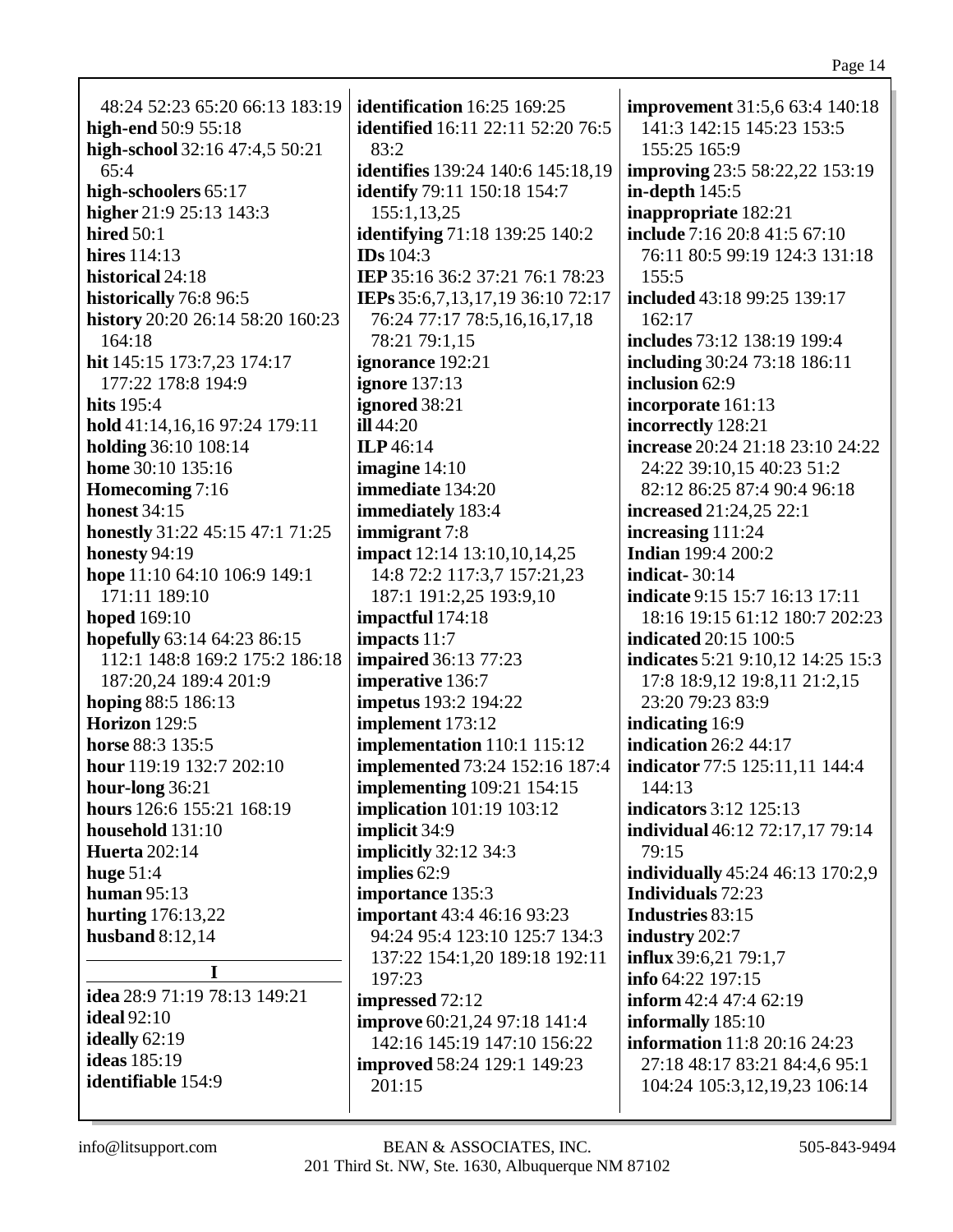48:24 52:23 65:20 66:13 183:19
**high-end** 50:9 55:18
**high-school** 32:16 47:4,5 50:21 65:4
**high-schoolers** 65:17
**higher** 21:9 25:13 143:3
**hired** 50:1
**hires** 114:13
**historical** 24:18
**historically** 76:8 96:5
**history** 20:20 26:14 58:20 160:23 164:18
**hit** 145:15 173:7,23 174:17 177:22 178:8 194:9
**hits** 195:4
**hold** 41:14,16,16 97:24 179:11
**holding** 36:10 108:14
**home** 30:10 135:16
**Homecoming** 7:16
**honest** 34:15
**honestly** 31:22 45:15 47:1 71:25
**honesty** 94:19
**hope** 11:10 64:10 106:9 149:1 171:11 189:10
**hoped** 169:10
**hopefully** 63:14 64:23 86:15 112:1 148:8 169:2 175:2 186:18 187:20,24 189:4 201:9
**hoping** 88:5 186:13
**Horizon** 129:5
**horse** 88:3 135:5
**hour** 119:19 132:7 202:10
**hour-long** 36:21
**hours** 126:6 155:21 168:19
**household** 131:10
**Huerta** 202:14
**huge** 51:4
**human** 95:13
**hurting** 176:13,22
**husband** 8:12,14

**I**

**idea** 28:9 71:19 78:13 149:21
**ideal** 92:10
**ideally** 62:19
**ideas** 185:19
**identifiable** 154:9
**identification** 16:25 169:25
**identified** 16:11 22:11 52:20 76:5 83:2
**identifies** 139:24 140:6 145:18,19
**identify** 79:11 150:18 154:7 155:1,13,25
**identifying** 71:18 139:25 140:2
**IDs** 104:3
**IEP** 35:16 36:2 37:21 76:1 78:23
**IEPs** 35:6,7,13,17,19 36:10 72:17 76:24 77:17 78:5,16,16,17,18 78:21 79:1,15
**ignorance** 192:21
**ignore** 137:13
**ignored** 38:21
**ill** 44:20
**ILP** 46:14
**imagine** 14:10
**immediate** 134:20
**immediately** 183:4
**immigrant** 7:8
**impact** 12:14 13:10,10,14,25 14:8 72:2 117:3,7 157:21,23 187:1 191:2,25 193:9,10
**impactful** 174:18
**impacts** 11:7
**impaired** 36:13 77:23
**imperative** 136:7
**impetus** 193:2 194:22
**implement** 173:12
**implementation** 110:1 115:12
**implemented** 73:24 152:16 187:4
**implementing** 109:21 154:15
**implication** 101:19 103:12
**implicit** 34:9
**implicitly** 32:12 34:3
**implies** 62:9
**importance** 135:3
**important** 43:4 46:16 93:23 94:24 95:4 123:10 125:7 134:3 137:22 154:1,20 189:18 192:11 197:23
**impressed** 72:12
**improve** 60:21,24 97:18 141:4 142:16 145:19 147:10 156:22
**improved** 58:24 129:1 149:23 201:15
**improvement** 31:5,6 63:4 140:18 141:3 142:15 145:23 153:5 155:25 165:9
**improving** 23:5 58:22,22 153:19
**in-depth** 145:5
**inappropriate** 182:21
**include** 7:16 20:8 41:5 67:10 76:11 80:5 99:19 124:3 131:18 155:5
**included** 43:18 99:25 139:17 162:17
**includes** 73:12 138:19 199:4
**including** 30:24 73:18 186:11
**inclusion** 62:9
**incorporate** 161:13
**incorrectly** 128:21
**increase** 20:24 21:18 23:10 24:22 24:22 39:10,15 40:23 51:2 82:12 86:25 87:4 90:4 96:18
**increased** 21:24,25 22:1
**increasing** 111:24
**Indian** 199:4 200:2
**indicat-** 30:14
**indicate** 9:15 15:7 16:13 17:11 18:16 19:15 61:12 180:7 202:23
**indicated** 20:15 100:5
**indicates** 5:21 9:10,12 14:25 15:3 17:8 18:9,12 19:8,11 21:2,15 23:20 79:23 83:9
**indicating** 16:9
**indication** 26:2 44:17
**indicator** 77:5 125:11,11 144:4 144:13
**indicators** 3:12 125:13
**individual** 46:12 72:17,17 79:14 79:15
**individually** 45:24 46:13 170:2,9
**Individuals** 72:23
**Industries** 83:15
**industry** 202:7
**influx** 39:6,21 79:1,7
**info** 64:22 197:15
**inform** 42:4 47:4 62:19
**informally** 185:10
**information** 11:8 20:16 24:23 27:18 48:17 83:21 84:4,6 95:1 104:24 105:3,12,19,23 106:14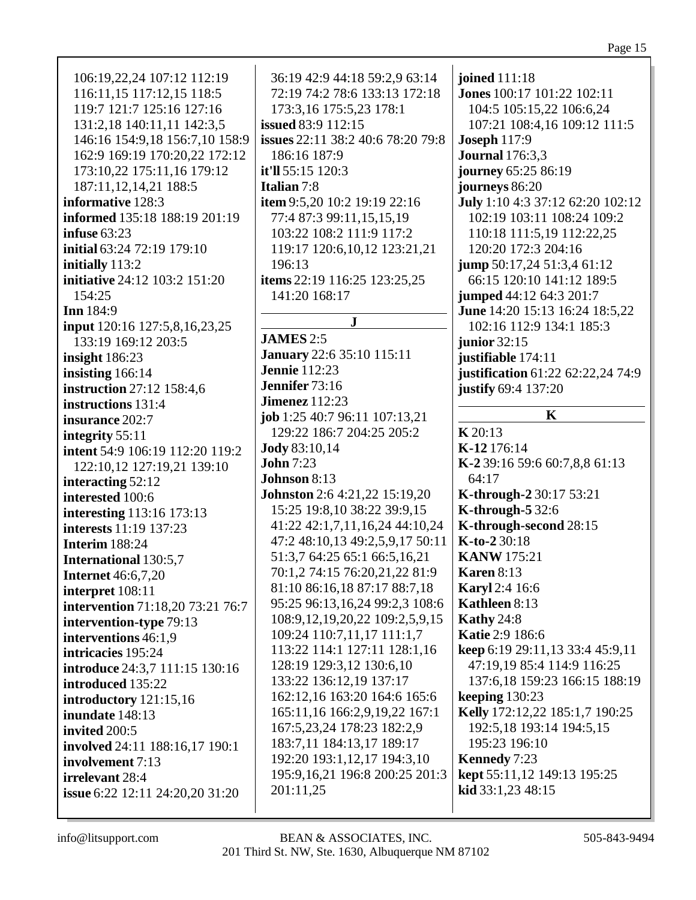106:19,22,24 107:12 112:19 116:11,15 117:12,15 118:5 119:7 121:7 125:16 127:16 131:2,18 140:11,11 142:3,5 146:16 154:9,18 156:7,10 158:9 162:9 169:19 170:20,22 172:12 173:10,22 175:11,16 179:12 187:11,12,14,21 188:5

**informative** 128:3
**informed** 135:18 188:19 201:19
**infuse** 63:23
**initial** 63:24 72:19 179:10
**initially** 113:2
**initiative** 24:12 103:2 151:20 154:25
**Inn** 184:9
**input** 120:16 127:5,8,16,23,25 133:19 169:12 203:5
**insight** 186:23
**insisting** 166:14
**instruction** 27:12 158:4,6
**instructions** 131:4
**insurance** 202:7
**integrity** 55:11
**intent** 54:9 106:19 112:20 119:2 122:10,12 127:19,21 139:10
**interacting** 52:12
**interested** 100:6
**interesting** 113:16 173:13
**interests** 11:19 137:23
**Interim** 188:24
**International** 130:5,7
**Internet** 46:6,7,20
**interpret** 108:11
**intervention** 71:18,20 73:21 76:7
**intervention-type** 79:13
**interventions** 46:1,9
**intricacies** 195:24
**introduce** 24:3,7 111:15 130:16
**introduced** 135:22
**introductory** 121:15,16
**inundate** 148:13
**invited** 200:5
**involved** 24:11 188:16,17 190:1
**involvement** 7:13
**irrelevant** 28:4
**issue** 6:22 12:11 24:20,20 31:20 36:19 42:9 44:18 59:2,9 63:14 72:19 74:2 78:6 133:13 172:18 173:3,16 175:5,23 178:1
**issued** 83:9 112:15
**issues** 22:11 38:2 40:6 78:20 79:8 186:16 187:9
**it'll** 55:15 120:3
**Italian** 7:8
**item** 9:5,20 10:2 19:19 22:16 77:4 87:3 99:11,15,15,19 103:22 108:2 111:9 117:2 119:17 120:6,10,12 123:21,21 196:13
**items** 22:19 116:25 123:25,25 141:20 168:17

## J

**JAMES** 2:5
**January** 22:6 35:10 115:11
**Jennie** 112:23
**Jennifer** 73:16
**Jimenez** 112:23
**job** 1:25 40:7 96:11 107:13,21 129:22 186:7 204:25 205:2
**Jody** 83:10,14
**John** 7:23
**Johnson** 8:13
**Johnston** 2:6 4:21,22 15:19,20 15:25 19:8,10 38:22 39:9,15 41:22 42:1,7,11,16,24 44:10,24 47:2 48:10,13 49:2,5,9,17 50:11 51:3,7 64:25 65:1 66:5,16,21 70:1,2 74:15 76:20,21,22 81:9 81:10 86:16,18 87:17 88:7,18 95:25 96:13,16,24 99:2,3 108:6 108:9,12,19,20,22 109:2,5,9,15 109:24 110:7,11,17 111:1,7 113:22 114:1 127:11 128:1,16 128:19 129:3,12 130:6,10 133:22 136:12,19 137:17 162:12,16 163:20 164:6 165:6 165:11,16 166:2,9,19,22 167:1 167:5,23,24 178:23 182:2,9 183:7,11 184:13,17 189:17 192:20 193:1,12,17 194:3,10 195:9,16,21 196:8 200:25 201:3 201:11,25
**joined** 111:18
**Jones** 100:17 101:22 102:11 104:5 105:15,22 106:6,24 107:21 108:4,16 109:12 111:5
**Joseph** 117:9
**Journal** 176:3,3
**journey** 65:25 86:19
**journeys** 86:20
**July** 1:10 4:3 37:12 62:20 102:12 102:19 103:11 108:24 109:2 110:18 111:5,19 112:22,25 120:20 172:3 204:16
**jump** 50:17,24 51:3,4 61:12 66:15 120:10 141:12 189:5
**jumped** 44:12 64:3 201:7
**June** 14:20 15:13 16:24 18:5,22 102:16 112:9 134:1 185:3
**junior** 32:15
**justifiable** 174:11
**justification** 61:22 62:22,24 74:9
**justify** 69:4 137:20

## K

**K** 20:13
**K-12** 176:14
**K-2** 39:16 59:6 60:7,8,8 61:13 64:17
**K-through-2** 30:17 53:21
**K-through-5** 32:6
**K-through-second** 28:15
**K-to-2** 30:18
**KANW** 175:21
**Karen** 8:13
**Karyl** 2:4 16:6
**Kathleen** 8:13
**Kathy** 24:8
**Katie** 2:9 186:6
**keep** 6:19 29:11,13 33:4 45:9,11 47:19,19 85:4 114:9 116:25 137:6,18 159:23 166:15 188:19
**keeping** 130:23
**Kelly** 172:12,22 185:1,7 190:25 192:5,18 193:14 194:5,15 195:23 196:10
**Kennedy** 7:23
**kept** 55:11,12 149:13 195:25
**kid** 33:1,23 48:15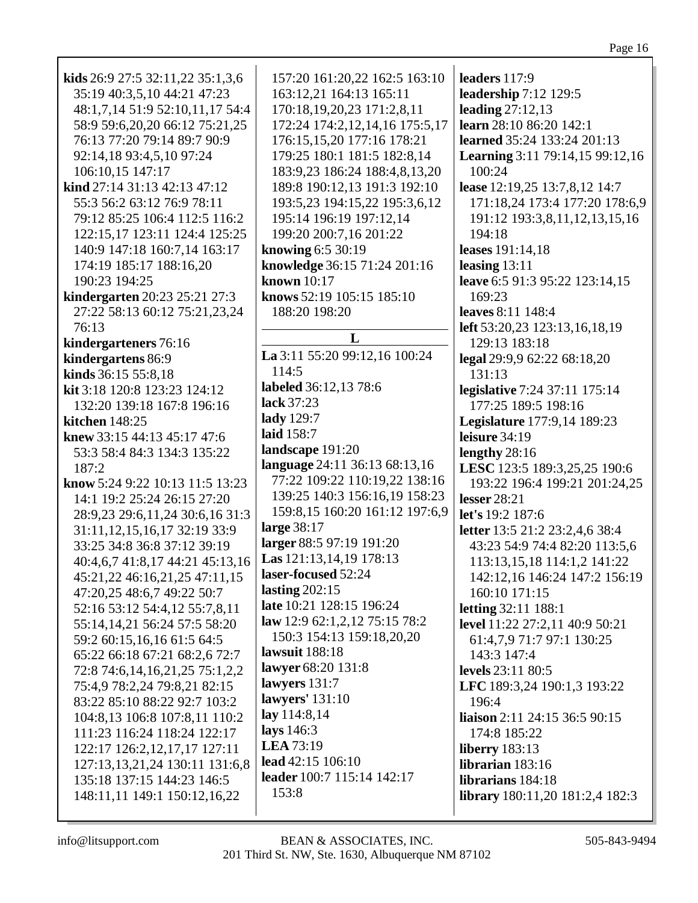**kids** 26:9 27:5 32:11,22 35:1,3,6 35:19 40:3,5,10 44:21 47:23 48:1,7,14 51:9 52:10,11,17 54:4 58:9 59:6,20,20 66:12 75:21,25 76:13 77:20 79:14 89:7 90:9 92:14,18 93:4,5,10 97:24 106:10,15 147:17

**kind** 27:14 31:13 42:13 47:12 55:3 56:2 63:12 76:9 78:11 79:12 85:25 106:4 112:5 116:2 122:15,17 123:11 124:4 125:25 140:9 147:18 160:7,14 163:17 174:19 185:17 188:16,20 190:23 194:25

**kindergarten** 20:23 25:21 27:3 27:22 58:13 60:12 75:21,23,24 76:13

**kindergarteners** 76:16

**kindergartens** 86:9

**kinds** 36:15 55:8,18

**kit** 3:18 120:8 123:23 124:12 132:20 139:18 167:8 196:16

**kitchen** 148:25

**knew** 33:15 44:13 45:17 47:6 53:3 58:4 84:3 134:3 135:22 187:2

**know** 5:24 9:22 10:13 11:5 13:23 14:1 19:2 25:24 26:15 27:20 28:9,23 29:6,11,24 30:6,16 31:3 31:11,12,15,16,17 32:19 33:9 33:25 34:8 36:8 37:12 39:19 40:4,6,7 41:8,17 44:21 45:13,16 45:21,22 46:16,21,25 47:11,15 47:20,25 48:6,7 49:22 50:7 52:16 53:12 54:4,12 55:7,8,11 55:14,14,21 56:24 57:5 58:20 59:2 60:15,16,16 61:5 64:5 65:22 66:18 67:21 68:2,6 72:7 72:8 74:6,14,16,21,25 75:1,2,2 75:4,9 78:2,24 79:8,21 82:15 83:22 85:10 88:22 92:7 103:2 104:8,13 106:8 107:8,11 110:2 111:23 116:24 118:24 122:17 122:17 126:2,12,17,17 127:11 127:13,13,21,24 130:11 131:6,8 135:18 137:15 144:23 146:5 148:11,11 149:1 150:12,16,22 157:20 161:20,22 162:5 163:10 163:12,21 164:13 165:11 170:18,19,20,23 171:2,8,11 172:24 174:2,12,14,16 175:5,17 176:15,15,20 177:16 178:21 179:25 180:1 181:5 182:8,14 183:9,23 186:24 188:4,8,13,20 189:8 190:12,13 191:3 192:10 193:5,23 194:15,22 195:3,6,12 195:14 196:19 197:12,14 199:20 200:7,16 201:22

**knowing** 6:5 30:19

**knowledge** 36:15 71:24 201:16

**known** 10:17

**knows** 52:19 105:15 185:10 188:20 198:20

## L

**La** 3:11 55:20 99:12,16 100:24 114:5

**labeled** 36:12,13 78:6

**lack** 37:23

**lady** 129:7

**laid** 158:7

**landscape** 191:20

**language** 24:11 36:13 68:13,16 77:22 109:22 110:19,22 138:16 139:25 140:3 156:16,19 158:23 159:8,15 160:20 161:12 197:6,9

**large** 38:17

**larger** 88:5 97:19 191:20

**Las** 121:13,14,19 178:13

**laser-focused** 52:24

**lasting** 202:15

**late** 10:21 128:15 196:24

**law** 12:9 62:1,2,12 75:15 78:2 150:3 154:13 159:18,20,20

**lawsuit** 188:18

**lawyer** 68:20 131:8

**lawyers** 131:7

**lawyers'** 131:10

**lay** 114:8,14

**lays** 146:3

**LEA** 73:19

**lead** 42:15 106:10

**leader** 100:7 115:14 142:17 153:8

**leaders** 117:9

**leadership** 7:12 129:5

**leading** 27:12,13

**learn** 28:10 86:20 142:1

**learned** 35:24 133:24 201:13

**Learning** 3:11 79:14,15 99:12,16 100:24

**lease** 12:19,25 13:7,8,12 14:7 171:18,24 173:4 177:20 178:6,9 191:12 193:3,8,11,12,13,15,16 194:18

**leases** 191:14,18

**leasing** 13:11

**leave** 6:5 91:3 95:22 123:14,15 169:23

**leaves** 8:11 148:4

**left** 53:20,23 123:13,16,18,19 129:13 183:18

**legal** 29:9,9 62:22 68:18,20 131:13

**legislative** 7:24 37:11 175:14 177:25 189:5 198:16

**Legislature** 177:9,14 189:23

**leisure** 34:19

**lengthy** 28:16

**LESC** 123:5 189:3,25,25 190:6 193:22 196:4 199:21 201:24,25

**lesser** 28:21

**let's** 19:2 187:6

**letter** 13:5 21:2 23:2,4,6 38:4 43:23 54:9 74:4 82:20 113:5,6 113:13,15,18 114:1,2 141:22 142:12,16 146:24 147:2 156:19 160:10 171:15

**letting** 32:11 188:1

**level** 11:22 27:2,11 40:9 50:21 61:4,7,9 71:7 97:1 130:25 143:3 147:4

**levels** 23:11 80:5

**LFC** 189:3,24 190:1,3 193:22 196:4

**liaison** 2:11 24:15 36:5 90:15 174:8 185:22

**liberry** 183:13

**librarian** 183:16

**librarians** 184:18

**library** 180:11,20 181:2,4 182:3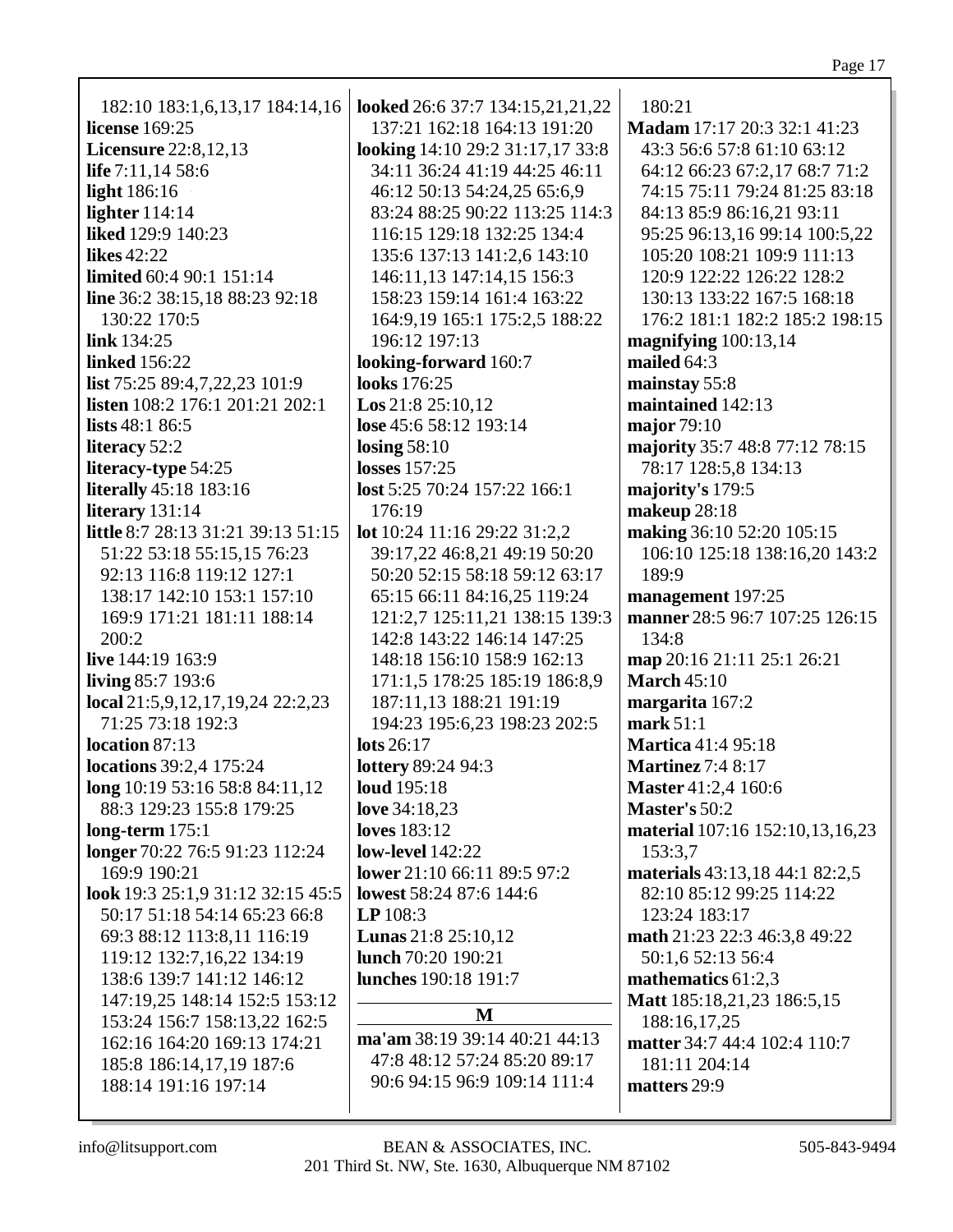182:10 183:1,6,13,17 184:14,16
**license** 169:25
**Licensure** 22:8,12,13
**life** 7:11,14 58:6
**light** 186:16
**lighter** 114:14
**liked** 129:9 140:23
**likes** 42:22
**limited** 60:4 90:1 151:14
**line** 36:2 38:15,18 88:23 92:18 130:22 170:5
**link** 134:25
**linked** 156:22
**list** 75:25 89:4,7,22,23 101:9
**listen** 108:2 176:1 201:21 202:1
**lists** 48:1 86:5
**literacy** 52:2
**literacy-type** 54:25
**literally** 45:18 183:16
**literary** 131:14
**little** 8:7 28:13 31:21 39:13 51:15 51:22 53:18 55:15,15 76:23 92:13 116:8 119:12 127:1 138:17 142:10 153:1 157:10 169:9 171:21 181:11 188:14 200:2
**live** 144:19 163:9
**living** 85:7 193:6
**local** 21:5,9,12,17,19,24 22:2,23 71:25 73:18 192:3
**location** 87:13
**locations** 39:2,4 175:24
**long** 10:19 53:16 58:8 84:11,12 88:3 129:23 155:8 179:25
**long-term** 175:1
**longer** 70:22 76:5 91:23 112:24 169:9 190:21
**look** 19:3 25:1,9 31:12 32:15 45:5 50:17 51:18 54:14 65:23 66:8 69:3 88:12 113:8,11 116:19 119:12 132:7,16,22 134:19 138:6 139:7 141:12 146:12 147:19,25 148:14 152:5 153:12 153:24 156:7 158:13,22 162:5 162:16 164:20 169:13 174:21 185:8 186:14,17,19 187:6 188:14 191:16 197:14
**looked** 26:6 37:7 134:15,21,21,22 137:21 162:18 164:13 191:20
**looking** 14:10 29:2 31:17,17 33:8 34:11 36:24 41:19 44:25 46:11 46:12 50:13 54:24,25 65:6,9 83:24 88:25 90:22 113:25 114:3 116:15 129:18 132:25 134:4 135:6 137:13 141:2,6 143:10 146:11,13 147:14,15 156:3 158:23 159:14 161:4 163:22 164:9,19 165:1 175:2,5 188:22 196:12 197:13
**looking-forward** 160:7
**looks** 176:25
**Los** 21:8 25:10,12
**lose** 45:6 58:12 193:14
**losing** 58:10
**losses** 157:25
**lost** 5:25 70:24 157:22 166:1 176:19
**lot** 10:24 11:16 29:22 31:2,2 39:17,22 46:8,21 49:19 50:20 50:20 52:15 58:18 59:12 63:17 65:15 66:11 84:16,25 119:24 121:2,7 125:11,21 138:15 139:3 142:8 143:22 146:14 147:25 148:18 156:10 158:9 162:13 171:1,5 178:25 185:19 186:8,9 187:11,13 188:21 191:19 194:23 195:6,23 198:23 202:5
**lots** 26:17
**lottery** 89:24 94:3
**loud** 195:18
**love** 34:18,23
**loves** 183:12
**low-level** 142:22
**lower** 21:10 66:11 89:5 97:2
**lowest** 58:24 87:6 144:6
**LP** 108:3
**Lunas** 21:8 25:10,12
**lunch** 70:20 190:21
**lunches** 190:18 191:7

## M

**ma'am** 38:19 39:14 40:21 44:13 47:8 48:12 57:24 85:20 89:17 90:6 94:15 96:9 109:14 111:4 180:21
**Madam** 17:17 20:3 32:1 41:23 43:3 56:6 57:8 61:10 63:12 64:12 66:23 67:2,17 68:7 71:2 74:15 75:11 79:24 81:25 83:18 84:13 85:9 86:16,21 93:11 95:25 96:13,16 99:14 100:5,22 105:20 108:21 109:9 111:13 120:9 122:22 126:22 128:2 130:13 133:22 167:5 168:18 176:2 181:1 182:2 185:2 198:15
**magnifying** 100:13,14
**mailed** 64:3
**mainstay** 55:8
**maintained** 142:13
**major** 79:10
**majority** 35:7 48:8 77:12 78:15 78:17 128:5,8 134:13
**majority's** 179:5
**makeup** 28:18
**making** 36:10 52:20 105:15 106:10 125:18 138:16,20 143:2 189:9
**management** 197:25
**manner** 28:5 96:7 107:25 126:15 134:8
**map** 20:16 21:11 25:1 26:21
**March** 45:10
**margarita** 167:2
**mark** 51:1
**Martica** 41:4 95:18
**Martinez** 7:4 8:17
**Master** 41:2,4 160:6
**Master's** 50:2
**material** 107:16 152:10,13,16,23 153:3,7
**materials** 43:13,18 44:1 82:2,5 82:10 85:12 99:25 114:22 123:24 183:17
**math** 21:23 22:3 46:3,8 49:22 50:1,6 52:13 56:4
**mathematics** 61:2,3
**Matt** 185:18,21,23 186:5,15 188:16,17,25
**matter** 34:7 44:4 102:4 110:7 181:11 204:14
**matters** 29:9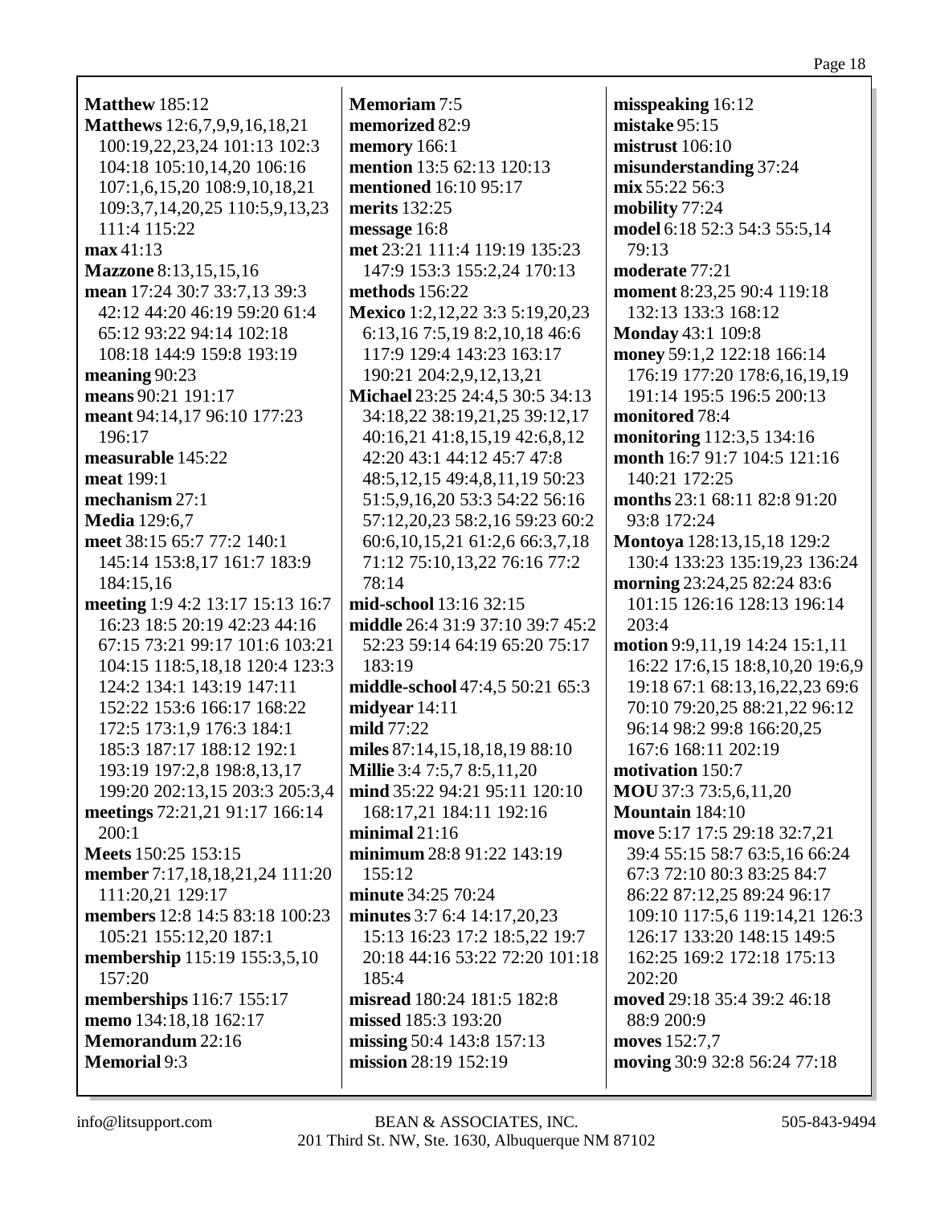**Matthew** 185:12
**Matthews** 12:6,7,9,9,16,18,21 100:19,22,23,24 101:13 102:3 104:18 105:10,14,20 106:16 107:1,6,15,20 108:9,10,18,21 109:3,7,14,20,25 110:5,9,13,23 111:4 115:22
**max** 41:13
**Mazzone** 8:13,15,15,16
**mean** 17:24 30:7 33:7,13 39:3 42:12 44:20 46:19 59:20 61:4 65:12 93:22 94:14 102:18 108:18 144:9 159:8 193:19
**meaning** 90:23
**means** 90:21 191:17
**meant** 94:14,17 96:10 177:23 196:17
**measurable** 145:22
**meat** 199:1
**mechanism** 27:1
**Media** 129:6,7
**meet** 38:15 65:7 77:2 140:1 145:14 153:8,17 161:7 183:9 184:15,16
**meeting** 1:9 4:2 13:17 15:13 16:7 16:23 18:5 20:19 42:23 44:16 67:15 73:21 99:17 101:6 103:21 104:15 118:5,18,18 120:4 123:3 124:2 134:1 143:19 147:11 152:22 153:6 166:17 168:22 172:5 173:1,9 176:3 184:1 185:3 187:17 188:12 192:1 193:19 197:2,8 198:8,13,17 199:20 202:13,15 203:3 205:3,4
**meetings** 72:21,21 91:17 166:14 200:1
**Meets** 150:25 153:15
**member** 7:17,18,18,21,24 111:20 111:20,21 129:17
**members** 12:8 14:5 83:18 100:23 105:21 155:12,20 187:1
**membership** 115:19 155:3,5,10 157:20
**memberships** 116:7 155:17
**memo** 134:18,18 162:17
**Memorandum** 22:16
**Memorial** 9:3
**Memoriam** 7:5
**memorized** 82:9
**memory** 166:1
**mention** 13:5 62:13 120:13
**mentioned** 16:10 95:17
**merits** 132:25
**message** 16:8
**met** 23:21 111:4 119:19 135:23 147:9 153:3 155:2,24 170:13
**methods** 156:22
**Mexico** 1:2,12,22 3:3 5:19,20,23 6:13,16 7:5,19 8:2,10,18 46:6 117:9 129:4 143:23 163:17 190:21 204:2,9,12,13,21
**Michael** 23:25 24:4,5 30:5 34:13 34:18,22 38:19,21,25 39:12,17 40:16,21 41:8,15,19 42:6,8,12 42:20 43:1 44:12 45:7 47:8 48:5,12,15 49:4,8,11,19 50:23 51:5,9,16,20 53:3 54:22 56:16 57:12,20,23 58:2,16 59:23 60:2 60:6,10,15,21 61:2,6 66:3,7,18 71:12 75:10,13,22 76:16 77:2 78:14
**mid-school** 13:16 32:15
**middle** 26:4 31:9 37:10 39:7 45:2 52:23 59:14 64:19 65:20 75:17 183:19
**middle-school** 47:4,5 50:21 65:3
**midyear** 14:11
**mild** 77:22
**miles** 87:14,15,18,18,19 88:10
**Millie** 3:4 7:5,7 8:5,11,20
**mind** 35:22 94:21 95:11 120:10 168:17,21 184:11 192:16
**minimal** 21:16
**minimum** 28:8 91:22 143:19 155:12
**minute** 34:25 70:24
**minutes** 3:7 6:4 14:17,20,23 15:13 16:23 17:2 18:5,22 19:7 20:18 44:16 53:22 72:20 101:18 185:4
**misread** 180:24 181:5 182:8
**missed** 185:3 193:20
**missing** 50:4 143:8 157:13
**mission** 28:19 152:19
**misspeaking** 16:12
**mistake** 95:15
**mistrust** 106:10
**misunderstanding** 37:24
**mix** 55:22 56:3
**mobility** 77:24
**model** 6:18 52:3 54:3 55:5,14 79:13
**moderate** 77:21
**moment** 8:23,25 90:4 119:18 132:13 133:3 168:12
**Monday** 43:1 109:8
**money** 59:1,2 122:18 166:14 176:19 177:20 178:6,16,19,19 191:14 195:5 196:5 200:13
**monitored** 78:4
**monitoring** 112:3,5 134:16
**month** 16:7 91:7 104:5 121:16 140:21 172:25
**months** 23:1 68:11 82:8 91:20 93:8 172:24
**Montoya** 128:13,15,18 129:2 130:4 133:23 135:19,23 136:24
**morning** 23:24,25 82:24 83:6 101:15 126:16 128:13 196:14 203:4
**motion** 9:9,11,19 14:24 15:1,11 16:22 17:6,15 18:8,10,20 19:6,9 19:18 67:1 68:13,16,22,23 69:6 70:10 79:20,25 88:21,22 96:12 96:14 98:2 99:8 166:20,25 167:6 168:11 202:19
**motivation** 150:7
**MOU** 37:3 73:5,6,11,20
**Mountain** 184:10
**move** 5:17 17:5 29:18 32:7,21 39:4 55:15 58:7 63:5,16 66:24 67:3 72:10 80:3 83:25 84:7 86:22 87:12,25 89:24 96:17 109:10 117:5,6 119:14,21 126:3 126:17 133:20 148:15 149:5 162:25 169:2 172:18 175:13 202:20
**moved** 29:18 35:4 39:2 46:18 88:9 200:9
**moves** 152:7,7
**moving** 30:9 32:8 56:24 77:18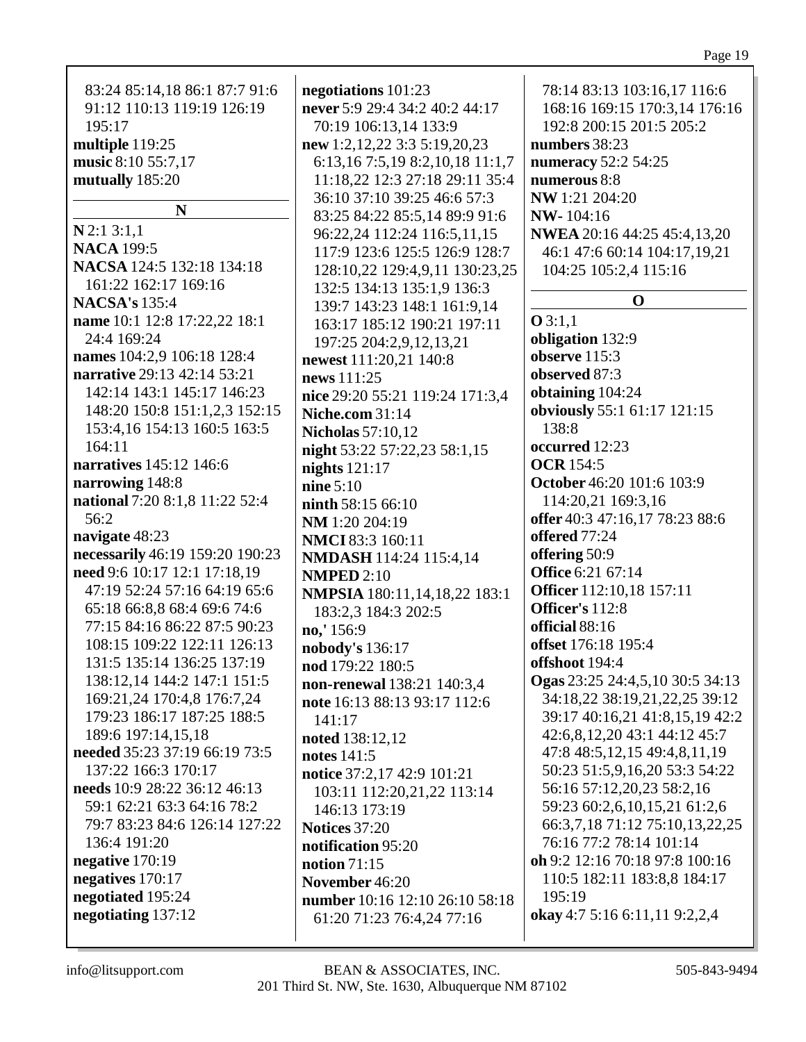83:24 85:14,18 86:1 87:7 91:6 91:12 110:13 119:19 126:19 195:17
**multiple** 119:25
**music** 8:10 55:7,17
**mutually** 185:20

## N

**N** 2:1 3:1,1
**NACA** 199:5
**NACSA** 124:5 132:18 134:18 161:22 162:17 169:16
**NACSA's** 135:4
**name** 10:1 12:8 17:22,22 18:1 24:4 169:24
**names** 104:2,9 106:18 128:4
**narrative** 29:13 42:14 53:21 142:14 143:1 145:17 146:23 148:20 150:8 151:1,2,3 152:15 153:4,16 154:13 160:5 163:5 164:11
**narratives** 145:12 146:6
**narrowing** 148:8
**national** 7:20 8:1,8 11:22 52:4 56:2
**navigate** 48:23
**necessarily** 46:19 159:20 190:23
**need** 9:6 10:17 12:1 17:18,19 47:19 52:24 57:16 64:19 65:6 65:18 66:8,8 68:4 69:6 74:6 77:15 84:16 86:22 87:5 90:23 108:15 109:22 122:11 126:13 131:5 135:14 136:25 137:19 138:12,14 144:2 147:1 151:5 169:21,24 170:4,8 176:7,24 179:23 186:17 187:25 188:5 189:6 197:14,15,18
**needed** 35:23 37:19 66:19 73:5 137:22 166:3 170:17
**needs** 10:9 28:22 36:12 46:13 59:1 62:21 63:3 64:16 78:2 79:7 83:23 84:6 126:14 127:22 136:4 191:20
**negative** 170:19
**negatives** 170:17
**negotiated** 195:24
**negotiating** 137:12
**negotiations** 101:23
**never** 5:9 29:4 34:2 40:2 44:17 70:19 106:13,14 133:9
**new** 1:2,12,22 3:3 5:19,20,23 6:13,16 7:5,19 8:2,10,18 11:1,7 11:18,22 12:3 27:18 29:11 35:4 36:10 37:10 39:25 46:6 57:3 83:25 84:22 85:5,14 89:9 91:6 96:22,24 112:24 116:5,11,15 117:9 123:6 125:5 126:9 128:7 128:10,22 129:4,9,11 130:23,25 132:5 134:13 135:1,9 136:3 139:7 143:23 148:1 161:9,14 163:17 185:12 190:21 197:11 197:25 204:2,9,12,13,21
**newest** 111:20,21 140:8
**news** 111:25
**nice** 29:20 55:21 119:24 171:3,4
**Niche.com** 31:14
**Nicholas** 57:10,12
**night** 53:22 57:22,23 58:1,15
**nights** 121:17
**nine** 5:10
**ninth** 58:15 66:10
**NM** 1:20 204:19
**NMCI** 83:3 160:11
**NMDASH** 114:24 115:4,14
**NMPED** 2:10
**NMPSIA** 180:11,14,18,22 183:1 183:2,3 184:3 202:5
**no,'** 156:9
**nobody's** 136:17
**nod** 179:22 180:5
**non-renewal** 138:21 140:3,4
**note** 16:13 88:13 93:17 112:6 141:17
**noted** 138:12,12
**notes** 141:5
**notice** 37:2,17 42:9 101:21 103:11 112:20,21,22 113:14 146:13 173:19
**Notices** 37:20
**notification** 95:20
**notion** 71:15
**November** 46:20
**number** 10:16 12:10 26:10 58:18 61:20 71:23 76:4,24 77:16 78:14 83:13 103:16,17 116:6 168:16 169:15 170:3,14 176:16 192:8 200:15 201:5 205:2
**numbers** 38:23
**numeracy** 52:2 54:25
**numerous** 8:8
**NW** 1:21 204:20
**NW-** 104:16
**NWEA** 20:16 44:25 45:4,13,20 46:1 47:6 60:14 104:17,19,21 104:25 105:2,4 115:16

## O

**O** 3:1,1
**obligation** 132:9
**observe** 115:3
**observed** 87:3
**obtaining** 104:24
**obviously** 55:1 61:17 121:15 138:8
**occurred** 12:23
**OCR** 154:5
**October** 46:20 101:6 103:9 114:20,21 169:3,16
**offer** 40:3 47:16,17 78:23 88:6
**offered** 77:24
**offering** 50:9
**Office** 6:21 67:14
**Officer** 112:10,18 157:11
**Officer's** 112:8
**official** 88:16
**offset** 176:18 195:4
**offshoot** 194:4
**Ogas** 23:25 24:4,5,10 30:5 34:13 34:18,22 38:19,21,22,25 39:12 39:17 40:16,21 41:8,15,19 42:2 42:6,8,12,20 43:1 44:12 45:7 47:8 48:5,12,15 49:4,8,11,19 50:23 51:5,9,16,20 53:3 54:22 56:16 57:12,20,23 58:2,16 59:23 60:2,6,10,15,21 61:2,6 66:3,7,18 71:12 75:10,13,22,25 76:16 77:2 78:14 101:14
**oh** 9:2 12:16 70:18 97:8 100:16 110:5 182:11 183:8,8 184:17 195:19
**okay** 4:7 5:16 6:11,11 9:2,2,4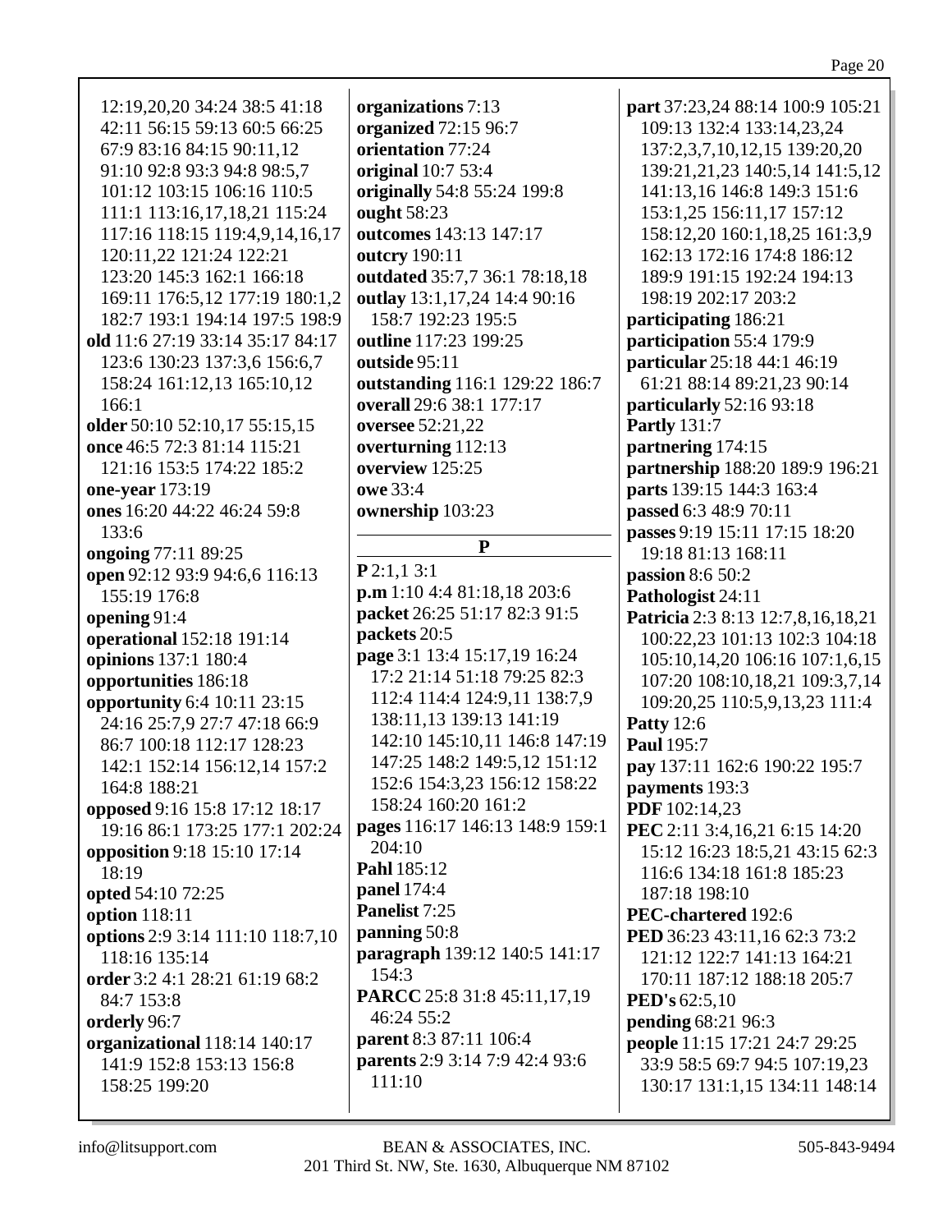12:19,20,20 34:24 38:5 41:18 42:11 56:15 59:13 60:5 66:25 67:9 83:16 84:15 90:11,12 91:10 92:8 93:3 94:8 98:5,7 101:12 103:15 106:16 110:5 111:1 113:16,17,18,21 115:24 117:16 118:15 119:4,9,14,16,17 120:11,22 121:24 122:21 123:20 145:3 162:1 166:18 169:11 176:5,12 177:19 180:1,2 182:7 193:1 194:14 197:5 198:9

**old** 11:6 27:19 33:14 35:17 84:17 123:6 130:23 137:3,6 156:6,7 158:24 161:12,13 165:10,12 166:1

**older** 50:10 52:10,17 55:15,15

**once** 46:5 72:3 81:14 115:21 121:16 153:5 174:22 185:2

**one-year** 173:19

**ones** 16:20 44:22 46:24 59:8 133:6

**ongoing** 77:11 89:25

**open** 92:12 93:9 94:6,6 116:13 155:19 176:8

**opening** 91:4

**operational** 152:18 191:14

**opinions** 137:1 180:4

**opportunities** 186:18

**opportunity** 6:4 10:11 23:15 24:16 25:7,9 27:7 47:18 66:9 86:7 100:18 112:17 128:23 142:1 152:14 156:12,14 157:2 164:8 188:21

**opposed** 9:16 15:8 17:12 18:17 19:16 86:1 173:25 177:1 202:24

**opposition** 9:18 15:10 17:14 18:19

**opted** 54:10 72:25

**option** 118:11

**options** 2:9 3:14 111:10 118:7,10 118:16 135:14

**order** 3:2 4:1 28:21 61:19 68:2 84:7 153:8

**orderly** 96:7

**organizational** 118:14 140:17 141:9 152:8 153:13 156:8 158:25 199:20

**organizations** 7:13

**organized** 72:15 96:7

**orientation** 77:24

**original** 10:7 53:4

**originally** 54:8 55:24 199:8

**ought** 58:23

**outcomes** 143:13 147:17

**outcry** 190:11

**outdated** 35:7,7 36:1 78:18,18

**outlay** 13:1,17,24 14:4 90:16 158:7 192:23 195:5

**outline** 117:23 199:25

**outside** 95:11

**outstanding** 116:1 129:22 186:7

**overall** 29:6 38:1 177:17

**oversee** 52:21,22

**overturning** 112:13

**overview** 125:25

**owe** 33:4

**ownership** 103:23

## P

**P** 2:1,1 3:1

**p.m** 1:10 4:4 81:18,18 203:6

**packet** 26:25 51:17 82:3 91:5

**packets** 20:5

**page** 3:1 13:4 15:17,19 16:24 17:2 21:14 51:18 79:25 82:3 112:4 114:4 124:9,11 138:7,9 138:11,13 139:13 141:19 142:10 145:10,11 146:8 147:19 147:25 148:2 149:5,12 151:12 152:6 154:3,23 156:12 158:22 158:24 160:20 161:2

**pages** 116:17 146:13 148:9 159:1 204:10

**Pahl** 185:12

**panel** 174:4

**Panelist** 7:25

**panning** 50:8

**paragraph** 139:12 140:5 141:17 154:3

**PARCC** 25:8 31:8 45:11,17,19 46:24 55:2

**parent** 8:3 87:11 106:4

**parents** 2:9 3:14 7:9 42:4 93:6 111:10

**part** 37:23,24 88:14 100:9 105:21 109:13 132:4 133:14,23,24 137:2,3,7,10,12,15 139:20,20 139:21,21,23 140:5,14 141:5,12 141:13,16 146:8 149:3 151:6 153:1,25 156:11,17 157:12 158:12,20 160:1,18,25 161:3,9 162:13 172:16 174:8 186:12 189:9 191:15 192:24 194:13 198:19 202:17 203:2

**participating** 186:21

**participation** 55:4 179:9

**particular** 25:18 44:1 46:19 61:21 88:14 89:21,23 90:14

**particularly** 52:16 93:18

**Partly** 131:7

**partnering** 174:15

**partnership** 188:20 189:9 196:21

**parts** 139:15 144:3 163:4

**passed** 6:3 48:9 70:11

**passes** 9:19 15:11 17:15 18:20 19:18 81:13 168:11

**passion** 8:6 50:2

**Pathologist** 24:11

**Patricia** 2:3 8:13 12:7,8,16,18,21 100:22,23 101:13 102:3 104:18 105:10,14,20 106:16 107:1,6,15 107:20 108:10,18,21 109:3,7,14 109:20,25 110:5,9,13,23 111:4

**Patty** 12:6

**Paul** 195:7

**pay** 137:11 162:6 190:22 195:7

**payments** 193:3

**PDF** 102:14,23

**PEC** 2:11 3:4,16,21 6:15 14:20 15:12 16:23 18:5,21 43:15 62:3 116:6 134:18 161:8 185:23 187:18 198:10

**PEC-chartered** 192:6

**PED** 36:23 43:11,16 62:3 73:2 121:12 122:7 141:13 164:21 170:11 187:12 188:18 205:7

**PED's** 62:5,10

**pending** 68:21 96:3

**people** 11:15 17:21 24:7 29:25 33:9 58:5 69:7 94:5 107:19,23 130:17 131:1,15 134:11 148:14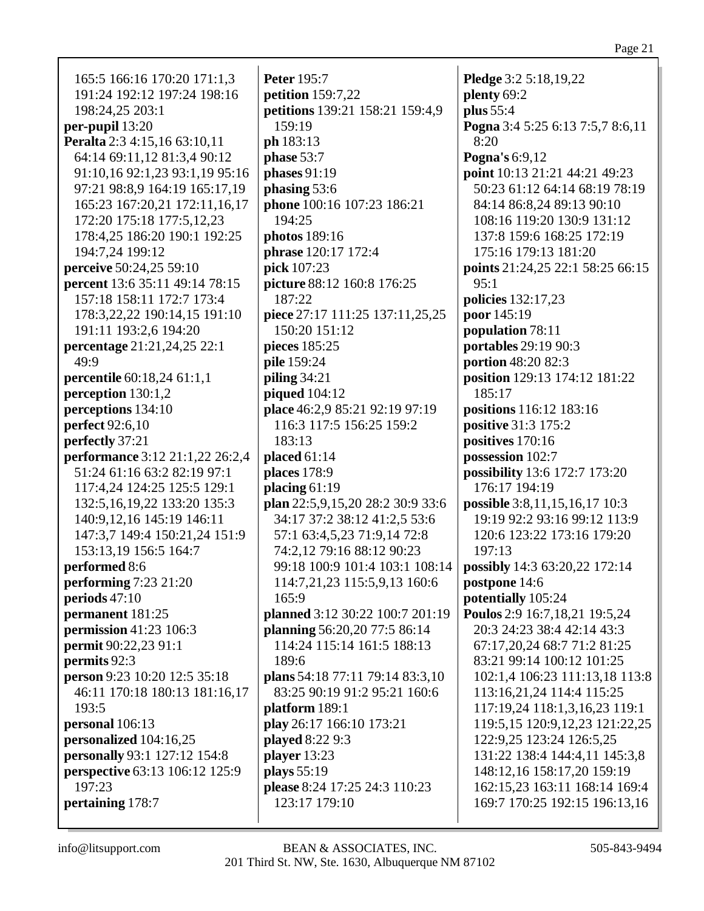165:5 166:16 170:20 171:1,3 191:24 192:12 197:24 198:16 198:24,25 203:1
**per-pupil** 13:20
**Peralta** 2:3 4:15,16 63:10,11 64:14 69:11,12 81:3,4 90:12 91:10,16 92:1,23 93:1,19 95:16 97:21 98:8,9 164:19 165:17,19 165:23 167:20,21 172:11,16,17 172:20 175:18 177:5,12,23 178:4,25 186:20 190:1 192:25 194:7,24 199:12
**perceive** 50:24,25 59:10
**percent** 13:6 35:11 49:14 78:15 157:18 158:11 172:7 173:4 178:3,22,22 190:14,15 191:10 191:11 193:2,6 194:20
**percentage** 21:21,24,25 22:1 49:9
**percentile** 60:18,24 61:1,1
**perception** 130:1,2
**perceptions** 134:10
**perfect** 92:6,10
**perfectly** 37:21
**performance** 3:12 21:1,22 26:2,4 51:24 61:16 63:2 82:19 97:1 117:4,24 124:25 125:5 129:1 132:5,16,19,22 133:20 135:3 140:9,12,16 145:19 146:11 147:3,7 149:4 150:21,24 151:9 153:13,19 156:5 164:7
**performed** 8:6
**performing** 7:23 21:20
**periods** 47:10
**permanent** 181:25
**permission** 41:23 106:3
**permit** 90:22,23 91:1
**permits** 92:3
**person** 9:23 10:20 12:5 35:18 46:11 170:18 180:13 181:16,17 193:5
**personal** 106:13
**personalized** 104:16,25
**personally** 93:1 127:12 154:8
**perspective** 63:13 106:12 125:9 197:23
**pertaining** 178:7
**Peter** 195:7
**petition** 159:7,22
**petitions** 139:21 158:21 159:4,9 159:19
**ph** 183:13
**phase** 53:7
**phases** 91:19
**phasing** 53:6
**phone** 100:16 107:23 186:21 194:25
**photos** 189:16
**phrase** 120:17 172:4
**pick** 107:23
**picture** 88:12 160:8 176:25 187:22
**piece** 27:17 111:25 137:11,25,25 150:20 151:12
**pieces** 185:25
**pile** 159:24
**piling** 34:21
**piqued** 104:12
**place** 46:2,9 85:21 92:19 97:19 116:3 117:5 156:25 159:2 183:13
**placed** 61:14
**places** 178:9
**placing** 61:19
**plan** 22:5,9,15,20 28:2 30:9 33:6 34:17 37:2 38:12 41:2,5 53:6 57:1 63:4,5,23 71:9,14 72:8 74:2,12 79:16 88:12 90:23 99:18 100:9 101:4 103:1 108:14 114:7,21,23 115:5,9,13 160:6 165:9
**planned** 3:12 30:22 100:7 201:19
**planning** 56:20,20 77:5 86:14 114:24 115:14 161:5 188:13 189:6
**plans** 54:18 77:11 79:14 83:3,10 83:25 90:19 91:2 95:21 160:6
**platform** 189:1
**play** 26:17 166:10 173:21
**played** 8:22 9:3
**player** 13:23
**plays** 55:19
**please** 8:24 17:25 24:3 110:23 123:17 179:10
**Pledge** 3:2 5:18,19,22
**plenty** 69:2
**plus** 55:4
**Pogna** 3:4 5:25 6:13 7:5,7 8:6,11 8:20
**Pogna's** 6:9,12
**point** 10:13 21:21 44:21 49:23 50:23 61:12 64:14 68:19 78:19 84:14 86:8,24 89:13 90:10 108:16 119:20 130:9 131:12 137:8 159:6 168:25 172:19 175:16 179:13 181:20
**points** 21:24,25 22:1 58:25 66:15 95:1
**policies** 132:17,23
**poor** 145:19
**population** 78:11
**portables** 29:19 90:3
**portion** 48:20 82:3
**position** 129:13 174:12 181:22 185:17
**positions** 116:12 183:16
**positive** 31:3 175:2
**positives** 170:16
**possession** 102:7
**possibility** 13:6 172:7 173:20 176:17 194:19
**possible** 3:8,11,15,16,17 10:3 19:19 92:2 93:16 99:12 113:9 120:6 123:22 173:16 179:20 197:13
**possibly** 14:3 63:20,22 172:14
**postpone** 14:6
**potentially** 105:24
**Poulos** 2:9 16:7,18,21 19:5,24 20:3 24:23 38:4 42:14 43:3 67:17,20,24 68:7 71:2 81:25 83:21 99:14 100:12 101:25 102:1,4 106:23 111:13,18 113:8 113:16,21,24 114:4 115:25 117:19,24 118:1,3,16,23 119:1 119:5,15 120:9,12,23 121:22,25 122:9,25 123:24 126:5,25 131:22 138:4 144:4,11 145:3,8 148:12,16 158:17,20 159:19 162:15,23 163:11 168:14 169:4 169:7 170:25 192:15 196:13,16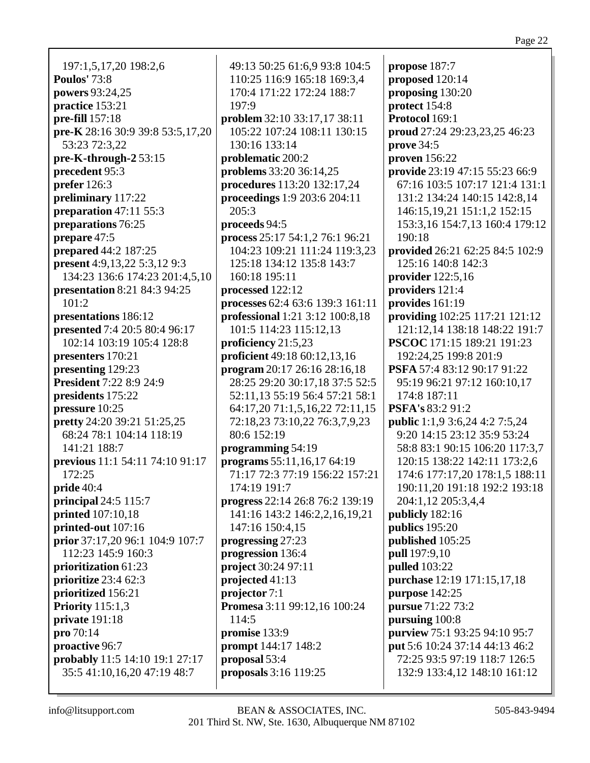197:1,5,17,20 198:2,6
**Poulos'** 73:8
**powers** 93:24,25
**practice** 153:21
**pre-fill** 157:18
**pre-K** 28:16 30:9 39:8 53:5,17,20 53:23 72:3,22
**pre-K-through-2** 53:15
**precedent** 95:3
**prefer** 126:3
**preliminary** 117:22
**preparation** 47:11 55:3
**preparations** 76:25
**prepare** 47:5
**prepared** 44:2 187:25
**present** 4:9,13,22 5:3,12 9:3 134:23 136:6 174:23 201:4,5,10
**presentation** 8:21 84:3 94:25 101:2
**presentations** 186:12
**presented** 7:4 20:5 80:4 96:17 102:14 103:19 105:4 128:8
**presenters** 170:21
**presenting** 129:23
**President** 7:22 8:9 24:9
**presidents** 175:22
**pressure** 10:25
**pretty** 24:20 39:21 51:25,25 68:24 78:1 104:14 118:19 141:21 188:7
**previous** 11:1 54:11 74:10 91:17 172:25
**pride** 40:4
**principal** 24:5 115:7
**printed** 107:10,18
**printed-out** 107:16
**prior** 37:17,20 96:1 104:9 107:7 112:23 145:9 160:3
**prioritization** 61:23
**prioritize** 23:4 62:3
**prioritized** 156:21
**Priority** 115:1,3
**private** 191:18
**pro** 70:14
**proactive** 96:7
**probably** 11:5 14:10 19:1 27:17 35:5 41:10,16,20 47:19 48:7 49:13 50:25 61:6,9 93:8 104:5 110:25 116:9 165:18 169:3,4 170:4 171:22 172:24 188:7 197:9
**problem** 32:10 33:17,17 38:11 105:22 107:24 108:11 130:15 130:16 133:14
**problematic** 200:2
**problems** 33:20 36:14,25
**procedures** 113:20 132:17,24
**proceedings** 1:9 203:6 204:11 205:3
**proceeds** 94:5
**process** 25:17 54:1,2 76:1 96:21 104:23 109:21 111:24 119:3,23 125:18 134:12 135:8 143:7 160:18 195:11
**processed** 122:12
**processes** 62:4 63:6 139:3 161:11
**professional** 1:21 3:12 100:8,18 101:5 114:23 115:12,13
**proficiency** 21:5,23
**proficient** 49:18 60:12,13,16
**program** 20:17 26:16 28:16,18 28:25 29:20 30:17,18 37:5 52:5 52:11,13 55:19 56:4 57:21 58:1 64:17,20 71:1,5,16,22 72:11,15 72:18,23 73:10,22 76:3,7,9,23 80:6 152:19
**programming** 54:19
**programs** 55:11,16,17 64:19 71:17 72:3 77:19 156:22 157:21 174:19 191:7
**progress** 22:14 26:8 76:2 139:19 141:16 143:2 146:2,2,16,19,21 147:16 150:4,15
**progressing** 27:23
**progression** 136:4
**project** 30:24 97:11
**projected** 41:13
**projector** 7:1
**Promesa** 3:11 99:12,16 100:24 114:5
**promise** 133:9
**prompt** 144:17 148:2
**proposal** 53:4
**proposals** 3:16 119:25
**propose** 187:7
**proposed** 120:14
**proposing** 130:20
**protect** 154:8
**Protocol** 169:1
**proud** 27:24 29:23,23,25 46:23
**prove** 34:5
**proven** 156:22
**provide** 23:19 47:15 55:23 66:9 67:16 103:5 107:17 121:4 131:1 131:2 134:24 140:15 142:8,14 146:15,19,21 151:1,2 152:15 153:3,16 154:7,13 160:4 179:12 190:18
**provided** 26:21 62:25 84:5 102:9 125:16 140:8 142:3
**provider** 122:5,16
**providers** 121:4
**provides** 161:19
**providing** 102:25 117:21 121:12 121:12,14 138:18 148:22 191:7
**PSCOC** 171:15 189:21 191:23 192:24,25 199:8 201:9
**PSFA** 57:4 83:12 90:17 91:22 95:19 96:21 97:12 160:10,17 174:8 187:11
**PSFA's** 83:2 91:2
**public** 1:1,9 3:6,24 4:2 7:5,24 9:20 14:15 23:12 35:9 53:24 58:8 83:1 90:15 106:20 117:3,7 120:15 138:22 142:11 173:2,6 174:6 177:17,20 178:1,5 188:11 190:11,20 191:18 192:2 193:18 204:1,12 205:3,4,4
**publicly** 182:16
**publics** 195:20
**published** 105:25
**pull** 197:9,10
**pulled** 103:22
**purchase** 12:19 171:15,17,18
**purpose** 142:25
**pursue** 71:22 73:2
**pursuing** 100:8
**purview** 75:1 93:25 94:10 95:7
**put** 5:6 10:24 37:14 44:13 46:2 72:25 93:5 97:19 118:7 126:5 132:9 133:4,12 148:10 161:12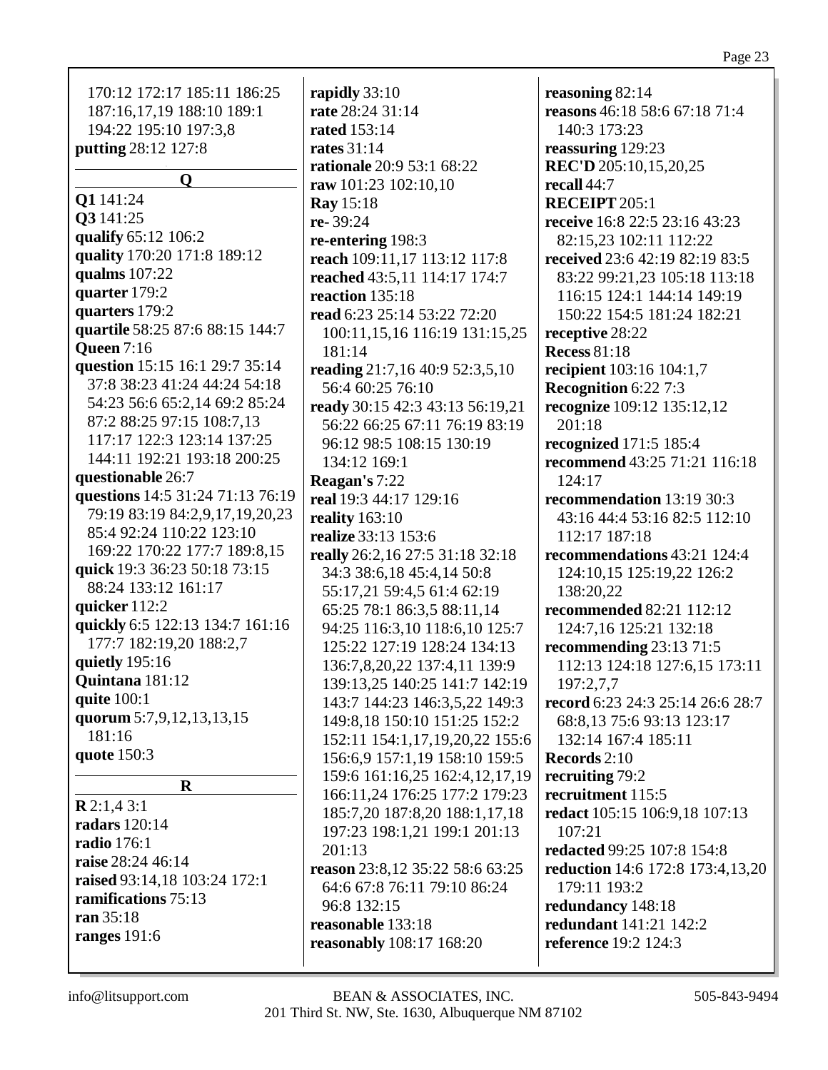170:12 172:17 185:11 186:25 187:16,17,19 188:10 189:1 194:22 195:10 197:3,8
**putting** 28:12 127:8

## Q

**Q1** 141:24
**Q3** 141:25
**qualify** 65:12 106:2
**quality** 170:20 171:8 189:12
**qualms** 107:22
**quarter** 179:2
**quarters** 179:2
**quartile** 58:25 87:6 88:15 144:7
**Queen** 7:16
**question** 15:15 16:1 29:7 35:14 37:8 38:23 41:24 44:24 54:18 54:23 56:6 65:2,14 69:2 85:24 87:2 88:25 97:15 108:7,13 117:17 122:3 123:14 137:25 144:11 192:21 193:18 200:25
**questionable** 26:7
**questions** 14:5 31:24 71:13 76:19 79:19 83:19 84:2,9,17,19,20,23 85:4 92:24 110:22 123:10 169:22 170:22 177:7 189:8,15
**quick** 19:3 36:23 50:18 73:15 88:24 133:12 161:17
**quicker** 112:2
**quickly** 6:5 122:13 134:7 161:16 177:7 182:19,20 188:2,7
**quietly** 195:16
**Quintana** 181:12
**quite** 100:1
**quorum** 5:7,9,12,13,13,15 181:16
**quote** 150:3

## R

**R** 2:1,4 3:1
**radars** 120:14
**radio** 176:1
**raise** 28:24 46:14
**raised** 93:14,18 103:24 172:1
**ramifications** 75:13
**ran** 35:18
**ranges** 191:6
**rapidly** 33:10
**rate** 28:24 31:14
**rated** 153:14
**rates** 31:14
**rationale** 20:9 53:1 68:22
**raw** 101:23 102:10,10
**Ray** 15:18
**re-** 39:24
**re-entering** 198:3
**reach** 109:11,17 113:12 117:8
**reached** 43:5,11 114:17 174:7
**reaction** 135:18
**read** 6:23 25:14 53:22 72:20 100:11,15,16 116:19 131:15,25 181:14
**reading** 21:7,16 40:9 52:3,5,10 56:4 60:25 76:10
**ready** 30:15 42:3 43:13 56:19,21 56:22 66:25 67:11 76:19 83:19 96:12 98:5 108:15 130:19 134:12 169:1
**Reagan's** 7:22
**real** 19:3 44:17 129:16
**reality** 163:10
**realize** 33:13 153:6
**really** 26:2,16 27:5 31:18 32:18 34:3 38:6,18 45:4,14 50:8 55:17,21 59:4,5 61:4 62:19 65:25 78:1 86:3,5 88:11,14 94:25 116:3,10 118:6,10 125:7 125:22 127:19 128:24 134:13 136:7,8,20,22 137:4,11 139:9 139:13,25 140:25 141:7 142:19 143:7 144:23 146:3,5,22 149:3 149:8,18 150:10 151:25 152:2 152:11 154:1,17,19,20,22 155:6 156:6,9 157:1,19 158:10 159:5 159:6 161:16,25 162:4,12,17,19 166:11,24 176:25 177:2 179:23 185:7,20 187:8,20 188:1,17,18 197:23 198:1,21 199:1 201:13 201:13
**reason** 23:8,12 35:22 58:6 63:25 64:6 67:8 76:11 79:10 86:24 96:8 132:15
**reasonable** 133:18
**reasonably** 108:17 168:20
**reasoning** 82:14
**reasons** 46:18 58:6 67:18 71:4 140:3 173:23
**reassuring** 129:23
**REC'D** 205:10,15,20,25
**recall** 44:7
**RECEIPT** 205:1
**receive** 16:8 22:5 23:16 43:23 82:15,23 102:11 112:22
**received** 23:6 42:19 82:19 83:5 83:22 99:21,23 105:18 113:18 116:15 124:1 144:14 149:19 150:22 154:5 181:24 182:21
**receptive** 28:22
**Recess** 81:18
**recipient** 103:16 104:1,7
**Recognition** 6:22 7:3
**recognize** 109:12 135:12,12 201:18
**recognized** 171:5 185:4
**recommend** 43:25 71:21 116:18 124:17
**recommendation** 13:19 30:3 43:16 44:4 53:16 82:5 112:10 112:17 187:18
**recommendations** 43:21 124:4 124:10,15 125:19,22 126:2 138:20,22
**recommended** 82:21 112:12 124:7,16 125:21 132:18
**recommending** 23:13 71:5 112:13 124:18 127:6,15 173:11 197:2,7,7
**record** 6:23 24:3 25:14 26:6 28:7 68:8,13 75:6 93:13 123:17 132:14 167:4 185:11
**Records** 2:10
**recruiting** 79:2
**recruitment** 115:5
**redact** 105:15 106:9,18 107:13 107:21
**redacted** 99:25 107:8 154:8
**reduction** 14:6 172:8 173:4,13,20 179:11 193:2
**redundancy** 148:18
**redundant** 141:21 142:2
**reference** 19:2 124:3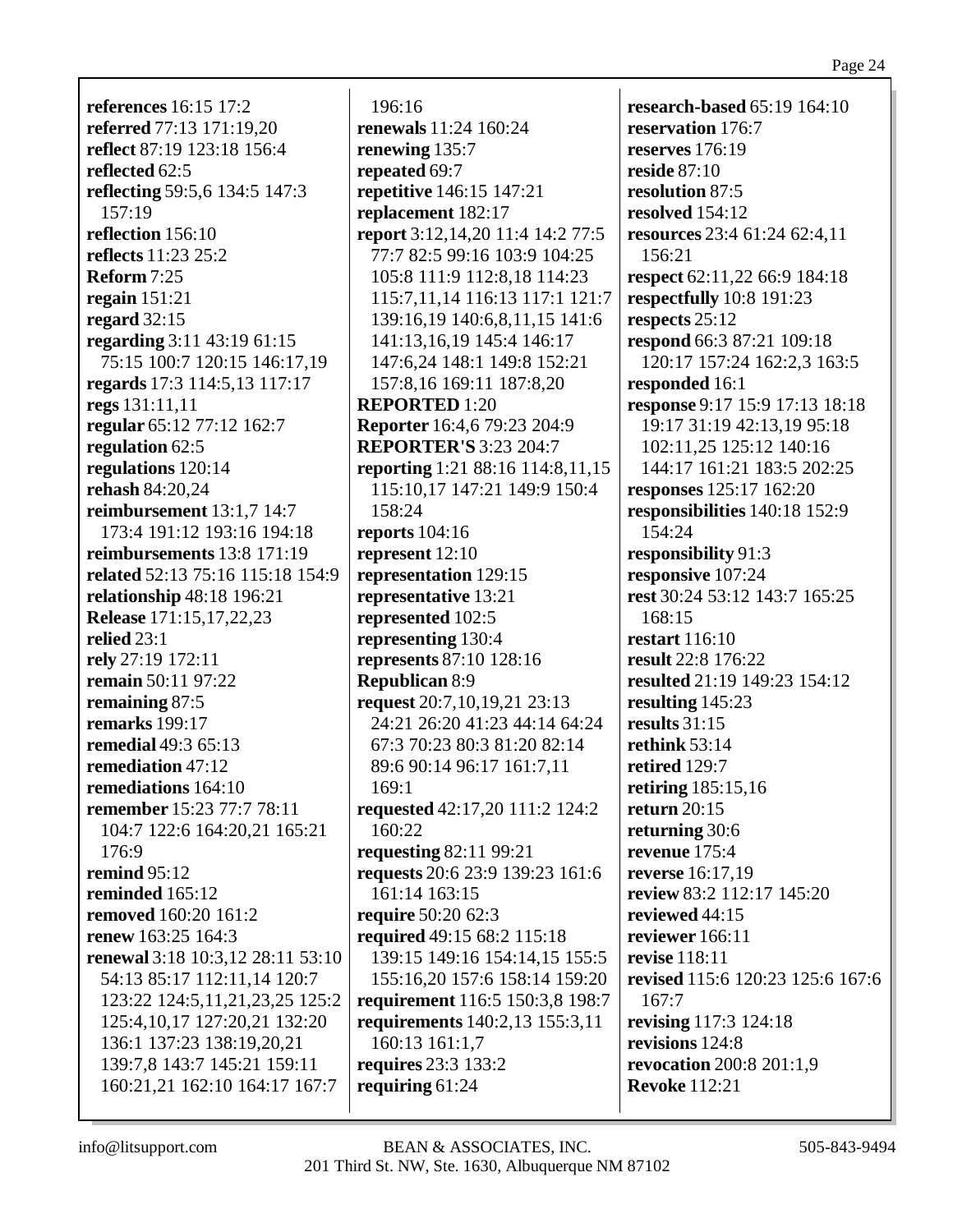**references** 16:15 17:2
**referred** 77:13 171:19,20
**reflect** 87:19 123:18 156:4
**reflected** 62:5
**reflecting** 59:5,6 134:5 147:3 157:19
**reflection** 156:10
**reflects** 11:23 25:2
**Reform** 7:25
**regain** 151:21
**regard** 32:15
**regarding** 3:11 43:19 61:15 75:15 100:7 120:15 146:17,19
**regards** 17:3 114:5,13 117:17
**regs** 131:11,11
**regular** 65:12 77:12 162:7
**regulation** 62:5
**regulations** 120:14
**rehash** 84:20,24
**reimbursement** 13:1,7 14:7 173:4 191:12 193:16 194:18
**reimbursements** 13:8 171:19
**related** 52:13 75:16 115:18 154:9
**relationship** 48:18 196:21
**Release** 171:15,17,22,23
**relied** 23:1
**rely** 27:19 172:11
**remain** 50:11 97:22
**remaining** 87:5
**remarks** 199:17
**remedial** 49:3 65:13
**remediation** 47:12
**remediations** 164:10
**remember** 15:23 77:7 78:11 104:7 122:6 164:20,21 165:21 176:9
**remind** 95:12
**reminded** 165:12
**removed** 160:20 161:2
**renew** 163:25 164:3
**renewal** 3:18 10:3,12 28:11 53:10 54:13 85:17 112:11,14 120:7 123:22 124:5,11,21,23,25 125:2 125:4,10,17 127:20,21 132:20 136:1 137:23 138:19,20,21 139:7,8 143:7 145:21 159:11 160:21,21 162:10 164:17 167:7 196:16
**renewals** 11:24 160:24
**renewing** 135:7
**repeated** 69:7
**repetitive** 146:15 147:21
**replacement** 182:17
**report** 3:12,14,20 11:4 14:2 77:5 77:7 82:5 99:16 103:9 104:25 105:8 111:9 112:8,18 114:23 115:7,11,14 116:13 117:1 121:7 139:16,19 140:6,8,11,15 141:6 141:13,16,19 145:4 146:17 147:6,24 148:1 149:8 152:21 157:8,16 169:11 187:8,20
**REPORTED** 1:20
**Reporter** 16:4,6 79:23 204:9
**REPORTER'S** 3:23 204:7
**reporting** 1:21 88:16 114:8,11,15 115:10,17 147:21 149:9 150:4 158:24
**reports** 104:16
**represent** 12:10
**representation** 129:15
**representative** 13:21
**represented** 102:5
**representing** 130:4
**represents** 87:10 128:16
**Republican** 8:9
**request** 20:7,10,19,21 23:13 24:21 26:20 41:23 44:14 64:24 67:3 70:23 80:3 81:20 82:14 89:6 90:14 96:17 161:7,11 169:1
**requested** 42:17,20 111:2 124:2 160:22
**requesting** 82:11 99:21
**requests** 20:6 23:9 139:23 161:6 161:14 163:15
**require** 50:20 62:3
**required** 49:15 68:2 115:18 139:15 149:16 154:14,15 155:5 155:16,20 157:6 158:14 159:20
**requirement** 116:5 150:3,8 198:7
**requirements** 140:2,13 155:3,11 160:13 161:1,7
**requires** 23:3 133:2
**requiring** 61:24
**research-based** 65:19 164:10
**reservation** 176:7
**reserves** 176:19
**reside** 87:10
**resolution** 87:5
**resolved** 154:12
**resources** 23:4 61:24 62:4,11 156:21
**respect** 62:11,22 66:9 184:18
**respectfully** 10:8 191:23
**respects** 25:12
**respond** 66:3 87:21 109:18 120:17 157:24 162:2,3 163:5
**responded** 16:1
**response** 9:17 15:9 17:13 18:18 19:17 31:19 42:13,19 95:18 102:11,25 125:12 140:16 144:17 161:21 183:5 202:25
**responses** 125:17 162:20
**responsibilities** 140:18 152:9 154:24
**responsibility** 91:3
**responsive** 107:24
**rest** 30:24 53:12 143:7 165:25 168:15
**restart** 116:10
**result** 22:8 176:22
**resulted** 21:19 149:23 154:12
**resulting** 145:23
**results** 31:15
**rethink** 53:14
**retired** 129:7
**retiring** 185:15,16
**return** 20:15
**returning** 30:6
**revenue** 175:4
**reverse** 16:17,19
**review** 83:2 112:17 145:20
**reviewed** 44:15
**reviewer** 166:11
**revise** 118:11
**revised** 115:6 120:23 125:6 167:6 167:7
**revising** 117:3 124:18
**revisions** 124:8
**revocation** 200:8 201:1,9
**Revoke** 112:21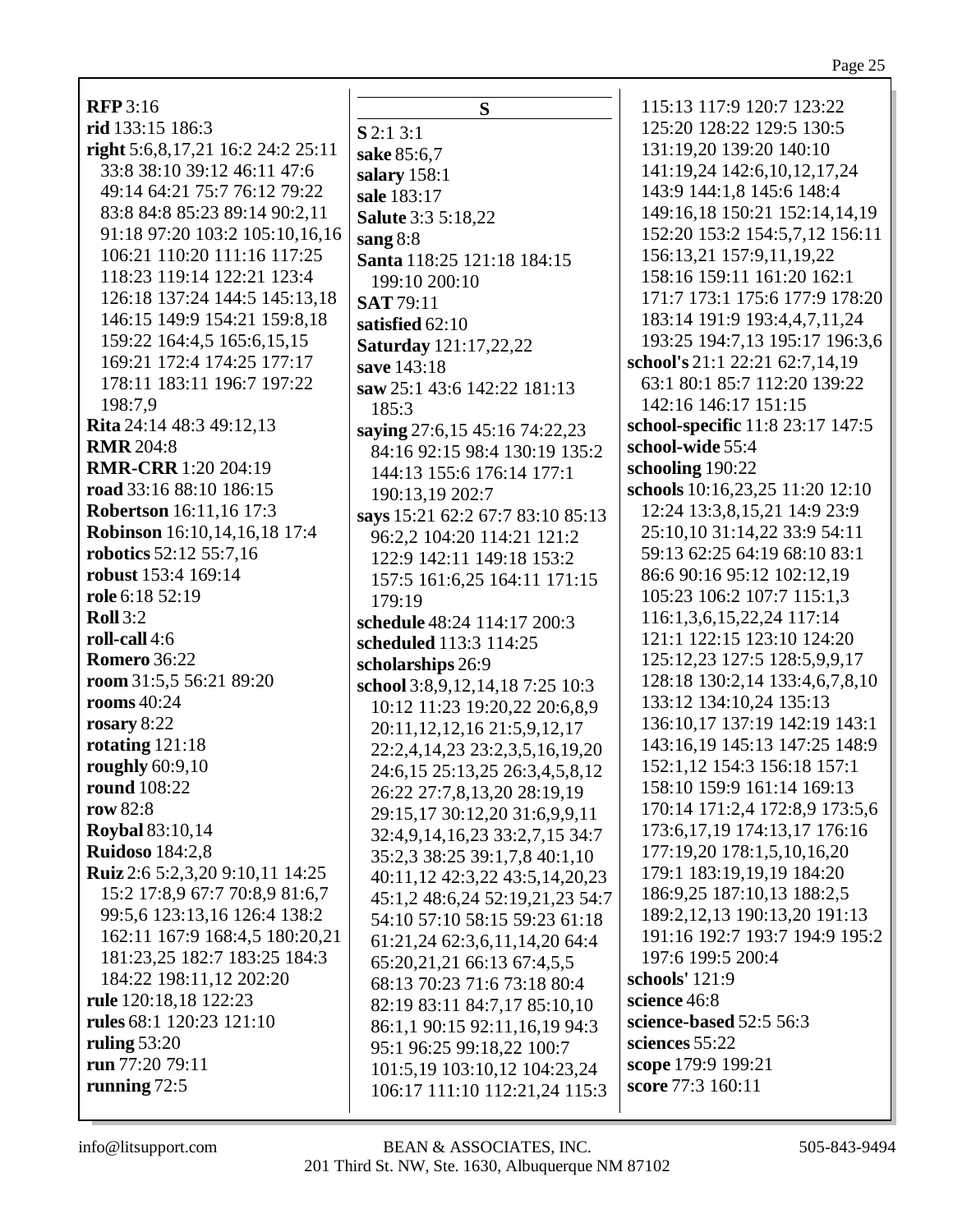**RFP** 3:16
**rid** 133:15 186:3
**right** 5:6,8,17,21 16:2 24:2 25:11 33:8 38:10 39:12 46:11 47:6 49:14 64:21 75:7 76:12 79:22 83:8 84:8 85:23 89:14 90:2,11 91:18 97:20 103:2 105:10,16,16 106:21 110:20 111:16 117:25 118:23 119:14 122:21 123:4 126:18 137:24 144:5 145:13,18 146:15 149:9 154:21 159:8,18 159:22 164:4,5 165:6,15,15 169:21 172:4 174:25 177:17 178:11 183:11 196:7 197:22 198:7,9
**Rita** 24:14 48:3 49:12,13
**RMR** 204:8
**RMR-CRR** 1:20 204:19
**road** 33:16 88:10 186:15
**Robertson** 16:11,16 17:3
**Robinson** 16:10,14,16,18 17:4
**robotics** 52:12 55:7,16
**robust** 153:4 169:14
**role** 6:18 52:19
**Roll** 3:2
**roll-call** 4:6
**Romero** 36:22
**room** 31:5,5 56:21 89:20
**rooms** 40:24
**rosary** 8:22
**rotating** 121:18
**roughly** 60:9,10
**round** 108:22
**row** 82:8
**Roybal** 83:10,14
**Ruidoso** 184:2,8
**Ruiz** 2:6 5:2,3,20 9:10,11 14:25 15:2 17:8,9 67:7 70:8,9 81:6,7 99:5,6 123:13,16 126:4 138:2 162:11 167:9 168:4,5 180:20,21 181:23,25 182:7 183:25 184:3 184:22 198:11,12 202:20
**rule** 120:18,18 122:23
**rules** 68:1 120:23 121:10
**ruling** 53:20
**run** 77:20 79:11
**running** 72:5

## S

**S** 2:1 3:1
**sake** 85:6,7
**salary** 158:1
**sale** 183:17
**Salute** 3:3 5:18,22
**sang** 8:8
**Santa** 118:25 121:18 184:15 199:10 200:10
**SAT** 79:11
**satisfied** 62:10
**Saturday** 121:17,22,22
**save** 143:18
**saw** 25:1 43:6 142:22 181:13 185:3
**saying** 27:6,15 45:16 74:22,23 84:16 92:15 98:4 130:19 135:2 144:13 155:6 176:14 177:1 190:13,19 202:7
**says** 15:21 62:2 67:7 83:10 85:13 96:2,2 104:20 114:21 121:2 122:9 142:11 149:18 153:2 157:5 161:6,25 164:11 171:15 179:19
**schedule** 48:24 114:17 200:3
**scheduled** 113:3 114:25
**scholarships** 26:9
**school** 3:8,9,12,14,18 7:25 10:3 10:12 11:23 19:20,22 20:6,8,9 20:11,12,12,16 21:5,9,12,17 22:2,4,14,23 23:2,3,5,16,19,20 24:6,15 25:13,25 26:3,4,5,8,12 26:22 27:7,8,13,20 28:19,19 29:15,17 30:12,20 31:6,9,9,11 32:4,9,14,16,23 33:2,7,15 34:7 35:2,3 38:25 39:1,7,8 40:1,10 40:11,12 42:3,22 43:5,14,20,23 45:1,2 48:6,24 52:19,21,23 54:7 54:10 57:10 58:15 59:23 61:18 61:21,24 62:3,6,11,14,20 64:4 65:20,21,21 66:13 67:4,5,5 68:13 70:23 71:6 73:18 80:4 82:19 83:11 84:7,17 85:10,10 86:1,1 90:15 92:11,16,19 94:3 95:1 96:25 99:18,22 100:7 101:5,19 103:10,12 104:23,24 106:17 111:10 112:21,24 115:3 115:13 117:9 120:7 123:22 125:20 128:22 129:5 130:5 131:19,20 139:20 140:10 141:19,24 142:6,10,12,17,24 143:9 144:1,8 145:6 148:4 149:16,18 150:21 152:14,14,19 152:20 153:2 154:5,7,12 156:11 156:13,21 157:9,11,19,22 158:16 159:11 161:20 162:1 171:7 173:1 175:6 177:9 178:20 183:14 191:9 193:4,4,7,11,24 193:25 194:7,13 195:17 196:3,6
**school's** 21:1 22:21 62:7,14,19 63:1 80:1 85:7 112:20 139:22 142:16 146:17 151:15
**school-specific** 11:8 23:17 147:5
**school-wide** 55:4
**schooling** 190:22
**schools** 10:16,23,25 11:20 12:10 12:24 13:3,8,15,21 14:9 23:9 25:10,10 31:14,22 33:9 54:11 59:13 62:25 64:19 68:10 83:1 86:6 90:16 95:12 102:12,19 105:23 106:2 107:7 115:1,3 116:1,3,6,15,22,24 117:14 121:1 122:15 123:10 124:20 125:12,23 127:5 128:5,9,9,17 128:18 130:2,14 133:4,6,7,8,10 133:12 134:10,24 135:13 136:10,17 137:19 142:19 143:1 143:16,19 145:13 147:25 148:9 152:1,12 154:3 156:18 157:1 158:10 159:9 161:14 169:13 170:14 171:2,4 172:8,9 173:5,6 173:6,17,19 174:13,17 176:16 177:19,20 178:1,5,10,16,20 179:1 183:19,19,19 184:20 186:9,25 187:10,13 188:2,5 189:2,12,13 190:13,20 191:13 191:16 192:7 193:7 194:9 195:2 197:6 199:5 200:4
**schools'** 121:9
**science** 46:8
**science-based** 52:5 56:3
**sciences** 55:22
**scope** 179:9 199:21
**score** 77:3 160:11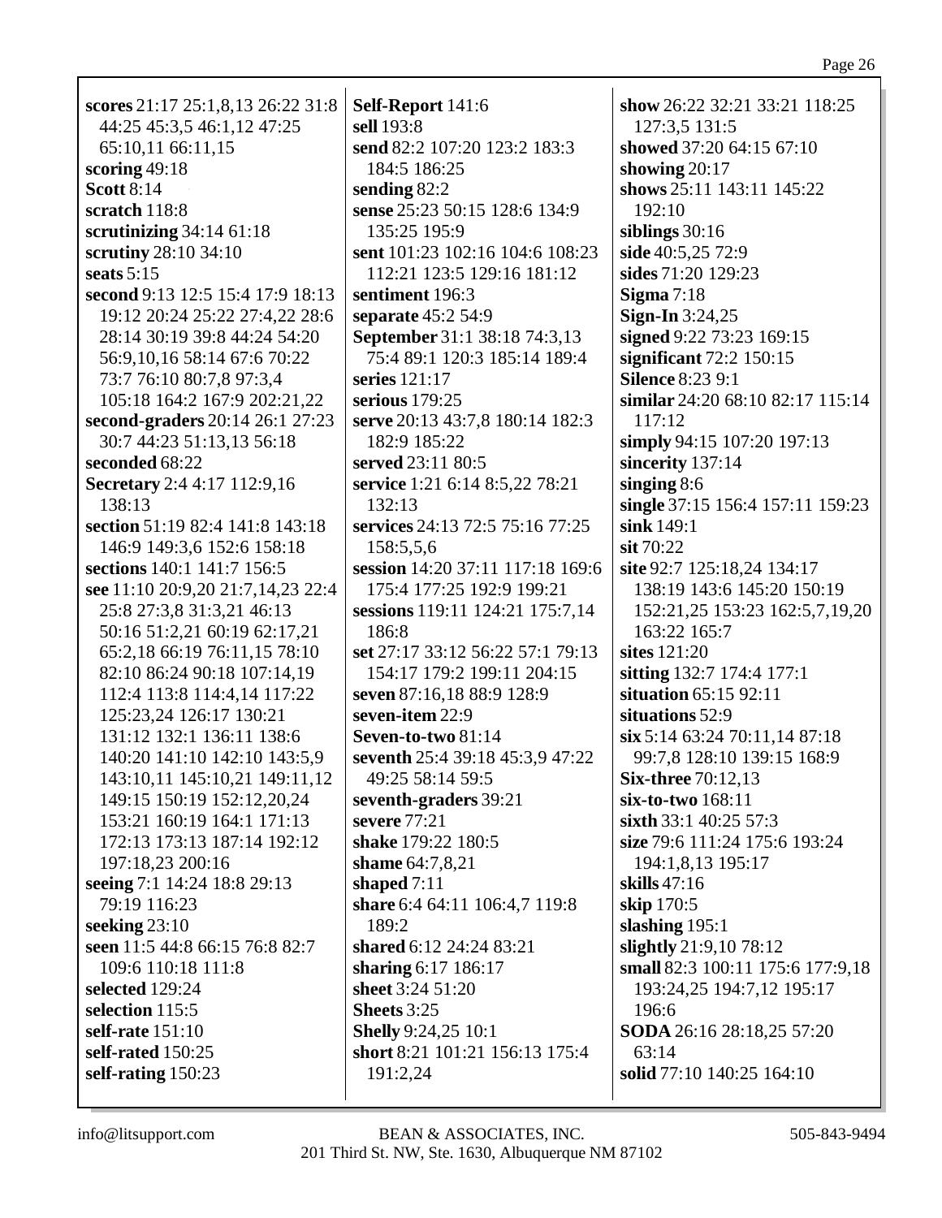**scores** 21:17 25:1,8,13 26:22 31:8 44:25 45:3,5 46:1,12 47:25 65:10,11 66:11,15
**scoring** 49:18
**Scott** 8:14
**scratch** 118:8
**scrutinizing** 34:14 61:18
**scrutiny** 28:10 34:10
**seats** 5:15
**second** 9:13 12:5 15:4 17:9 18:13 19:12 20:24 25:22 27:4,22 28:6 28:14 30:19 39:8 44:24 54:20 56:9,10,16 58:14 67:6 70:22 73:7 76:10 80:7,8 97:3,4 105:18 164:2 167:9 202:21,22
**second-graders** 20:14 26:1 27:23 30:7 44:23 51:13,13 56:18
**seconded** 68:22
**Secretary** 2:4 4:17 112:9,16 138:13
**section** 51:19 82:4 141:8 143:18 146:9 149:3,6 152:6 158:18
**sections** 140:1 141:7 156:5
**see** 11:10 20:9,20 21:7,14,23 22:4 25:8 27:3,8 31:3,21 46:13 50:16 51:2,21 60:19 62:17,21 65:2,18 66:19 76:11,15 78:10 82:10 86:24 90:18 107:14,19 112:4 113:8 114:4,14 117:22 125:23,24 126:17 130:21 131:12 132:1 136:11 138:6 140:20 141:10 142:10 143:5,9 143:10,11 145:10,21 149:11,12 149:15 150:19 152:12,20,24 153:21 160:19 164:1 171:13 172:13 173:13 187:14 192:12 197:18,23 200:16
**seeing** 7:1 14:24 18:8 29:13 79:19 116:23
**seeking** 23:10
**seen** 11:5 44:8 66:15 76:8 82:7 109:6 110:18 111:8
**selected** 129:24
**selection** 115:5
**self-rate** 151:10
**self-rated** 150:25
**self-rating** 150:23
**Self-Report** 141:6
**sell** 193:8
**send** 82:2 107:20 123:2 183:3 184:5 186:25
**sending** 82:2
**sense** 25:23 50:15 128:6 134:9 135:25 195:9
**sent** 101:23 102:16 104:6 108:23 112:21 123:5 129:16 181:12
**sentiment** 196:3
**separate** 45:2 54:9
**September** 31:1 38:18 74:3,13 75:4 89:1 120:3 185:14 189:4
**series** 121:17
**serious** 179:25
**serve** 20:13 43:7,8 180:14 182:3 182:9 185:22
**served** 23:11 80:5
**service** 1:21 6:14 8:5,22 78:21 132:13
**services** 24:13 72:5 75:16 77:25 158:5,5,6
**session** 14:20 37:11 117:18 169:6 175:4 177:25 192:9 199:21
**sessions** 119:11 124:21 175:7,14 186:8
**set** 27:17 33:12 56:22 57:1 79:13 154:17 179:2 199:11 204:15
**seven** 87:16,18 88:9 128:9
**seven-item** 22:9
**Seven-to-two** 81:14
**seventh** 25:4 39:18 45:3,9 47:22 49:25 58:14 59:5
**seventh-graders** 39:21
**severe** 77:21
**shake** 179:22 180:5
**shame** 64:7,8,21
**shaped** 7:11
**share** 6:4 64:11 106:4,7 119:8 189:2
**shared** 6:12 24:24 83:21
**sharing** 6:17 186:17
**sheet** 3:24 51:20
**Sheets** 3:25
**Shelly** 9:24,25 10:1
**short** 8:21 101:21 156:13 175:4 191:2,24
**show** 26:22 32:21 33:21 118:25 127:3,5 131:5
**showed** 37:20 64:15 67:10
**showing** 20:17
**shows** 25:11 143:11 145:22 192:10
**siblings** 30:16
**side** 40:5,25 72:9
**sides** 71:20 129:23
**Sigma** 7:18
**Sign-In** 3:24,25
**signed** 9:22 73:23 169:15
**significant** 72:2 150:15
**Silence** 8:23 9:1
**similar** 24:20 68:10 82:17 115:14 117:12
**simply** 94:15 107:20 197:13
**sincerity** 137:14
**singing** 8:6
**single** 37:15 156:4 157:11 159:23
**sink** 149:1
**sit** 70:22
**site** 92:7 125:18,24 134:17 138:19 143:6 145:20 150:19 152:21,25 153:23 162:5,7,19,20 163:22 165:7
**sites** 121:20
**sitting** 132:7 174:4 177:1
**situation** 65:15 92:11
**situations** 52:9
**six** 5:14 63:24 70:11,14 87:18 99:7,8 128:10 139:15 168:9
**Six-three** 70:12,13
**six-to-two** 168:11
**sixth** 33:1 40:25 57:3
**size** 79:6 111:24 175:6 193:24 194:1,8,13 195:17
**skills** 47:16
**skip** 170:5
**slashing** 195:1
**slightly** 21:9,10 78:12
**small** 82:3 100:11 175:6 177:9,18 193:24,25 194:7,12 195:17 196:6
**SODA** 26:16 28:18,25 57:20 63:14
**solid** 77:10 140:25 164:10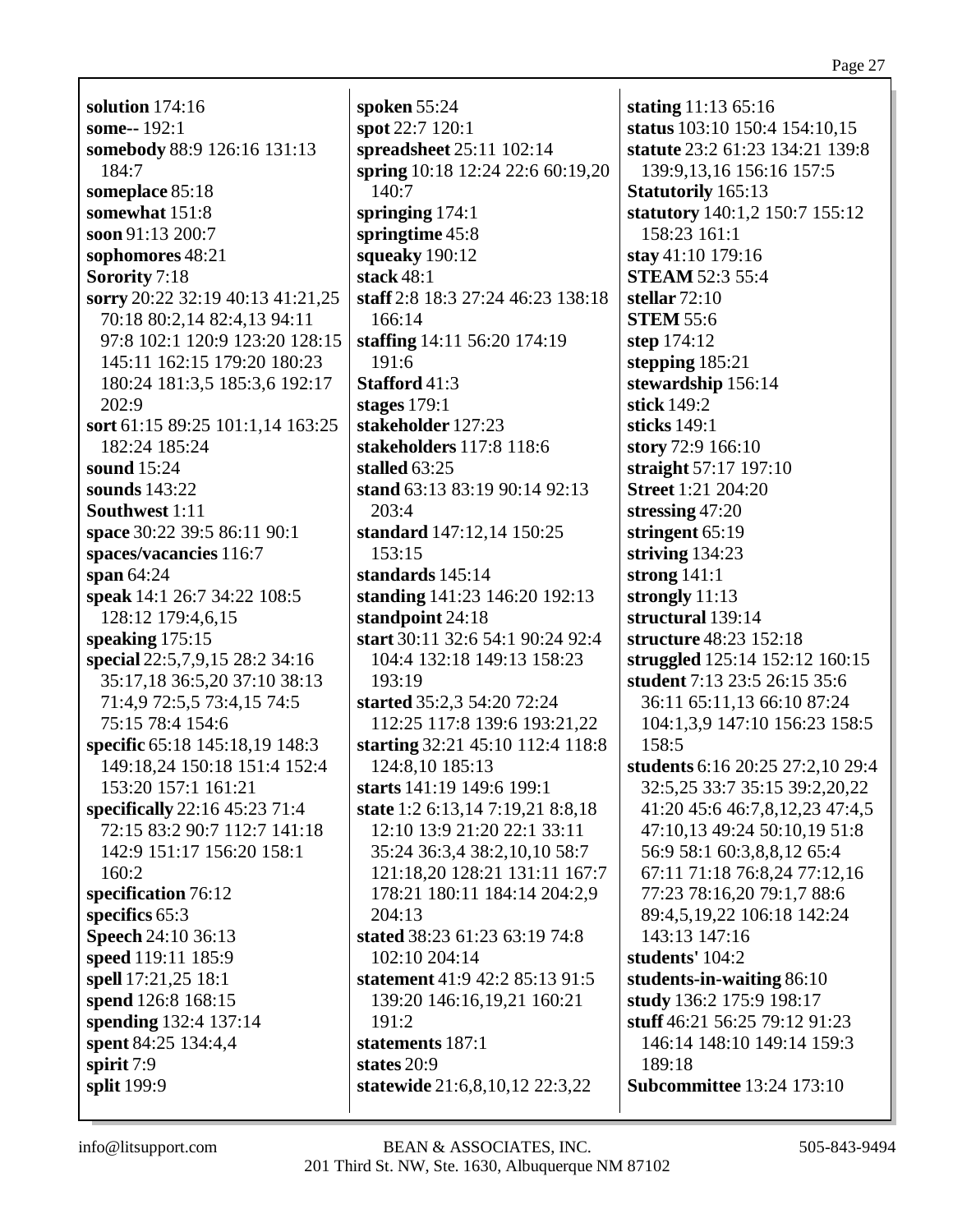**solution** 174:16
**some--** 192:1
**somebody** 88:9 126:16 131:13 184:7
**someplace** 85:18
**somewhat** 151:8
**soon** 91:13 200:7
**sophomores** 48:21
**Sorority** 7:18
**sorry** 20:22 32:19 40:13 41:21,25 70:18 80:2,14 82:4,13 94:11 97:8 102:1 120:9 123:20 128:15 145:11 162:15 179:20 180:23 180:24 181:3,5 185:3,6 192:17 202:9
**sort** 61:15 89:25 101:1,14 163:25 182:24 185:24
**sound** 15:24
**sounds** 143:22
**Southwest** 1:11
**space** 30:22 39:5 86:11 90:1
**spaces/vacancies** 116:7
**span** 64:24
**speak** 14:1 26:7 34:22 108:5 128:12 179:4,6,15
**speaking** 175:15
**special** 22:5,7,9,15 28:2 34:16 35:17,18 36:5,20 37:10 38:13 71:4,9 72:5,5 73:4,15 74:5 75:15 78:4 154:6
**specific** 65:18 145:18,19 148:3 149:18,24 150:18 151:4 152:4 153:20 157:1 161:21
**specifically** 22:16 45:23 71:4 72:15 83:2 90:7 112:7 141:18 142:9 151:17 156:20 158:1 160:2
**specification** 76:12
**specifics** 65:3
**Speech** 24:10 36:13
**speed** 119:11 185:9
**spell** 17:21,25 18:1
**spend** 126:8 168:15
**spending** 132:4 137:14
**spent** 84:25 134:4,4
**spirit** 7:9
**split** 199:9
**spoken** 55:24
**spot** 22:7 120:1
**spreadsheet** 25:11 102:14
**spring** 10:18 12:24 22:6 60:19,20 140:7
**springing** 174:1
**springtime** 45:8
**squeaky** 190:12
**stack** 48:1
**staff** 2:8 18:3 27:24 46:23 138:18 166:14
**staffing** 14:11 56:20 174:19 191:6
**Stafford** 41:3
**stages** 179:1
**stakeholder** 127:23
**stakeholders** 117:8 118:6
**stalled** 63:25
**stand** 63:13 83:19 90:14 92:13 203:4
**standard** 147:12,14 150:25 153:15
**standards** 145:14
**standing** 141:23 146:20 192:13
**standpoint** 24:18
**start** 30:11 32:6 54:1 90:24 92:4 104:4 132:18 149:13 158:23 193:19
**started** 35:2,3 54:20 72:24 112:25 117:8 139:6 193:21,22
**starting** 32:21 45:10 112:4 118:8 124:8,10 185:13
**starts** 141:19 149:6 199:1
**state** 1:2 6:13,14 7:19,21 8:8,18 12:10 13:9 21:20 22:1 33:11 35:24 36:3,4 38:2,10,10 58:7 121:18,20 128:21 131:11 167:7 178:21 180:11 184:14 204:2,9 204:13
**stated** 38:23 61:23 63:19 74:8 102:10 204:14
**statement** 41:9 42:2 85:13 91:5 139:20 146:16,19,21 160:21 191:2
**statements** 187:1
**states** 20:9
**statewide** 21:6,8,10,12 22:3,22
**stating** 11:13 65:16
**status** 103:10 150:4 154:10,15
**statute** 23:2 61:23 134:21 139:8 139:9,13,16 156:16 157:5
**Statutorily** 165:13
**statutory** 140:1,2 150:7 155:12 158:23 161:1
**stay** 41:10 179:16
**STEAM** 52:3 55:4
**stellar** 72:10
**STEM** 55:6
**step** 174:12
**stepping** 185:21
**stewardship** 156:14
**stick** 149:2
**sticks** 149:1
**story** 72:9 166:10
**straight** 57:17 197:10
**Street** 1:21 204:20
**stressing** 47:20
**stringent** 65:19
**striving** 134:23
**strong** 141:1
**strongly** 11:13
**structural** 139:14
**structure** 48:23 152:18
**struggled** 125:14 152:12 160:15
**student** 7:13 23:5 26:15 35:6 36:11 65:11,13 66:10 87:24 104:1,3,9 147:10 156:23 158:5 158:5
**students** 6:16 20:25 27:2,10 29:4 32:5,25 33:7 35:15 39:2,20,22 41:20 45:6 46:7,8,12,23 47:4,5 47:10,13 49:24 50:10,19 51:8 56:9 58:1 60:3,8,8,12 65:4 67:11 71:18 76:8,24 77:12,16 77:23 78:16,20 79:1,7 88:6 89:4,5,19,22 106:18 142:24 143:13 147:16
**students'** 104:2
**students-in-waiting** 86:10
**study** 136:2 175:9 198:17
**stuff** 46:21 56:25 79:12 91:23 146:14 148:10 149:14 159:3 189:18
**Subcommittee** 13:24 173:10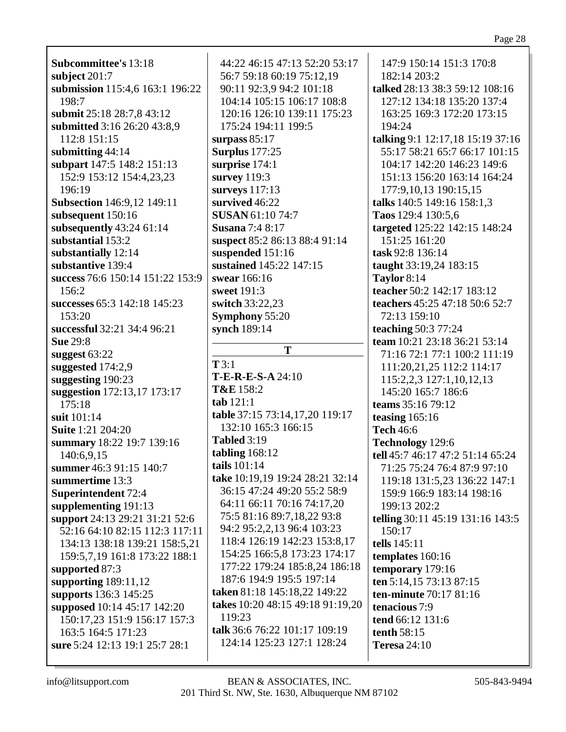**Subcommittee's** 13:18
**subject** 201:7
**submission** 115:4,6 163:1 196:22 198:7
**submit** 25:18 28:7,8 43:12
**submitted** 3:16 26:20 43:8,9 112:8 151:15
**submitting** 44:14
**subpart** 147:5 148:2 151:13 152:9 153:12 154:4,23,23 196:19
**Subsection** 146:9,12 149:11
**subsequent** 150:16
**subsequently** 43:24 61:14
**substantial** 153:2
**substantially** 12:14
**substantive** 139:4
**success** 76:6 150:14 151:22 153:9 156:2
**successes** 65:3 142:18 145:23 153:20
**successful** 32:21 34:4 96:21
**Sue** 29:8
**suggest** 63:22
**suggested** 174:2,9
**suggesting** 190:23
**suggestion** 172:13,17 173:17 175:18
**suit** 101:14
**Suite** 1:21 204:20
**summary** 18:22 19:7 139:16 140:6,9,15
**summer** 46:3 91:15 140:7
**summertime** 13:3
**Superintendent** 72:4
**supplementing** 191:13
**support** 24:13 29:21 31:21 52:6 52:16 64:10 82:15 112:3 117:11 134:13 138:18 139:21 158:5,21 159:5,7,19 161:8 173:22 188:1
**supported** 87:3
**supporting** 189:11,12
**supports** 136:3 145:25
**supposed** 10:14 45:17 142:20 150:17,23 151:9 156:17 157:3 163:5 164:5 171:23
**sure** 5:24 12:13 19:1 25:7 28:1 44:22 46:15 47:13 52:20 53:17 56:7 59:18 60:19 75:12,19 90:11 92:3,9 94:2 101:18 104:14 105:15 106:17 108:8 120:16 126:10 139:11 175:23 175:24 194:11 199:5
**surpass** 85:17
**Surplus** 177:25
**surprise** 174:1
**survey** 119:3
**surveys** 117:13
**survived** 46:22
**SUSAN** 61:10 74:7
**Susana** 7:4 8:17
**suspect** 85:2 86:13 88:4 91:14
**suspended** 151:16
**sustained** 145:22 147:15
**swear** 166:16
**sweet** 191:3
**switch** 33:22,23
**Symphony** 55:20
**synch** 189:14

## T

**T** 3:1
**T-E-R-E-S-A** 24:10
**T&E** 158:2
**tab** 121:1
**table** 37:15 73:14,17,20 119:17 132:10 165:3 166:15
**Tabled** 3:19
**tabling** 168:12
**tails** 101:14
**take** 10:19,19 19:24 28:21 32:14 36:15 47:24 49:20 55:2 58:9 64:11 66:11 70:16 74:17,20 75:5 81:16 89:7,18,22 93:8 94:2 95:2,2,13 96:4 103:23 118:4 126:19 142:23 153:8,17 154:25 166:5,8 173:23 174:17 177:22 179:24 185:8,24 186:18 187:6 194:9 195:5 197:14
**taken** 81:18 145:18,22 149:22
**takes** 10:20 48:15 49:18 91:19,20 119:23
**talk** 36:6 76:22 101:17 109:19 124:14 125:23 127:1 128:24 147:9 150:14 151:3 170:8 182:14 203:2
**talked** 28:13 38:3 59:12 108:16 127:12 134:18 135:20 137:4 163:25 169:3 172:20 173:15 194:24
**talking** 9:1 12:17,18 15:19 37:16 55:17 58:21 65:7 66:17 101:15 104:17 142:20 146:23 149:6 151:13 156:20 163:14 164:24 177:9,10,13 190:15,15
**talks** 140:5 149:16 158:1,3
**Taos** 129:4 130:5,6
**targeted** 125:22 142:15 148:24 151:25 161:20
**task** 92:8 136:14
**taught** 33:19,24 183:15
**Taylor** 8:14
**teacher** 50:2 142:17 183:12
**teachers** 45:25 47:18 50:6 52:7 72:13 159:10
**teaching** 50:3 77:24
**team** 10:21 23:18 36:21 53:14 71:16 72:1 77:1 100:2 111:19 111:20,21,25 112:2 114:17 115:2,2,3 127:1,10,12,13 145:20 165:7 186:6
**teams** 35:16 79:12
**teasing** 165:16
**Tech** 46:6
**Technology** 129:6
**tell** 45:7 46:17 47:2 51:14 65:24 71:25 75:24 76:4 87:9 97:10 119:18 131:5,23 136:22 147:1 159:9 166:9 183:14 198:16 199:13 202:2
**telling** 30:11 45:19 131:16 143:5 150:17
**tells** 145:11
**templates** 160:16
**temporary** 179:16
**ten** 5:14,15 73:13 87:15
**ten-minute** 70:17 81:16
**tenacious** 7:9
**tend** 66:12 131:6
**tenth** 58:15
**Teresa** 24:10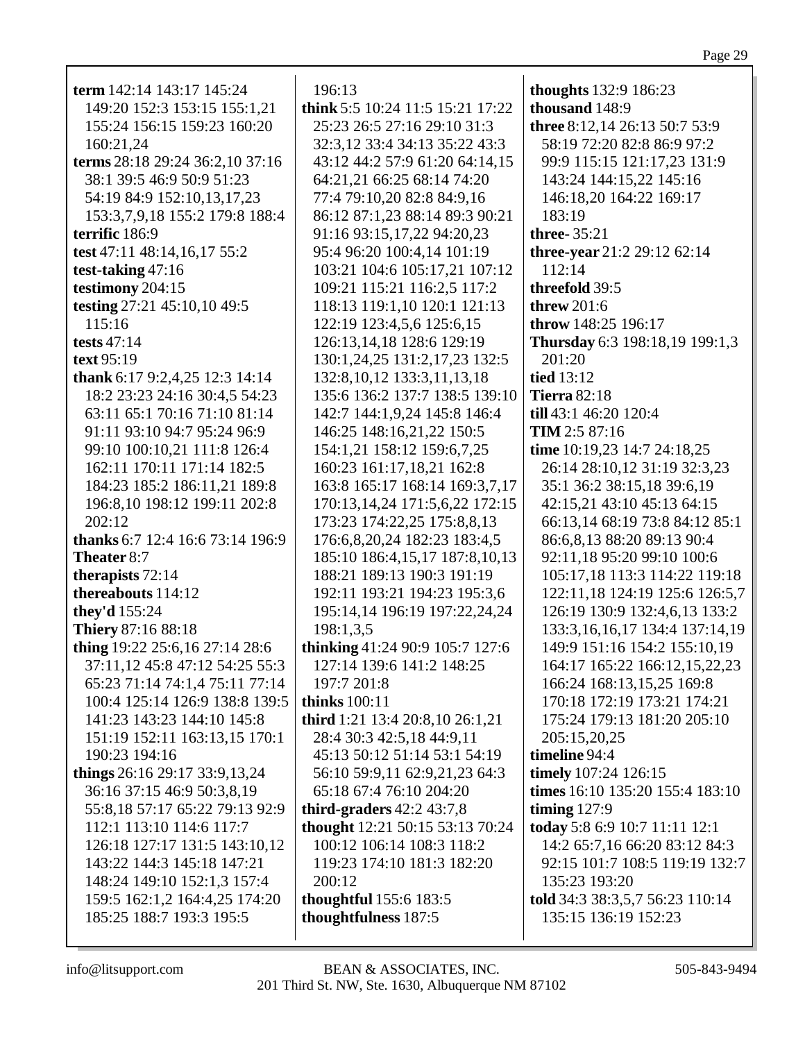**term** 142:14 143:17 145:24 149:20 152:3 153:15 155:1,21 155:24 156:15 159:23 160:20 160:21,24
**terms** 28:18 29:24 36:2,10 37:16 38:1 39:5 46:9 50:9 51:23 54:19 84:9 152:10,13,17,23 153:3,7,9,18 155:2 179:8 188:4
**terrific** 186:9
**test** 47:11 48:14,16,17 55:2
**test-taking** 47:16
**testimony** 204:15
**testing** 27:21 45:10,10 49:5 115:16
**tests** 47:14
**text** 95:19
**thank** 6:17 9:2,4,25 12:3 14:14 18:2 23:23 24:16 30:4,5 54:23 63:11 65:1 70:16 71:10 81:14 91:11 93:10 94:7 95:24 96:9 99:10 100:10,21 111:8 126:4 162:11 170:11 171:14 182:5 184:23 185:2 186:11,21 189:8 196:8,10 198:12 199:11 202:8 202:12
**thanks** 6:7 12:4 16:6 73:14 196:9
**Theater** 8:7
**therapists** 72:14
**thereabouts** 114:12
**they'd** 155:24
**Thiery** 87:16 88:18
**thing** 19:22 25:6,16 27:14 28:6 37:11,12 45:8 47:12 54:25 55:3 65:23 71:14 74:1,4 75:11 77:14 100:4 125:14 126:9 138:8 139:5 141:23 143:23 144:10 145:8 151:19 152:11 163:13,15 170:1 190:23 194:16
**things** 26:16 29:17 33:9,13,24 36:16 37:15 46:9 50:3,8,19 55:8,18 57:17 65:22 79:13 92:9 112:1 113:10 114:6 117:7 126:18 127:17 131:5 143:10,12 143:22 144:3 145:18 147:21 148:24 149:10 152:1,3 157:4 159:5 162:1,2 164:4,25 174:20 185:25 188:7 193:3 195:5 196:13
**think** 5:5 10:24 11:5 15:21 17:22 25:23 26:5 27:16 29:10 31:3 32:3,12 33:4 34:13 35:22 43:3 43:12 44:2 57:9 61:20 64:14,15 64:21,21 66:25 68:14 74:20 77:4 79:10,20 82:8 84:9,16 86:12 87:1,23 88:14 89:3 90:21 91:16 93:15,17,22 94:20,23 95:4 96:20 100:4,14 101:19 103:21 104:6 105:17,21 107:12 109:21 115:21 116:2,5 117:2 118:13 119:1,10 120:1 121:13 122:19 123:4,5,6 125:6,15 126:13,14,18 128:6 129:19 130:1,24,25 131:2,17,23 132:5 132:8,10,12 133:3,11,13,18 135:6 136:2 137:7 138:5 139:10 142:7 144:1,9,24 145:8 146:4 146:25 148:16,21,22 150:5 154:1,21 158:12 159:6,7,25 160:23 161:17,18,21 162:8 163:8 165:17 168:14 169:3,7,17 170:13,14,24 171:5,6,22 172:15 173:23 174:22,25 175:8,8,13 176:6,8,20,24 182:23 183:4,5 185:10 186:4,15,17 187:8,10,13 188:21 189:13 190:3 191:19 192:11 193:21 194:23 195:3,6 195:14,14 196:19 197:22,24,24 198:1,3,5
**thinking** 41:24 90:9 105:7 127:6 127:14 139:6 141:2 148:25 197:7 201:8
**thinks** 100:11
**third** 1:21 13:4 20:8,10 26:1,21 28:4 30:3 42:5,18 44:9,11 45:13 50:12 51:14 53:1 54:19 56:10 59:9,11 62:9,21,23 64:3 65:18 67:4 76:10 204:20
**third-graders** 42:2 43:7,8
**thought** 12:21 50:15 53:13 70:24 100:12 106:14 108:3 118:2 119:23 174:10 181:3 182:20 200:12
**thoughtful** 155:6 183:5
**thoughtfulness** 187:5
**thoughts** 132:9 186:23
**thousand** 148:9
**three** 8:12,14 26:13 50:7 53:9 58:19 72:20 82:8 86:9 97:2 99:9 115:15 121:17,23 131:9 143:24 144:15,22 145:16 146:18,20 164:22 169:17 183:19
**three-** 35:21
**three-year** 21:2 29:12 62:14 112:14
**threefold** 39:5
**threw** 201:6
**throw** 148:25 196:17
**Thursday** 6:3 198:18,19 199:1,3 201:20
**tied** 13:12
**Tierra** 82:18
**till** 43:1 46:20 120:4
**TIM** 2:5 87:16
**time** 10:19,23 14:7 24:18,25 26:14 28:10,12 31:19 32:3,23 35:1 36:2 38:15,18 39:6,19 42:15,21 43:10 45:13 64:15 66:13,14 68:19 73:8 84:12 85:1 86:6,8,13 88:20 89:13 90:4 92:11,18 95:20 99:10 100:6 105:17,18 113:3 114:22 119:18 122:11,18 124:19 125:6 126:5,7 126:19 130:9 132:4,6,13 133:2 133:3,16,16,17 134:4 137:14,19 149:9 151:16 154:2 155:10,19 164:17 165:22 166:12,15,22,23 166:24 168:13,15,25 169:8 170:18 172:19 173:21 174:21 175:24 179:13 181:20 205:10 205:15,20,25
**timeline** 94:4
**timely** 107:24 126:15
**times** 16:10 135:20 155:4 183:10
**timing** 127:9
**today** 5:8 6:9 10:7 11:11 12:1 14:2 65:7,16 66:20 83:12 84:3 92:15 101:7 108:5 119:19 132:7 135:23 193:20
**told** 34:3 38:3,5,7 56:23 110:14 135:15 136:19 152:23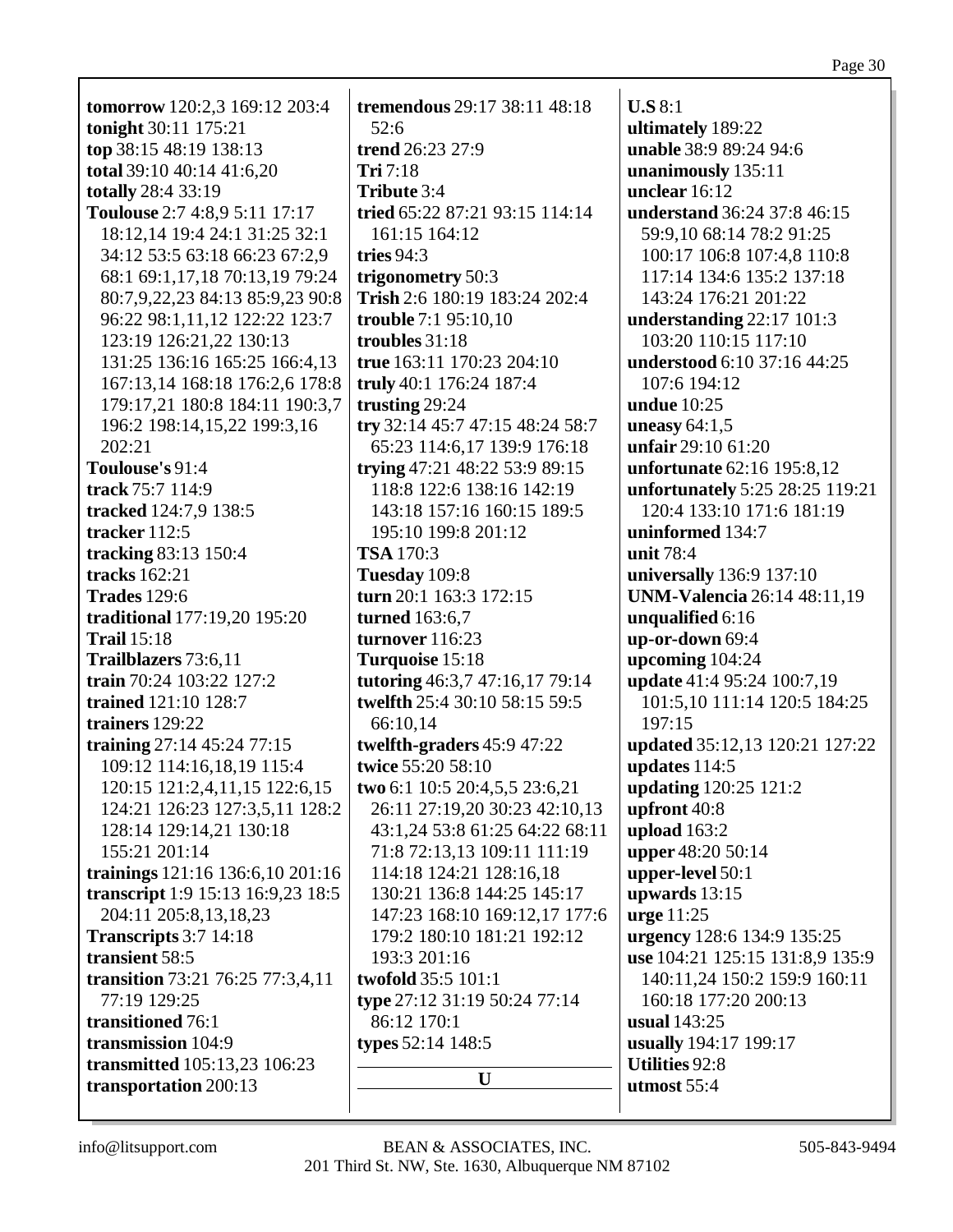**tomorrow** 120:2,3 169:12 203:4
**tonight** 30:11 175:21
**top** 38:15 48:19 138:13
**total** 39:10 40:14 41:6,20
**totally** 28:4 33:19
**Toulouse** 2:7 4:8,9 5:11 17:17 18:12,14 19:4 24:1 31:25 32:1 34:12 53:5 63:18 66:23 67:2,9 68:1 69:1,17,18 70:13,19 79:24 80:7,9,22,23 84:13 85:9,23 90:8 96:22 98:1,11,12 122:22 123:7 123:19 126:21,22 130:13 131:25 136:16 165:25 166:4,13 167:13,14 168:18 176:2,6 178:8 179:17,21 180:8 184:11 190:3,7 196:2 198:14,15,22 199:3,16 202:21
**Toulouse's** 91:4
**track** 75:7 114:9
**tracked** 124:7,9 138:5
**tracker** 112:5
**tracking** 83:13 150:4
**tracks** 162:21
**Trades** 129:6
**traditional** 177:19,20 195:20
**Trail** 15:18
**Trailblazers** 73:6,11
**train** 70:24 103:22 127:2
**trained** 121:10 128:7
**trainers** 129:22
**training** 27:14 45:24 77:15 109:12 114:16,18,19 115:4 120:15 121:2,4,11,15 122:6,15 124:21 126:23 127:3,5,11 128:2 128:14 129:14,21 130:18 155:21 201:14
**trainings** 121:16 136:6,10 201:16
**transcript** 1:9 15:13 16:9,23 18:5 204:11 205:8,13,18,23
**Transcripts** 3:7 14:18
**transient** 58:5
**transition** 73:21 76:25 77:3,4,11 77:19 129:25
**transitioned** 76:1
**transmission** 104:9
**transmitted** 105:13,23 106:23
**transportation** 200:13
**tremendous** 29:17 38:11 48:18 52:6
**trend** 26:23 27:9
**Tri** 7:18
**Tribute** 3:4
**tried** 65:22 87:21 93:15 114:14 161:15 164:12
**tries** 94:3
**trigonometry** 50:3
**Trish** 2:6 180:19 183:24 202:4
**trouble** 7:1 95:10,10
**troubles** 31:18
**true** 163:11 170:23 204:10
**truly** 40:1 176:24 187:4
**trusting** 29:24
**try** 32:14 45:7 47:15 48:24 58:7 65:23 114:6,17 139:9 176:18
**trying** 47:21 48:22 53:9 89:15 118:8 122:6 138:16 142:19 143:18 157:16 160:15 189:5 195:10 199:8 201:12
**TSA** 170:3
**Tuesday** 109:8
**turn** 20:1 163:3 172:15
**turned** 163:6,7
**turnover** 116:23
**Turquoise** 15:18
**tutoring** 46:3,7 47:16,17 79:14
**twelfth** 25:4 30:10 58:15 59:5 66:10,14
**twelfth-graders** 45:9 47:22
**twice** 55:20 58:10
**two** 6:1 10:5 20:4,5,5 23:6,21 26:11 27:19,20 30:23 42:10,13 43:1,24 53:8 61:25 64:22 68:11 71:8 72:13,13 109:11 111:19 114:18 124:21 128:16,18 130:21 136:8 144:25 145:17 147:23 168:10 169:12,17 177:6 179:2 180:10 181:21 192:12 193:3 201:16
**twofold** 35:5 101:1
**type** 27:12 31:19 50:24 77:14 86:12 170:1
**types** 52:14 148:5

## U

**U.S** 8:1
**ultimately** 189:22
**unable** 38:9 89:24 94:6
**unanimously** 135:11
**unclear** 16:12
**understand** 36:24 37:8 46:15 59:9,10 68:14 78:2 91:25 100:17 106:8 107:4,8 110:8 117:14 134:6 135:2 137:18 143:24 176:21 201:22
**understanding** 22:17 101:3 103:20 110:15 117:10
**understood** 6:10 37:16 44:25 107:6 194:12
**undue** 10:25
**uneasy** 64:1,5
**unfair** 29:10 61:20
**unfortunate** 62:16 195:8,12
**unfortunately** 5:25 28:25 119:21 120:4 133:10 171:6 181:19
**uninformed** 134:7
**unit** 78:4
**universally** 136:9 137:10
**UNM-Valencia** 26:14 48:11,19
**unqualified** 6:16
**up-or-down** 69:4
**upcoming** 104:24
**update** 41:4 95:24 100:7,19 101:5,10 111:14 120:5 184:25 197:15
**updated** 35:12,13 120:21 127:22
**updates** 114:5
**updating** 120:25 121:2
**upfront** 40:8
**upload** 163:2
**upper** 48:20 50:14
**upper-level** 50:1
**upwards** 13:15
**urge** 11:25
**urgency** 128:6 134:9 135:25
**use** 104:21 125:15 131:8,9 135:9 140:11,24 150:2 159:9 160:11 160:18 177:20 200:13
**usual** 143:25
**usually** 194:17 199:17
**Utilities** 92:8
**utmost** 55:4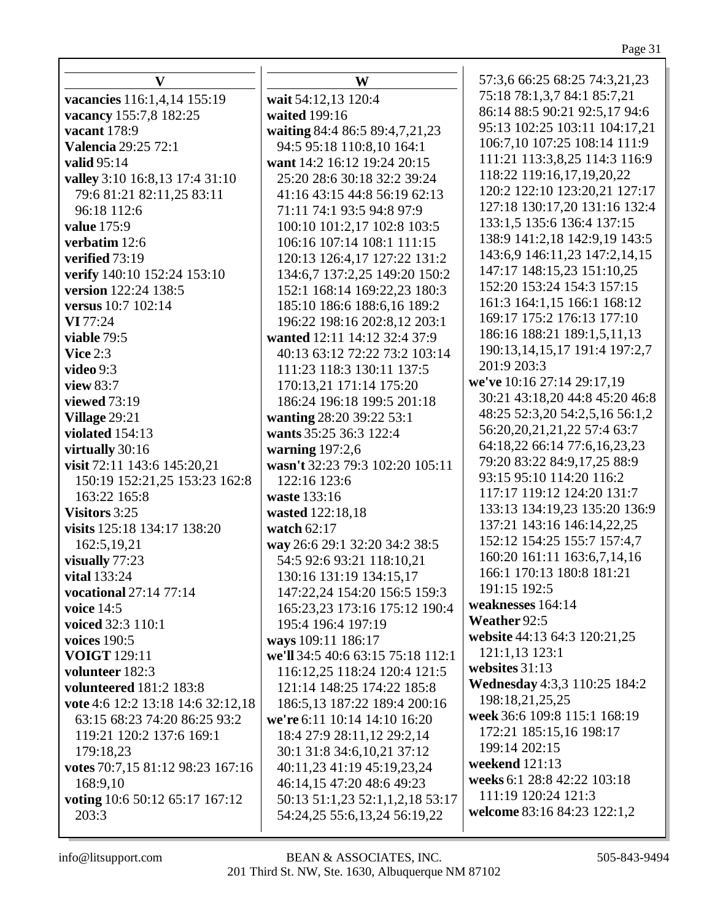## V

**vacancies** 116:1,4,14 155:19
**vacancy** 155:7,8 182:25
**vacant** 178:9
**Valencia** 29:25 72:1
**valid** 95:14
**valley** 3:10 16:8,13 17:4 31:10 79:6 81:21 82:11,25 83:11 96:18 112:6
**value** 175:9
**verbatim** 12:6
**verified** 73:19
**verify** 140:10 152:24 153:10
**version** 122:24 138:5
**versus** 10:7 102:14
**VI** 77:24
**viable** 79:5
**Vice** 2:3
**video** 9:3
**view** 83:7
**viewed** 73:19
**Village** 29:21
**violated** 154:13
**virtually** 30:16
**visit** 72:11 143:6 145:20,21 150:19 152:21,25 153:23 162:8 163:22 165:8
**Visitors** 3:25
**visits** 125:18 134:17 138:20 162:5,19,21
**visually** 77:23
**vital** 133:24
**vocational** 27:14 77:14
**voice** 14:5
**voiced** 32:3 110:1
**voices** 190:5
**VOIGT** 129:11
**volunteer** 182:3
**volunteered** 181:2 183:8
**vote** 4:6 12:2 13:18 14:6 32:12,18 63:15 68:23 74:20 86:25 93:2 119:21 120:2 137:6 169:1 179:18,23
**votes** 70:7,15 81:12 98:23 167:16 168:9,10
**voting** 10:6 50:12 65:17 167:12 203:3

## W

**wait** 54:12,13 120:4
**waited** 199:16
**waiting** 84:4 86:5 89:4,7,21,23 94:5 95:18 110:8,10 164:1
**want** 14:2 16:12 19:24 20:15 25:20 28:6 30:18 32:2 39:24 41:16 43:15 44:8 56:19 62:13 71:11 74:1 93:5 94:8 97:9 100:10 101:2,17 102:8 103:5 106:16 107:14 108:1 111:15 120:13 126:4,17 127:22 131:2 134:6,7 137:2,25 149:20 150:2 152:1 168:14 169:22,23 180:3 185:10 186:6 188:6,16 189:2 196:22 198:16 202:8,12 203:1
**wanted** 12:11 14:12 32:4 37:9 40:13 63:12 72:22 73:2 103:14 111:23 118:3 130:11 137:5 170:13,21 171:14 175:20 186:24 196:18 199:5 201:18
**wanting** 28:20 39:22 53:1
**wants** 35:25 36:3 122:4
**warning** 197:2,6
**wasn't** 32:23 79:3 102:20 105:11 122:16 123:6
**waste** 133:16
**wasted** 122:18,18
**watch** 62:17
**way** 26:6 29:1 32:20 34:2 38:5 54:5 92:6 93:21 118:10,21 130:16 131:19 134:15,17 147:22,24 154:20 156:5 159:3 165:23,23 173:16 175:12 190:4 195:4 196:4 197:19
**ways** 109:11 186:17
**we'll** 34:5 40:6 63:15 75:18 112:1 116:12,25 118:24 120:4 121:5 121:14 148:25 174:22 185:8 186:5,13 187:22 189:4 200:16
**we're** 6:11 10:14 14:10 16:20 18:4 27:9 28:11,12 29:2,14 30:1 31:8 34:6,10,21 37:12 40:11,23 41:19 45:19,23,24 46:14,15 47:20 48:6 49:23 50:13 51:1,23 52:1,1,2,18 53:17 54:24,25 55:6,13,24 56:19,22 57:3,6 66:25 68:25 74:3,21,23 75:18 78:1,3,7 84:1 85:7,21 86:14 88:5 90:21 92:5,17 94:6 95:13 102:25 103:11 104:17,21 106:7,10 107:25 108:14 111:9 111:21 113:3,8,25 114:3 116:9 118:22 119:16,17,19,20,22 120:2 122:10 123:20,21 127:17 127:18 130:17,20 131:16 132:4 133:1,5 135:6 136:4 137:15 138:9 141:2,18 142:9,19 143:5 143:6,9 146:11,23 147:2,14,15 147:17 148:15,23 151:10,25 152:20 153:24 154:3 157:15 161:3 164:1,15 166:1 168:12 169:17 175:2 176:13 177:10 186:16 188:21 189:1,5,11,13 190:13,14,15,17 191:4 197:2,7 201:9 203:3
**we've** 10:16 27:14 29:17,19 30:21 43:18,20 44:8 45:20 46:8 48:25 52:3,20 54:2,5,16 56:1,2 56:20,20,21,21,22 57:4 63:7 64:18,22 66:14 77:6,16,23,23 79:20 83:22 84:9,17,25 88:9 93:15 95:10 114:20 116:2 117:17 119:12 124:20 131:7 133:13 134:19,23 135:20 136:9 137:21 143:16 146:14,22,25 152:12 154:25 155:7 157:4,7 160:20 161:11 163:6,7,14,16 166:1 170:13 180:8 181:21 191:15 192:5
**weaknesses** 164:14
**Weather** 92:5
**website** 44:13 64:3 120:21,25 121:1,13 123:1
**websites** 31:13
**Wednesday** 4:3,3 110:25 184:2 198:18,21,25,25
**week** 36:6 109:8 115:1 168:19 172:21 185:15,16 198:17 199:14 202:15
**weekend** 121:13
**weeks** 6:1 28:8 42:22 103:18 111:19 120:24 121:3
**welcome** 83:16 84:23 122:1,2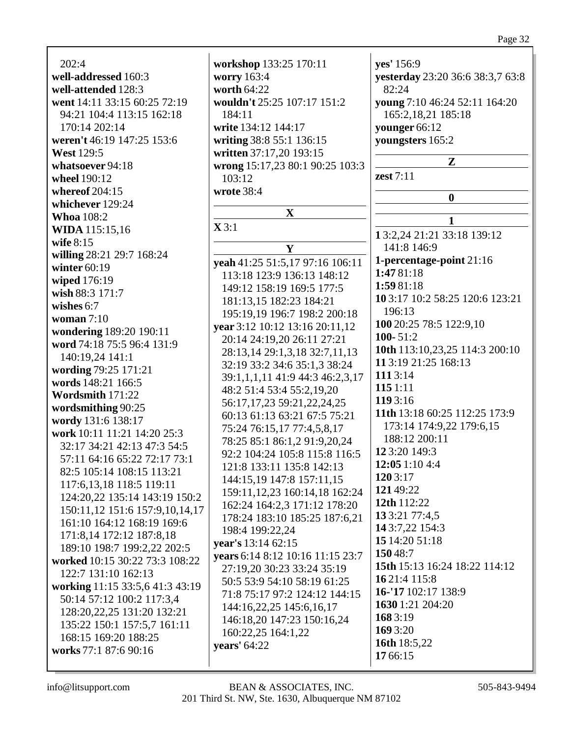202:4
**well-addressed** 160:3
**well-attended** 128:3
**went** 14:11 33:15 60:25 72:19 94:21 104:4 113:15 162:18 170:14 202:14
**weren't** 46:19 147:25 153:6
**West** 129:5
**whatsoever** 94:18
**wheel** 190:12
**whereof** 204:15
**whichever** 129:24
**Whoa** 108:2
**WIDA** 115:15,16
**wife** 8:15
**willing** 28:21 29:7 168:24
**winter** 60:19
**wiped** 176:19
**wish** 88:3 171:7
**wishes** 6:7
**woman** 7:10
**wondering** 189:20 190:11
**word** 74:18 75:5 96:4 131:9 140:19,24 141:1
**wording** 79:25 171:21
**words** 148:21 166:5
**Wordsmith** 171:22
**wordsmithing** 90:25
**wordy** 131:6 138:17
**work** 10:11 11:21 14:20 25:3 32:17 34:21 42:13 47:3 54:5 57:11 64:16 65:22 72:17 73:1 82:5 105:14 108:15 113:21 117:6,13,18 118:5 119:11 124:20,22 135:14 143:19 150:2 150:11,12 151:6 157:9,10,14,17 161:10 164:12 168:19 169:6 171:8,14 172:12 187:8,18 189:10 198:7 199:2,22 202:5
**worked** 10:15 30:22 73:3 108:22 122:7 131:10 162:13
**working** 11:15 33:5,6 41:3 43:19 50:14 57:12 100:2 117:3,4 128:20,22,25 131:20 132:21 135:22 150:1 157:5,7 161:11 168:15 169:20 188:25
**works** 77:1 87:6 90:16

**workshop** 133:25 170:11
**worry** 163:4
**worth** 64:22
**wouldn't** 25:25 107:17 151:2 184:11
**write** 134:12 144:17
**writing** 38:8 55:1 136:15
**written** 37:17,20 193:15
**wrong** 15:17,23 80:1 90:25 103:3 103:12
**wrote** 38:4

### X

**X** 3:1

### Y

**yeah** 41:25 51:5,17 97:16 106:11 113:18 123:9 136:13 148:12 149:12 158:19 169:5 177:5 181:13,15 182:23 184:21 195:19,19 196:7 198:2 200:18
**year** 3:12 10:12 13:16 20:11,12 20:14 24:19,20 26:11 27:21 28:13,14 29:1,3,18 32:7,11,13 32:19 33:2 34:6 35:1,3 38:24 39:1,1,1,11 41:9 44:3 46:2,3,17 48:2 51:4 53:4 55:2,19,20 56:17,17,23 59:21,22,24,25 60:13 61:13 63:21 67:5 75:21 75:24 76:15,17 77:4,5,8,17 78:25 85:1 86:1,2 91:9,20,24 92:2 104:24 105:8 115:8 116:5 121:8 133:11 135:8 142:13 144:15,19 147:8 157:11,15 159:11,12,23 160:14,18 162:24 162:24 164:2,3 171:12 178:20 178:24 183:10 185:25 187:6,21 198:4 199:22,24
**year's** 13:14 62:15
**years** 6:14 8:12 10:16 11:15 23:7 27:19,20 30:23 33:24 35:19 50:5 53:9 54:10 58:19 61:25 71:8 75:17 97:2 124:12 144:15 144:16,22,25 145:6,16,17 146:18,20 147:23 150:16,24 160:22,25 164:1,22
**years'** 64:22

**yes'** 156:9
**yesterday** 23:20 36:6 38:3,7 63:8 82:24
**young** 7:10 46:24 52:11 164:20 165:2,18,21 185:18
**younger** 66:12
**youngsters** 165:2

### Z

**zest** 7:11

### 0

### 1

**1** 3:2,24 21:21 33:18 139:12 141:8 146:9
**1-percentage-point** 21:16
**1:47** 81:18
**1:59** 81:18
**10** 3:17 10:2 58:25 120:6 123:21 196:13
**100** 20:25 78:5 122:9,10
**100-** 51:2
**10th** 113:10,23,25 114:3 200:10
**11** 3:19 21:25 168:13
**111** 3:14
**115** 1:11
**119** 3:16
**11th** 13:18 60:25 112:25 173:9 173:14 174:9,22 179:6,15 188:12 200:11
**12** 3:20 149:3
**12:05** 1:10 4:4
**120** 3:17
**121** 49:22
**12th** 112:22
**13** 3:21 77:4,5
**14** 3:7,22 154:3
**15** 14:20 51:18
**150** 48:7
**15th** 15:13 16:24 18:22 114:12
**16** 21:4 115:8
**16-'17** 102:17 138:9
**1630** 1:21 204:20
**168** 3:19
**169** 3:20
**16th** 18:5,22
**17** 66:15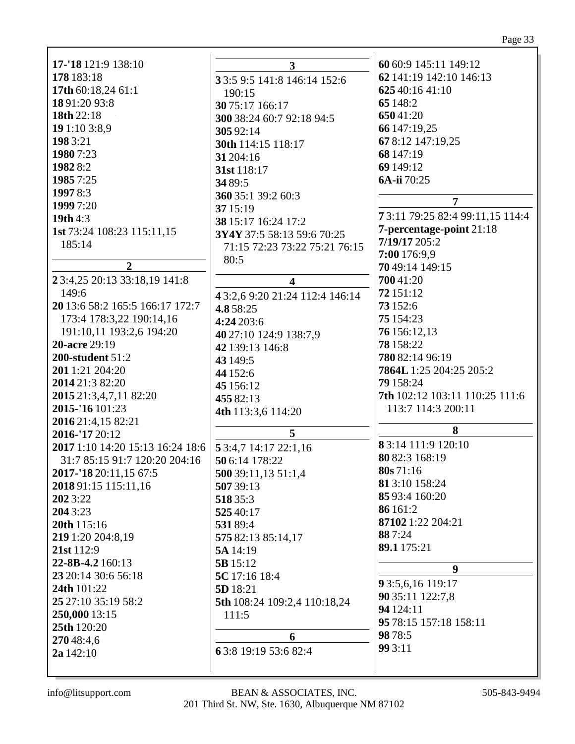**17-'18** 121:9 138:10
**178** 183:18
**17th** 60:18,24 61:1
**18** 91:20 93:8
**18th** 22:18
**19** 1:10 3:8,9
**198** 3:21
**1980** 7:23
**1982** 8:2
**1985** 7:25
**1997** 8:3
**1999** 7:20
**19th** 4:3
**1st** 73:24 108:23 115:11,15 185:14

### 2

**2** 3:4,25 20:13 33:18,19 141:8 149:6
**20** 13:6 58:2 165:5 166:17 172:7 173:4 178:3,22 190:14,16 191:10,11 193:2,6 194:20
**20-acre** 29:19
**200-student** 51:2
**201** 1:21 204:20
**2014** 21:3 82:20
**2015** 21:3,4,7,11 82:20
**2015-'16** 101:23
**2016** 21:4,15 82:21
**2016-'17** 20:12
**2017** 1:10 14:20 15:13 16:24 18:6 31:7 85:15 91:7 120:20 204:16
**2017-'18** 20:11,15 67:5
**2018** 91:15 115:11,16
**202** 3:22
**204** 3:23
**20th** 115:16
**219** 1:20 204:8,19
**21st** 112:9
**22-8B-4.2** 160:13
**23** 20:14 30:6 56:18
**24th** 101:22
**25** 27:10 35:19 58:2
**250,000** 13:15
**25th** 120:20
**270** 48:4,6
**2a** 142:10

### 3

**3** 3:5 9:5 141:8 146:14 152:6 190:15
**30** 75:17 166:17
**300** 38:24 60:7 92:18 94:5
**305** 92:14
**30th** 114:15 118:17
**31** 204:16
**31st** 118:17
**34** 89:5
**360** 35:1 39:2 60:3
**37** 15:19
**38** 15:17 16:24 17:2
**3Y4Y** 37:5 58:13 59:6 70:25 71:15 72:23 73:22 75:21 76:15 80:5

### 4

**4** 3:2,6 9:20 21:24 112:4 146:14
**4.8** 58:25
**4:24** 203:6
**40** 27:10 124:9 138:7,9
**42** 139:13 146:8
**43** 149:5
**44** 152:6
**45** 156:12
**455** 82:13
**4th** 113:3,6 114:20

### 5

**5** 3:4,7 14:17 22:1,16
**50** 6:14 178:22
**500** 39:11,13 51:1,4
**507** 39:13
**518** 35:3
**525** 40:17
**531** 89:4
**575** 82:13 85:14,17
**5A** 14:19
**5B** 15:12
**5C** 17:16 18:4
**5D** 18:21
**5th** 108:24 109:2,4 110:18,24 111:5

### 6

**6** 3:8 19:19 53:6 82:4
**60** 60:9 145:11 149:12
**62** 141:19 142:10 146:13
**625** 40:16 41:10
**65** 148:2
**650** 41:20
**66** 147:19,25
**67** 8:12 147:19,25
**68** 147:19
**69** 149:12
**6A-ii** 70:25

### 7

**7** 3:11 79:25 82:4 99:11,15 114:4
**7-percentage-point** 21:18
**7/19/17** 205:2
**7:00** 176:9,9
**70** 49:14 149:15
**700** 41:20
**72** 151:12
**73** 152:6
**75** 154:23
**76** 156:12,13
**78** 158:22
**780** 82:14 96:19
**7864L** 1:25 204:25 205:2
**79** 158:24
**7th** 102:12 103:11 110:25 111:6 113:7 114:3 200:11

### 8

**8** 3:14 111:9 120:10
**80** 82:3 168:19
**80s** 71:16
**81** 3:10 158:24
**85** 93:4 160:20
**86** 161:2
**87102** 1:22 204:21
**88** 7:24
**89.1** 175:21

### 9

**9** 3:5,6,16 119:17
**90** 35:11 122:7,8
**94** 124:11
**95** 78:15 157:18 158:11
**98** 78:5
**99** 3:11